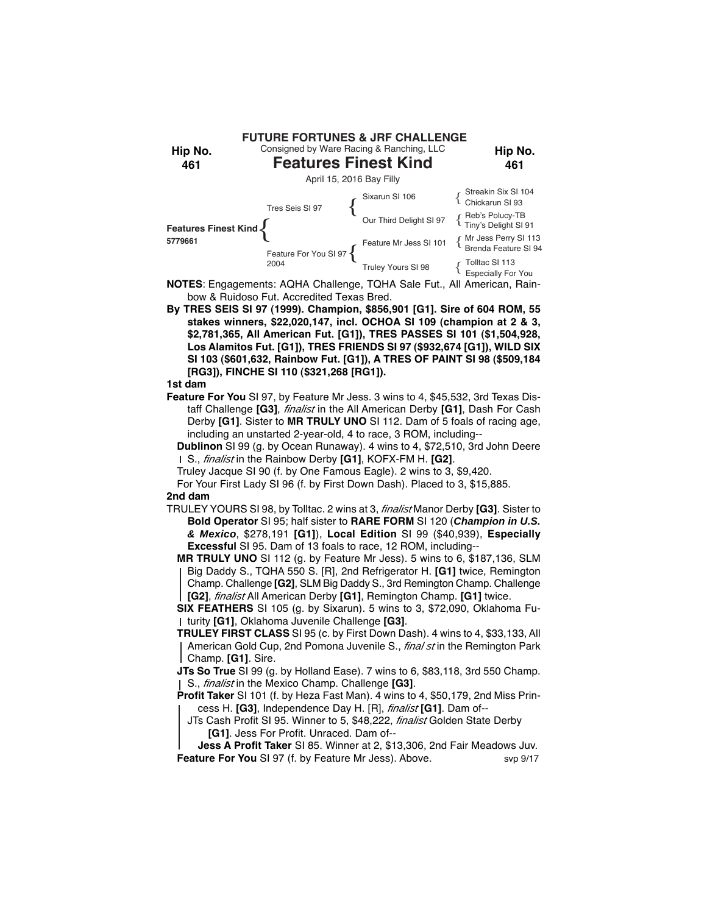**FUTURE FORTUNES & JRF CHALLENGE**

Consigned by Ware Racing & Ranching, LLC

**Hip No. 461**

# Features Finest Kind

April 15, 2016 Bay Filly

| | | | |
|---|---|---|---|
| Features Finest Kind 5779661 | Tres Seis SI 97 | Sixarun SI 106 | Streakin Six SI 104 / Chickarun SI 93 |
| | | Our Third Delight SI 97 | Reb's Policy-TB / Tiny's Delight SI 91 |
| | Feature For You SI 97 2004 | Feature Mr Jess SI 101 | Mr Jess Perry SI 113 / Brenda Feature SI 94 |
| | | Truley Yours SI 98 | Tolltac SI 113 / Especially For You |

**NOTES**: Engagements: AQHA Challenge, TQHA Sale Fut., All American, Rainbow & Ruidoso Fut. Accredited Texas Bred.

**By TRES SEIS SI 97 (1999). Champion, $856,901 [G1]. Sire of 604 ROM, 55 stakes winners, $22,020,147, incl. OCHOA SI 109 (champion at 2 & 3, $2,781,365, All American Fut. [G1]), TRES PASSES SI 101 ($1,504,928, Los Alamitos Fut. [G1]), TRES FRIENDS SI 97 ($932,674 [G1]), WILD SIX SI 103 ($601,632, Rainbow Fut. [G1]), A TRES OF PAINT SI 98 ($509,184 [RG3]), FINCHE SI 110 ($321,268 [RG1]).**

**1st dam**

**Feature For You** SI 97, by Feature Mr Jess. 3 wins to 4, $45,532, 3rd Texas Distaff Challenge **[G3]**, *finalist* in the All American Derby **[G1]**, Dash For Cash Derby **[G1]**. Sister to **MR TRULY UNO** SI 112. Dam of 5 foals of racing age, including an unstarted 2-year-old, 4 to race, 3 ROM, including--

**Dublinon** SI 99 (g. by Ocean Runaway). 4 wins to 4, $72,510, 3rd John Deere S., *finalist* in the Rainbow Derby **[G1]**, KOFX-FM H. **[G2]**.

Truley Jacque SI 90 (f. by One Famous Eagle). 2 wins to 3, $9,420.

For Your First Lady SI 96 (f. by First Down Dash). Placed to 3, $15,885.

**2nd dam**

TRULEY YOURS SI 98, by Tolltac. 2 wins at 3, *finalist* Manor Derby **[G3]**. Sister to **Bold Operator** SI 95; half sister to **RARE FORM** SI 120 (***Champion in U.S. & Mexico***, $278,191 **[G1]**), **Local Edition** SI 99 ($40,939), **Especially Excessful** SI 95. Dam of 13 foals to race, 12 ROM, including--

**MR TRULY UNO** SI 112 (g. by Feature Mr Jess). 5 wins to 6, $187,136, SLM Big Daddy S., TQHA 550 S. [R], 2nd Refrigerator H. **[G1]** twice, Remington Champ. Challenge **[G2]**, SLM Big Daddy S., 3rd Remington Champ. Challenge **[G2]**, *finalist* All American Derby **[G1]**, Remington Champ. **[G1]** twice.

**SIX FEATHERS** SI 105 (g. by Sixarun). 5 wins to 3, $72,090, Oklahoma Futurity **[G1]**, Oklahoma Juvenile Challenge **[G3]**.

**TRULEY FIRST CLASS** SI 95 (c. by First Down Dash). 4 wins to 4, $33,133, All American Gold Cup, 2nd Pomona Juvenile S., *finalist* in the Remington Park Champ. **[G1]**. Sire.

**JTs So True** SI 99 (g. by Holland Ease). 7 wins to 6, $83,118, 3rd 550 Champ. S., *finalist* in the Mexico Champ. Challenge **[G3]**.

**Profit Taker** SI 101 (f. by Heza Fast Man). 4 wins to 4, $50,179, 2nd Miss Princess H. **[G3]**, Independence Day H. [R], *finalist* **[G1]**. Dam of--

JTs Cash Profit SI 95. Winner to 5, $48,222, *finalist* Golden State Derby **[G1]**. Jess For Profit. Unraced. Dam of--

**Jess A Profit Taker** SI 85. Winner at 2, $13,306, 2nd Fair Meadows Juv.

**Feature For You** SI 97 (f. by Feature Mr Jess). Above.

svp 9/17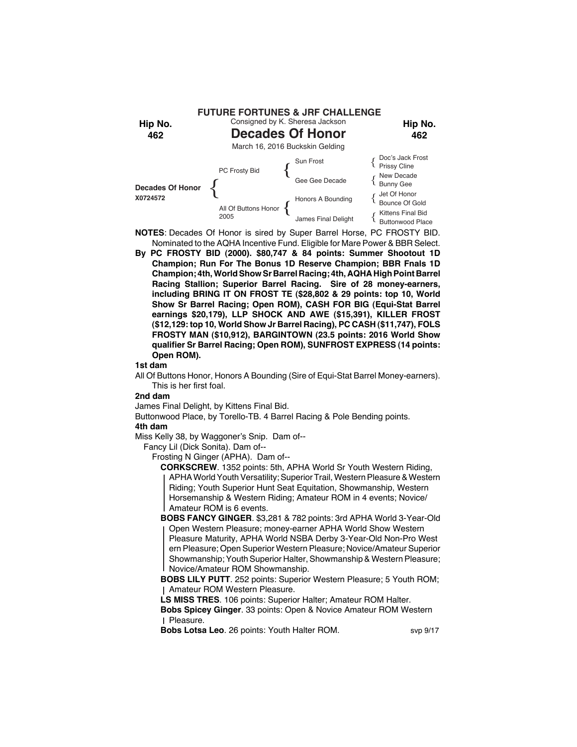**FUTURE FORTUNES & JRF CHALLENGE**

Consigned by K. Sheresa Jackson

**Hip No. 462**

# Decades Of Honor

March 16, 2016 Buckskin Gelding

| | | | |
|---|---|---|---|
| **Decades Of Honor** X0724572 | PC Frosty Bid | Sun Frost | Doc's Jack Frost / Prissy Cline |
| | | Gee Gee Decade | New Decade / Bunny Gee |
| | All Of Buttons Honor 2005 | Honors A Bounding | Jet Of Honor / Bounce Of Gold |
| | | James Final Delight | Kittens Final Bid / Buttonwood Place |

**NOTES**: Decades Of Honor is sired by Super Barrel Horse, PC FROSTY BID. Nominated to the AQHA Incentive Fund. Eligible for Mare Power & BBR Select.

**By PC FROSTY BID (2000). $80,747 & 84 points: Summer Shootout 1D Champion; Run For The Bonus 1D Reserve Champion; BBR Fnals 1D Champion; 4th, World Show Sr Barrel Racing; 4th, AQHA High Point Barrel Racing Stallion; Superior Barrel Racing. Sire of 28 money-earners, including BRING IT ON FROST TE ($28,802 & 29 points: top 10, World Show Sr Barrel Racing; Open ROM), CASH FOR BIG (Equi-Stat Barrel earnings $20,179), LLP SHOCK AND AWE ($15,391), KILLER FROST ($12,129: top 10, World Show Jr Barrel Racing), PC CASH ($11,747), FOLS FROSTY MAN ($10,912), BARGINTOWN (23.5 points: 2016 World Show qualifier Sr Barrel Racing; Open ROM), SUNFROST EXPRESS (14 points: Open ROM).**

**1st dam**

All Of Buttons Honor, Honors A Bounding (Sire of Equi-Stat Barrel Money-earners). This is her first foal.

**2nd dam**

James Final Delight, by Kittens Final Bid.

Buttonwood Place, by Torello-TB. 4 Barrel Racing & Pole Bending points.

**4th dam**

Miss Kelly 38, by Waggoner's Snip. Dam of--

Fancy Lil (Dick Sonita). Dam of--

Frosting N Ginger (APHA). Dam of--

**CORKSCREW**. 1352 points: 5th, APHA World Sr Youth Western Riding, APHA World Youth Versatility; Superior Trail, Western Pleasure & Western Riding; Youth Superior Hunt Seat Equitation, Showmanship, Western Horsemanship & Western Riding; Amateur ROM in 4 events; Novice/Amateur ROM is 6 events.

**BOBS FANCY GINGER**. $3,281 & 782 points: 3rd APHA World 3-Year-Old Open Western Pleasure; money-earner APHA World Show Western Pleasure Maturity, APHA World NSBA Derby 3-Year-Old Non-Pro Western Pleasure; Open Superior Western Pleasure; Novice/Amateur Superior Showmanship; Youth Superior Halter, Showmanship & Western Pleasure; Novice/Amateur ROM Showmanship.

**BOBS LILY PUTT**. 252 points: Superior Western Pleasure; 5 Youth ROM; Amateur ROM Western Pleasure.

**LS MISS TRES**. 106 points: Superior Halter; Amateur ROM Halter.

**Bobs Spicey Ginger**. 33 points: Open & Novice Amateur ROM Western Pleasure.

**Bobs Lotsa Leo**. 26 points: Youth Halter ROM.

svp 9/17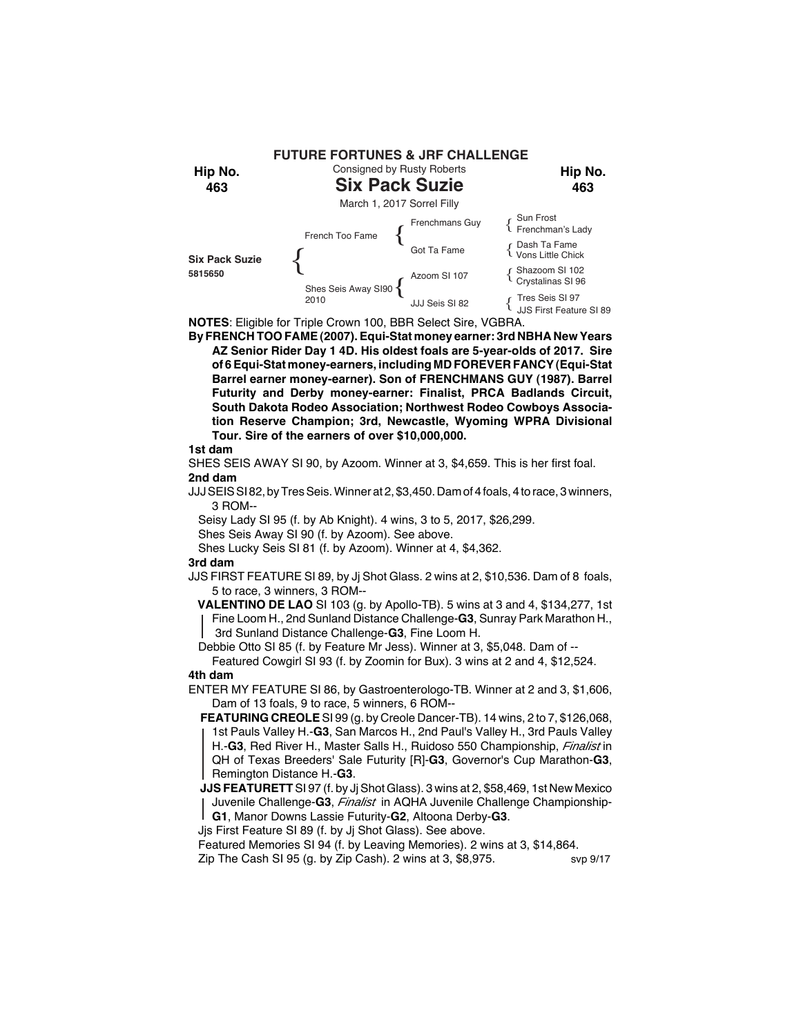**FUTURE FORTUNES & JRF CHALLENGE**

Consigned by Rusty Roberts

**Hip No. 463**

# Six Pack Suzie

March 1, 2017 Sorrel Filly

| | | | |
|---|---|---|---|
| **Six Pack Suzie** 5815650 | French Too Fame | Frenchmans Guy | Sun Frost / Frenchman's Lady |
| | | Got Ta Fame | Dash Ta Fame / Vons Little Chick |
| | Shes Seis Away SI90 2010 | Azoom SI 107 | Shazoom SI 102 / Crystalinas SI 96 |
| | | JJJ Seis SI 82 | Tres Seis SI 97 / JJS First Feature SI 89 |

**NOTES**: Eligible for Triple Crown 100, BBR Select Sire, VGBRA.

**By FRENCH TOO FAME (2007). Equi-Stat money earner: 3rd NBHA New Years AZ Senior Rider Day 1 4D. His oldest foals are 5-year-olds of 2017. Sire of 6 Equi-Stat money-earners, including MD FOREVER FANCY (Equi-Stat Barrel earner money-earner). Son of FRENCHMANS GUY (1987). Barrel Futurity and Derby money-earner: Finalist, PRCA Badlands Circuit, South Dakota Rodeo Association; Northwest Rodeo Cowboys Association Reserve Champion; 3rd, Newcastle, Wyoming WPRA Divisional Tour. Sire of the earners of over $10,000,000.**

**1st dam**

SHES SEIS AWAY SI 90, by Azoom. Winner at 3, $4,659. This is her first foal.

**2nd dam**

JJJ SEIS SI 82, by Tres Seis. Winner at 2, $3,450. Dam of 4 foals, 4 to race, 3 winners, 3 ROM--

Seisy Lady SI 95 (f. by Ab Knight). 4 wins, 3 to 5, 2017, $26,299.

Shes Seis Away SI 90 (f. by Azoom). See above.

Shes Lucky Seis SI 81 (f. by Azoom). Winner at 4, $4,362.

**3rd dam**

JJS FIRST FEATURE SI 89, by Jj Shot Glass. 2 wins at 2, $10,536. Dam of 8 foals, 5 to race, 3 winners, 3 ROM--

**VALENTINO DE LAO** SI 103 (g. by Apollo-TB). 5 wins at 3 and 4, $134,277, 1st Fine Loom H., 2nd Sunland Distance Challenge-**G3**, Sunray Park Marathon H., 3rd Sunland Distance Challenge-**G3**, Fine Loom H.

Debbie Otto SI 85 (f. by Feature Mr Jess). Winner at 3, $5,048. Dam of --

Featured Cowgirl SI 93 (f. by Zoomin for Bux). 3 wins at 2 and 4, $12,524.

**4th dam**

ENTER MY FEATURE SI 86, by Gastroenterologo-TB. Winner at 2 and 3, $1,606, Dam of 13 foals, 9 to race, 5 winners, 6 ROM--

**FEATURING CREOLE** SI 99 (g. by Creole Dancer-TB). 14 wins, 2 to 7, $126,068, 1st Pauls Valley H.-**G3**, San Marcos H., 2nd Paul's Valley H., 3rd Pauls Valley H.-**G3**, Red River H., Master Salls H., Ruidoso 550 Championship, *Finalist* in QH of Texas Breeders' Sale Futurity [R]-**G3**, Governor's Cup Marathon-**G3**, Remington Distance H.-**G3**.

**JJS FEATURETT** SI 97 (f. by Jj Shot Glass). 3 wins at 2, $58,469, 1st New Mexico Juvenile Challenge-**G3**, *Finalist* in AQHA Juvenile Challenge Championship-**G1**, Manor Downs Lassie Futurity-**G2**, Altoona Derby-**G3**.

Jjs First Feature SI 89 (f. by Jj Shot Glass). See above.

Featured Memories SI 94 (f. by Leaving Memories). 2 wins at 3, $14,864.

Zip The Cash SI 95 (g. by Zip Cash). 2 wins at 3, $8,975.

svp 9/17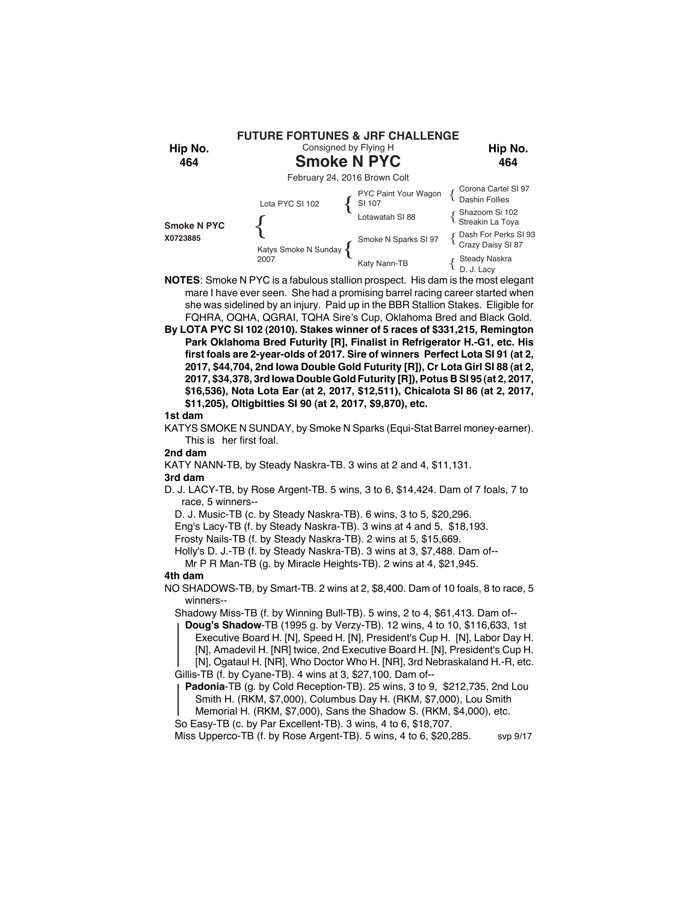**FUTURE FORTUNES & JRF CHALLENGE**

Consigned by Flying H

**Hip No. 464**

# Smoke N PYC

February 24, 2016 Brown Colt

| | | | |
|---|---|---|---|
| **Smoke N PYC** X0723885 | Lota PYC SI 102 | PYC Paint Your Wagon SI 107 | Corona Cartel SI 97 / Dashin Follies |
| | | Lotawatah SI 88 | Shazoom Si 102 / Streakin La Toya |
| | Katys Smoke N Sunday 2007 | Smoke N Sparks SI 97 | Dash For Perks SI 93 / Crazy Daisy SI 87 |
| | | Katy Nann-TB | Steady Naskra / D. J. Lacy |

**NOTES**: Smoke N PYC is a fabulous stallion prospect. His dam is the most elegant mare I have ever seen. She had a promising barrel racing career started when she was sidelined by an injury. Paid up in the BBR Stallion Stakes. Eligible for FQHRA, OQHA, QGRAI, TQHA Sire's Cup, Oklahoma Bred and Black Gold.

**By LOTA PYC SI 102 (2010). Stakes winner of 5 races of $331,215, Remington Park Oklahoma Bred Futurity [R], Finalist in Refrigerator H.-G1, etc. His first foals are 2-year-olds of 2017. Sire of winners Perfect Lota SI 91 (at 2, 2017, $44,704, 2nd Iowa Double Gold Futurity [R]), Cr Lota Girl SI 88 (at 2, 2017, $34,378, 3rd Iowa Double Gold Futurity [R]), Potus B SI 95 (at 2, 2017, $16,536), Nota Lota Ear (at 2, 2017, $12,511), Chicalota SI 86 (at 2, 2017, $11,205), Oltigbitties SI 90 (at 2, 2017, $9,870), etc.**

**1st dam**

KATYS SMOKE N SUNDAY, by Smoke N Sparks (Equi-Stat Barrel money-earner). This is her first foal.

**2nd dam**

KATY NANN-TB, by Steady Naskra-TB. 3 wins at 2 and 4, $11,131.

**3rd dam**

D. J. LACY-TB, by Rose Argent-TB. 5 wins, 3 to 6, $14,424. Dam of 7 foals, 7 to race, 5 winners--

D. J. Music-TB (c. by Steady Naskra-TB). 6 wins, 3 to 5, $20,296.
Eng's Lacy-TB (f. by Steady Naskra-TB). 3 wins at 4 and 5, $18,193.
Frosty Nails-TB (f. by Steady Naskra-TB). 2 wins at 5, $15,669.
Holly's D. J.-TB (f. by Steady Naskra-TB). 3 wins at 3, $7,488. Dam of--
Mr P R Man-TB (g. by Miracle Heights-TB). 2 wins at 4, $21,945.

**4th dam**

NO SHADOWS-TB, by Smart-TB. 2 wins at 2, $8,400. Dam of 10 foals, 8 to race, 5 winners--

Shadowy Miss-TB (f. by Winning Bull-TB). 5 wins, 2 to 4, $61,413. Dam of--
**Doug's Shadow**-TB (1995 g. by Verzy-TB). 12 wins, 4 to 10, $116,633, 1st Executive Board H. [N], Speed H. [N], President's Cup H. [N], Labor Day H. [N], Amadevil H. [NR] twice, 2nd Executive Board H. [N], President's Cup H. [N], Ogataul H. [NR], Who Doctor Who H. [NR], 3rd Nebraskaland H.-R, etc.
Gillis-TB (f. by Cyane-TB). 4 wins at 3, $27,100. Dam of--
**Padonia**-TB (g. by Cold Reception-TB). 25 wins, 3 to 9, $212,735, 2nd Lou Smith H. (RKM, $7,000), Columbus Day H. (RKM, $7,000), Lou Smith Memorial H. (RKM, $7,000), Sans the Shadow S. (RKM, $4,000), etc.
So Easy-TB (c. by Par Excellent-TB). 3 wins, 4 to 6, $18,707.
Miss Upperco-TB (f. by Rose Argent-TB). 5 wins, 4 to 6, $20,285.

svp 9/17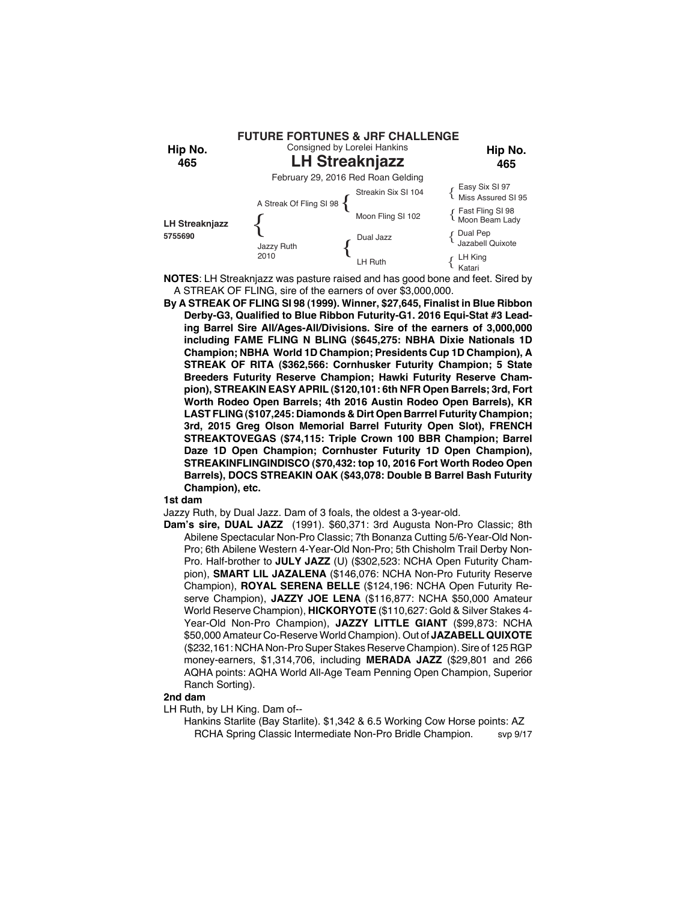**FUTURE FORTUNES & JRF CHALLENGE**

Consigned by Lorelei Hankins

**Hip No. 465**

# LH Streaknjazz

February 29, 2016 Red Roan Gelding

| | | | |
|---|---|---|---|
| **LH Streaknjazz** 5755690 | A Streak Of Fling SI 98 | Streakin Six SI 104 | Easy Six SI 97 / Miss Assured SI 95 |
| | | Moon Fling SI 102 | Fast Fling SI 98 / Moon Beam Lady |
| | Jazzy Ruth 2010 | Dual Jazz | Dual Pep / Jazabell Quixote |
| | | LH Ruth | LH King / Katari |

**NOTES**: LH Streaknjazz was pasture raised and has good bone and feet. Sired by A STREAK OF FLING, sire of the earners of over $3,000,000.

**By A STREAK OF FLING SI 98 (1999). Winner, $27,645, Finalist in Blue Ribbon Derby-G3, Qualified to Blue Ribbon Futurity-G1. 2016 Equi-Stat #3 Leading Barrel Sire All/Ages-All/Divisions. Sire of the earners of 3,000,000 including FAME FLING N BLING ($645,275: NBHA Dixie Nationals 1D Champion; NBHA World 1D Champion; Presidents Cup 1D Champion), A STREAK OF RITA ($362,566: Cornhusker Futurity Champion; 5 State Breeders Futurity Reserve Champion; Hawki Futurity Reserve Champion), STREAKIN EASY APRIL ($120,101: 6th NFR Open Barrels; 3rd, Fort Worth Rodeo Open Barrels; 4th 2016 Austin Rodeo Open Barrels), KR LAST FLING ($107,245: Diamonds & Dirt Open Barrrel Futurity Champion; 3rd, 2015 Greg Olson Memorial Barrel Futurity Open Slot), FRENCH STREAKTOVEGAS ($74,115: Triple Crown 100 BBR Champion; Barrel Daze 1D Open Champion; Cornhuster Futurity 1D Open Champion), STREAKINFLINGINDISCO ($70,432: top 10, 2016 Fort Worth Rodeo Open Barrels), DOCS STREAKIN OAK ($43,078: Double B Barrel Bash Futurity Champion), etc.**

**1st dam**

Jazzy Ruth, by Dual Jazz. Dam of 3 foals, the oldest a 3-year-old.

**Dam's sire, DUAL JAZZ** (1991). $60,371: 3rd Augusta Non-Pro Classic; 8th Abilene Spectacular Non-Pro Classic; 7th Bonanza Cutting 5/6-Year-Old Non-Pro; 6th Abilene Western 4-Year-Old Non-Pro; 5th Chisholm Trail Derby Non-Pro. Half-brother to **JULY JAZZ** (U) ($302,523: NCHA Open Futurity Champion), **SMART LIL JAZALENA** ($146,076: NCHA Non-Pro Futurity Reserve Champion), **ROYAL SERENA BELLE** ($124,196: NCHA Open Futurity Reserve Champion), **JAZZY JOE LENA** ($116,877: NCHA $50,000 Amateur World Reserve Champion), **HICKORYOTE** ($110,627: Gold & Silver Stakes 4-Year-Old Non-Pro Champion), **JAZZY LITTLE GIANT** ($99,873: NCHA $50,000 Amateur Co-Reserve World Champion). Out of **JAZABELL QUIXOTE** ($232,161: NCHA Non-Pro Super Stakes Reserve Champion). Sire of 125 RGP money-earners, $1,314,706, including **MERADA JAZZ** ($29,801 and 266 AQHA points: AQHA World All-Age Team Penning Open Champion, Superior Ranch Sorting).

**2nd dam**

LH Ruth, by LH King. Dam of--

Hankins Starlite (Bay Starlite). $1,342 & 6.5 Working Cow Horse points: AZ RCHA Spring Classic Intermediate Non-Pro Bridle Champion. svp 9/17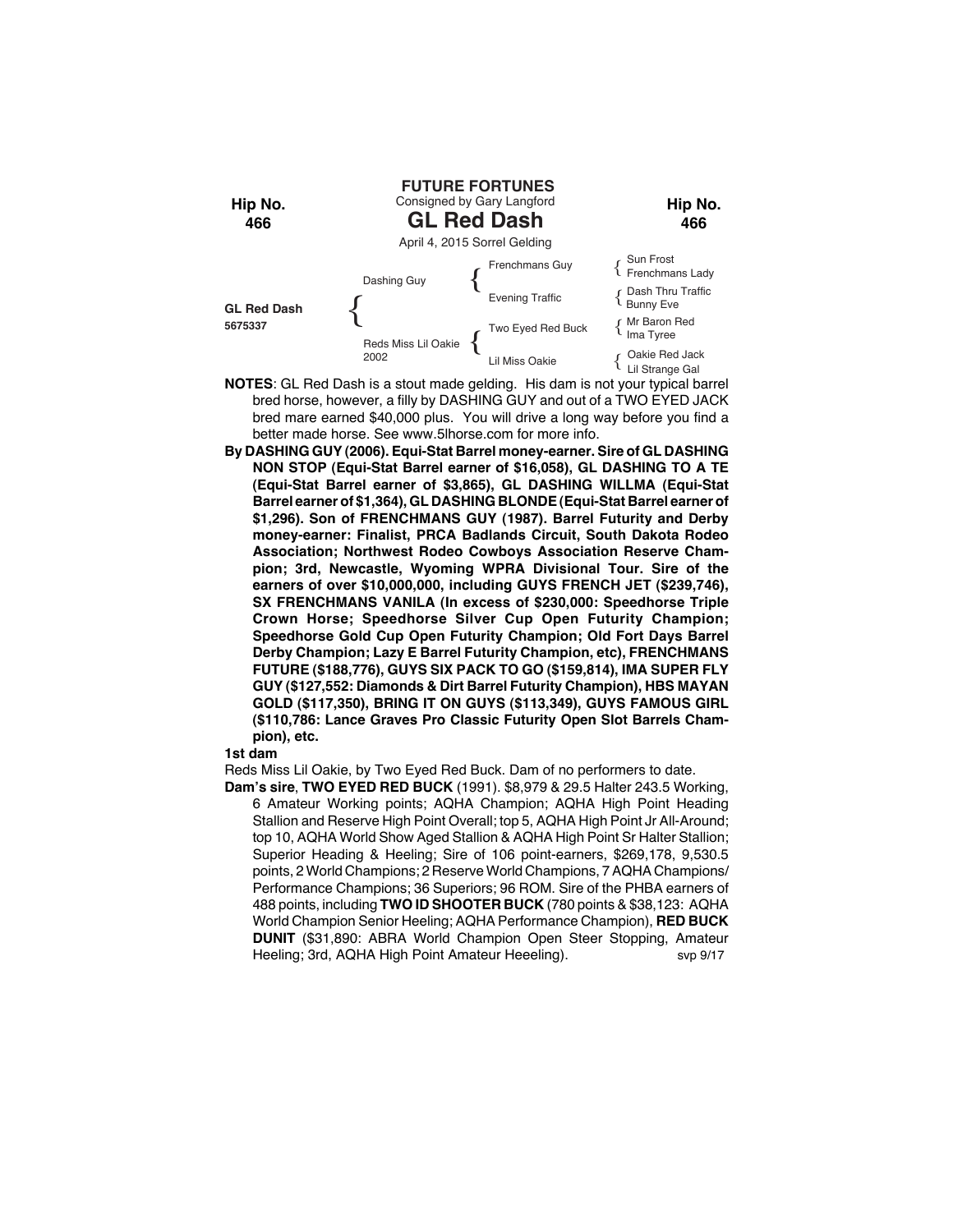**FUTURE FORTUNES**

Consigned by Gary Langford

Hip No. 466

# GL Red Dash

Hip No. 466

April 4, 2015 Sorrel Gelding

| | | | |
|---|---|---|---|
| **GL Red Dash** 5675337 | Dashing Guy | Frenchmans Guy | Sun Frost / Frenchmans Lady |
| | | Evening Traffic | Dash Thru Traffic / Bunny Eve |
| | Reds Miss Lil Oakie 2002 | Two Eyed Red Buck | Mr Baron Red / Ima Tyree |
| | | Lil Miss Oakie | Oakie Red Jack / Lil Strange Gal |

**NOTES**: GL Red Dash is a stout made gelding. His dam is not your typical barrel bred horse, however, a filly by DASHING GUY and out of a TWO EYED JACK bred mare earned $40,000 plus. You will drive a long way before you find a better made horse. See www.5lhorse.com for more info.

**By DASHING GUY (2006). Equi-Stat Barrel money-earner. Sire of GL DASHING NON STOP (Equi-Stat Barrel earner of $16,058), GL DASHING TO A TE (Equi-Stat Barrel earner of $3,865), GL DASHING WILLMA (Equi-Stat Barrel earner of $1,364), GL DASHING BLONDE (Equi-Stat Barrel earner of $1,296). Son of FRENCHMANS GUY (1987). Barrel Futurity and Derby money-earner: Finalist, PRCA Badlands Circuit, South Dakota Rodeo Association; Northwest Rodeo Cowboys Association Reserve Champion; 3rd, Newcastle, Wyoming WPRA Divisional Tour. Sire of the earners of over $10,000,000, including GUYS FRENCH JET ($239,746), SX FRENCHMANS VANILA (In excess of $230,000: Speedhorse Triple Crown Horse; Speedhorse Silver Cup Open Futurity Champion; Speedhorse Gold Cup Open Futurity Champion; Old Fort Days Barrel Derby Champion; Lazy E Barrel Futurity Champion, etc), FRENCHMANS FUTURE ($188,776), GUYS SIX PACK TO GO ($159,814), IMA SUPER FLY GUY ($127,552: Diamonds & Dirt Barrel Futurity Champion), HBS MAYAN GOLD ($117,350), BRING IT ON GUYS ($113,349), GUYS FAMOUS GIRL ($110,786: Lance Graves Pro Classic Futurity Open Slot Barrels Champion), etc.**

**1st dam**

Reds Miss Lil Oakie, by Two Eyed Red Buck. Dam of no performers to date.

**Dam's sire**, **TWO EYED RED BUCK** (1991). $8,979 & 29.5 Halter 243.5 Working, 6 Amateur Working points; AQHA Champion; AQHA High Point Heading Stallion and Reserve High Point Overall; top 5, AQHA High Point Jr All-Around; top 10, AQHA World Show Aged Stallion & AQHA High Point Sr Halter Stallion; Superior Heading & Heeling; Sire of 106 point-earners, $269,178, 9,530.5 points, 2 World Champions; 2 Reserve World Champions, 7 AQHA Champions/ Performance Champions; 36 Superiors; 96 ROM. Sire of the PHBA earners of 488 points, including **TWO ID SHOOTER BUCK** (780 points & $38,123: AQHA World Champion Senior Heeling; AQHA Performance Champion), **RED BUCK DUNIT** ($31,890: ABRA World Champion Open Steer Stopping, Amateur Heeling; 3rd, AQHA High Point Amateur Heeeling). svp 9/17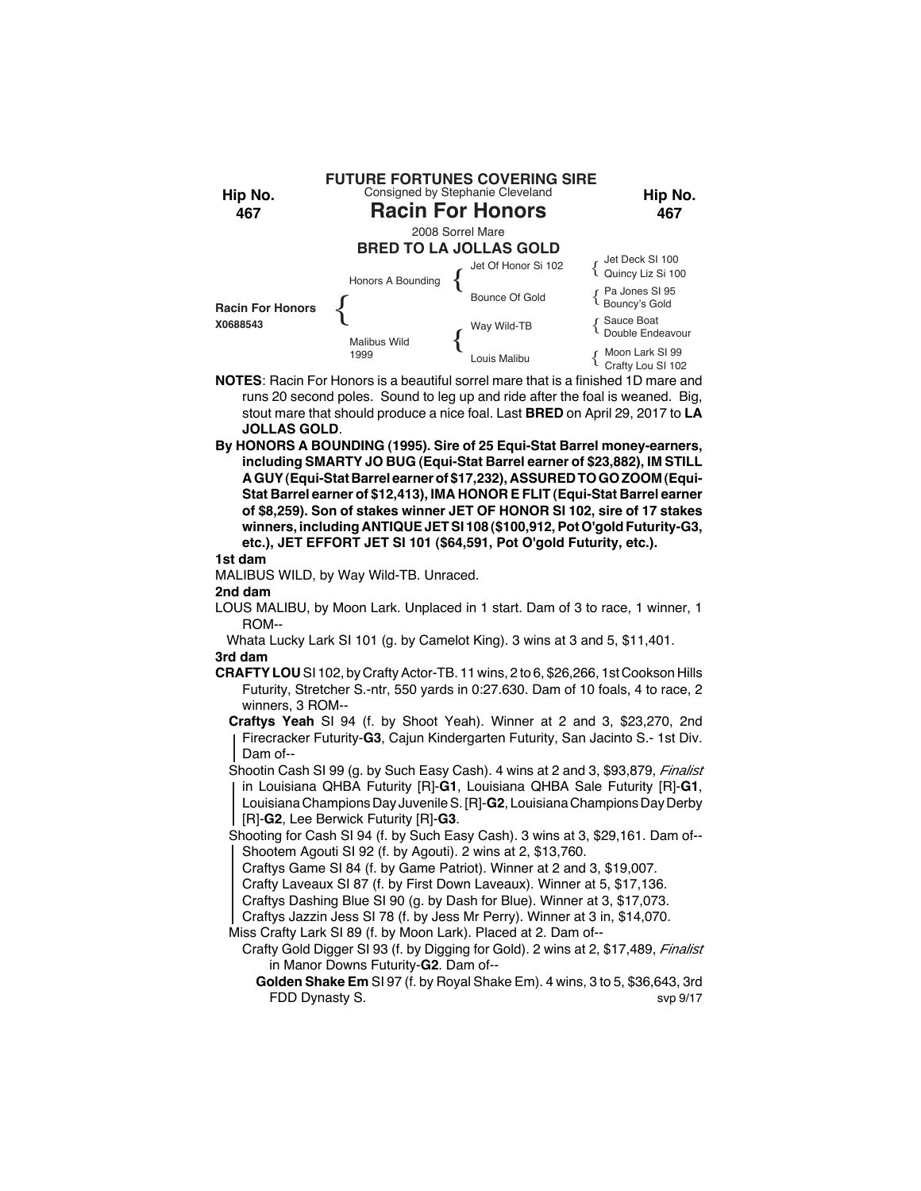**FUTURE FORTUNES COVERING SIRE**

Hip No. **467**

Consigned by Stephanie Cleveland

# Racin For Honors

2008 Sorrel Mare

**BRED TO LA JOLLAS GOLD**

| | | | |
|---|---|---|---|
| **Racin For Honors** X0688543 | Honors A Bounding | Jet Of Honor Si 102 | Jet Deck SI 100 / Quincy Liz Si 100 |
| | | Bounce Of Gold | Pa Jones SI 95 / Bouncy's Gold |
| | Malibus Wild 1999 | Way Wild-TB | Sauce Boat / Double Endeavour |
| | | Louis Malibu | Moon Lark SI 99 / Crafty Lou SI 102 |

**NOTES**: Racin For Honors is a beautiful sorrel mare that is a finished 1D mare and runs 20 second poles. Sound to leg up and ride after the foal is weaned. Big, stout mare that should produce a nice foal. Last **BRED** on April 29, 2017 to **LA JOLLAS GOLD**.

**By HONORS A BOUNDING (1995). Sire of 25 Equi-Stat Barrel money-earners, including SMARTY JO BUG (Equi-Stat Barrel earner of $23,882), IM STILL A GUY (Equi-Stat Barrel earner of $17,232), ASSURED TO GO ZOOM (Equi-Stat Barrel earner of $12,413), IMA HONOR E FLIT (Equi-Stat Barrel earner of $8,259). Son of stakes winner JET OF HONOR SI 102, sire of 17 stakes winners, including ANTIQUE JET SI 108 ($100,912, Pot O'gold Futurity-G3, etc.), JET EFFORT JET SI 101 ($64,591, Pot O'gold Futurity, etc.).**

**1st dam**

MALIBUS WILD, by Way Wild-TB. Unraced.

**2nd dam**

LOUS MALIBU, by Moon Lark. Unplaced in 1 start. Dam of 3 to race, 1 winner, 1 ROM--

Whata Lucky Lark SI 101 (g. by Camelot King). 3 wins at 3 and 5, $11,401.

**3rd dam**

**CRAFTY LOU** SI 102, by Crafty Actor-TB. 11 wins, 2 to 6, $26,266, 1st Cookson Hills Futurity, Stretcher S.-ntr, 550 yards in 0:27.630. Dam of 10 foals, 4 to race, 2 winners, 3 ROM--

**Craftys Yeah** SI 94 (f. by Shoot Yeah). Winner at 2 and 3, $23,270, 2nd Firecracker Futurity-**G3**, Cajun Kindergarten Futurity, San Jacinto S.- 1st Div. Dam of--

Shootin Cash SI 99 (g. by Such Easy Cash). 4 wins at 2 and 3, $93,879, *Finalist* in Louisiana QHBA Futurity [R]-**G1**, Louisiana QHBA Sale Futurity [R]-**G1**, Louisiana Champions Day Juvenile S. [R]-**G2**, Louisiana Champions Day Derby [R]-**G2**, Lee Berwick Futurity [R]-**G3**.

Shooting for Cash SI 94 (f. by Such Easy Cash). 3 wins at 3, $29,161. Dam of--

Shootem Agouti SI 92 (f. by Agouti). 2 wins at 2, $13,760.

Craftys Game SI 84 (f. by Game Patriot). Winner at 2 and 3, $19,007.

Crafty Laveaux SI 87 (f. by First Down Laveaux). Winner at 5, $17,136.

Craftys Dashing Blue SI 90 (g. by Dash for Blue). Winner at 3, $17,073.

Craftys Jazzin Jess SI 78 (f. by Jess Mr Perry). Winner at 3 in, $14,070.

Miss Crafty Lark SI 89 (f. by Moon Lark). Placed at 2. Dam of--

Crafty Gold Digger SI 93 (f. by Digging for Gold). 2 wins at 2, $17,489, *Finalist* in Manor Downs Futurity-**G2**. Dam of--

**Golden Shake Em** SI 97 (f. by Royal Shake Em). 4 wins, 3 to 5, $36,643, 3rd FDD Dynasty S.

svp 9/17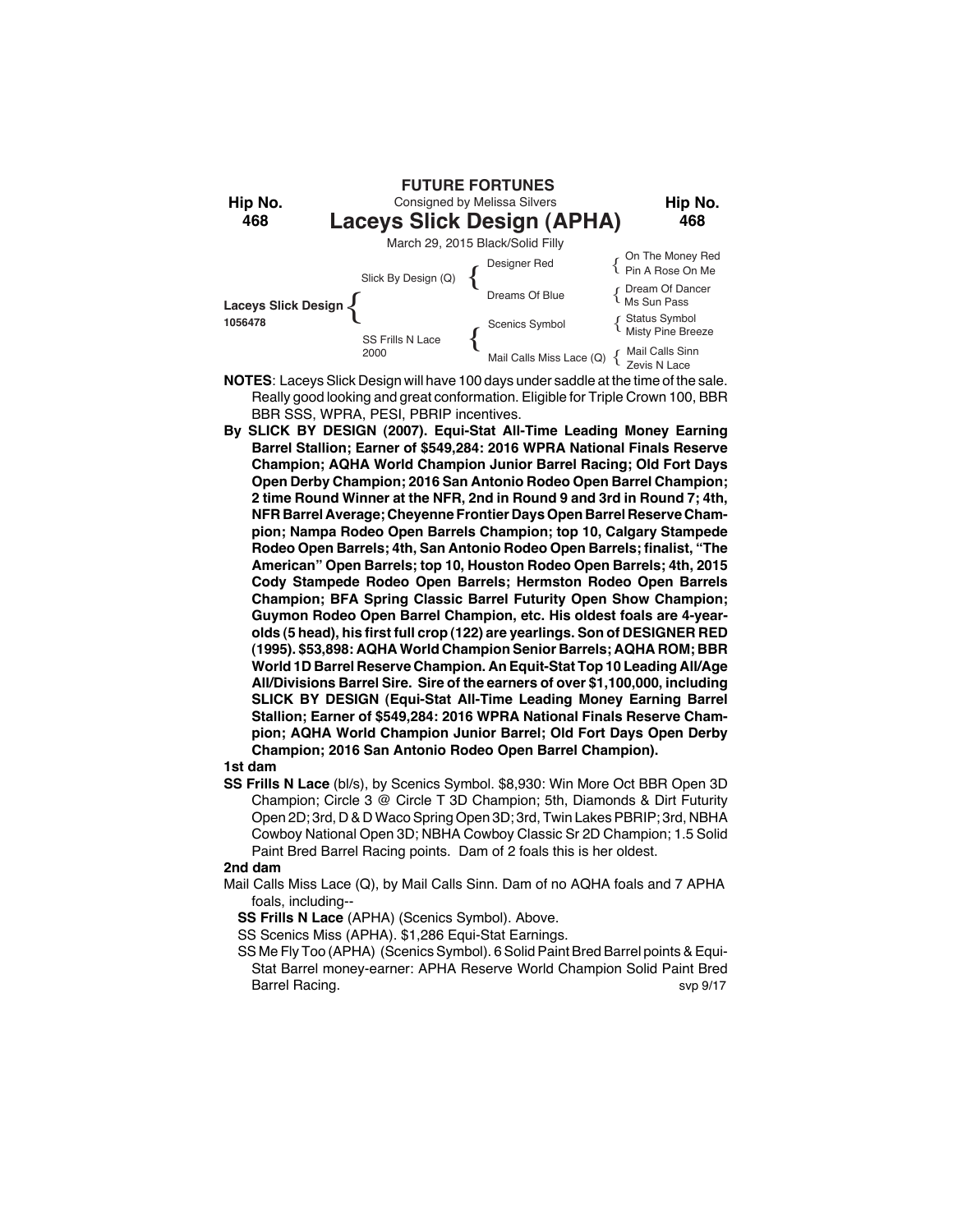**FUTURE FORTUNES**

Consigned by Melissa Silvers

Hip No. **468**

# Laceys Slick Design (APHA)

Hip No. **468**

March 29, 2015 Black/Solid Filly

| | | | |
|---|---|---|---|
| **Laceys Slick Design** 1056478 | Slick By Design (Q) | Designer Red | On The Money Red / Pin A Rose On Me |
| | | Dreams Of Blue | Dream Of Dancer / Ms Sun Pass |
| | SS Frills N Lace 2000 | Scenics Symbol | Status Symbol / Misty Pine Breeze |
| | | Mail Calls Miss Lace (Q) | Mail Calls Sinn / Zevis N Lace |

**NOTES**: Laceys Slick Design will have 100 days under saddle at the time of the sale. Really good looking and great conformation. Eligible for Triple Crown 100, BBR BBR SSS, WPRA, PESI, PBRIP incentives.

**By SLICK BY DESIGN (2007). Equi-Stat All-Time Leading Money Earning Barrel Stallion; Earner of $549,284: 2016 WPRA National Finals Reserve Champion; AQHA World Champion Junior Barrel Racing; Old Fort Days Open Derby Champion; 2016 San Antonio Rodeo Open Barrel Champion; 2 time Round Winner at the NFR, 2nd in Round 9 and 3rd in Round 7; 4th, NFR Barrel Average; Cheyenne Frontier Days Open Barrel Reserve Champion; Nampa Rodeo Open Barrels Champion; top 10, Calgary Stampede Rodeo Open Barrels; 4th, San Antonio Rodeo Open Barrels; finalist, "The American" Open Barrels; top 10, Houston Rodeo Open Barrels; 4th, 2015 Cody Stampede Rodeo Open Barrels; Hermston Rodeo Open Barrels Champion; BFA Spring Classic Barrel Futurity Open Show Champion; Guymon Rodeo Open Barrel Champion, etc. His oldest foals are 4-year-olds (5 head), his first full crop (122) are yearlings. Son of DESIGNER RED (1995). $53,898: AQHA World Champion Senior Barrels; AQHA ROM; BBR World 1D Barrel Reserve Champion. An Equit-Stat Top 10 Leading All/Age All/Divisions Barrel Sire. Sire of the earners of over $1,100,000, including SLICK BY DESIGN (Equi-Stat All-Time Leading Money Earning Barrel Stallion; Earner of $549,284: 2016 WPRA National Finals Reserve Champion; AQHA World Champion Junior Barrel; Old Fort Days Open Derby Champion; 2016 San Antonio Rodeo Open Barrel Champion).**

**1st dam**

**SS Frills N Lace** (bl/s), by Scenics Symbol. $8,930: Win More Oct BBR Open 3D Champion; Circle 3 @ Circle T 3D Champion; 5th, Diamonds & Dirt Futurity Open 2D; 3rd, D & D Waco Spring Open 3D; 3rd, Twin Lakes PBRIP; 3rd, NBHA Cowboy National Open 3D; NBHA Cowboy Classic Sr 2D Champion; 1.5 Solid Paint Bred Barrel Racing points. Dam of 2 foals this is her oldest.

**2nd dam**

Mail Calls Miss Lace (Q), by Mail Calls Sinn. Dam of no AQHA foals and 7 APHA foals, including--

**SS Frills N Lace** (APHA) (Scenics Symbol). Above.

SS Scenics Miss (APHA). $1,286 Equi-Stat Earnings.

SS Me Fly Too (APHA) (Scenics Symbol). 6 Solid Paint Bred Barrel points & Equi-Stat Barrel money-earner: APHA Reserve World Champion Solid Paint Bred Barrel Racing.

svp 9/17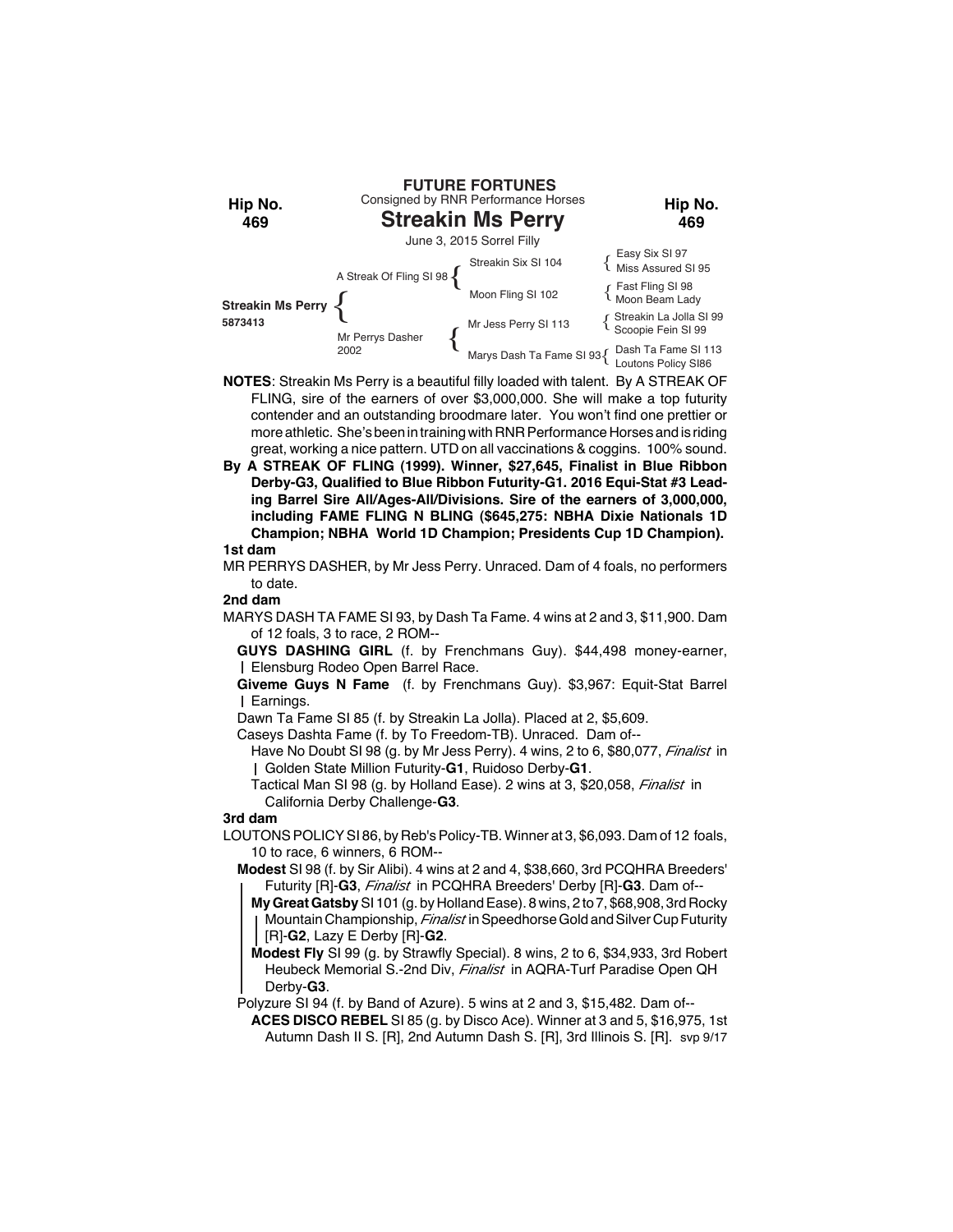**FUTURE FORTUNES**

Consigned by RNR Performance Horses

**Hip No. 469**

# Streakin Ms Perry

June 3, 2015 Sorrel Filly

| | | | |
|---|---|---|---|
| **Streakin Ms Perry** 5873413 | A Streak Of Fling SI 98 | Streakin Six SI 104 | Easy Six SI 97 |
| | | | Miss Assured SI 95 |
| | | Moon Fling SI 102 | Fast Fling SI 98 |
| | | | Moon Beam Lady |
| | Mr Perrys Dasher 2002 | Mr Jess Perry SI 113 | Streakin La Jolla SI 99 |
| | | | Scoopie Fein SI 99 |
| | | Marys Dash Ta Fame SI 93 | Dash Ta Fame SI 113 |
| | | | Loutons Policy SI86 |

**NOTES**: Streakin Ms Perry is a beautiful filly loaded with talent. By A STREAK OF FLING, sire of the earners of over $3,000,000. She will make a top futurity contender and an outstanding broodmare later. You won't find one prettier or more athletic. She's been in training with RNR Performance Horses and is riding great, working a nice pattern. UTD on all vaccinations & coggins. 100% sound.

**By A STREAK OF FLING (1999). Winner, $27,645, Finalist in Blue Ribbon Derby-G3, Qualified to Blue Ribbon Futurity-G1. 2016 Equi-Stat #3 Leading Barrel Sire All/Ages-All/Divisions. Sire of the earners of 3,000,000, including FAME FLING N BLING ($645,275: NBHA Dixie Nationals 1D Champion; NBHA World 1D Champion; Presidents Cup 1D Champion).**

**1st dam**

MR PERRYS DASHER, by Mr Jess Perry. Unraced. Dam of 4 foals, no performers to date.

**2nd dam**

MARYS DASH TA FAME SI 93, by Dash Ta Fame. 4 wins at 2 and 3, $11,900. Dam of 12 foals, 3 to race, 2 ROM--

- **GUYS DASHING GIRL** (f. by Frenchmans Guy). $44,498 money-earner, Elensburg Rodeo Open Barrel Race.
- **Giveme Guys N Fame** (f. by Frenchmans Guy). $3,967: Equit-Stat Barrel Earnings.
- Dawn Ta Fame SI 85 (f. by Streakin La Jolla). Placed at 2, $5,609.
- Caseys Dashta Fame (f. by To Freedom-TB). Unraced. Dam of--
  - Have No Doubt SI 98 (g. by Mr Jess Perry). 4 wins, 2 to 6, $80,077, *Finalist* in Golden State Million Futurity-**G1**, Ruidoso Derby-**G1**.
  - Tactical Man SI 98 (g. by Holland Ease). 2 wins at 3, $20,058, *Finalist* in California Derby Challenge-**G3**.

**3rd dam**

LOUTONS POLICY SI 86, by Reb's Policy-TB. Winner at 3, $6,093. Dam of 12 foals, 10 to race, 6 winners, 6 ROM--

- **Modest** SI 98 (f. by Sir Alibi). 4 wins at 2 and 4, $38,660, 3rd PCQHRA Breeders' Futurity [R]-**G3**, *Finalist* in PCQHRA Breeders' Derby [R]-**G3**. Dam of--
  - **My Great Gatsby** SI 101 (g. by Holland Ease). 8 wins, 2 to 7, $68,908, 3rd Rocky Mountain Championship, *Finalist* in Speedhorse Gold and Silver Cup Futurity [R]-**G2**, Lazy E Derby [R]-**G2**.
  - **Modest Fly** SI 99 (g. by Strawfly Special). 8 wins, 2 to 6, $34,933, 3rd Robert Heubeck Memorial S.-2nd Div, *Finalist* in AQRA-Turf Paradise Open QH Derby-**G3**.
- Polyzure SI 94 (f. by Band of Azure). 5 wins at 2 and 3, $15,482. Dam of--
  - **ACES DISCO REBEL** SI 85 (g. by Disco Ace). Winner at 3 and 5, $16,975, 1st Autumn Dash II S. [R], 2nd Autumn Dash S. [R], 3rd Illinois S. [R]. svp 9/17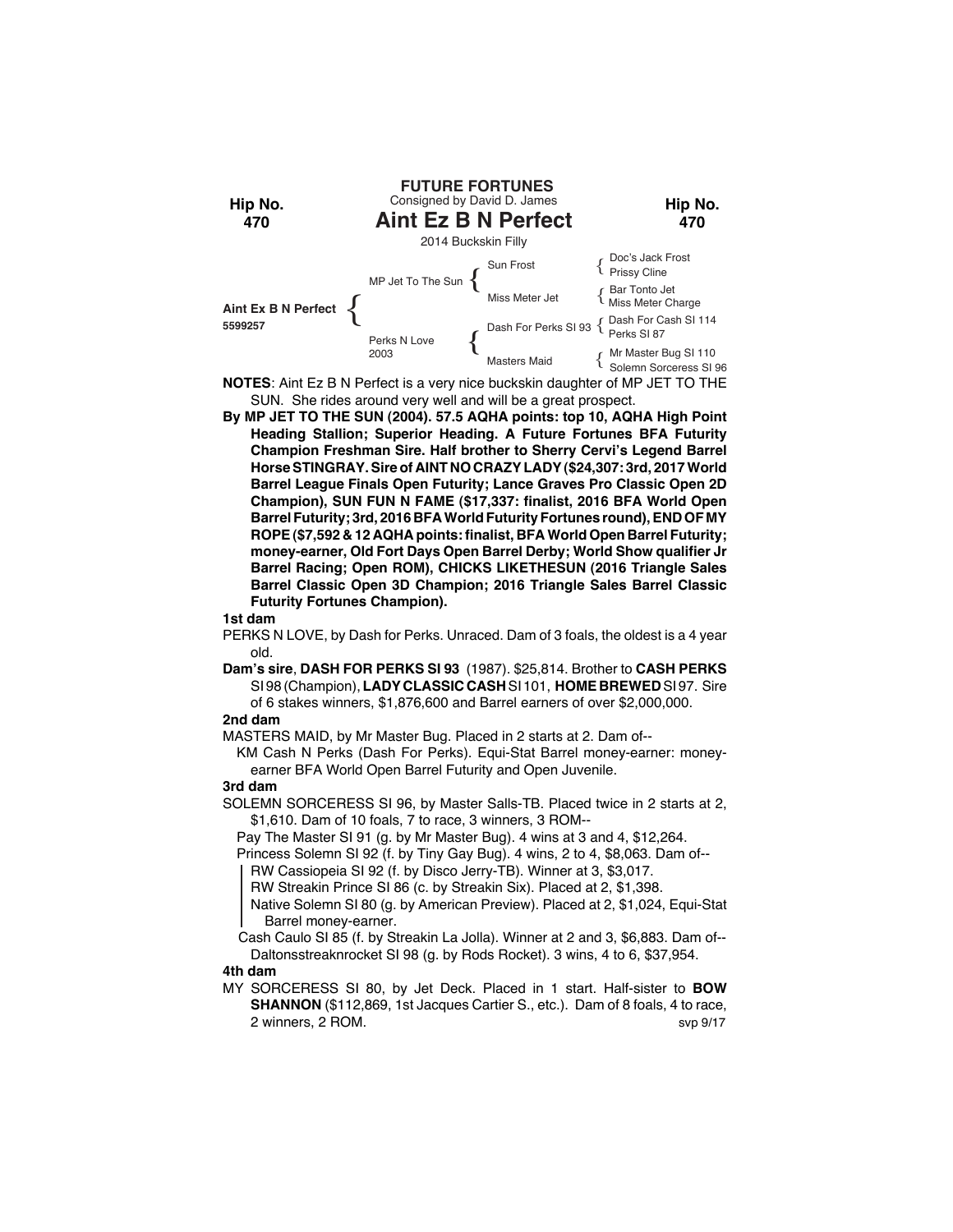**FUTURE FORTUNES**

Consigned by David D. James

**Hip No. 470**

# Aint Ez B N Perfect

2014 Buckskin Filly

| | | | |
|---|---|---|---|
| **Aint Ex B N Perfect** 5599257 | MP Jet To The Sun | Sun Frost | Doc's Jack Frost |
| | | | Prissy Cline |
| | | Miss Meter Jet | Bar Tonto Jet |
| | | | Miss Meter Charge |
| | Perks N Love 2003 | Dash For Perks SI 93 | Dash For Cash SI 114 |
| | | | Perks SI 87 |
| | | Masters Maid | Mr Master Bug SI 110 |
| | | | Solemn Sorceress SI 96 |

**NOTES**: Aint Ez B N Perfect is a very nice buckskin daughter of MP JET TO THE SUN. She rides around very well and will be a great prospect.

**By MP JET TO THE SUN (2004). 57.5 AQHA points: top 10, AQHA High Point Heading Stallion; Superior Heading. A Future Fortunes BFA Futurity Champion Freshman Sire. Half brother to Sherry Cervi's Legend Barrel Horse STINGRAY. Sire of AINT NO CRAZY LADY ($24,307: 3rd, 2017 World Barrel League Finals Open Futurity; Lance Graves Pro Classic Open 2D Champion), SUN FUN N FAME ($17,337: finalist, 2016 BFA World Open Barrel Futurity; 3rd, 2016 BFA World Futurity Fortunes round), END OF MY ROPE ($7,592 & 12 AQHA points: finalist, BFA World Open Barrel Futurity; money-earner, Old Fort Days Open Barrel Derby; World Show qualifier Jr Barrel Racing; Open ROM), CHICKS LIKETHESUN (2016 Triangle Sales Barrel Classic Open 3D Champion; 2016 Triangle Sales Barrel Classic Futurity Fortunes Champion).**

**1st dam**

PERKS N LOVE, by Dash for Perks. Unraced. Dam of 3 foals, the oldest is a 4 year old.

**Dam's sire**, **DASH FOR PERKS SI 93** (1987). $25,814. Brother to **CASH PERKS** SI 98 (Champion), **LADY CLASSIC CASH** SI 101, **HOME BREWED** SI 97. Sire of 6 stakes winners, $1,876,600 and Barrel earners of over $2,000,000.

**2nd dam**

MASTERS MAID, by Mr Master Bug. Placed in 2 starts at 2. Dam of--

KM Cash N Perks (Dash For Perks). Equi-Stat Barrel money-earner: money-earner BFA World Open Barrel Futurity and Open Juvenile.

**3rd dam**

SOLEMN SORCERESS SI 96, by Master Salls-TB. Placed twice in 2 starts at 2, $1,610. Dam of 10 foals, 7 to race, 3 winners, 3 ROM--

Pay The Master SI 91 (g. by Mr Master Bug). 4 wins at 3 and 4, $12,264.

Princess Solemn SI 92 (f. by Tiny Gay Bug). 4 wins, 2 to 4, $8,063. Dam of--

RW Cassiopeia SI 92 (f. by Disco Jerry-TB). Winner at 3, $3,017.

RW Streakin Prince SI 86 (c. by Streakin Six). Placed at 2, $1,398.

Native Solemn SI 80 (g. by American Preview). Placed at 2, $1,024, Equi-Stat Barrel money-earner.

Cash Caulo SI 85 (f. by Streakin La Jolla). Winner at 2 and 3, $6,883. Dam of--

Daltonsstreaknrocket SI 98 (g. by Rods Rocket). 3 wins, 4 to 6, $37,954.

**4th dam**

MY SORCERESS SI 80, by Jet Deck. Placed in 1 start. Half-sister to **BOW SHANNON** ($112,869, 1st Jacques Cartier S., etc.). Dam of 8 foals, 4 to race, 2 winners, 2 ROM.

svp 9/17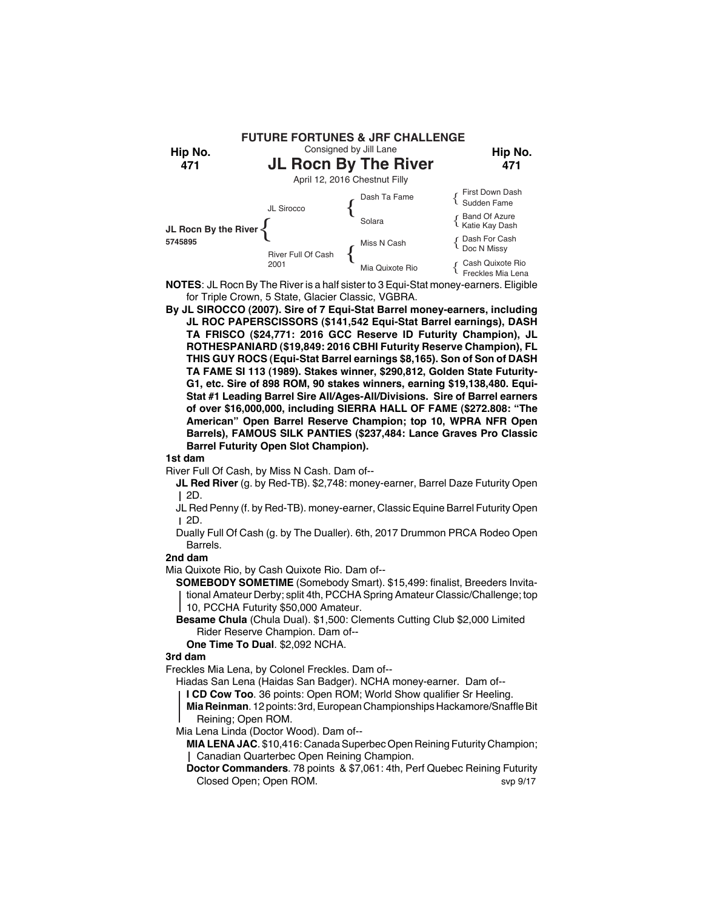**FUTURE FORTUNES & JRF CHALLENGE**

Consigned by Jill Lane

**Hip No. 471**

# JL Rocn By The River

April 12, 2016 Chestnut Filly

| | | | |
|---|---|---|---|
| | JL Sirocco | Dash Ta Fame | First Down Dash |
| | | | Sudden Fame |
| | | Solara | Band Of Azure |
| **JL Rocn By the River** | | | Katie Kay Dash |
| **5745895** | River Full Of Cash 2001 | Miss N Cash | Dash For Cash |
| | | | Doc N Missy |
| | | Mia Quixote Rio | Cash Quixote Rio |
| | | | Freckles Mia Lena |

**NOTES**: JL Rocn By The River is a half sister to 3 Equi-Stat money-earners. Eligible for Triple Crown, 5 State, Glacier Classic, VGBRA.

**By JL SIROCCO (2007). Sire of 7 Equi-Stat Barrel money-earners, including JL ROC PAPERSCISSORS ($141,542 Equi-Stat Barrel earnings), DASH TA FRISCO ($24,771: 2016 GCC Reserve ID Futurity Champion), JL ROTHESPANIARD ($19,849: 2016 CBHI Futurity Reserve Champion), FL THIS GUY ROCS (Equi-Stat Barrel earnings $8,165). Son of Son of DASH TA FAME SI 113 (1989). Stakes winner, $290,812, Golden State Futurity-G1, etc. Sire of 898 ROM, 90 stakes winners, earning $19,138,480. Equi-Stat #1 Leading Barrel Sire All/Ages-All/Divisions. Sire of Barrel earners of over $16,000,000, including SIERRA HALL OF FAME ($272.808: "The American" Open Barrel Reserve Champion; top 10, WPRA NFR Open Barrels), FAMOUS SILK PANTIES ($237,484: Lance Graves Pro Classic Barrel Futurity Open Slot Champion).**

**1st dam**

River Full Of Cash, by Miss N Cash. Dam of--

- **JL Red River** (g. by Red-TB). $2,748: money-earner, Barrel Daze Futurity Open 2D.
- JL Red Penny (f. by Red-TB). money-earner, Classic Equine Barrel Futurity Open 2D.
- Dually Full Of Cash (g. by The Dualler). 6th, 2017 Drummon PRCA Rodeo Open Barrels.

**2nd dam**

Mia Quixote Rio, by Cash Quixote Rio. Dam of--

- **SOMEBODY SOMETIME** (Somebody Smart). $15,499: finalist, Breeders Invitational Amateur Derby; split 4th, PCCHA Spring Amateur Classic/Challenge; top 10, PCCHA Futurity $50,000 Amateur.
- **Besame Chula** (Chula Dual). $1,500: Clements Cutting Club $2,000 Limited Rider Reserve Champion. Dam of--
  - **One Time To Dual**. $2,092 NCHA.

**3rd dam**

Freckles Mia Lena, by Colonel Freckles. Dam of--

- Hiadas San Lena (Haidas San Badger). NCHA money-earner. Dam of--
  - **I CD Cow Too**. 36 points: Open ROM; World Show qualifier Sr Heeling.
  - **Mia Reinman**. 12 points: 3rd, European Championships Hackamore/Snaffle Bit Reining; Open ROM.
- Mia Lena Linda (Doctor Wood). Dam of--
  - **MIA LENA JAC**. $10,416: Canada Superbec Open Reining Futurity Champion; Canadian Quarterbec Open Reining Champion.
  - **Doctor Commanders**. 78 points & $7,061: 4th, Perf Quebec Reining Futurity Closed Open; Open ROM.

svp 9/17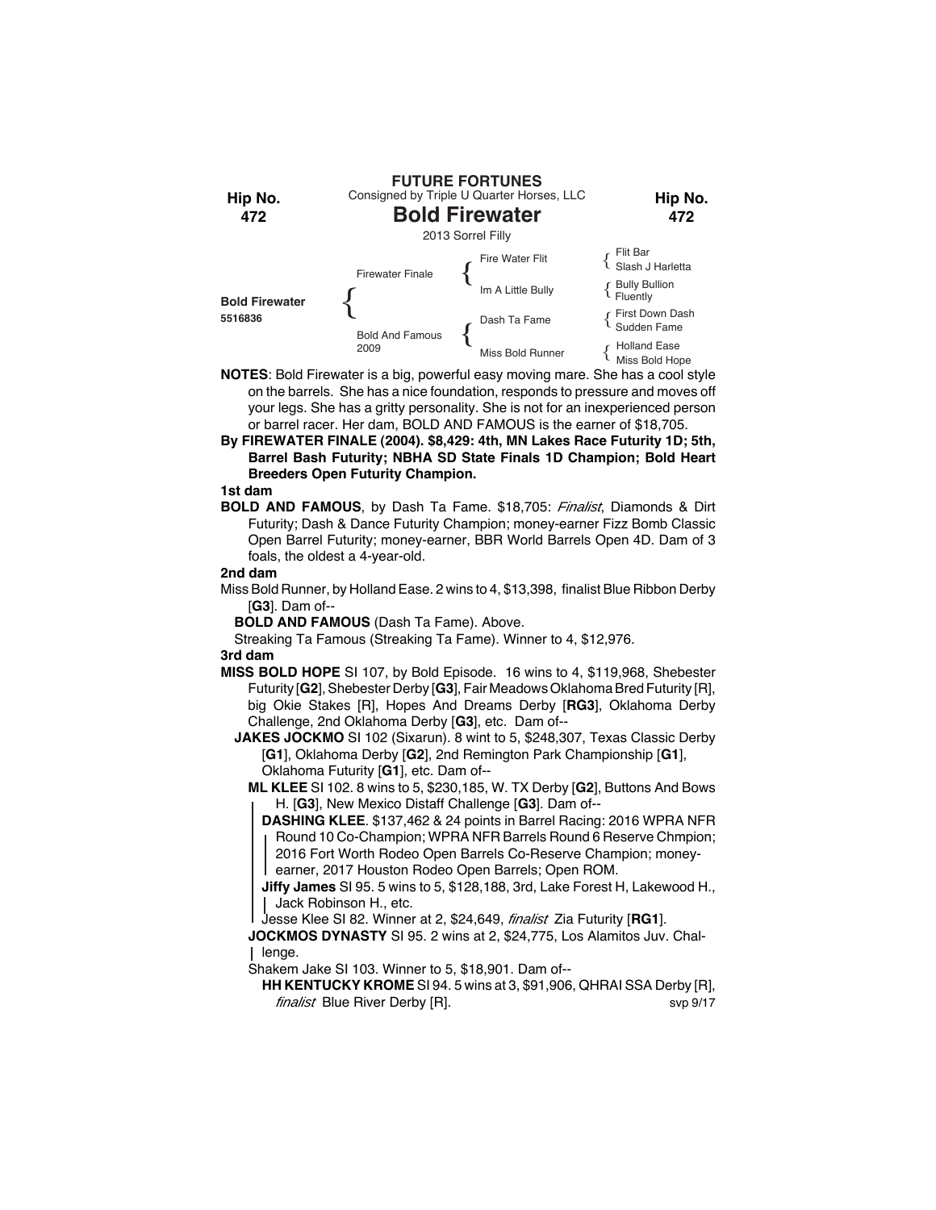FUTURE FORTUNES

Consigned by Triple U Quarter Horses, LLC

Hip No. 472

# Bold Firewater

2013 Sorrel Filly

| | | | |
|---|---|---|---|
| **Bold Firewater** 5516836 | Firewater Finale | Fire Water Flit | Flit Bar |
| | | | Slash J Harletta |
| | | Im A Little Bully | Bully Bullion |
| | | | Fluently |
| | Bold And Famous 2009 | Dash Ta Fame | First Down Dash |
| | | | Sudden Fame |
| | | Miss Bold Runner | Holland Ease |
| | | | Miss Bold Hope |

**NOTES**: Bold Firewater is a big, powerful easy moving mare. She has a cool style on the barrels. She has a nice foundation, responds to pressure and moves off your legs. She has a gritty personality. She is not for an inexperienced person or barrel racer. Her dam, BOLD AND FAMOUS is the earner of $18,705.

**By FIREWATER FINALE (2004). $8,429: 4th, MN Lakes Race Futurity 1D; 5th, Barrel Bash Futurity; NBHA SD State Finals 1D Champion; Bold Heart Breeders Open Futurity Champion.**

**1st dam**

**BOLD AND FAMOUS**, by Dash Ta Fame. $18,705: *Finalist*, Diamonds & Dirt Futurity; Dash & Dance Futurity Champion; money-earner Fizz Bomb Classic Open Barrel Futurity; money-earner, BBR World Barrels Open 4D. Dam of 3 foals, the oldest a 4-year-old.

**2nd dam**

Miss Bold Runner, by Holland Ease. 2 wins to 4, $13,398, finalist Blue Ribbon Derby [**G3**]. Dam of--

**BOLD AND FAMOUS** (Dash Ta Fame). Above.

Streaking Ta Famous (Streaking Ta Fame). Winner to 4, $12,976.

**3rd dam**

**MISS BOLD HOPE** SI 107, by Bold Episode. 16 wins to 4, $119,968, Shebester Futurity [**G2**], Shebester Derby [**G3**], Fair Meadows Oklahoma Bred Futurity [R], big Okie Stakes [R], Hopes And Dreams Derby [**RG3**], Oklahoma Derby Challenge, 2nd Oklahoma Derby [**G3**], etc. Dam of--

**JAKES JOCKMO** SI 102 (Sixarun). 8 wint to 5, $248,307, Texas Classic Derby [**G1**], Oklahoma Derby [**G2**], 2nd Remington Park Championship [**G1**], Oklahoma Futurity [**G1**], etc. Dam of--

**ML KLEE** SI 102. 8 wins to 5, $230,185, W. TX Derby [**G2**], Buttons And Bows H. [**G3**], New Mexico Distaff Challenge [**G3**]. Dam of--

**DASHING KLEE**. $137,462 & 24 points in Barrel Racing: 2016 WPRA NFR Round 10 Co-Champion; WPRA NFR Barrels Round 6 Reserve Chmpion; 2016 Fort Worth Rodeo Open Barrels Co-Reserve Champion; money-earner, 2017 Houston Rodeo Open Barrels; Open ROM.

**Jiffy James** SI 95. 5 wins to 5, $128,188, 3rd, Lake Forest H, Lakewood H., Jack Robinson H., etc.

Jesse Klee SI 82. Winner at 2, $24,649, *finalist* Zia Futurity [**RG1**].

**JOCKMOS DYNASTY** SI 95. 2 wins at 2, $24,775, Los Alamitos Juv. Challenge.

Shakem Jake SI 103. Winner to 5, $18,901. Dam of--

**HH KENTUCKY KROME** SI 94. 5 wins at 3, $91,906, QHRAI SSA Derby [R], *finalist* Blue River Derby [R].

svp 9/17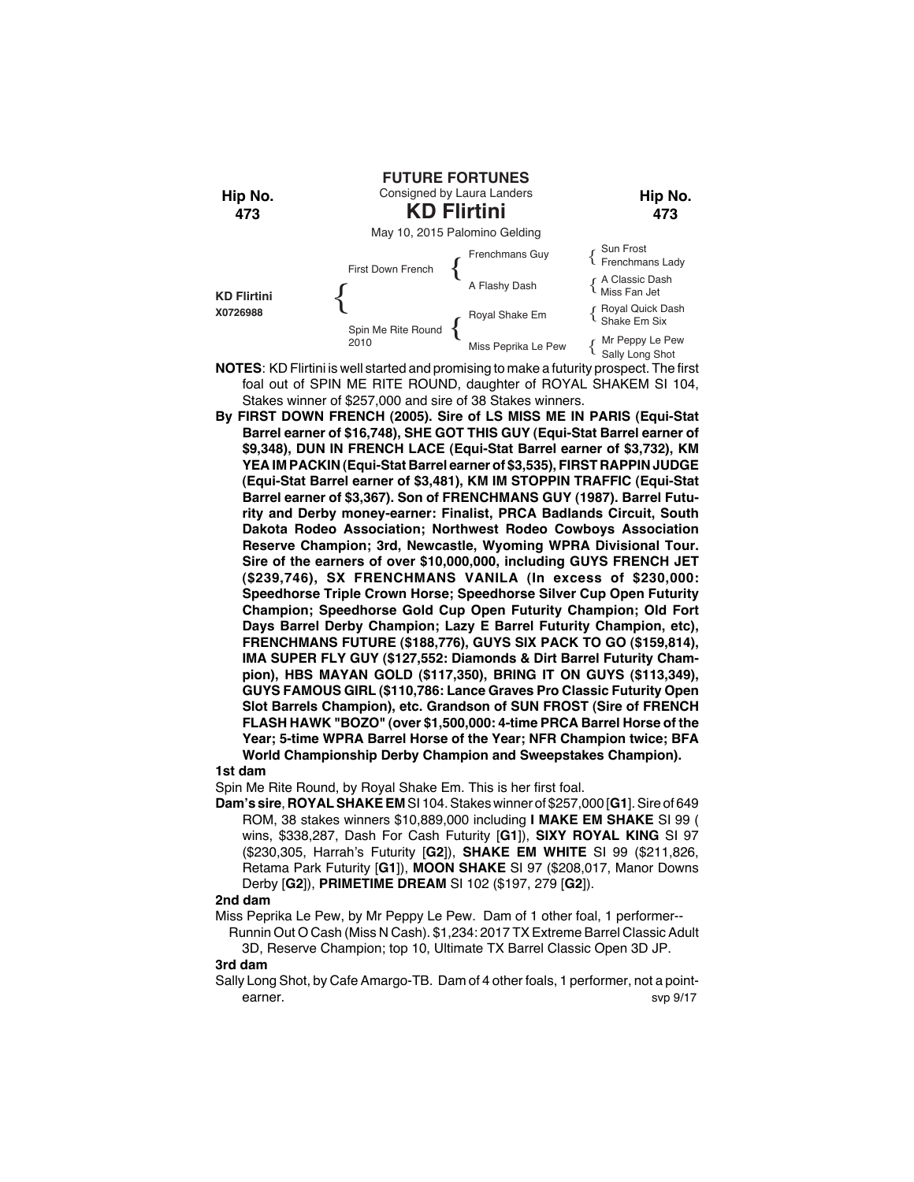**Hip No. 473**

**FUTURE FORTUNES**

Consigned by Laura Landers

# KD Flirtini

May 10, 2015 Palomino Gelding

| | | | |
|---|---|---|---|
| **KD Flirtini** X0726988 | First Down French | Frenchmans Guy | Sun Frost / Frenchmans Lady |
| | | A Flashy Dash | A Classic Dash / Miss Fan Jet |
| | Spin Me Rite Round 2010 | Royal Shake Em | Royal Quick Dash / Shake Em Six |
| | | Miss Peprika Le Pew | Mr Peppy Le Pew / Sally Long Shot |

**NOTES**: KD Flirtini is well started and promising to make a futurity prospect. The first foal out of SPIN ME RITE ROUND, daughter of ROYAL SHAKEM SI 104, Stakes winner of $257,000 and sire of 38 Stakes winners.

**By FIRST DOWN FRENCH (2005). Sire of LS MISS ME IN PARIS (Equi-Stat Barrel earner of $16,748), SHE GOT THIS GUY (Equi-Stat Barrel earner of $9,348), DUN IN FRENCH LACE (Equi-Stat Barrel earner of $3,732), KM YEA IM PACKIN (Equi-Stat Barrel earner of $3,535), FIRST RAPPIN JUDGE (Equi-Stat Barrel earner of $3,481), KM IM STOPPIN TRAFFIC (Equi-Stat Barrel earner of $3,367). Son of FRENCHMANS GUY (1987). Barrel Futurity and Derby money-earner: Finalist, PRCA Badlands Circuit, South Dakota Rodeo Association; Northwest Rodeo Cowboys Association Reserve Champion; 3rd, Newcastle, Wyoming WPRA Divisional Tour. Sire of the earners of over $10,000,000, including GUYS FRENCH JET ($239,746), SX FRENCHMANS VANILA (In excess of $230,000: Speedhorse Triple Crown Horse; Speedhorse Silver Cup Open Futurity Champion; Speedhorse Gold Cup Open Futurity Champion; Old Fort Days Barrel Derby Champion; Lazy E Barrel Futurity Champion, etc), FRENCHMANS FUTURE ($188,776), GUYS SIX PACK TO GO ($159,814), IMA SUPER FLY GUY ($127,552: Diamonds & Dirt Barrel Futurity Champion), HBS MAYAN GOLD ($117,350), BRING IT ON GUYS ($113,349), GUYS FAMOUS GIRL ($110,786: Lance Graves Pro Classic Futurity Open Slot Barrels Champion), etc. Grandson of SUN FROST (Sire of FRENCH FLASH HAWK "BOZO" (over $1,500,000: 4-time PRCA Barrel Horse of the Year; 5-time WPRA Barrel Horse of the Year; NFR Champion twice; BFA World Championship Derby Champion and Sweepstakes Champion).**

### 1st dam

Spin Me Rite Round, by Royal Shake Em. This is her first foal.

**Dam's sire**, **ROYAL SHAKE EM** SI 104. Stakes winner of $257,000 [**G1**]. Sire of 649 ROM, 38 stakes winners $10,889,000 including **I MAKE EM SHAKE** SI 99 ( wins, $338,287, Dash For Cash Futurity [**G1**]), **SIXY ROYAL KING** SI 97 ($230,305, Harrah's Futurity [**G2**]), **SHAKE EM WHITE** SI 99 ($211,826, Retama Park Futurity [**G1**]), **MOON SHAKE** SI 97 ($208,017, Manor Downs Derby [**G2**]), **PRIMETIME DREAM** SI 102 ($197, 279 [**G2**]).

### 2nd dam

Miss Peprika Le Pew, by Mr Peppy Le Pew. Dam of 1 other foal, 1 performer--

Runnin Out O Cash (Miss N Cash). $1,234: 2017 TX Extreme Barrel Classic Adult 3D, Reserve Champion; top 10, Ultimate TX Barrel Classic Open 3D JP.

### 3rd dam

Sally Long Shot, by Cafe Amargo-TB. Dam of 4 other foals, 1 performer, not a point-earner.

svp 9/17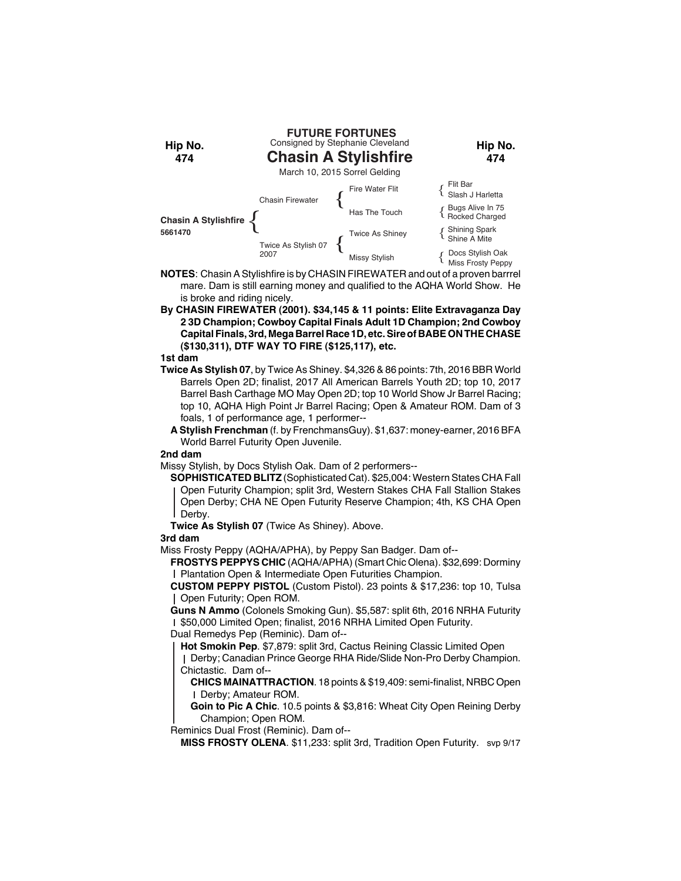**FUTURE FORTUNES**

Consigned by Stephanie Cleveland

**Hip No. 474**

# Chasin A Stylishfire

March 10, 2015 Sorrel Gelding

| | | | |
|---|---|---|---|
| **Chasin A Stylishfire** 5661470 | Chasin Firewater | Fire Water Flit | Flit Bar |
| | | | Slash J Harletta |
| | | Has The Touch | Bugs Alive In 75 |
| | | | Rocked Charged |
| | Twice As Stylish 07 2007 | Twice As Shiney | Shining Spark |
| | | | Shine A Mite |
| | | Missy Stylish | Docs Stylish Oak |
| | | | Miss Frosty Peppy |

**NOTES**: Chasin A Stylishfire is by CHASIN FIREWATER and out of a proven barrrel mare. Dam is still earning money and qualified to the AQHA World Show. He is broke and riding nicely.

**By CHASIN FIREWATER (2001). $34,145 & 11 points: Elite Extravaganza Day 2 3D Champion; Cowboy Capital Finals Adult 1D Champion; 2nd Cowboy Capital Finals, 3rd, Mega Barrel Race 1D, etc. Sire of BABE ON THE CHASE ($130,311), DTF WAY TO FIRE ($125,117), etc.**

**1st dam**

**Twice As Stylish 07**, by Twice As Shiney. $4,326 & 86 points: 7th, 2016 BBR World Barrels Open 2D; finalist, 2017 All American Barrels Youth 2D; top 10, 2017 Barrel Bash Carthage MO May Open 2D; top 10 World Show Jr Barrel Racing; top 10, AQHA High Point Jr Barrel Racing; Open & Amateur ROM. Dam of 3 foals, 1 of performance age, 1 performer--

**A Stylish Frenchman** (f. by FrenchmansGuy). $1,637: money-earner, 2016 BFA World Barrel Futurity Open Juvenile.

**2nd dam**

Missy Stylish, by Docs Stylish Oak. Dam of 2 performers--

**SOPHISTICATED BLITZ** (Sophisticated Cat). $25,004: Western States CHA Fall Open Futurity Champion; split 3rd, Western Stakes CHA Fall Stallion Stakes Open Derby; CHA NE Open Futurity Reserve Champion; 4th, KS CHA Open Derby.

**Twice As Stylish 07** (Twice As Shiney). Above.

**3rd dam**

Miss Frosty Peppy (AQHA/APHA), by Peppy San Badger. Dam of--

**FROSTYS PEPPYS CHIC** (AQHA/APHA) (Smart Chic Olena). $32,699: Dorminy Plantation Open & Intermediate Open Futurities Champion.

**CUSTOM PEPPY PISTOL** (Custom Pistol). 23 points & $17,236: top 10, Tulsa Open Futurity; Open ROM.

**Guns N Ammo** (Colonels Smoking Gun). $5,587: split 6th, 2016 NRHA Futurity $50,000 Limited Open; finalist, 2016 NRHA Limited Open Futurity.

Dual Remedys Pep (Reminic). Dam of--

**Hot Smokin Pep**. $7,879: split 3rd, Cactus Reining Classic Limited Open Derby; Canadian Prince George RHA Ride/Slide Non-Pro Derby Champion.

Chictastic. Dam of--

**CHICS MAINATTRACTION**. 18 points & $19,409: semi-finalist, NRBC Open Derby; Amateur ROM.

**Goin to Pic A Chic**. 10.5 points & $3,816: Wheat City Open Reining Derby Champion; Open ROM.

Reminics Dual Frost (Reminic). Dam of--

**MISS FROSTY OLENA**. $11,233: split 3rd, Tradition Open Futurity. svp 9/17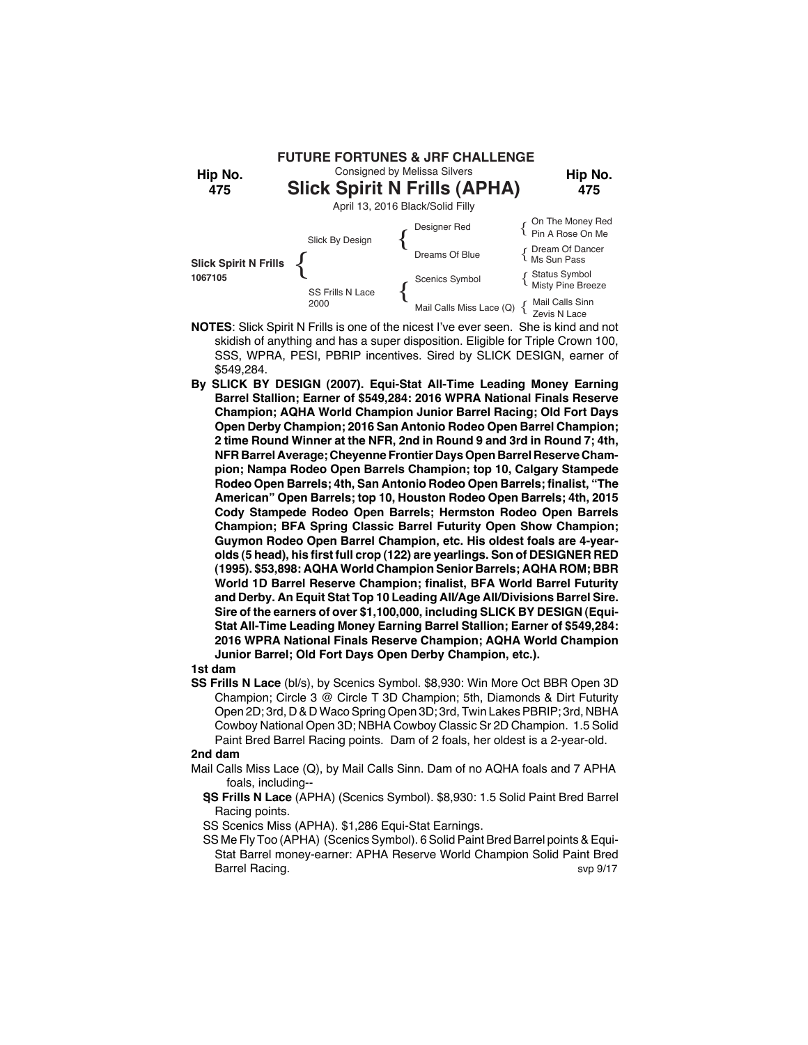**FUTURE FORTUNES & JRF CHALLENGE**

Consigned by Melissa Silvers

**Hip No. 475**

# Slick Spirit N Frills (APHA)

April 13, 2016 Black/Solid Filly

| | | | |
|---|---|---|---|
| **Slick Spirit N Frills** 1067105 | Slick By Design | Designer Red | On The Money Red / Pin A Rose On Me |
| | | Dreams Of Blue | Dream Of Dancer / Ms Sun Pass |
| | SS Frills N Lace 2000 | Scenics Symbol | Status Symbol / Misty Pine Breeze |
| | | Mail Calls Miss Lace (Q) | Mail Calls Sinn / Zevis N Lace |

**NOTES**: Slick Spirit N Frills is one of the nicest I've ever seen. She is kind and not skidish of anything and has a super disposition. Eligible for Triple Crown 100, SSS, WPRA, PESI, PBRIP incentives. Sired by SLICK DESIGN, earner of $549,284.

**By SLICK BY DESIGN (2007). Equi-Stat All-Time Leading Money Earning Barrel Stallion; Earner of $549,284: 2016 WPRA National Finals Reserve Champion; AQHA World Champion Junior Barrel Racing; Old Fort Days Open Derby Champion; 2016 San Antonio Rodeo Open Barrel Champion; 2 time Round Winner at the NFR, 2nd in Round 9 and 3rd in Round 7; 4th, NFR Barrel Average; Cheyenne Frontier Days Open Barrel Reserve Champion; Nampa Rodeo Open Barrels Champion; top 10, Calgary Stampede Rodeo Open Barrels; 4th, San Antonio Rodeo Open Barrels; finalist, "The American" Open Barrels; top 10, Houston Rodeo Open Barrels; 4th, 2015 Cody Stampede Rodeo Open Barrels; Hermston Rodeo Open Barrels Champion; BFA Spring Classic Barrel Futurity Open Show Champion; Guymon Rodeo Open Barrel Champion, etc. His oldest foals are 4-year-olds (5 head), his first full crop (122) are yearlings. Son of DESIGNER RED (1995). $53,898: AQHA World Champion Senior Barrels; AQHA ROM; BBR World 1D Barrel Reserve Champion; finalist, BFA World Barrel Futurity and Derby. An Equit Stat Top 10 Leading All/Age All/Divisions Barrel Sire. Sire of the earners of over $1,100,000, including SLICK BY DESIGN (Equi-Stat All-Time Leading Money Earning Barrel Stallion; Earner of $549,284: 2016 WPRA National Finals Reserve Champion; AQHA World Champion Junior Barrel; Old Fort Days Open Derby Champion, etc.).**

**1st dam**

**SS Frills N Lace** (bl/s), by Scenics Symbol. $8,930: Win More Oct BBR Open 3D Champion; Circle 3 @ Circle T 3D Champion; 5th, Diamonds & Dirt Futurity Open 2D; 3rd, D & D Waco Spring Open 3D; 3rd, Twin Lakes PBRIP; 3rd, NBHA Cowboy National Open 3D; NBHA Cowboy Classic Sr 2D Champion. 1.5 Solid Paint Bred Barrel Racing points. Dam of 2 foals, her oldest is a 2-year-old.

**2nd dam**

Mail Calls Miss Lace (Q), by Mail Calls Sinn. Dam of no AQHA foals and 7 APHA foals, including--

- **SS Frills N Lace** (APHA) (Scenics Symbol). $8,930: 1.5 Solid Paint Bred Barrel Racing points.
- SS Scenics Miss (APHA). $1,286 Equi-Stat Earnings.
- SS Me Fly Too (APHA) (Scenics Symbol). 6 Solid Paint Bred Barrel points & Equi-Stat Barrel money-earner: APHA Reserve World Champion Solid Paint Bred Barrel Racing.

svp 9/17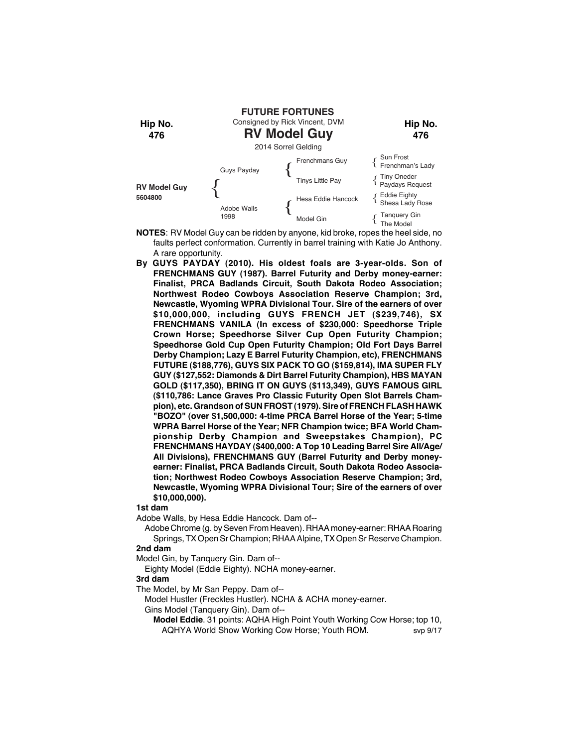**FUTURE FORTUNES**

Consigned by Rick Vincent, DVM

Hip No. 476

# RV Model Guy

2014 Sorrel Gelding

| | | | |
|---|---|---|---|
| | Guys Payday | Frenchmans Guy | Sun Frost / Frenchman's Lady |
| | | Tinys Little Pay | Tiny Oneder / Paydays Request |
| **RV Model Guy** 5604800 | Adobe Walls 1998 | Hesa Eddie Hancock | Eddie Eighty / Shesa Lady Rose |
| | | Model Gin | Tanquery Gin / The Model |

**NOTES**: RV Model Guy can be ridden by anyone, kid broke, ropes the heel side, no faults perfect conformation. Currently in barrel training with Katie Jo Anthony. A rare opportunity.

**By GUYS PAYDAY (2010). His oldest foals are 3-year-olds. Son of FRENCHMANS GUY (1987). Barrel Futurity and Derby money-earner: Finalist, PRCA Badlands Circuit, South Dakota Rodeo Association; Northwest Rodeo Cowboys Association Reserve Champion; 3rd, Newcastle, Wyoming WPRA Divisional Tour. Sire of the earners of over $10,000,000, including GUYS FRENCH JET ($239,746), SX FRENCHMANS VANILA (In excess of $230,000: Speedhorse Triple Crown Horse; Speedhorse Silver Cup Open Futurity Champion; Speedhorse Gold Cup Open Futurity Champion; Old Fort Days Barrel Derby Champion; Lazy E Barrel Futurity Champion, etc), FRENCHMANS FUTURE ($188,776), GUYS SIX PACK TO GO ($159,814), IMA SUPER FLY GUY ($127,552: Diamonds & Dirt Barrel Futurity Champion), HBS MAYAN GOLD ($117,350), BRING IT ON GUYS ($113,349), GUYS FAMOUS GIRL ($110,786: Lance Graves Pro Classic Futurity Open Slot Barrels Champion), etc. Grandson of SUN FROST (1979). Sire of FRENCH FLASH HAWK "BOZO" (over $1,500,000: 4-time PRCA Barrel Horse of the Year; 5-time WPRA Barrel Horse of the Year; NFR Champion twice; BFA World Championship Derby Champion and Sweepstakes Champion), PC FRENCHMANS HAYDAY ($400,000: A Top 10 Leading Barrel Sire All/Age/All Divisions), FRENCHMANS GUY (Barrel Futurity and Derby money-earner: Finalist, PRCA Badlands Circuit, South Dakota Rodeo Association; Northwest Rodeo Cowboys Association Reserve Champion; 3rd, Newcastle, Wyoming WPRA Divisional Tour; Sire of the earners of over $10,000,000).**

**1st dam**

Adobe Walls, by Hesa Eddie Hancock. Dam of--

Adobe Chrome (g. by Seven From Heaven). RHAA money-earner: RHAA Roaring Springs, TX Open Sr Champion; RHAA Alpine, TX Open Sr Reserve Champion.

**2nd dam**

Model Gin, by Tanquery Gin. Dam of--

Eighty Model (Eddie Eighty). NCHA money-earner.

**3rd dam**

The Model, by Mr San Peppy. Dam of--

Model Hustler (Freckles Hustler). NCHA & ACHA money-earner.

Gins Model (Tanquery Gin). Dam of--

**Model Eddie**. 31 points: AQHA High Point Youth Working Cow Horse; top 10, AQHYA World Show Working Cow Horse; Youth ROM.

svp 9/17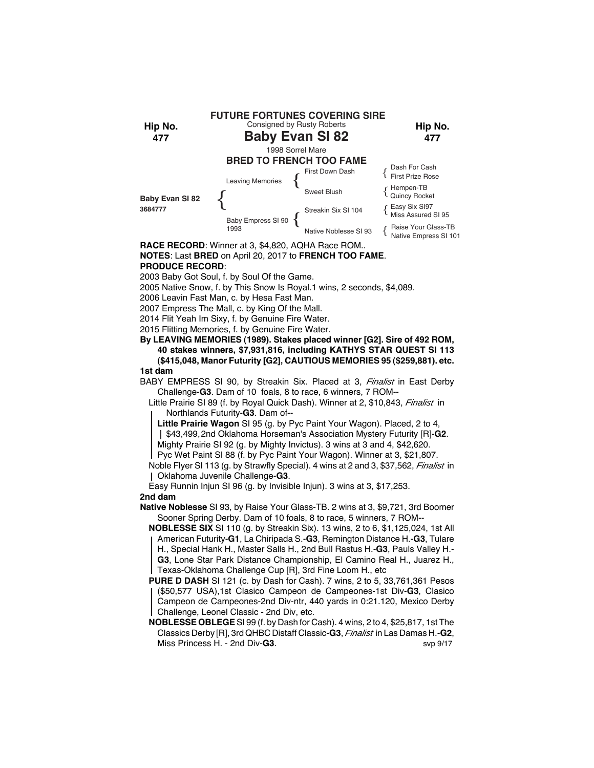**FUTURE FORTUNES COVERING SIRE**

Consigned by Rusty Roberts

Hip No. 477

# Baby Evan SI 82

1998 Sorrel Mare

**BRED TO FRENCH TOO FAME**

| | | | |
|---|---|---|---|
| **Baby Evan SI 82** 3684777 | Leaving Memories | First Down Dash | Dash For Cash |
| | | | First Prize Rose |
| | | Sweet Blush | Hempen-TB |
| | | | Quincy Rocket |
| | Baby Empress SI 90 1993 | Streakin Six SI 104 | Easy Six SI97 |
| | | | Miss Assured SI 95 |
| | | Native Noblesse SI 93 | Raise Your Glass-TB |
| | | | Native Empress SI 101 |

**RACE RECORD**: Winner at 3, $4,820, AQHA Race ROM..

**NOTES**: Last **BRED** on April 20, 2017 to **FRENCH TOO FAME**.

**PRODUCE RECORD**:

2003 Baby Got Soul, f. by Soul Of the Game.
2005 Native Snow, f. by This Snow Is Royal.1 wins, 2 seconds, $4,089.
2006 Leavin Fast Man, c. by Hesa Fast Man.
2007 Empress The Mall, c. by King Of the Mall.
2014 Flit Yeah Im Sixy, f. by Genuine Fire Water.
2015 Flitting Memories, f. by Genuine Fire Water.

**By LEAVING MEMORIES (1989). Stakes placed winner [G2]. Sire of 492 ROM, 40 stakes winners, $7,931,816, including KATHYS STAR QUEST SI 113 ($415,048, Manor Futurity [G2], CAUTIOUS MEMORIES 95 ($259,881). etc.**

**1st dam**

BABY EMPRESS SI 90, by Streakin Six. Placed at 3, *Finalist* in East Derby Challenge-**G3**. Dam of 10 foals, 8 to race, 6 winners, 7 ROM--

Little Prairie SI 89 (f. by Royal Quick Dash). Winner at 2, $10,843, *Finalist* in Northlands Futurity-**G3**. Dam of--

**Little Prairie Wagon** SI 95 (g. by Pyc Paint Your Wagon). Placed, 2 to 4, $43,499, 2nd Oklahoma Horseman's Association Mystery Futurity [R]-**G2**.

Mighty Prairie SI 92 (g. by Mighty Invictus). 3 wins at 3 and 4, $42,620.

Pyc Wet Paint SI 88 (f. by Pyc Paint Your Wagon). Winner at 3, $21,807.

Noble Flyer SI 113 (g. by Strawfly Special). 4 wins at 2 and 3, $37,562, *Finalist* in Oklahoma Juvenile Challenge-**G3**.

Easy Runnin Injun SI 96 (g. by Invisible Injun). 3 wins at 3, $17,253.

**2nd dam**

**Native Noblesse** SI 93, by Raise Your Glass-TB. 2 wins at 3, $9,721, 3rd Boomer Sooner Spring Derby. Dam of 10 foals, 8 to race, 5 winners, 7 ROM--

**NOBLESSE SIX** SI 110 (g. by Streakin Six). 13 wins, 2 to 6, $1,125,024, 1st All American Futurity-**G1**, La Chiripada S.-**G3**, Remington Distance H.-**G3**, Tulare H., Special Hank H., Master Salls H., 2nd Bull Rastus H.-**G3**, Pauls Valley H.-**G3**, Lone Star Park Distance Championship, El Camino Real H., Juarez H., Texas-Oklahoma Challenge Cup [R], 3rd Fine Loom H., etc

**PURE D DASH** SI 121 (c. by Dash for Cash). 7 wins, 2 to 5, 33,761,361 Pesos ($50,577 USA),1st Clasico Campeon de Campeones-1st Div-**G3**, Clasico Campeon de Campeones-2nd Div-ntr, 440 yards in 0:21.120, Mexico Derby Challenge, Leonel Classic - 2nd Div, etc.

**NOBLESSE OBLEGE** SI 99 (f. by Dash for Cash). 4 wins, 2 to 4, $25,817, 1st The Classics Derby [R], 3rd QHBC Distaff Classic-**G3**, *Finalist* in Las Damas H.-**G2**, Miss Princess H. - 2nd Div-**G3**.

svp 9/17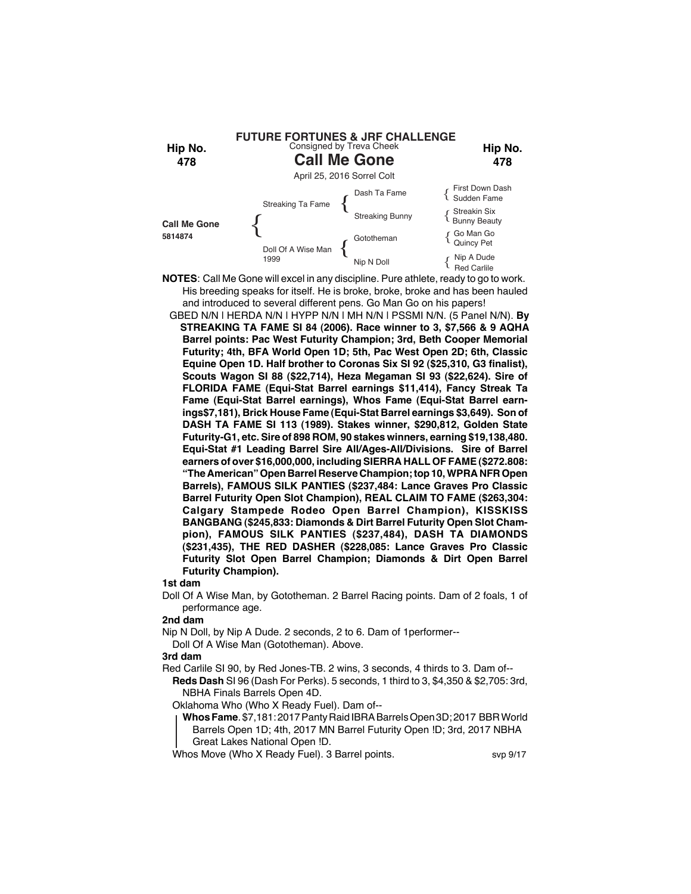**FUTURE FORTUNES & JRF CHALLENGE**

Consigned by Treva Cheek

**Hip No. 478**

# Call Me Gone

April 25, 2016 Sorrel Colt

| | | | |
|---|---|---|---|
| **Call Me Gone** 5814874 | Streaking Ta Fame | Dash Ta Fame | First Down Dash / Sudden Fame |
| | | Streaking Bunny | Streakin Six / Bunny Beauty |
| | Doll Of A Wise Man 1999 | Gototheman | Go Man Go / Quincy Pet |
| | | Nip N Doll | Nip A Dude / Red Carlile |

**NOTES**: Call Me Gone will excel in any discipline. Pure athlete, ready to go to work. His breeding speaks for itself. He is broke, broke, broke and has been hauled and introduced to several different pens. Go Man Go on his papers!

GBED N/N | HERDA N/N | HYPP N/N | MH N/N | PSSMI N/N. (5 Panel N/N). **By STREAKING TA FAME SI 84 (2006). Race winner to 3, $7,566 & 9 AQHA Barrel points: Pac West Futurity Champion; 3rd, Beth Cooper Memorial Futurity; 4th, BFA World Open 1D; 5th, Pac West Open 2D; 6th, Classic Equine Open 1D. Half brother to Coronas Six SI 92 ($25,310, G3 finalist), Scouts Wagon SI 88 ($22,714), Heza Megaman SI 93 ($22,624). Sire of FLORIDA FAME (Equi-Stat Barrel earnings $11,414), Fancy Streak Ta Fame (Equi-Stat Barrel earnings), Whos Fame (Equi-Stat Barrel earnings$7,181), Brick House Fame (Equi-Stat Barrel earnings $3,649). Son of DASH TA FAME SI 113 (1989). Stakes winner, $290,812, Golden State Futurity-G1, etc. Sire of 898 ROM, 90 stakes winners, earning $19,138,480. Equi-Stat #1 Leading Barrel Sire All/Ages-All/Divisions. Sire of Barrel earners of over $16,000,000, including SIERRA HALL OF FAME ($272.808: "The American" Open Barrel Reserve Champion; top 10, WPRA NFR Open Barrels), FAMOUS SILK PANTIES ($237,484: Lance Graves Pro Classic Barrel Futurity Open Slot Champion), REAL CLAIM TO FAME ($263,304: Calgary Stampede Rodeo Open Barrel Champion), KISSKISS BANGBANG ($245,833: Diamonds & Dirt Barrel Futurity Open Slot Champion), FAMOUS SILK PANTIES ($237,484), DASH TA DIAMONDS ($231,435), THE RED DASHER ($228,085: Lance Graves Pro Classic Futurity Slot Open Barrel Champion; Diamonds & Dirt Open Barrel Futurity Champion).**

**1st dam**

Doll Of A Wise Man, by Gototheman. 2 Barrel Racing points. Dam of 2 foals, 1 of performance age.

**2nd dam**

Nip N Doll, by Nip A Dude. 2 seconds, 2 to 6. Dam of 1performer--

Doll Of A Wise Man (Gototheman). Above.

**3rd dam**

Red Carlile SI 90, by Red Jones-TB. 2 wins, 3 seconds, 4 thirds to 3. Dam of--

**Reds Dash** SI 96 (Dash For Perks). 5 seconds, 1 third to 3, $4,350 & $2,705: 3rd, NBHA Finals Barrels Open 4D.

Oklahoma Who (Who X Ready Fuel). Dam of--

**Whos Fame**. $7,181: 2017 Panty Raid IBRA Barrels Open 3D; 2017 BBR World Barrels Open 1D; 4th, 2017 MN Barrel Futurity Open !D; 3rd, 2017 NBHA Great Lakes National Open !D.

Whos Move (Who X Ready Fuel). 3 Barrel points.

svp 9/17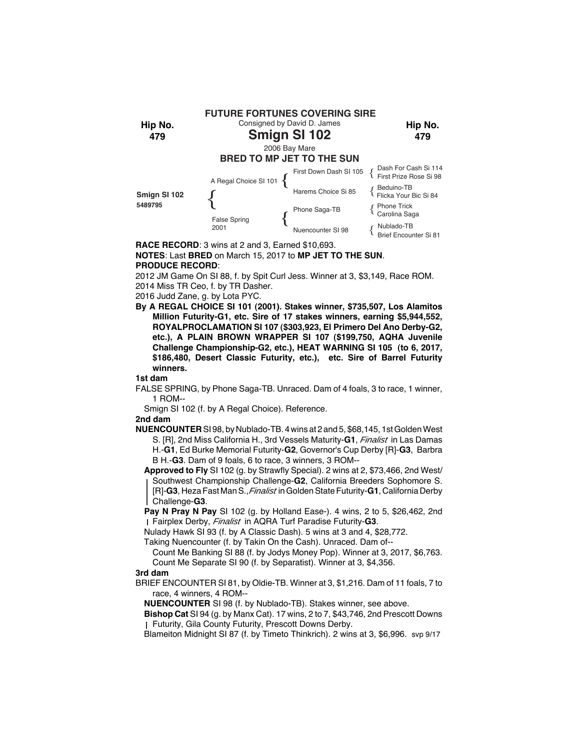**FUTURE FORTUNES COVERING SIRE**

Consigned by David D. James

**Hip No. 479**

# Smign SI 102

2006 Bay Mare

**BRED TO MP JET TO THE SUN**

| | | | |
|---|---|---|---|
| **Smign SI 102** 5489795 | A Regal Choice SI 101 | First Down Dash SI 105 | Dash For Cash Si 114 |
| | | | First Prize Rose Si 98 |
| | | Harems Choice Si 85 | Beduino-TB |
| | | | Flicka Your Bic Si 84 |
| | False Spring 2001 | Phone Saga-TB | Phone Trick |
| | | | Carolina Saga |
| | | Nuencounter SI 98 | Nublado-TB |
| | | | Brief Encounter Si 81 |

**RACE RECORD**: 3 wins at 2 and 3, Earned $10,693.

**NOTES**: Last **BRED** on March 15, 2017 to **MP JET TO THE SUN**.

**PRODUCE RECORD**:

2012 JM Game On SI 88, f. by Spit Curl Jess. Winner at 3, $3,149, Race ROM.
2014 Miss TR Ceo, f. by TR Dasher.
2016 Judd Zane, g. by Lota PYC.

**By A REGAL CHOICE SI 101 (2001). Stakes winner, $735,507, Los Alamitos Million Futurity-G1, etc. Sire of 17 stakes winners, earning $5,944,552, ROYALPROCLAMATION SI 107 ($303,923, El Primero Del Ano Derby-G2, etc.), A PLAIN BROWN WRAPPER SI 107 ($199,750, AQHA Juvenile Challenge Championship-G2, etc.), HEAT WARNING SI 105 (to 6, 2017, $186,480, Desert Classic Futurity, etc.), etc. Sire of Barrel Futurity winners.**

**1st dam**

FALSE SPRING, by Phone Saga-TB. Unraced. Dam of 4 foals, 3 to race, 1 winner, 1 ROM--

Smign SI 102 (f. by A Regal Choice). Reference.

**2nd dam**

**NUENCOUNTER** SI 98, by Nublado-TB. 4 wins at 2 and 5, $68,145, 1st Golden West S. [R], 2nd Miss California H., 3rd Vessels Maturity-**G1**, *Finalist* in Las Damas H.-**G1**, Ed Burke Memorial Futurity-**G2**, Governor's Cup Derby [R]-**G3**, Barbra B H.-**G3**. Dam of 9 foals, 6 to race, 3 winners, 3 ROM--

**Approved to Fly** SI 102 (g. by Strawfly Special). 2 wins at 2, $73,466, 2nd West/Southwest Championship Challenge-**G2**, California Breeders Sophomore S. [R]-**G3**, Heza Fast Man S., *Finalist* in Golden State Futurity-**G1**, California Derby Challenge-**G3**.

**Pay N Pray N Pay** SI 102 (g. by Holland Ease-). 4 wins, 2 to 5, $26,462, 2nd Fairplex Derby, *Finalist* in AQRA Turf Paradise Futurity-**G3**.

Nulady Hawk SI 93 (f. by A Classic Dash). 5 wins at 3 and 4, $28,772.

Taking Nuencounter (f. by Takin On the Cash). Unraced. Dam of--

Count Me Banking SI 88 (f. by Jodys Money Pop). Winner at 3, 2017, $6,763.

Count Me Separate SI 90 (f. by Separatist). Winner at 3, $4,356.

**3rd dam**

BRIEF ENCOUNTER SI 81, by Oldie-TB. Winner at 3, $1,216. Dam of 11 foals, 7 to race, 4 winners, 4 ROM--

**NUENCOUNTER** SI 98 (f. by Nublado-TB). Stakes winner, see above.

**Bishop Cat** SI 94 (g. by Manx Cat). 17 wins, 2 to 7, $43,746, 2nd Prescott Downs Futurity, Gila County Futurity, Prescott Downs Derby.

Blameiton Midnight SI 87 (f. by Timeto Thinkrich). 2 wins at 3, $6,996. svp 9/17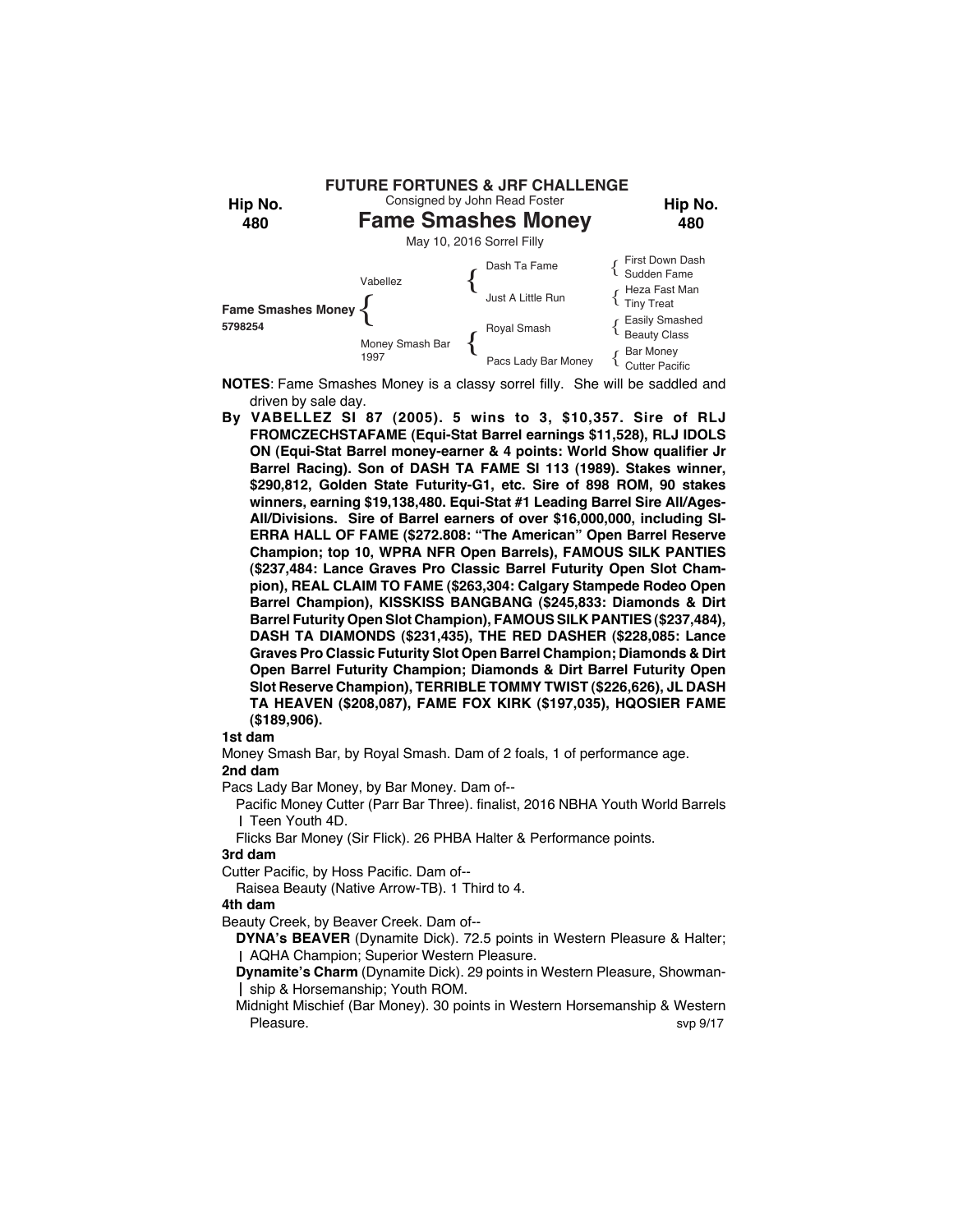**FUTURE FORTUNES & JRF CHALLENGE**

Consigned by John Read Foster

**Hip No. 480**

# Fame Smashes Money

May 10, 2016 Sorrel Filly

| | | | |
|---|---|---|---|
| **Fame Smashes Money** 5798254 | Vabellez | Dash Ta Fame | First Down Dash |
| | | | Sudden Fame |
| | | Just A Little Run | Heza Fast Man |
| | | | Tiny Treat |
| | Money Smash Bar 1997 | Royal Smash | Easily Smashed |
| | | | Beauty Class |
| | | Pacs Lady Bar Money | Bar Money |
| | | | Cutter Pacific |

**NOTES**: Fame Smashes Money is a classy sorrel filly. She will be saddled and driven by sale day.

**By VABELLEZ SI 87 (2005). 5 wins to 3, $10,357. Sire of RLJ FROMCZECHSTAFAME (Equi-Stat Barrel earnings $11,528), RLJ IDOLS ON (Equi-Stat Barrel money-earner & 4 points: World Show qualifier Jr Barrel Racing). Son of DASH TA FAME SI 113 (1989). Stakes winner, $290,812, Golden State Futurity-G1, etc. Sire of 898 ROM, 90 stakes winners, earning $19,138,480. Equi-Stat #1 Leading Barrel Sire All/Ages-All/Divisions. Sire of Barrel earners of over $16,000,000, including SIERRA HALL OF FAME ($272.808: "The American" Open Barrel Reserve Champion; top 10, WPRA NFR Open Barrels), FAMOUS SILK PANTIES ($237,484: Lance Graves Pro Classic Barrel Futurity Open Slot Champion), REAL CLAIM TO FAME ($263,304: Calgary Stampede Rodeo Open Barrel Champion), KISSKISS BANGBANG ($245,833: Diamonds & Dirt Barrel Futurity Open Slot Champion), FAMOUS SILK PANTIES ($237,484), DASH TA DIAMONDS ($231,435), THE RED DASHER ($228,085: Lance Graves Pro Classic Futurity Slot Open Barrel Champion; Diamonds & Dirt Open Barrel Futurity Champion; Diamonds & Dirt Barrel Futurity Open Slot Reserve Champion), TERRIBLE TOMMY TWIST ($226,626), JL DASH TA HEAVEN ($208,087), FAME FOX KIRK ($197,035), HQOSIER FAME ($189,906).**

**1st dam**

Money Smash Bar, by Royal Smash. Dam of 2 foals, 1 of performance age.

**2nd dam**

Pacs Lady Bar Money, by Bar Money. Dam of--

Pacific Money Cutter (Parr Bar Three). finalist, 2016 NBHA Youth World Barrels Teen Youth 4D.

Flicks Bar Money (Sir Flick). 26 PHBA Halter & Performance points.

**3rd dam**

Cutter Pacific, by Hoss Pacific. Dam of--

Raisea Beauty (Native Arrow-TB). 1 Third to 4.

**4th dam**

Beauty Creek, by Beaver Creek. Dam of--

**DYNA's BEAVER** (Dynamite Dick). 72.5 points in Western Pleasure & Halter; AQHA Champion; Superior Western Pleasure.

**Dynamite's Charm** (Dynamite Dick). 29 points in Western Pleasure, Showmanship & Horsemanship; Youth ROM.

Midnight Mischief (Bar Money). 30 points in Western Horsemanship & Western Pleasure.

svp 9/17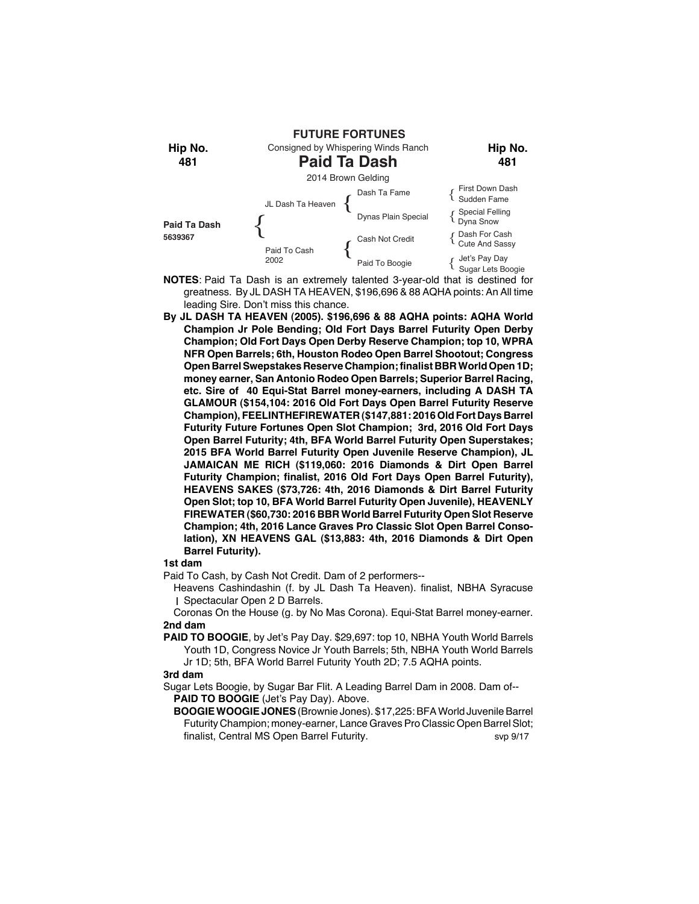**FUTURE FORTUNES**

**Hip No. 481**

Consigned by Whispering Winds Ranch

# Paid Ta Dash

2014 Brown Gelding

| | | | |
|---|---|---|---|
| **Paid Ta Dash** 5639367 | JL Dash Ta Heaven | Dash Ta Fame | First Down Dash |
| | | | Sudden Fame |
| | | Dynas Plain Special | Special Felling |
| | | | Dyna Snow |
| | Paid To Cash 2002 | Cash Not Credit | Dash For Cash |
| | | | Cute And Sassy |
| | | Paid To Boogie | Jet's Pay Day |
| | | | Sugar Lets Boogie |

**NOTES**: Paid Ta Dash is an extremely talented 3-year-old that is destined for greatness. By JL DASH TA HEAVEN, $196,696 & 88 AQHA points: An All time leading Sire. Don't miss this chance.

**By JL DASH TA HEAVEN (2005). $196,696 & 88 AQHA points: AQHA World Champion Jr Pole Bending; Old Fort Days Barrel Futurity Open Derby Champion; Old Fort Days Open Derby Reserve Champion; top 10, WPRA NFR Open Barrels; 6th, Houston Rodeo Open Barrel Shootout; Congress Open Barrel Swepstakes Reserve Champion; finalist BBR World Open 1D; money earner, San Antonio Rodeo Open Barrels; Superior Barrel Racing, etc. Sire of 40 Equi-Stat Barrel money-earners, including A DASH TA GLAMOUR ($154,104: 2016 Old Fort Days Open Barrel Futurity Reserve Champion), FEELINTHEFIREWATER ($147,881: 2016 Old Fort Days Barrel Futurity Future Fortunes Open Slot Champion; 3rd, 2016 Old Fort Days Open Barrel Futurity; 4th, BFA World Barrel Futurity Open Superstakes; 2015 BFA World Barrel Futurity Open Juvenile Reserve Champion), JL JAMAICAN ME RICH ($119,060: 2016 Diamonds & Dirt Open Barrel Futurity Champion; finalist, 2016 Old Fort Days Open Barrel Futurity), HEAVENS SAKES ($73,726: 4th, 2016 Diamonds & Dirt Barrel Futurity Open Slot; top 10, BFA World Barrel Futurity Open Juvenile), HEAVENLY FIREWATER ($60,730: 2016 BBR World Barrel Futurity Open Slot Reserve Champion; 4th, 2016 Lance Graves Pro Classic Slot Open Barrel Consolation), XN HEAVENS GAL ($13,883: 4th, 2016 Diamonds & Dirt Open Barrel Futurity).**

**1st dam**

Paid To Cash, by Cash Not Credit. Dam of 2 performers--

Heavens Cashindashin (f. by JL Dash Ta Heaven). finalist, NBHA Syracuse Spectacular Open 2 D Barrels.

Coronas On the House (g. by No Mas Corona). Equi-Stat Barrel money-earner.

**2nd dam**

**PAID TO BOOGIE**, by Jet's Pay Day. $29,697: top 10, NBHA Youth World Barrels Youth 1D, Congress Novice Jr Youth Barrels; 5th, NBHA Youth World Barrels Jr 1D; 5th, BFA World Barrel Futurity Youth 2D; 7.5 AQHA points.

**3rd dam**

Sugar Lets Boogie, by Sugar Bar Flit. A Leading Barrel Dam in 2008. Dam of--

**PAID TO BOOGIE** (Jet's Pay Day). Above.

**BOOGIE WOOGIE JONES** (Brownie Jones). $17,225: BFA World Juvenile Barrel Futurity Champion; money-earner, Lance Graves Pro Classic Open Barrel Slot; finalist, Central MS Open Barrel Futurity.

svp 9/17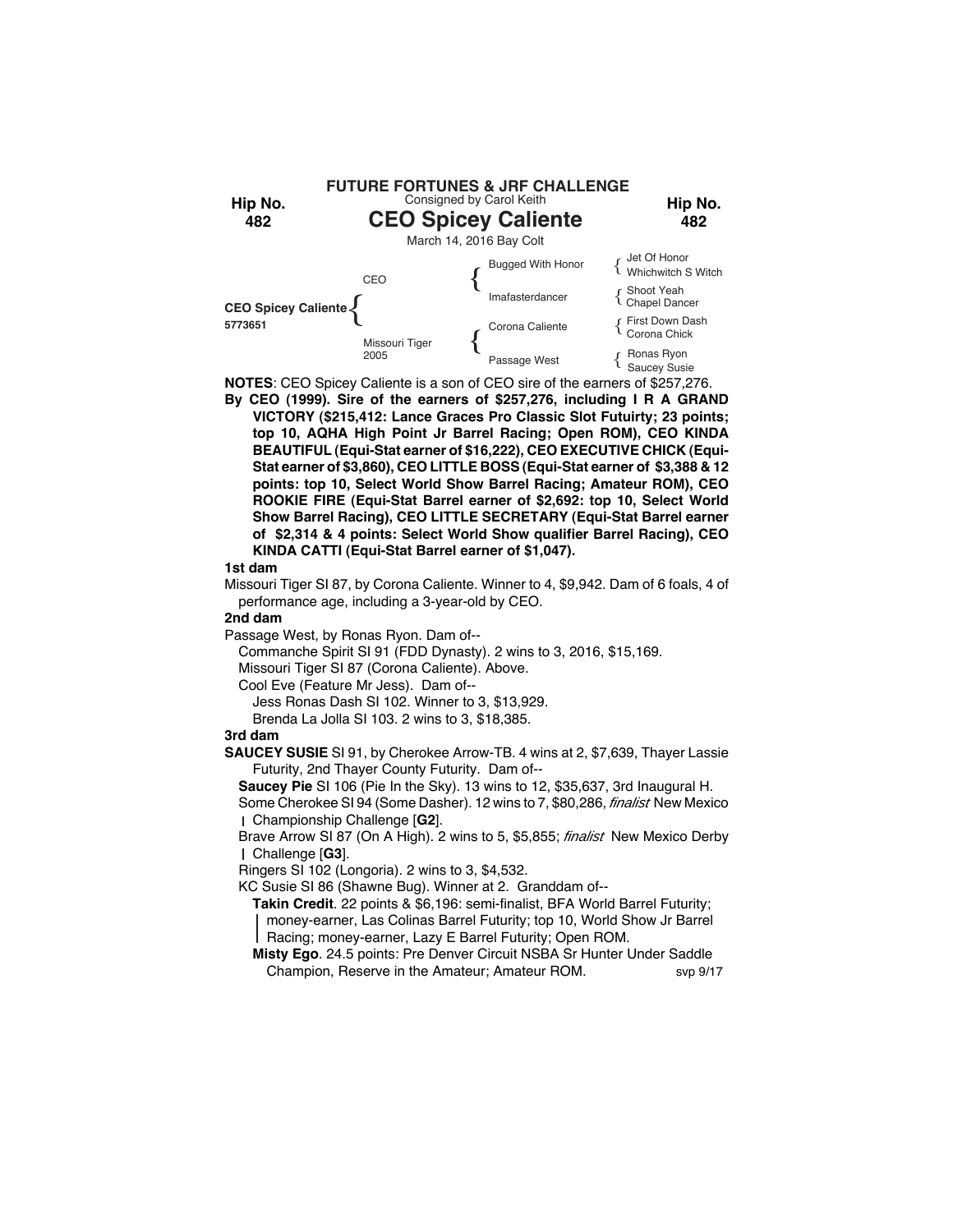**FUTURE FORTUNES & JRF CHALLENGE**

Consigned by Carol Keith

Hip No. 482

# CEO Spicey Caliente

Hip No. 482

March 14, 2016 Bay Colt

| | | | |
|---|---|---|---|
| CEO Spicey Caliente 5773651 | CEO | Bugged With Honor | Jet Of Honor / Whichwitch S Witch |
| | | Imafasterdancer | Shoot Yeah / Chapel Dancer |
| | Missouri Tiger 2005 | Corona Caliente | First Down Dash / Corona Chick |
| | | Passage West | Ronas Ryon / Saucey Susie |

**NOTES**: CEO Spicey Caliente is a son of CEO sire of the earners of $257,276.

**By CEO (1999). Sire of the earners of $257,276, including I R A GRAND VICTORY ($215,412: Lance Graces Pro Classic Slot Futuirty; 23 points; top 10, AQHA High Point Jr Barrel Racing; Open ROM), CEO KINDA BEAUTIFUL (Equi-Stat earner of $16,222), CEO EXECUTIVE CHICK (Equi-Stat earner of $3,860), CEO LITTLE BOSS (Equi-Stat earner of $3,388 & 12 points: top 10, Select World Show Barrel Racing; Amateur ROM), CEO ROOKIE FIRE (Equi-Stat Barrel earner of $2,692: top 10, Select World Show Barrel Racing), CEO LITTLE SECRETARY (Equi-Stat Barrel earner of $2,314 & 4 points: Select World Show qualifier Barrel Racing), CEO KINDA CATTI (Equi-Stat Barrel earner of $1,047).**

**1st dam**

Missouri Tiger SI 87, by Corona Caliente. Winner to 4, $9,942. Dam of 6 foals, 4 of performance age, including a 3-year-old by CEO.

**2nd dam**

Passage West, by Ronas Ryon. Dam of--

Commanche Spirit SI 91 (FDD Dynasty). 2 wins to 3, 2016, $15,169.

Missouri Tiger SI 87 (Corona Caliente). Above.

Cool Eve (Feature Mr Jess). Dam of--

Jess Ronas Dash SI 102. Winner to 3, $13,929.

Brenda La Jolla SI 103. 2 wins to 3, $18,385.

**3rd dam**

**SAUCEY SUSIE** SI 91, by Cherokee Arrow-TB. 4 wins at 2, $7,639, Thayer Lassie Futurity, 2nd Thayer County Futurity. Dam of--

**Saucey Pie** SI 106 (Pie In the Sky). 13 wins to 12, $35,637, 3rd Inaugural H.

Some Cherokee SI 94 (Some Dasher). 12 wins to 7, $80,286, *finalist* New Mexico Championship Challenge [**G2**].

Brave Arrow SI 87 (On A High). 2 wins to 5, $5,855; *finalist* New Mexico Derby Challenge [**G3**].

Ringers SI 102 (Longoria). 2 wins to 3, $4,532.

KC Susie SI 86 (Shawne Bug). Winner at 2. Granddam of--

**Takin Credit**. 22 points & $6,196: semi-finalist, BFA World Barrel Futurity; money-earner, Las Colinas Barrel Futurity; top 10, World Show Jr Barrel Racing; money-earner, Lazy E Barrel Futurity; Open ROM.

**Misty Ego**. 24.5 points: Pre Denver Circuit NSBA Sr Hunter Under Saddle Champion, Reserve in the Amateur; Amateur ROM.

svp 9/17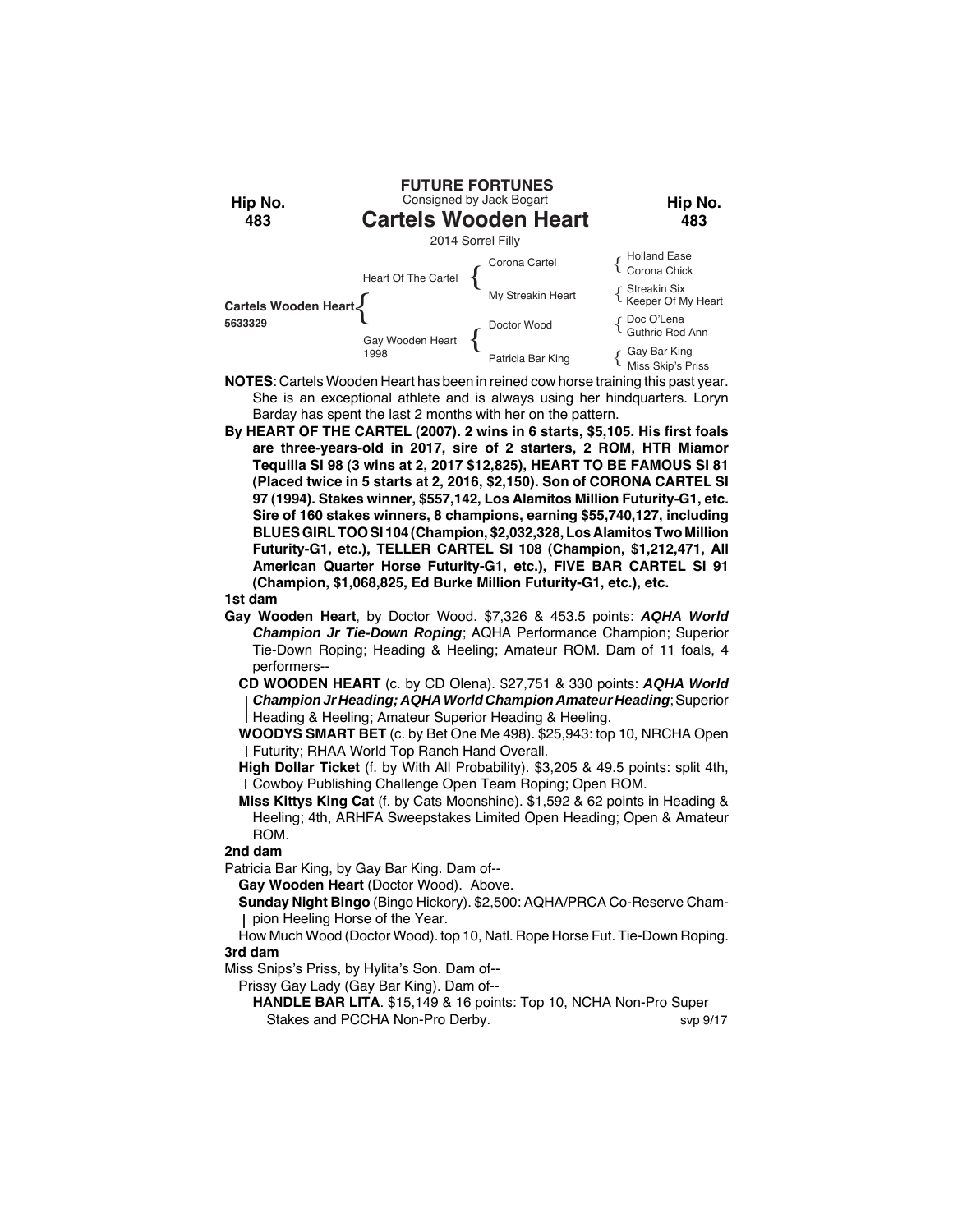**FUTURE FORTUNES**
Consigned by Jack Bogart

**Hip No. 483**

# Cartels Wooden Heart

2014 Sorrel Filly

| | | | |
|---|---|---|---|
| **Cartels Wooden Heart** 5633329 | Heart Of The Cartel | Corona Cartel | Holland Ease |
| | | | Corona Chick |
| | | My Streakin Heart | Streakin Six |
| | | | Keeper Of My Heart |
| | Gay Wooden Heart 1998 | Doctor Wood | Doc O'Lena |
| | | | Guthrie Red Ann |
| | | Patricia Bar King | Gay Bar King |
| | | | Miss Skip's Priss |

**NOTES**: Cartels Wooden Heart has been in reined cow horse training this past year. She is an exceptional athlete and is always using her hindquarters. Loryn Barday has spent the last 2 months with her on the pattern.

**By HEART OF THE CARTEL (2007). 2 wins in 6 starts, $5,105. His first foals are three-years-old in 2017, sire of 2 starters, 2 ROM, HTR Miamor Tequilla SI 98 (3 wins at 2, 2017 $12,825), HEART TO BE FAMOUS SI 81 (Placed twice in 5 starts at 2, 2016, $2,150). Son of CORONA CARTEL SI 97 (1994). Stakes winner, $557,142, Los Alamitos Million Futurity-G1, etc. Sire of 160 stakes winners, 8 champions, earning $55,740,127, including BLUES GIRL TOO SI 104 (Champion, $2,032,328, Los Alamitos Two Million Futurity-G1, etc.), TELLER CARTEL SI 108 (Champion, $1,212,471, All American Quarter Horse Futurity-G1, etc.), FIVE BAR CARTEL SI 91 (Champion, $1,068,825, Ed Burke Million Futurity-G1, etc.), etc.**

**1st dam**

**Gay Wooden Heart**, by Doctor Wood. $7,326 & 453.5 points: ***AQHA World Champion Jr Tie-Down Roping***; AQHA Performance Champion; Superior Tie-Down Roping; Heading & Heeling; Amateur ROM. Dam of 11 foals, 4 performers--

**CD WOODEN HEART** (c. by CD Olena). $27,751 & 330 points: ***AQHA World Champion Jr Heading; AQHA World Champion Amateur Heading***; Superior Heading & Heeling; Amateur Superior Heading & Heeling.

**WOODYS SMART BET** (c. by Bet One Me 498). $25,943: top 10, NRCHA Open Futurity; RHAA World Top Ranch Hand Overall.

**High Dollar Ticket** (f. by With All Probability). $3,205 & 49.5 points: split 4th, Cowboy Publishing Challenge Open Team Roping; Open ROM.

**Miss Kittys King Cat** (f. by Cats Moonshine). $1,592 & 62 points in Heading & Heeling; 4th, ARHFA Sweepstakes Limited Open Heading; Open & Amateur ROM.

**2nd dam**

Patricia Bar King, by Gay Bar King. Dam of--

**Gay Wooden Heart** (Doctor Wood). Above.

**Sunday Night Bingo** (Bingo Hickory). $2,500: AQHA/PRCA Co-Reserve Champion Heeling Horse of the Year.

How Much Wood (Doctor Wood). top 10, Natl. Rope Horse Fut. Tie-Down Roping.

**3rd dam**

Miss Snips's Priss, by Hylita's Son. Dam of--

Prissy Gay Lady (Gay Bar King). Dam of--

**HANDLE BAR LITA**. $15,149 & 16 points: Top 10, NCHA Non-Pro Super Stakes and PCCHA Non-Pro Derby.

svp 9/17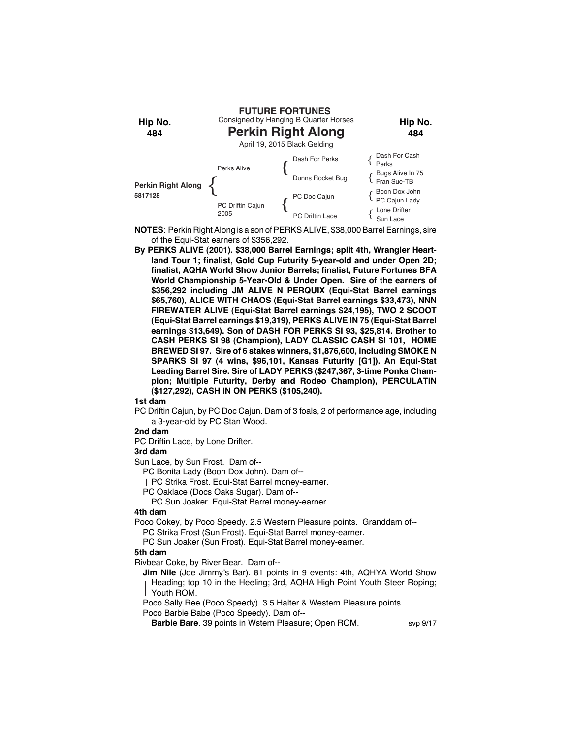**FUTURE FORTUNES**

Hip No. 484

Consigned by Hanging B Quarter Horses

# Perkin Right Along

April 19, 2015 Black Gelding

Hip No. 484

| | | | |
|---|---|---|---|
| Perkin Right Along 5817128 | Perks Alive | Dash For Perks | Dash For Cash / Perks |
| | | Dunns Rocket Bug | Bugs Alive In 75 / Fran Sue-TB |
| | PC Driftin Cajun 2005 | PC Doc Cajun | Boon Dox John / PC Cajun Lady |
| | | PC Driftin Lace | Lone Drifter / Sun Lace |

**NOTES**: Perkin Right Along is a son of PERKS ALIVE, $38,000 Barrel Earnings, sire of the Equi-Stat earners of $356,292.

**By PERKS ALIVE (2001). $38,000 Barrel Earnings; split 4th, Wrangler Heartland Tour 1; finalist, Gold Cup Futurity 5-year-old and under Open 2D; finalist, AQHA World Show Junior Barrels; finalist, Future Fortunes BFA World Championship 5-Year-Old & Under Open. Sire of the earners of $356,292 including JM ALIVE N PERQUIX (Equi-Stat Barrel earnings $65,760), ALICE WITH CHAOS (Equi-Stat Barrel earnings $33,473), NNN FIREWATER ALIVE (Equi-Stat Barrel earnings $24,195), TWO 2 SCOOT (Equi-Stat Barrel earnings $19,319), PERKS ALIVE IN 75 (Equi-Stat Barrel earnings $13,649). Son of DASH FOR PERKS SI 93, $25,814. Brother to CASH PERKS SI 98 (Champion), LADY CLASSIC CASH SI 101, HOME BREWED SI 97. Sire of 6 stakes winners, $1,876,600, including SMOKE N SPARKS SI 97 (4 wins, $96,101, Kansas Futurity [G1]). An Equi-Stat Leading Barrel Sire. Sire of LADY PERKS ($247,367, 3-time Ponka Champion; Multiple Futurity, Derby and Rodeo Champion), PERCULATIN ($127,292), CASH IN ON PERKS ($105,240).**

**1st dam**

PC Driftin Cajun, by PC Doc Cajun. Dam of 3 foals, 2 of performance age, including a 3-year-old by PC Stan Wood.

**2nd dam**

PC Driftin Lace, by Lone Drifter.

**3rd dam**

Sun Lace, by Sun Frost. Dam of--

PC Bonita Lady (Boon Dox John). Dam of--

PC Strika Frost. Equi-Stat Barrel money-earner.

PC Oaklace (Docs Oaks Sugar). Dam of--

PC Sun Joaker. Equi-Stat Barrel money-earner.

**4th dam**

Poco Cokey, by Poco Speedy. 2.5 Western Pleasure points. Granddam of--

PC Strika Frost (Sun Frost). Equi-Stat Barrel money-earner.

PC Sun Joaker (Sun Frost). Equi-Stat Barrel money-earner.

**5th dam**

Rivbear Coke, by River Bear. Dam of--

**Jim Nile** (Joe Jimmy's Bar). 81 points in 9 events: 4th, AQHYA World Show Heading; top 10 in the Heeling; 3rd, AQHA High Point Youth Steer Roping; Youth ROM.

Poco Sally Ree (Poco Speedy). 3.5 Halter & Western Pleasure points.

Poco Barbie Babe (Poco Speedy). Dam of--

**Barbie Bare**. 39 points in Wstern Pleasure; Open ROM.

svp 9/17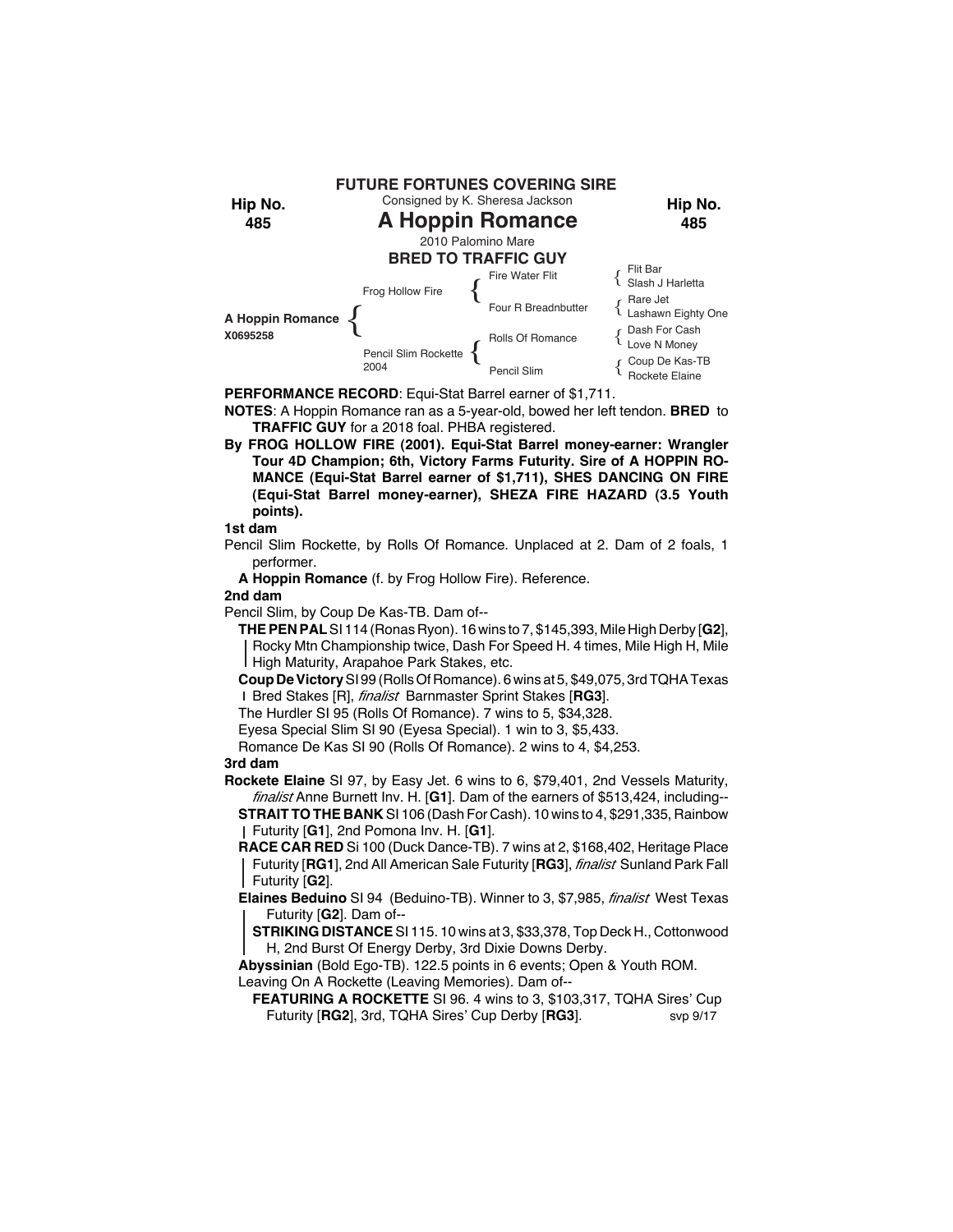**FUTURE FORTUNES COVERING SIRE**

Consigned by K. Sheresa Jackson

**Hip No. 485**

# A Hoppin Romance

2010 Palomino Mare

**BRED TO TRAFFIC GUY**

| | | | |
|---|---|---|---|
| A Hoppin Romance X0695258 | Frog Hollow Fire | Fire Water Flit | Flit Bar |
| | | | Slash J Harletta |
| | | Four R Breadnbutter | Rare Jet |
| | | | Lashawn Eighty One |
| | Pencil Slim Rockette 2004 | Rolls Of Romance | Dash For Cash |
| | | | Love N Money |
| | | Pencil Slim | Coup De Kas-TB |
| | | | Rockete Elaine |

**PERFORMANCE RECORD**: Equi-Stat Barrel earner of $1,711.

**NOTES**: A Hoppin Romance ran as a 5-year-old, bowed her left tendon. **BRED** to **TRAFFIC GUY** for a 2018 foal. PHBA registered.

**By FROG HOLLOW FIRE (2001). Equi-Stat Barrel money-earner: Wrangler Tour 4D Champion; 6th, Victory Farms Futurity. Sire of A HOPPIN ROMANCE (Equi-Stat Barrel earner of $1,711), SHES DANCING ON FIRE (Equi-Stat Barrel money-earner), SHEZA FIRE HAZARD (3.5 Youth points).**

**1st dam**

Pencil Slim Rockette, by Rolls Of Romance. Unplaced at 2. Dam of 2 foals, 1 performer.

**A Hoppin Romance** (f. by Frog Hollow Fire). Reference.

**2nd dam**

Pencil Slim, by Coup De Kas-TB. Dam of--

**THE PEN PAL** SI 114 (Ronas Ryon). 16 wins to 7, $145,393, Mile High Derby [**G2**], Rocky Mtn Championship twice, Dash For Speed H. 4 times, Mile High H, Mile High Maturity, Arapahoe Park Stakes, etc.

**Coup De Victory** SI 99 (Rolls Of Romance). 6 wins at 5, $49,075, 3rd TQHA Texas Bred Stakes [R], *finalist* Barnmaster Sprint Stakes [**RG3**].

The Hurdler SI 95 (Rolls Of Romance). 7 wins to 5, $34,328.

Eyesa Special Slim SI 90 (Eyesa Special). 1 win to 3, $5,433.

Romance De Kas SI 90 (Rolls Of Romance). 2 wins to 4, $4,253.

**3rd dam**

**Rockete Elaine** SI 97, by Easy Jet. 6 wins to 6, $79,401, 2nd Vessels Maturity, *finalist* Anne Burnett Inv. H. [**G1**]. Dam of the earners of $513,424, including--

**STRAIT TO THE BANK** SI 106 (Dash For Cash). 10 wins to 4, $291,335, Rainbow Futurity [**G1**], 2nd Pomona Inv. H. [**G1**].

**RACE CAR RED** Si 100 (Duck Dance-TB). 7 wins at 2, $168,402, Heritage Place Futurity [**RG1**], 2nd All American Sale Futurity [**RG3**], *finalist* Sunland Park Fall Futurity [**G2**].

**Elaines Beduino** SI 94 (Beduino-TB). Winner to 3, $7,985, *finalist* West Texas Futurity [**G2**]. Dam of--

**STRIKING DISTANCE** SI 115. 10 wins at 3, $33,378, Top Deck H., Cottonwood H, 2nd Burst Of Energy Derby, 3rd Dixie Downs Derby.

**Abyssinian** (Bold Ego-TB). 122.5 points in 6 events; Open & Youth ROM.

Leaving On A Rockette (Leaving Memories). Dam of--

**FEATURING A ROCKETTE** SI 96. 4 wins to 3, $103,317, TQHA Sires' Cup Futurity [**RG2**], 3rd, TQHA Sires' Cup Derby [**RG3**].

svp 9/17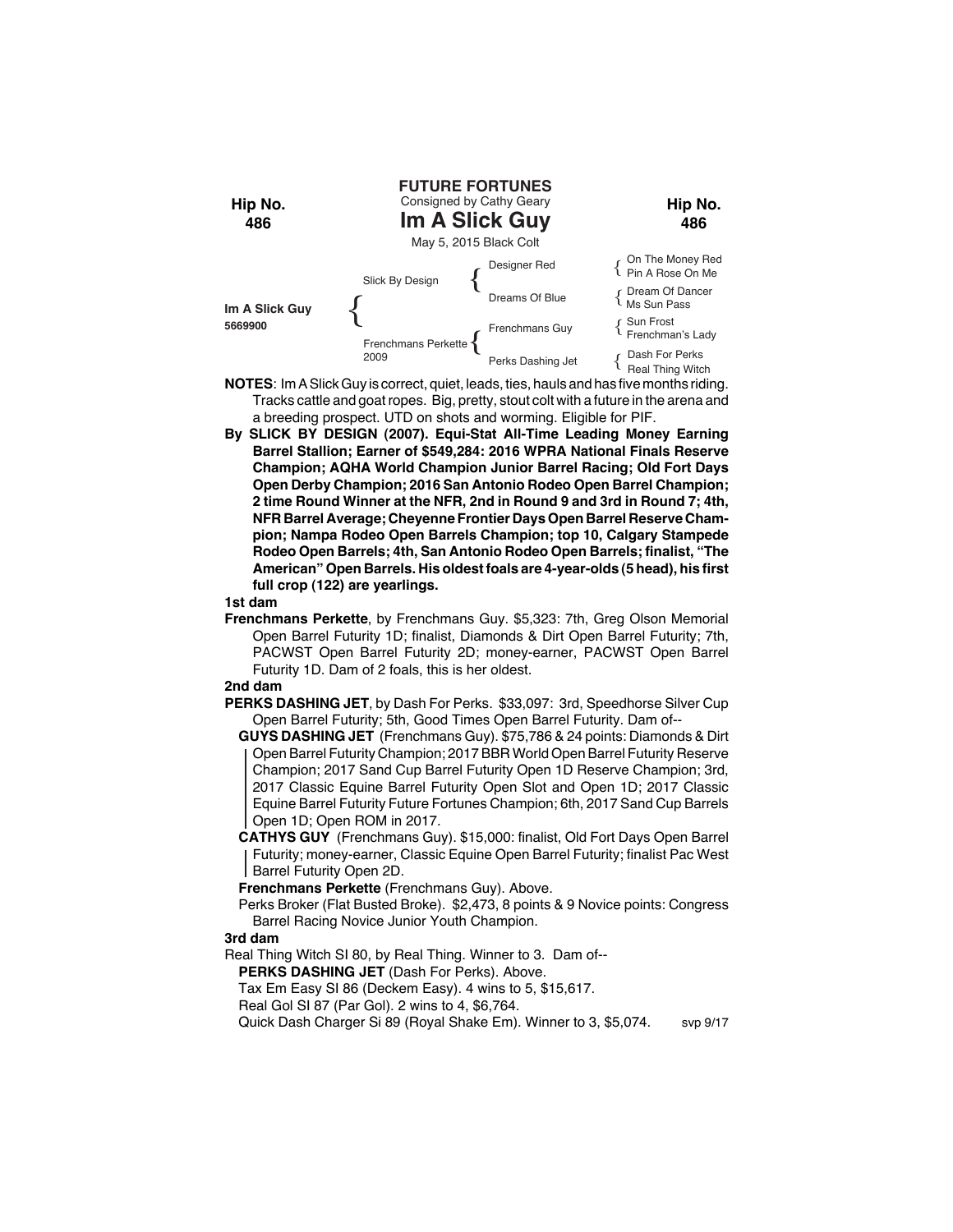**FUTURE FORTUNES**
Consigned by Cathy Geary

Hip No. **486**

# Im A Slick Guy

May 5, 2015 Black Colt

| | | | |
|---|---|---|---|
| **Im A Slick Guy** 5669900 | Slick By Design | Designer Red | On The Money Red / Pin A Rose On Me |
| | | Dreams Of Blue | Dream Of Dancer / Ms Sun Pass |
| | Frenchmans Perkette 2009 | Frenchmans Guy | Sun Frost / Frenchman's Lady |
| | | Perks Dashing Jet | Dash For Perks / Real Thing Witch |

**NOTES**: Im A Slick Guy is correct, quiet, leads, ties, hauls and has five months riding. Tracks cattle and goat ropes. Big, pretty, stout colt with a future in the arena and a breeding prospect. UTD on shots and worming. Eligible for PIF.

**By SLICK BY DESIGN (2007). Equi-Stat All-Time Leading Money Earning Barrel Stallion; Earner of $549,284: 2016 WPRA National Finals Reserve Champion; AQHA World Champion Junior Barrel Racing; Old Fort Days Open Derby Champion; 2016 San Antonio Rodeo Open Barrel Champion; 2 time Round Winner at the NFR, 2nd in Round 9 and 3rd in Round 7; 4th, NFR Barrel Average; Cheyenne Frontier Days Open Barrel Reserve Champion; Nampa Rodeo Open Barrels Champion; top 10, Calgary Stampede Rodeo Open Barrels; 4th, San Antonio Rodeo Open Barrels; finalist, "The American" Open Barrels. His oldest foals are 4-year-olds (5 head), his first full crop (122) are yearlings.**

**1st dam**

**Frenchmans Perkette**, by Frenchmans Guy. $5,323: 7th, Greg Olson Memorial Open Barrel Futurity 1D; finalist, Diamonds & Dirt Open Barrel Futurity; 7th, PACWST Open Barrel Futurity 2D; money-earner, PACWST Open Barrel Futurity 1D. Dam of 2 foals, this is her oldest.

**2nd dam**

**PERKS DASHING JET**, by Dash For Perks. $33,097: 3rd, Speedhorse Silver Cup Open Barrel Futurity; 5th, Good Times Open Barrel Futurity. Dam of--

**GUYS DASHING JET** (Frenchmans Guy). $75,786 & 24 points: Diamonds & Dirt Open Barrel Futurity Champion; 2017 BBR World Open Barrel Futurity Reserve Champion; 2017 Sand Cup Barrel Futurity Open 1D Reserve Champion; 3rd, 2017 Classic Equine Barrel Futurity Open Slot and Open 1D; 2017 Classic Equine Barrel Futurity Future Fortunes Champion; 6th, 2017 Sand Cup Barrels Open 1D; Open ROM in 2017.

**CATHYS GUY** (Frenchmans Guy). $15,000: finalist, Old Fort Days Open Barrel Futurity; money-earner, Classic Equine Open Barrel Futurity; finalist Pac West Barrel Futurity Open 2D.

**Frenchmans Perkette** (Frenchmans Guy). Above.

Perks Broker (Flat Busted Broke). $2,473, 8 points & 9 Novice points: Congress Barrel Racing Novice Junior Youth Champion.

**3rd dam**

Real Thing Witch SI 80, by Real Thing. Winner to 3. Dam of--

**PERKS DASHING JET** (Dash For Perks). Above.

Tax Em Easy SI 86 (Deckem Easy). 4 wins to 5, $15,617.

Real Gol SI 87 (Par Gol). 2 wins to 4, $6,764.

Quick Dash Charger Si 89 (Royal Shake Em). Winner to 3, $5,074.

svp 9/17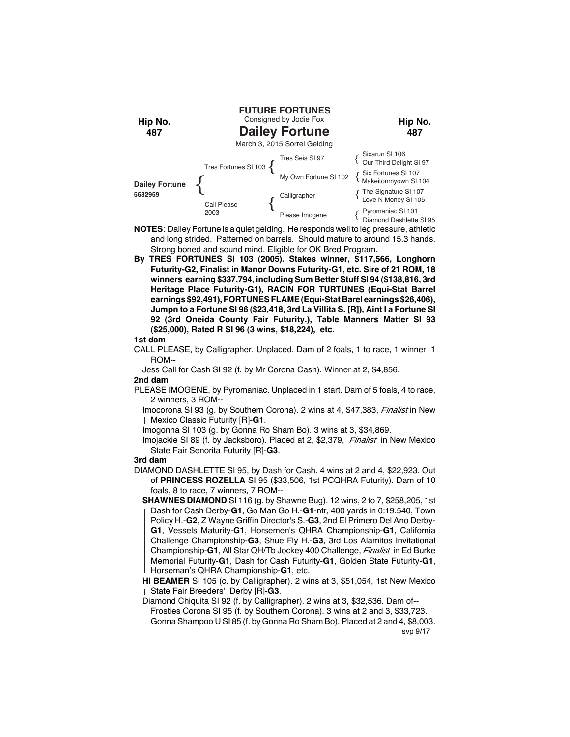# FUTURE FORTUNES

**Hip No. 487**

Consigned by Jodie Fox

## Dailey Fortune

March 3, 2015 Sorrel Gelding

| | | | |
|---|---|---|---|
| **Dailey Fortune** 5682959 | Tres Fortunes SI 103 | Tres Seis SI 97 | Sixarun SI 106 / Our Third Delight SI 97 |
| | | My Own Fortune SI 102 | Six Fortunes SI 107 / Makeitonmyown SI 104 |
| | Call Please 2003 | Calligrapher | The Signature SI 107 / Love N Money SI 105 |
| | | Please Imogene | Pyromaniac SI 101 / Diamond Dashlette SI 95 |

**NOTES**: Dailey Fortune is a quiet gelding. He responds well to leg pressure, athletic and long strided. Patterned on barrels. Should mature to around 15.3 hands. Strong boned and sound mind. Eligible for OK Bred Program.

**By TRES FORTUNES SI 103 (2005). Stakes winner, $117,566, Longhorn Futurity-G2, Finalist in Manor Downs Futurity-G1, etc. Sire of 21 ROM, 18 winners earning $337,794, including Sum Better Stuff SI 94 ($138,816, 3rd Heritage Place Futurity-G1), RACIN FOR TURTUNES (Equi-Stat Barrel earnings $92,491), FORTUNES FLAME (Equi-Stat Barel earnings $26,406), Jumpn to a Fortune SI 96 ($23,418, 3rd La Villita S. [R]), Aint I a Fortune SI 92 (3rd Oneida County Fair Futurity.), Table Manners Matter SI 93 ($25,000), Rated R SI 96 (3 wins, $18,224), etc.**

**1st dam**

CALL PLEASE, by Calligrapher. Unplaced. Dam of 2 foals, 1 to race, 1 winner, 1 ROM--

Jess Call for Cash SI 92 (f. by Mr Corona Cash). Winner at 2, $4,856.

**2nd dam**

PLEASE IMOGENE, by Pyromaniac. Unplaced in 1 start. Dam of 5 foals, 4 to race, 2 winners, 3 ROM--

Imocorona SI 93 (g. by Southern Corona). 2 wins at 4, $47,383, *Finalist* in New Mexico Classic Futurity [R]-**G1**.

Imogonna SI 103 (g. by Gonna Ro Sham Bo). 3 wins at 3, $34,869.

Imojackie SI 89 (f. by Jacksboro). Placed at 2, $2,379, *Finalist* in New Mexico State Fair Senorita Futurity [R]-**G3**.

**3rd dam**

DIAMOND DASHLETTE SI 95, by Dash for Cash. 4 wins at 2 and 4, $22,923. Out of **PRINCESS ROZELLA** SI 95 ($33,506, 1st PCQHRA Futurity). Dam of 10 foals, 8 to race, 7 winners, 7 ROM--

**SHAWNES DIAMOND** SI 116 (g. by Shawne Bug). 12 wins, 2 to 7, $258,205, 1st Dash for Cash Derby-**G1**, Go Man Go H.-**G1**-ntr, 400 yards in 0:19.540, Town Policy H.-**G2**, Z Wayne Griffin Director's S.-**G3**, 2nd El Primero Del Ano Derby-**G1**, Vessels Maturity-**G1**, Horsemen's QHRA Championship-**G1**, California Challenge Championship-**G3**, Shue Fly H.-**G3**, 3rd Los Alamitos Invitational Championship-**G1**, All Star QH/Tb Jockey 400 Challenge, *Finalist* in Ed Burke Memorial Futurity-**G1**, Dash for Cash Futurity-**G1**, Golden State Futurity-**G1**, Horseman's QHRA Championship-**G1**, etc.

**HI BEAMER** SI 105 (c. by Calligrapher). 2 wins at 3, $51,054, 1st New Mexico State Fair Breeders' Derby [R]-**G3**.

Diamond Chiquita SI 92 (f. by Calligrapher). 2 wins at 3, $32,536. Dam of--

Frosties Corona SI 95 (f. by Southern Corona). 3 wins at 2 and 3, $33,723.

Gonna Shampoo U SI 85 (f. by Gonna Ro Sham Bo). Placed at 2 and 4, $8,003.

svp 9/17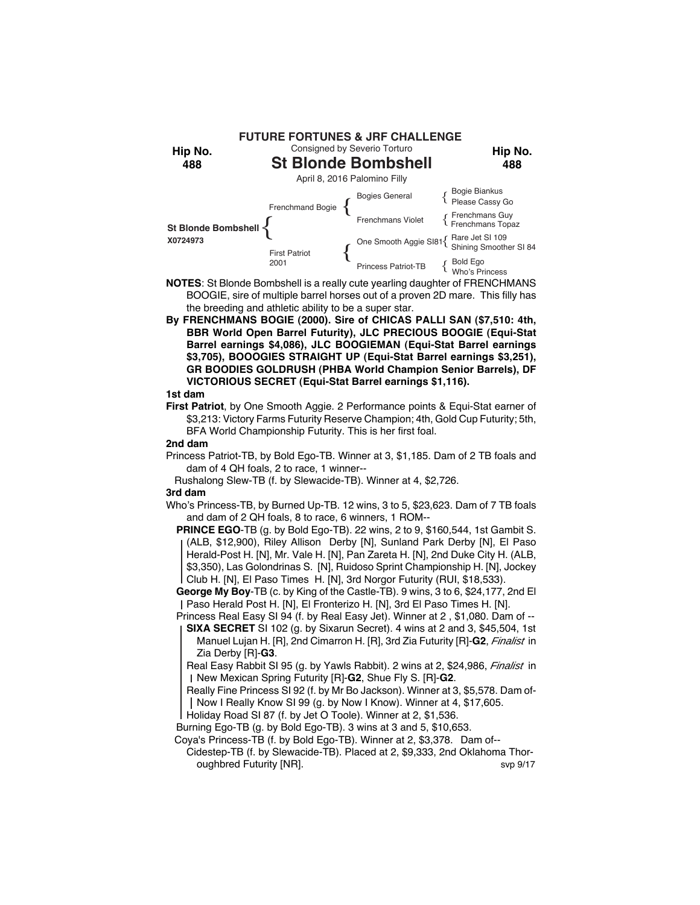**FUTURE FORTUNES & JRF CHALLENGE**

Consigned by Severio Torturo

**Hip No. 488**

# St Blonde Bombshell

April 8, 2016 Palomino Filly

| | | | |
|---|---|---|---|
| St Blonde Bombshell X0724973 | Frenchmand Bogie | Bogies General | Bogie Biankus |
| | | | Please Cassy Go |
| | | Frenchmans Violet | Frenchmans Guy |
| | | | Frenchmans Topaz |
| | First Patriot 2001 | One Smooth Aggie SI81 | Rare Jet SI 109 |
| | | | Shining Smoother SI 84 |
| | | Princess Patriot-TB | Bold Ego |
| | | | Who's Princess |

**NOTES**: St Blonde Bombshell is a really cute yearling daughter of FRENCHMANS BOOGIE, sire of multiple barrel horses out of a proven 2D mare. This filly has the breeding and athletic ability to be a super star.

**By FRENCHMANS BOGIE (2000). Sire of CHICAS PALLI SAN ($7,510: 4th, BBR World Open Barrel Futurity), JLC PRECIOUS BOOGIE (Equi-Stat Barrel earnings $4,086), JLC BOOGIEMAN (Equi-Stat Barrel earnings $3,705), BOOOGIES STRAIGHT UP (Equi-Stat Barrel earnings $3,251), GR BOODIES GOLDRUSH (PHBA World Champion Senior Barrels), DF VICTORIOUS SECRET (Equi-Stat Barrel earnings $1,116).**

**1st dam**

**First Patriot**, by One Smooth Aggie. 2 Performance points & Equi-Stat earner of $3,213: Victory Farms Futurity Reserve Champion; 4th, Gold Cup Futurity; 5th, BFA World Championship Futurity. This is her first foal.

**2nd dam**

Princess Patriot-TB, by Bold Ego-TB. Winner at 3, $1,185. Dam of 2 TB foals and dam of 4 QH foals, 2 to race, 1 winner--

Rushalong Slew-TB (f. by Slewacide-TB). Winner at 4, $2,726.

**3rd dam**

Who's Princess-TB, by Burned Up-TB. 12 wins, 3 to 5, $23,623. Dam of 7 TB foals and dam of 2 QH foals, 8 to race, 6 winners, 1 ROM--

**PRINCE EGO**-TB (g. by Bold Ego-TB). 22 wins, 2 to 9, $160,544, 1st Gambit S. (ALB, $12,900), Riley Allison Derby [N], Sunland Park Derby [N], El Paso Herald-Post H. [N], Mr. Vale H. [N], Pan Zareta H. [N], 2nd Duke City H. (ALB, $3,350), Las Golondrinas S. [N], Ruidoso Sprint Championship H. [N], Jockey Club H. [N], El Paso Times H. [N], 3rd Norgor Futurity (RUI, $18,533).

**George My Boy**-TB (c. by King of the Castle-TB). 9 wins, 3 to 6, $24,177, 2nd El Paso Herald Post H. [N], El Fronterizo H. [N], 3rd El Paso Times H. [N].

Princess Real Easy SI 94 (f. by Real Easy Jet). Winner at 2 , $1,080. Dam of --

**SIXA SECRET** SI 102 (g. by Sixarun Secret). 4 wins at 2 and 3, $45,504, 1st Manuel Lujan H. [R], 2nd Cimarron H. [R], 3rd Zia Futurity [R]-**G2**, *Finalist* in Zia Derby [R]-**G3**.

Real Easy Rabbit SI 95 (g. by Yawls Rabbit). 2 wins at 2, $24,986, *Finalist* in New Mexican Spring Futurity [R]-**G2**, Shue Fly S. [R]-**G2**.

Really Fine Princess SI 92 (f. by Mr Bo Jackson). Winner at 3, $5,578. Dam of-

Now I Really Know SI 99 (g. by Now I Know). Winner at 4, $17,605.

Holiday Road SI 87 (f. by Jet O Toole). Winner at 2, $1,536.

Burning Ego-TB (g. by Bold Ego-TB). 3 wins at 3 and 5, $10,653.

Coya's Princess-TB (f. by Bold Ego-TB). Winner at 2, $3,378. Dam of--

Cidestep-TB (f. by Slewacide-TB). Placed at 2, $9,333, 2nd Oklahoma Thoroughbred Futurity [NR].

svp 9/17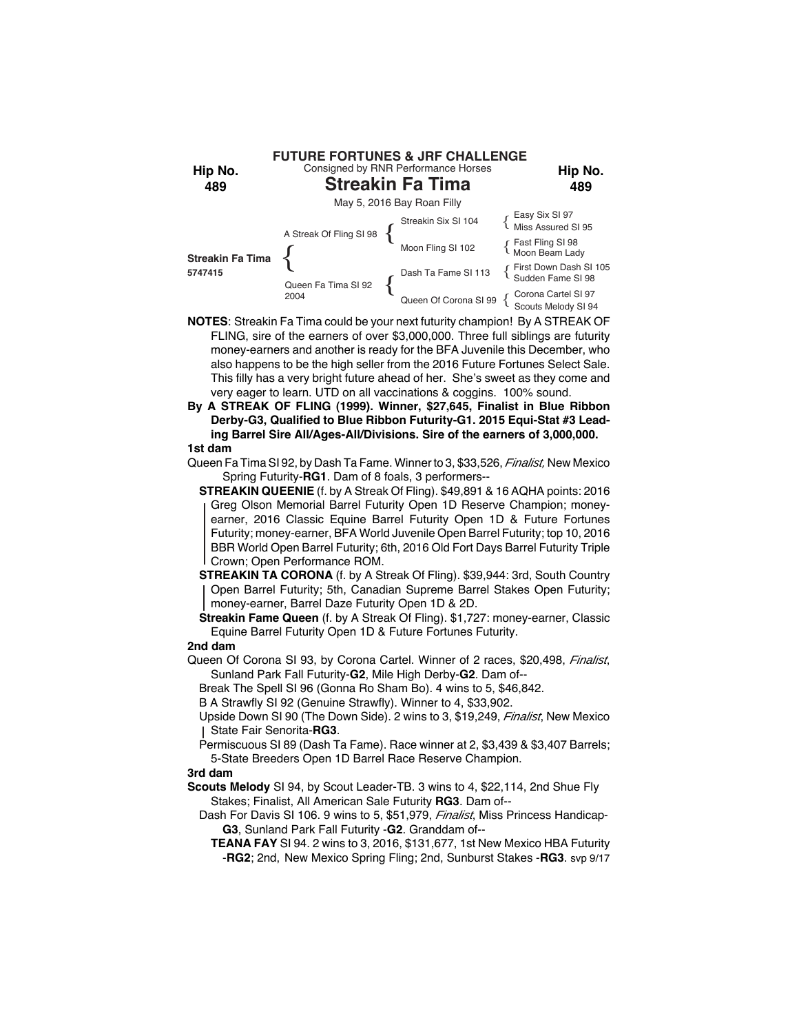**FUTURE FORTUNES & JRF CHALLENGE**

Consigned by RNR Performance Horses

**Hip No. 489**

# Streakin Fa Tima

May 5, 2016 Bay Roan Filly

| | | | |
|---|---|---|---|
| **Streakin Fa Tima** 5747415 | A Streak Of Fling SI 98 | Streakin Six SI 104 | Easy Six SI 97 |
| | | | Miss Assured SI 95 |
| | | Moon Fling SI 102 | Fast Fling SI 98 |
| | | | Moon Beam Lady |
| | Queen Fa Tima SI 92 2004 | Dash Ta Fame SI 113 | First Down Dash SI 105 |
| | | | Sudden Fame SI 98 |
| | | Queen Of Corona SI 99 | Corona Cartel SI 97 |
| | | | Scouts Melody SI 94 |

**NOTES**: Streakin Fa Tima could be your next futurity champion! By A STREAK OF FLING, sire of the earners of over $3,000,000. Three full siblings are futurity money-earners and another is ready for the BFA Juvenile this December, who also happens to be the high seller from the 2016 Future Fortunes Select Sale. This filly has a very bright future ahead of her. She's sweet as they come and very eager to learn. UTD on all vaccinations & coggins. 100% sound.

**By A STREAK OF FLING (1999). Winner, $27,645, Finalist in Blue Ribbon Derby-G3, Qualified to Blue Ribbon Futurity-G1. 2015 Equi-Stat #3 Leading Barrel Sire All/Ages-All/Divisions. Sire of the earners of 3,000,000.**

**1st dam**

Queen Fa Tima SI 92, by Dash Ta Fame. Winner to 3, $33,526, *Finalist,* New Mexico Spring Futurity-**RG1**. Dam of 8 foals, 3 performers--

**STREAKIN QUEENIE** (f. by A Streak Of Fling). $49,891 & 16 AQHA points: 2016 Greg Olson Memorial Barrel Futurity Open 1D Reserve Champion; money-earner, 2016 Classic Equine Barrel Futurity Open 1D & Future Fortunes Futurity; money-earner, BFA World Juvenile Open Barrel Futurity; top 10, 2016 BBR World Open Barrel Futurity; 6th, 2016 Old Fort Days Barrel Futurity Triple Crown; Open Performance ROM.

**STREAKIN TA CORONA** (f. by A Streak Of Fling). $39,944: 3rd, South Country Open Barrel Futurity; 5th, Canadian Supreme Barrel Stakes Open Futurity; money-earner, Barrel Daze Futurity Open 1D & 2D.

**Streakin Fame Queen** (f. by A Streak Of Fling). $1,727: money-earner, Classic Equine Barrel Futurity Open 1D & Future Fortunes Futurity.

**2nd dam**

Queen Of Corona SI 93, by Corona Cartel. Winner of 2 races, $20,498, *Finalist*, Sunland Park Fall Futurity-**G2**, Mile High Derby-**G2**. Dam of--

Break The Spell SI 96 (Gonna Ro Sham Bo). 4 wins to 5, $46,842.

B A Strawfly SI 92 (Genuine Strawfly). Winner to 4, $33,902.

Upside Down SI 90 (The Down Side). 2 wins to 3, $19,249, *Finalist*, New Mexico State Fair Senorita-**RG3**.

Permiscuous SI 89 (Dash Ta Fame). Race winner at 2, $3,439 & $3,407 Barrels; 5-State Breeders Open 1D Barrel Race Reserve Champion.

**3rd dam**

**Scouts Melody** SI 94, by Scout Leader-TB. 3 wins to 4, $22,114, 2nd Shue Fly Stakes; Finalist, All American Sale Futurity **RG3**. Dam of--

Dash For Davis SI 106. 9 wins to 5, $51,979, *Finalist*, Miss Princess Handicap-**G3**, Sunland Park Fall Futurity -**G2**. Granddam of--

**TEANA FAY** SI 94. 2 wins to 3, 2016, $131,677, 1st New Mexico HBA Futurity -**RG2**; 2nd, New Mexico Spring Fling; 2nd, Sunburst Stakes -**RG3**. svp 9/17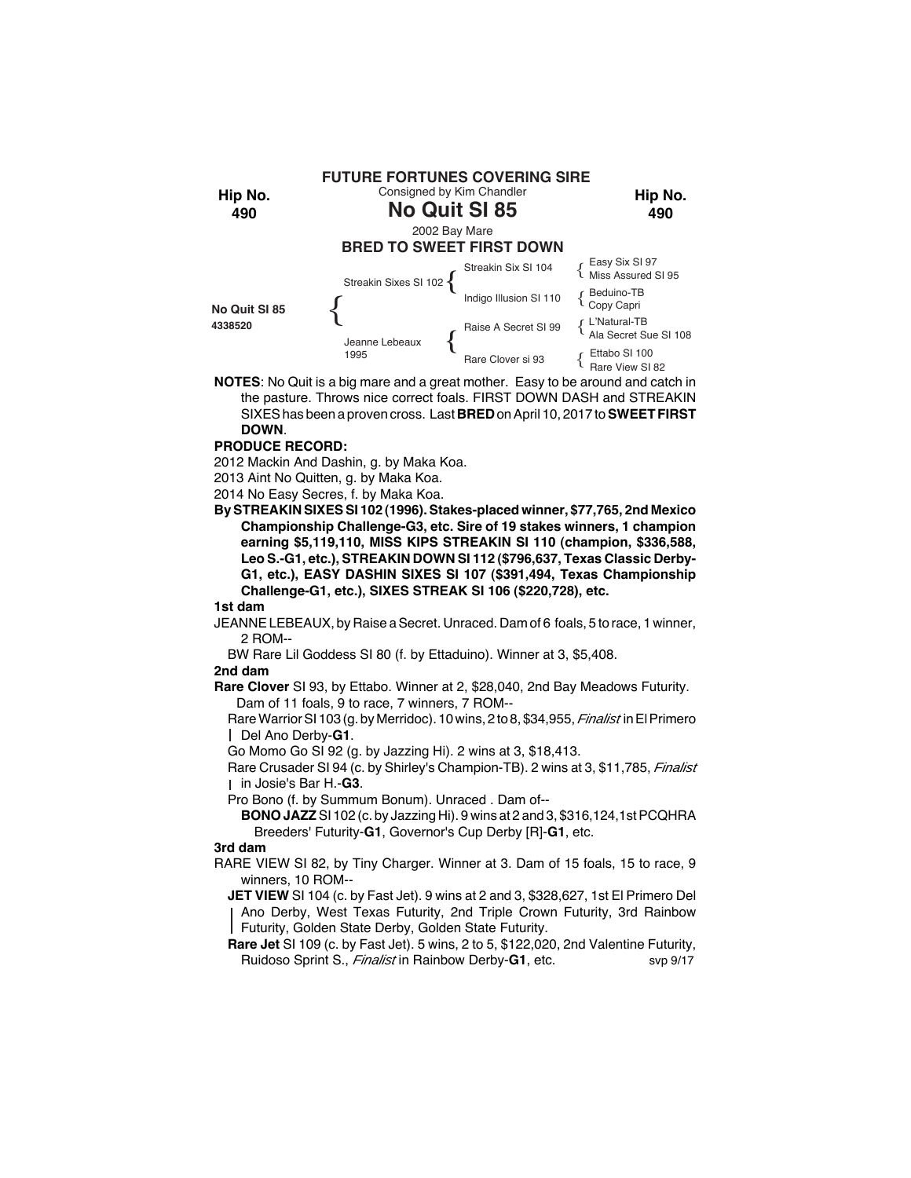**FUTURE FORTUNES COVERING SIRE**

Consigned by Kim Chandler

**Hip No. 490**

# No Quit SI 85

2002 Bay Mare

**BRED TO SWEET FIRST DOWN**

| | | | |
|---|---|---|---|
| **No Quit SI 85** 4338520 | Streakin Sixes SI 102 | Streakin Six SI 104 | Easy Six SI 97 |
| | | | Miss Assured SI 95 |
| | | Indigo Illusion SI 110 | Beduino-TB |
| | | | Copy Capri |
| | Jeanne Lebeaux 1995 | Raise A Secret SI 99 | L'Natural-TB |
| | | | Ala Secret Sue SI 108 |
| | | Rare Clover si 93 | Ettabo SI 100 |
| | | | Rare View SI 82 |

**NOTES**: No Quit is a big mare and a great mother. Easy to be around and catch in the pasture. Throws nice correct foals. FIRST DOWN DASH and STREAKIN SIXES has been a proven cross. Last **BRED** on April 10, 2017 to **SWEET FIRST DOWN**.

**PRODUCE RECORD:**

2012 Mackin And Dashin, g. by Maka Koa.

2013 Aint No Quitten, g. by Maka Koa.

2014 No Easy Secres, f. by Maka Koa.

**By STREAKIN SIXES SI 102 (1996). Stakes-placed winner, $77,765, 2nd Mexico Championship Challenge-G3, etc. Sire of 19 stakes winners, 1 champion earning $5,119,110, MISS KIPS STREAKIN SI 110 (champion, $336,588, Leo S.-G1, etc.), STREAKIN DOWN SI 112 ($796,637, Texas Classic Derby-G1, etc.), EASY DASHIN SIXES SI 107 ($391,494, Texas Championship Challenge-G1, etc.), SIXES STREAK SI 106 ($220,728), etc.**

**1st dam**

JEANNE LEBEAUX, by Raise a Secret. Unraced. Dam of 6 foals, 5 to race, 1 winner, 2 ROM--

BW Rare Lil Goddess SI 80 (f. by Ettaduino). Winner at 3, $5,408.

**2nd dam**

**Rare Clover** SI 93, by Ettabo. Winner at 2, $28,040, 2nd Bay Meadows Futurity. Dam of 11 foals, 9 to race, 7 winners, 7 ROM--

Rare Warrior SI 103 (g. by Merridoc). 10 wins, 2 to 8, $34,955, *Finalist* in El Primero Del Ano Derby-**G1**.

Go Momo Go SI 92 (g. by Jazzing Hi). 2 wins at 3, $18,413.

Rare Crusader SI 94 (c. by Shirley's Champion-TB). 2 wins at 3, $11,785, *Finalist* in Josie's Bar H.-**G3**.

Pro Bono (f. by Summum Bonum). Unraced . Dam of--

**BONO JAZZ** SI 102 (c. by Jazzing Hi). 9 wins at 2 and 3, $316,124, 1st PCQHRA Breeders' Futurity-**G1**, Governor's Cup Derby [R]-**G1**, etc.

**3rd dam**

RARE VIEW SI 82, by Tiny Charger. Winner at 3. Dam of 15 foals, 15 to race, 9 winners, 10 ROM--

**JET VIEW** SI 104 (c. by Fast Jet). 9 wins at 2 and 3, $328,627, 1st El Primero Del Ano Derby, West Texas Futurity, 2nd Triple Crown Futurity, 3rd Rainbow Futurity, Golden State Derby, Golden State Futurity.

**Rare Jet** SI 109 (c. by Fast Jet). 5 wins, 2 to 5, $122,020, 2nd Valentine Futurity, Ruidoso Sprint S., *Finalist* in Rainbow Derby-**G1**, etc.

svp 9/17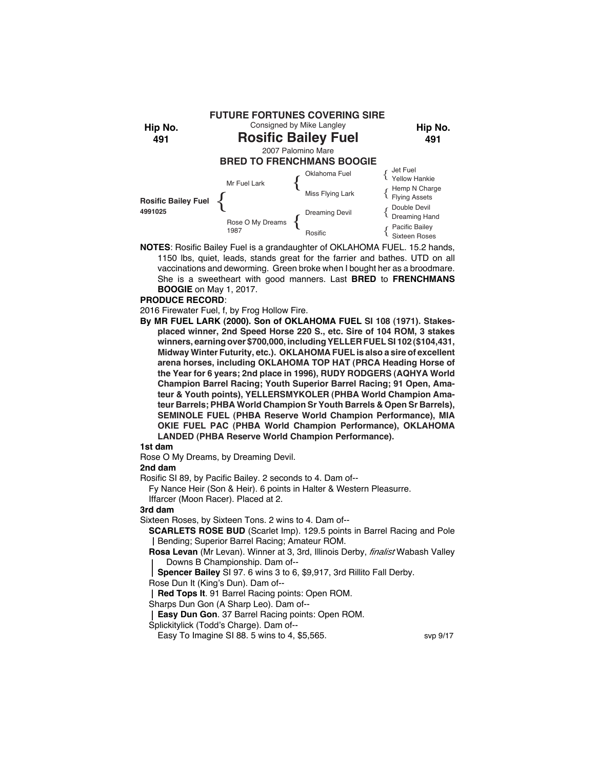**FUTURE FORTUNES COVERING SIRE**

Consigned by Mike Langley

**Hip No. 491**

# Rosific Bailey Fuel

2007 Palomino Mare

**BRED TO FRENCHMANS BOOGIE**

| | | | |
|---|---|---|---|
| **Rosific Bailey Fuel** 4991025 | Mr Fuel Lark | Oklahoma Fuel | Jet Fuel |
| | | | Yellow Hankie |
| | | Miss Flying Lark | Hemp N Charge |
| | | | Flying Assets |
| | Rose O My Dreams 1987 | Dreaming Devil | Double Devil |
| | | | Dreaming Hand |
| | | Rosific | Pacific Bailey |
| | | | Sixteen Roses |

**NOTES**: Rosific Bailey Fuel is a grandaughter of OKLAHOMA FUEL. 15.2 hands, 1150 lbs, quiet, leads, stands great for the farrier and bathes. UTD on all vaccinations and deworming. Green broke when I bought her as a broodmare. She is a sweetheart with good manners. Last **BRED** to **FRENCHMANS BOOGIE** on May 1, 2017.

**PRODUCE RECORD**:

2016 Firewater Fuel, f, by Frog Hollow Fire.

**By MR FUEL LARK (2000). Son of OKLAHOMA FUEL SI 108 (1971). Stakes-placed winner, 2nd Speed Horse 220 S., etc. Sire of 104 ROM, 3 stakes winners, earning over $700,000, including YELLER FUEL SI 102 ($104,431, Midway Winter Futurity, etc.). OKLAHOMA FUEL is also a sire of excellent arena horses, including OKLAHOMA TOP HAT (PRCA Heading Horse of the Year for 6 years; 2nd place in 1996), RUDY RODGERS (AQHYA World Champion Barrel Racing; Youth Superior Barrel Racing; 91 Open, Amateur & Youth points), YELLERSMYKOLER (PHBA World Champion Amateur Barrels; PHBA World Champion Sr Youth Barrels & Open Sr Barrels), SEMINOLE FUEL (PHBA Reserve World Champion Performance), MIA OKIE FUEL PAC (PHBA World Champion Performance), OKLAHOMA LANDED (PHBA Reserve World Champion Performance).**

**1st dam**

Rose O My Dreams, by Dreaming Devil.

**2nd dam**

Rosific SI 89, by Pacific Bailey. 2 seconds to 4. Dam of--

Fy Nance Heir (Son & Heir). 6 points in Halter & Western Pleasurre.

Iffarcer (Moon Racer). Placed at 2.

**3rd dam**

Sixteen Roses, by Sixteen Tons. 2 wins to 4. Dam of--

**SCARLETS ROSE BUD** (Scarlet Imp). 129.5 points in Barrel Racing and Pole Bending; Superior Barrel Racing; Amateur ROM.

**Rosa Levan** (Mr Levan). Winner at 3, 3rd, Illinois Derby, *finalist* Wabash Valley Downs B Championship. Dam of--

**Spencer Bailey** SI 97. 6 wins 3 to 6, $9,917, 3rd Rillito Fall Derby.

Rose Dun It (King's Dun). Dam of--

**Red Tops It**. 91 Barrel Racing points: Open ROM.

Sharps Dun Gon (A Sharp Leo). Dam of--

**Easy Dun Gon**. 37 Barrel Racing points: Open ROM.

Splickitylick (Todd's Charge). Dam of--

Easy To Imagine SI 88. 5 wins to 4, $5,565.

svp 9/17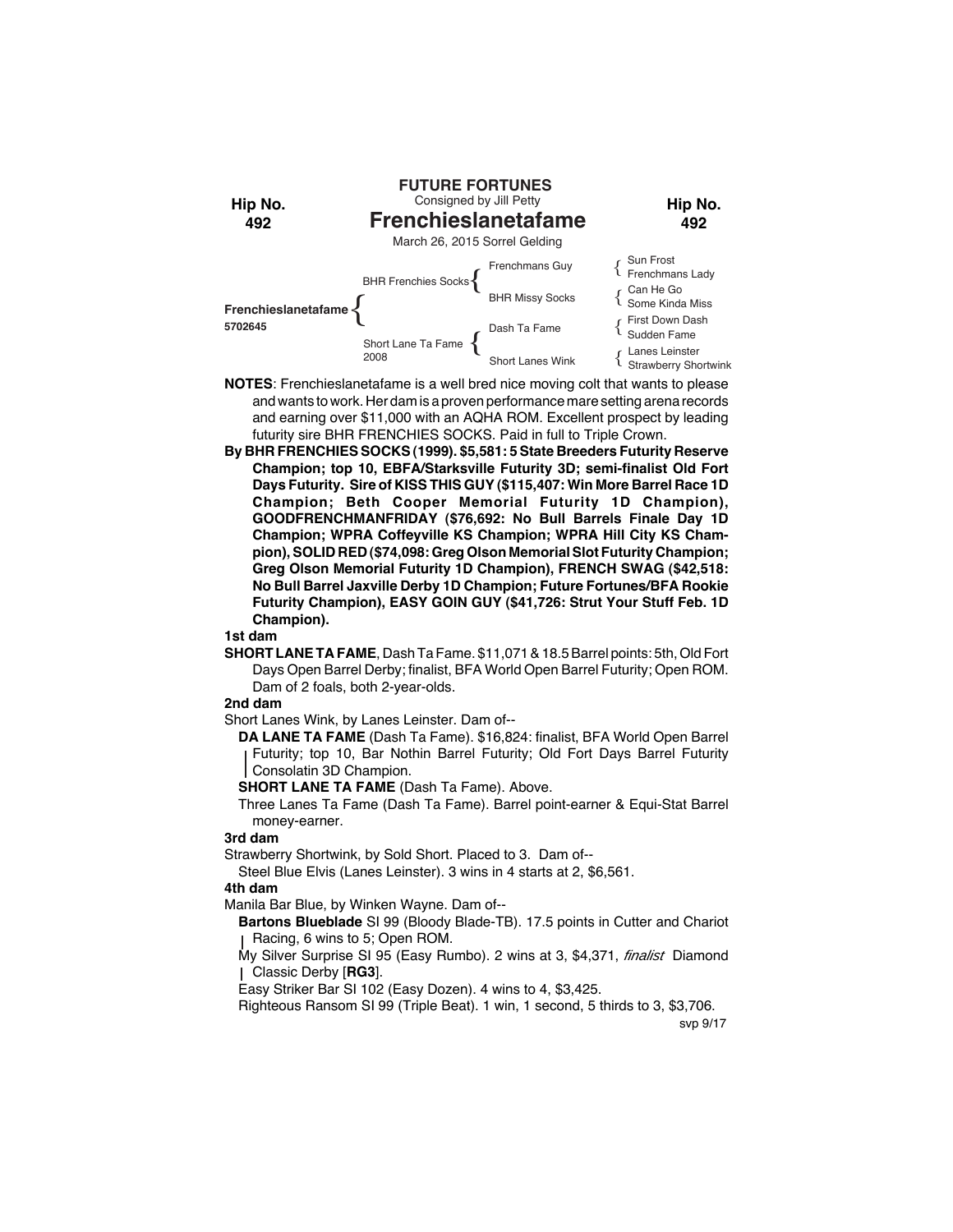**FUTURE FORTUNES**

Consigned by Jill Petty

Hip No. 492

# Frenchieslanetafame

March 26, 2015 Sorrel Gelding

| | | | |
|---|---|---|---|
| Frenchieslanetafame 5702645 | BHR Frenchies Socks | Frenchmans Guy | Sun Frost |
| | | | Frenchmans Lady |
| | | BHR Missy Socks | Can He Go |
| | | | Some Kinda Miss |
| | Short Lane Ta Fame 2008 | Dash Ta Fame | First Down Dash |
| | | | Sudden Fame |
| | | Short Lanes Wink | Lanes Leinster |
| | | | Strawberry Shortwink |

**NOTES**: Frenchieslanetafame is a well bred nice moving colt that wants to please and wants to work. Her dam is a proven performance mare setting arena records and earning over $11,000 with an AQHA ROM. Excellent prospect by leading futurity sire BHR FRENCHIES SOCKS. Paid in full to Triple Crown.

**By BHR FRENCHIES SOCKS (1999). $5,581: 5 State Breeders Futurity Reserve Champion; top 10, EBFA/Starksville Futurity 3D; semi-finalist Old Fort Days Futurity. Sire of KISS THIS GUY ($115,407: Win More Barrel Race 1D Champion; Beth Cooper Memorial Futurity 1D Champion), GOODFRENCHMANFRIDAY ($76,692: No Bull Barrels Finale Day 1D Champion; WPRA Coffeyville KS Champion; WPRA Hill City KS Champion), SOLID RED ($74,098: Greg Olson Memorial Slot Futurity Champion; Greg Olson Memorial Futurity 1D Champion), FRENCH SWAG ($42,518: No Bull Barrel Jaxville Derby 1D Champion; Future Fortunes/BFA Rookie Futurity Champion), EASY GOIN GUY ($41,726: Strut Your Stuff Feb. 1D Champion).**

**1st dam**

**SHORT LANE TA FAME**, Dash Ta Fame. $11,071 & 18.5 Barrel points: 5th, Old Fort Days Open Barrel Derby; finalist, BFA World Open Barrel Futurity; Open ROM. Dam of 2 foals, both 2-year-olds.

**2nd dam**

Short Lanes Wink, by Lanes Leinster. Dam of--

**DA LANE TA FAME** (Dash Ta Fame). $16,824: finalist, BFA World Open Barrel Futurity; top 10, Bar Nothin Barrel Futurity; Old Fort Days Barrel Futurity Consolatin 3D Champion.

**SHORT LANE TA FAME** (Dash Ta Fame). Above.

Three Lanes Ta Fame (Dash Ta Fame). Barrel point-earner & Equi-Stat Barrel money-earner.

**3rd dam**

Strawberry Shortwink, by Sold Short. Placed to 3. Dam of--

Steel Blue Elvis (Lanes Leinster). 3 wins in 4 starts at 2, $6,561.

**4th dam**

Manila Bar Blue, by Winken Wayne. Dam of--

**Bartons Blueblade** SI 99 (Bloody Blade-TB). 17.5 points in Cutter and Chariot Racing, 6 wins to 5; Open ROM.

My Silver Surprise SI 95 (Easy Rumbo). 2 wins at 3, $4,371, *finalist* Diamond Classic Derby [**RG3**].

Easy Striker Bar SI 102 (Easy Dozen). 4 wins to 4, $3,425.

Righteous Ransom SI 99 (Triple Beat). 1 win, 1 second, 5 thirds to 3, $3,706.

svp 9/17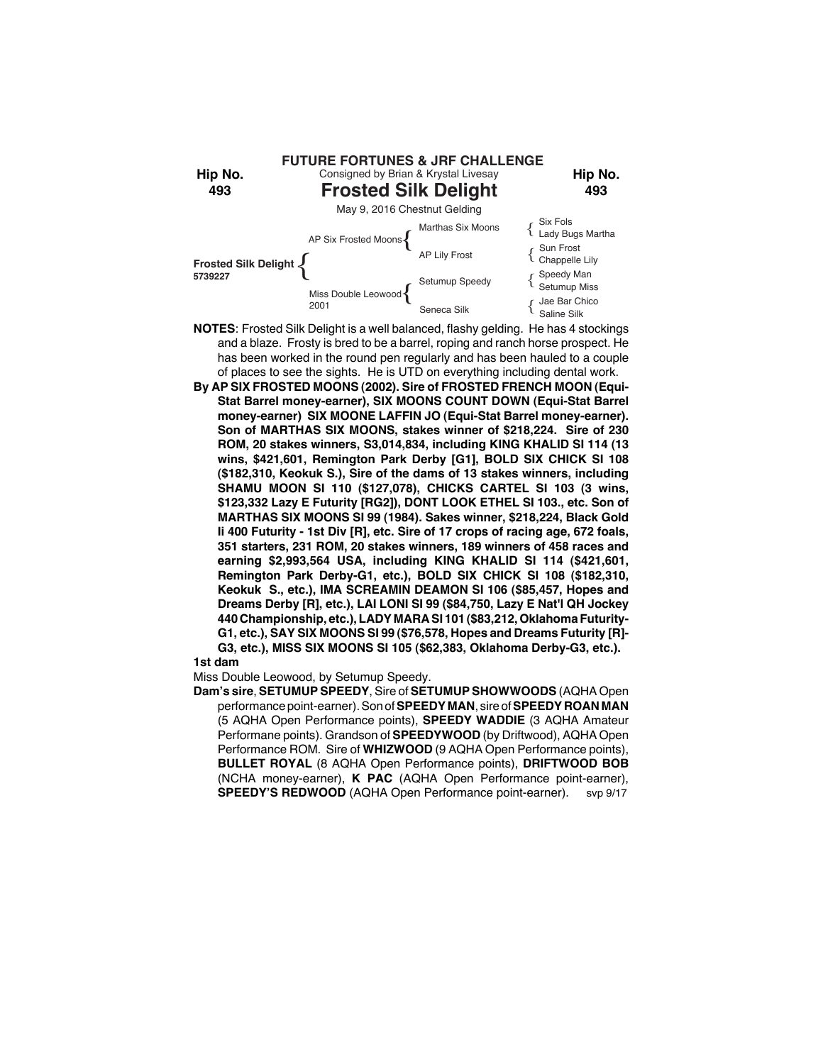**FUTURE FORTUNES & JRF CHALLENGE**

Consigned by Brian & Krystal Livesay

**Hip No. 493**

# Frosted Silk Delight

May 9, 2016 Chestnut Gelding

| | | | |
|---|---|---|---|
| Frosted Silk Delight 5739227 | AP Six Frosted Moons | Marthas Six Moons | Six Fols |
| | | | Lady Bugs Martha |
| | | AP Lily Frost | Sun Frost |
| | | | Chappelle Lily |
| | Miss Double Leowood 2001 | Setumup Speedy | Speedy Man |
| | | | Setumup Miss |
| | | Seneca Silk | Jae Bar Chico |
| | | | Saline Silk |

**NOTES**: Frosted Silk Delight is a well balanced, flashy gelding. He has 4 stockings and a blaze. Frosty is bred to be a barrel, roping and ranch horse prospect. He has been worked in the round pen regularly and has been hauled to a couple of places to see the sights. He is UTD on everything including dental work.

**By AP SIX FROSTED MOONS (2002). Sire of FROSTED FRENCH MOON (Equi-Stat Barrel money-earner), SIX MOONS COUNT DOWN (Equi-Stat Barrel money-earner) SIX MOONE LAFFIN JO (Equi-Stat Barrel money-earner). Son of MARTHAS SIX MOONS, stakes winner of $218,224. Sire of 230 ROM, 20 stakes winners, S3,014,834, including KING KHALID SI 114 (13 wins, $421,601, Remington Park Derby [G1], BOLD SIX CHICK SI 108 ($182,310, Keokuk S.), Sire of the dams of 13 stakes winners, including SHAMU MOON SI 110 ($127,078), CHICKS CARTEL SI 103 (3 wins, $123,332 Lazy E Futurity [RG2]), DONT LOOK ETHEL SI 103., etc. Son of MARTHAS SIX MOONS SI 99 (1984). Sakes winner, $218,224, Black Gold Ii 400 Futurity - 1st Div [R], etc. Sire of 17 crops of racing age, 672 foals, 351 starters, 231 ROM, 20 stakes winners, 189 winners of 458 races and earning $2,993,564 USA, including KING KHALID SI 114 ($421,601, Remington Park Derby-G1, etc.), BOLD SIX CHICK SI 108 ($182,310, Keokuk S., etc.), IMA SCREAMIN DEAMON SI 106 ($85,457, Hopes and Dreams Derby [R], etc.), LAI LONI SI 99 ($84,750, Lazy E Nat'l QH Jockey 440 Championship, etc.), LADY MARA SI 101 ($83,212, Oklahoma Futurity-G1, etc.), SAY SIX MOONS SI 99 ($76,578, Hopes and Dreams Futurity [R]-G3, etc.), MISS SIX MOONS SI 105 ($62,383, Oklahoma Derby-G3, etc.).**

**1st dam**

Miss Double Leowood, by Setumup Speedy.

**Dam's sire**, **SETUMUP SPEEDY**, Sire of **SETUMUP SHOWWOODS** (AQHA Open performance point-earner). Son of **SPEEDY MAN**, sire of **SPEEDY ROAN MAN** (5 AQHA Open Performance points), **SPEEDY WADDIE** (3 AQHA Amateur Performane points). Grandson of **SPEEDYWOOD** (by Driftwood), AQHA Open Performance ROM. Sire of **WHIZWOOD** (9 AQHA Open Performance points), **BULLET ROYAL** (8 AQHA Open Performance points), **DRIFTWOOD BOB** (NCHA money-earner), **K PAC** (AQHA Open Performance point-earner), **SPEEDY'S REDWOOD** (AQHA Open Performance point-earner). svp 9/17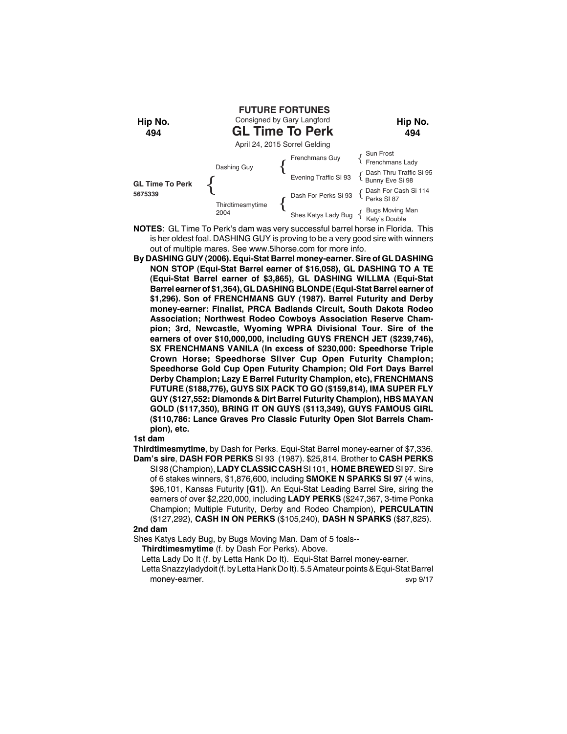**FUTURE FORTUNES**

Hip No. **494**

Consigned by Gary Langford

# GL Time To Perk

Hip No. **494**

April 24, 2015 Sorrel Gelding

| | | | |
|---|---|---|---|
| **GL Time To Perk** 5675339 | Dashing Guy | Frenchmans Guy | Sun Frost / Frenchmans Lady |
| | | Evening Traffic SI 93 | Dash Thru Traffic Si 95 / Bunny Eve Si 98 |
| | Thirdtimesmytime 2004 | Dash For Perks Si 93 | Dash For Cash Si 114 / Perks SI 87 |
| | | Shes Katys Lady Bug | Bugs Moving Man / Katy's Double |

**NOTES**: GL Time To Perk's dam was very successful barrel horse in Florida. This is her oldest foal. DASHING GUY is proving to be a very good sire with winners out of multiple mares. See www.5lhorse.com for more info.

**By DASHING GUY (2006). Equi-Stat Barrel money-earner. Sire of GL DASHING NON STOP (Equi-Stat Barrel earner of $16,058), GL DASHING TO A TE (Equi-Stat Barrel earner of $3,865), GL DASHING WILLMA (Equi-Stat Barrel earner of $1,364), GL DASHING BLONDE (Equi-Stat Barrel earner of $1,296). Son of FRENCHMANS GUY (1987). Barrel Futurity and Derby money-earner: Finalist, PRCA Badlands Circuit, South Dakota Rodeo Association; Northwest Rodeo Cowboys Association Reserve Champion; 3rd, Newcastle, Wyoming WPRA Divisional Tour. Sire of the earners of over $10,000,000, including GUYS FRENCH JET ($239,746), SX FRENCHMANS VANILA (In excess of $230,000: Speedhorse Triple Crown Horse; Speedhorse Silver Cup Open Futurity Champion; Speedhorse Gold Cup Open Futurity Champion; Old Fort Days Barrel Derby Champion; Lazy E Barrel Futurity Champion, etc), FRENCHMANS FUTURE ($188,776), GUYS SIX PACK TO GO ($159,814), IMA SUPER FLY GUY ($127,552: Diamonds & Dirt Barrel Futurity Champion), HBS MAYAN GOLD ($117,350), BRING IT ON GUYS ($113,349), GUYS FAMOUS GIRL ($110,786: Lance Graves Pro Classic Futurity Open Slot Barrels Champion), etc.**

**1st dam**

**Thirdtimesmytime**, by Dash for Perks. Equi-Stat Barrel money-earner of $7,336.

**Dam's sire**, **DASH FOR PERKS** SI 93 (1987). $25,814. Brother to **CASH PERKS** SI 98 (Champion), **LADY CLASSIC CASH** SI 101, **HOME BREWED** SI 97. Sire of 6 stakes winners, $1,876,600, including **SMOKE N SPARKS SI 97** (4 wins, $96,101, Kansas Futurity [**G1**]). An Equi-Stat Leading Barrel Sire, siring the earners of over $2,220,000, including **LADY PERKS** ($247,367, 3-time Ponka Champion; Multiple Futurity, Derby and Rodeo Champion), **PERCULATIN** ($127,292), **CASH IN ON PERKS** ($105,240), **DASH N SPARKS** ($87,825).

**2nd dam**

Shes Katys Lady Bug, by Bugs Moving Man. Dam of 5 foals--

**Thirdtimesmytime** (f. by Dash For Perks). Above.

Letta Lady Do It (f. by Letta Hank Do It). Equi-Stat Barrel money-earner.

Letta Snazzyladydoit (f. by Letta Hank Do It). 5.5 Amateur points & Equi-Stat Barrel money-earner.

svp 9/17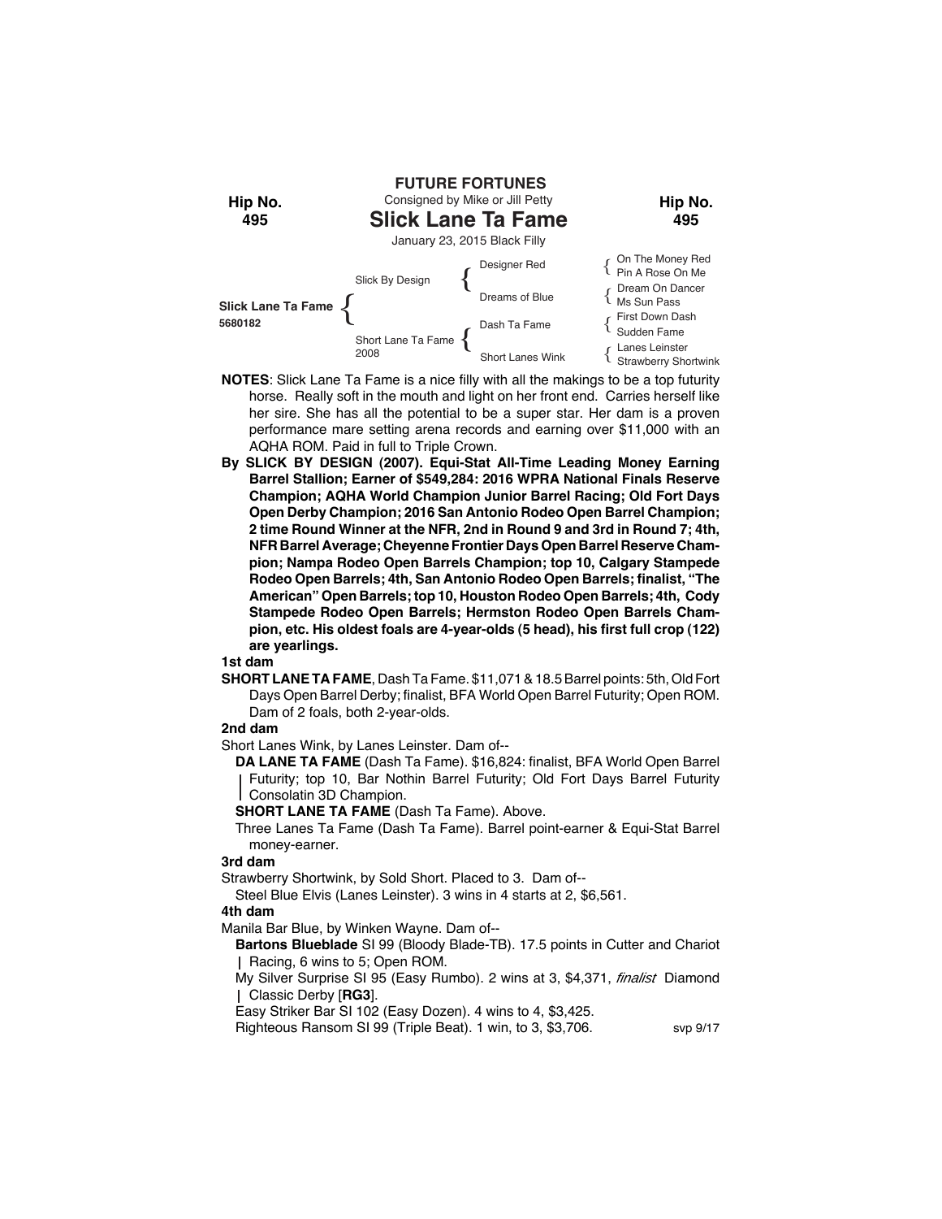**FUTURE FORTUNES**

Consigned by Mike or Jill Petty

**Hip No. 495**

# Slick Lane Ta Fame

January 23, 2015 Black Filly

| | | | |
|---|---|---|---|
| | Slick By Design | Designer Red | On The Money Red / Pin A Rose On Me |
| Slick Lane Ta Fame 5680182 | | Dreams of Blue | Dream On Dancer / Ms Sun Pass |
| | Short Lane Ta Fame 2008 | Dash Ta Fame | First Down Dash / Sudden Fame |
| | | Short Lanes Wink | Lanes Leinster / Strawberry Shortwink |

**NOTES**: Slick Lane Ta Fame is a nice filly with all the makings to be a top futurity horse. Really soft in the mouth and light on her front end. Carries herself like her sire. She has all the potential to be a super star. Her dam is a proven performance mare setting arena records and earning over $11,000 with an AQHA ROM. Paid in full to Triple Crown.

**By SLICK BY DESIGN (2007). Equi-Stat All-Time Leading Money Earning Barrel Stallion; Earner of $549,284: 2016 WPRA National Finals Reserve Champion; AQHA World Champion Junior Barrel Racing; Old Fort Days Open Derby Champion; 2016 San Antonio Rodeo Open Barrel Champion; 2 time Round Winner at the NFR, 2nd in Round 9 and 3rd in Round 7; 4th, NFR Barrel Average; Cheyenne Frontier Days Open Barrel Reserve Champion; Nampa Rodeo Open Barrels Champion; top 10, Calgary Stampede Rodeo Open Barrels; 4th, San Antonio Rodeo Open Barrels; finalist, "The American" Open Barrels; top 10, Houston Rodeo Open Barrels; 4th, Cody Stampede Rodeo Open Barrels; Hermston Rodeo Open Barrels Champion, etc. His oldest foals are 4-year-olds (5 head), his first full crop (122) are yearlings.**

**1st dam**

**SHORT LANE TA FAME**, Dash Ta Fame. $11,071 & 18.5 Barrel points: 5th, Old Fort Days Open Barrel Derby; finalist, BFA World Open Barrel Futurity; Open ROM. Dam of 2 foals, both 2-year-olds.

**2nd dam**

Short Lanes Wink, by Lanes Leinster. Dam of--

**DA LANE TA FAME** (Dash Ta Fame). $16,824: finalist, BFA World Open Barrel Futurity; top 10, Bar Nothin Barrel Futurity; Old Fort Days Barrel Futurity Consolatin 3D Champion.

**SHORT LANE TA FAME** (Dash Ta Fame). Above.

Three Lanes Ta Fame (Dash Ta Fame). Barrel point-earner & Equi-Stat Barrel money-earner.

**3rd dam**

Strawberry Shortwink, by Sold Short. Placed to 3. Dam of--

Steel Blue Elvis (Lanes Leinster). 3 wins in 4 starts at 2, $6,561.

**4th dam**

Manila Bar Blue, by Winken Wayne. Dam of--

**Bartons Blueblade** SI 99 (Bloody Blade-TB). 17.5 points in Cutter and Chariot Racing, 6 wins to 5; Open ROM.

My Silver Surprise SI 95 (Easy Rumbo). 2 wins at 3, $4,371, *finalist* Diamond Classic Derby [**RG3**].

Easy Striker Bar SI 102 (Easy Dozen). 4 wins to 4, $3,425.

Righteous Ransom SI 99 (Triple Beat). 1 win, to 3, $3,706.

svp 9/17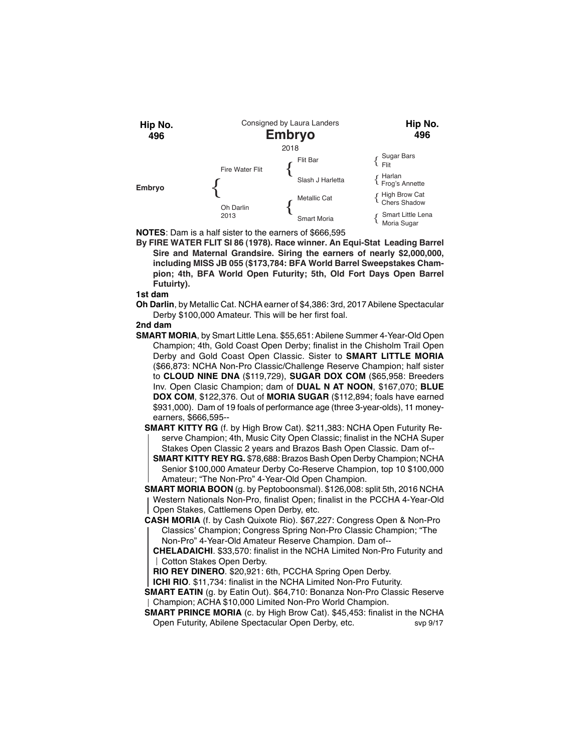**Hip No. 496** | Consigned by Laura Landers | **Hip No. 496**

# Embryo

2018

| | | | |
|---|---|---|---|
| **Embryo** | Fire Water Flit | Flit Bar | Sugar Bars |
| | | | Flit |
| | | Slash J Harletta | Harlan |
| | | | Frog's Annette |
| | Oh Darlin 2013 | Metallic Cat | High Brow Cat |
| | | | Chers Shadow |
| | | Smart Moria | Smart Little Lena |
| | | | Moria Sugar |

**NOTES**: Dam is a half sister to the earners of $666,595

**By FIRE WATER FLIT SI 86 (1978). Race winner. An Equi-Stat Leading Barrel Sire and Maternal Grandsire. Siring the earners of nearly $2,000,000, including MISS JB 055 ($173,784: BFA World Barrel Sweepstakes Champion; 4th, BFA World Open Futurity; 5th, Old Fort Days Open Barrel Futuirty).**

**1st dam**

**Oh Darlin**, by Metallic Cat. NCHA earner of $4,386: 3rd, 2017 Abilene Spectacular Derby $100,000 Amateur. This will be her first foal.

**2nd dam**

**SMART MORIA**, by Smart Little Lena. $55,651: Abilene Summer 4-Year-Old Open Champion; 4th, Gold Coast Open Derby; finalist in the Chisholm Trail Open Derby and Gold Coast Open Classic. Sister to **SMART LITTLE MORIA** ($66,873: NCHA Non-Pro Classic/Challenge Reserve Champion; half sister to **CLOUD NINE DNA** ($119,729), **SUGAR DOX COM** ($65,958: Breeders Inv. Open Clasic Champion; dam of **DUAL N AT NOON**, $167,070; **BLUE DOX COM**, $122,376. Out of **MORIA SUGAR** ($112,894; foals have earned $931,000). Dam of 19 foals of performance age (three 3-year-olds), 11 money-earners, $666,595--

- **SMART KITTY RG** (f. by High Brow Cat). $211,383: NCHA Open Futurity Reserve Champion; 4th, Music City Open Classic; finalist in the NCHA Super Stakes Open Classic 2 years and Brazos Bash Open Classic. Dam of--
  - **SMART KITTY REY RG.** $78,688: Brazos Bash Open Derby Champion; NCHA Senior $100,000 Amateur Derby Co-Reserve Champion, top 10 $100,000 Amateur; "The Non-Pro" 4-Year-Old Open Champion.
- **SMART MORIA BOON** (g. by Peptoboonsmal). $126,008: split 5th, 2016 NCHA Western Nationals Non-Pro, finalist Open; finalist in the PCCHA 4-Year-Old Open Stakes, Cattlemens Open Derby, etc.
- **CASH MORIA** (f. by Cash Quixote Rio). $67,227: Congress Open & Non-Pro Classics' Champion; Congress Spring Non-Pro Classic Champion; "The Non-Pro" 4-Year-Old Amateur Reserve Champion. Dam of--
  - **CHELADAICHI**. $33,570: finalist in the NCHA Limited Non-Pro Futurity and Cotton Stakes Open Derby.
  - **RIO REY DINERO**. $20,921: 6th, PCCHA Spring Open Derby.
  - **ICHI RIO**. $11,734: finalist in the NCHA Limited Non-Pro Futurity.
- **SMART EATIN** (g. by Eatin Out). $64,710: Bonanza Non-Pro Classic Reserve Champion; ACHA $10,000 Limited Non-Pro World Champion.
- **SMART PRINCE MORIA** (c. by High Brow Cat). $45,453: finalist in the NCHA Open Futurity, Abilene Spectacular Open Derby, etc.

svp 9/17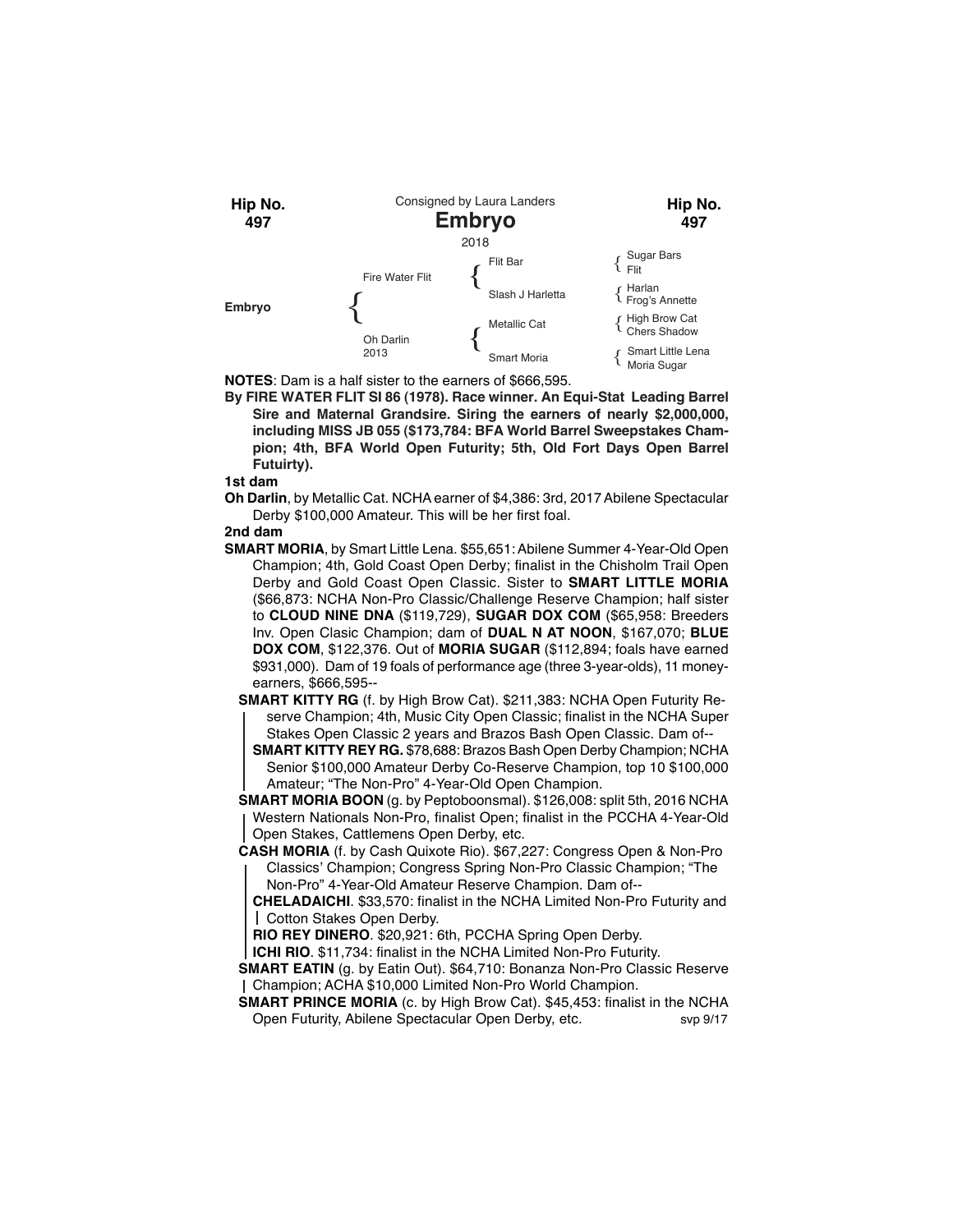**Hip No. 497**

Consigned by Laura Landers

# Embryo

2018

| | | | |
|---|---|---|---|
| Embryo | Fire Water Flit | Flit Bar | Sugar Bars |
| | | | Flit |
| | | Slash J Harletta | Harlan |
| | | | Frog's Annette |
| | Oh Darlin 2013 | Metallic Cat | High Brow Cat |
| | | | Chers Shadow |
| | | Smart Moria | Smart Little Lena |
| | | | Moria Sugar |

**NOTES**: Dam is a half sister to the earners of $666,595.

**By FIRE WATER FLIT SI 86 (1978). Race winner. An Equi-Stat Leading Barrel Sire and Maternal Grandsire. Siring the earners of nearly $2,000,000, including MISS JB 055 ($173,784: BFA World Barrel Sweepstakes Champion; 4th, BFA World Open Futurity; 5th, Old Fort Days Open Barrel Futuirty).**

**1st dam**

**Oh Darlin**, by Metallic Cat. NCHA earner of $4,386: 3rd, 2017 Abilene Spectacular Derby $100,000 Amateur. This will be her first foal.

**2nd dam**

**SMART MORIA**, by Smart Little Lena. $55,651: Abilene Summer 4-Year-Old Open Champion; 4th, Gold Coast Open Derby; finalist in the Chisholm Trail Open Derby and Gold Coast Open Classic. Sister to **SMART LITTLE MORIA** ($66,873: NCHA Non-Pro Classic/Challenge Reserve Champion; half sister to **CLOUD NINE DNA** ($119,729), **SUGAR DOX COM** ($65,958: Breeders Inv. Open Clasic Champion; dam of **DUAL N AT NOON**, $167,070; **BLUE DOX COM**, $122,376. Out of **MORIA SUGAR** ($112,894; foals have earned $931,000). Dam of 19 foals of performance age (three 3-year-olds), 11 money-earners, $666,595--

- **SMART KITTY RG** (f. by High Brow Cat). $211,383: NCHA Open Futurity Reserve Champion; 4th, Music City Open Classic; finalist in the NCHA Super Stakes Open Classic 2 years and Brazos Bash Open Classic. Dam of--
  - **SMART KITTY REY RG.** $78,688: Brazos Bash Open Derby Champion; NCHA Senior $100,000 Amateur Derby Co-Reserve Champion, top 10 $100,000 Amateur; "The Non-Pro" 4-Year-Old Open Champion.
- **SMART MORIA BOON** (g. by Peptoboonsmal). $126,008: split 5th, 2016 NCHA Western Nationals Non-Pro, finalist Open; finalist in the PCCHA 4-Year-Old Open Stakes, Cattlemens Open Derby, etc.
- **CASH MORIA** (f. by Cash Quixote Rio). $67,227: Congress Open & Non-Pro Classics' Champion; Congress Spring Non-Pro Classic Champion; "The Non-Pro" 4-Year-Old Amateur Reserve Champion. Dam of--
  - **CHELADAICHI**. $33,570: finalist in the NCHA Limited Non-Pro Futurity and Cotton Stakes Open Derby.
  - **RIO REY DINERO**. $20,921: 6th, PCCHA Spring Open Derby.
  - **ICHI RIO**. $11,734: finalist in the NCHA Limited Non-Pro Futurity.
- **SMART EATIN** (g. by Eatin Out). $64,710: Bonanza Non-Pro Classic Reserve Champion; ACHA $10,000 Limited Non-Pro World Champion.
- **SMART PRINCE MORIA** (c. by High Brow Cat). $45,453: finalist in the NCHA Open Futurity, Abilene Spectacular Open Derby, etc.

svp 9/17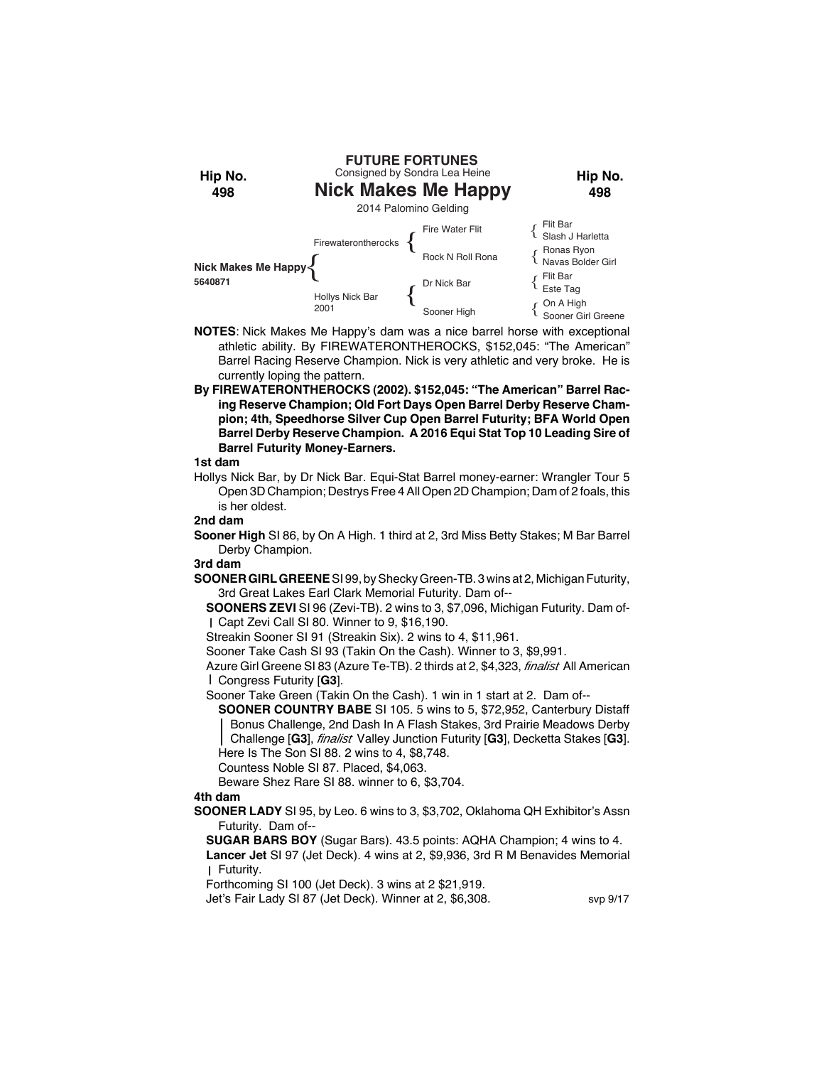**FUTURE FORTUNES**

Consigned by Sondra Lea Heine

Hip No. 498

# Nick Makes Me Happy

2014 Palomino Gelding

| | | | |
|---|---|---|---|
| Nick Makes Me Happy 5640871 | Firewaterontherocks | Fire Water Flit | Flit Bar / Slash J Harletta |
| | | Rock N Roll Rona | Ronas Ryon / Navas Bolder Girl |
| | Hollys Nick Bar 2001 | Dr Nick Bar | Flit Bar / Este Tag |
| | | Sooner High | On A High / Sooner Girl Greene |

**NOTES**: Nick Makes Me Happy's dam was a nice barrel horse with exceptional athletic ability. By FIREWATERONTHEROCKS, $152,045: "The American" Barrel Racing Reserve Champion. Nick is very athletic and very broke. He is currently loping the pattern.

**By FIREWATERONTHEROCKS (2002). $152,045: "The American" Barrel Racing Reserve Champion; Old Fort Days Open Barrel Derby Reserve Champion; 4th, Speedhorse Silver Cup Open Barrel Futurity; BFA World Open Barrel Derby Reserve Champion. A 2016 Equi Stat Top 10 Leading Sire of Barrel Futurity Money-Earners.**

**1st dam**

Hollys Nick Bar, by Dr Nick Bar. Equi-Stat Barrel money-earner: Wrangler Tour 5 Open 3D Champion; Destrys Free 4 All Open 2D Champion; Dam of 2 foals, this is her oldest.

**2nd dam**

**Sooner High** SI 86, by On A High. 1 third at 2, 3rd Miss Betty Stakes; M Bar Barrel Derby Champion.

**3rd dam**

**SOONER GIRL GREENE** SI 99, by Shecky Green-TB. 3 wins at 2, Michigan Futurity, 3rd Great Lakes Earl Clark Memorial Futurity. Dam of--

- **SOONERS ZEVI** SI 96 (Zevi-TB). 2 wins to 3, $7,096, Michigan Futurity. Dam of-
  - Capt Zevi Call SI 80. Winner to 9, $16,190.
- Streakin Sooner SI 91 (Streakin Six). 2 wins to 4, $11,961.
- Sooner Take Cash SI 93 (Takin On the Cash). Winner to 3, $9,991.
- Azure Girl Greene SI 83 (Azure Te-TB). 2 thirds at 2, $4,323, *finalist* All American Congress Futurity [**G3**].
- Sooner Take Green (Takin On the Cash). 1 win in 1 start at 2. Dam of--
  - **SOONER COUNTRY BABE** SI 105. 5 wins to 5, $72,952, Canterbury Distaff Bonus Challenge, 2nd Dash In A Flash Stakes, 3rd Prairie Meadows Derby Challenge [**G3**], *finalist* Valley Junction Futurity [**G3**], Decketta Stakes [**G3**].
  - Here Is The Son SI 88. 2 wins to 4, $8,748.
  - Countess Noble SI 87. Placed, $4,063.
  - Beware Shez Rare SI 88. winner to 6, $3,704.

**4th dam**

**SOONER LADY** SI 95, by Leo. 6 wins to 3, $3,702, Oklahoma QH Exhibitor's Assn Futurity. Dam of--

- **SUGAR BARS BOY** (Sugar Bars). 43.5 points: AQHA Champion; 4 wins to 4.
- **Lancer Jet** SI 97 (Jet Deck). 4 wins at 2, $9,936, 3rd R M Benavides Memorial Futurity.
- Forthcoming SI 100 (Jet Deck). 3 wins at 2 $21,919.
- Jet's Fair Lady SI 87 (Jet Deck). Winner at 2, $6,308.

svp 9/17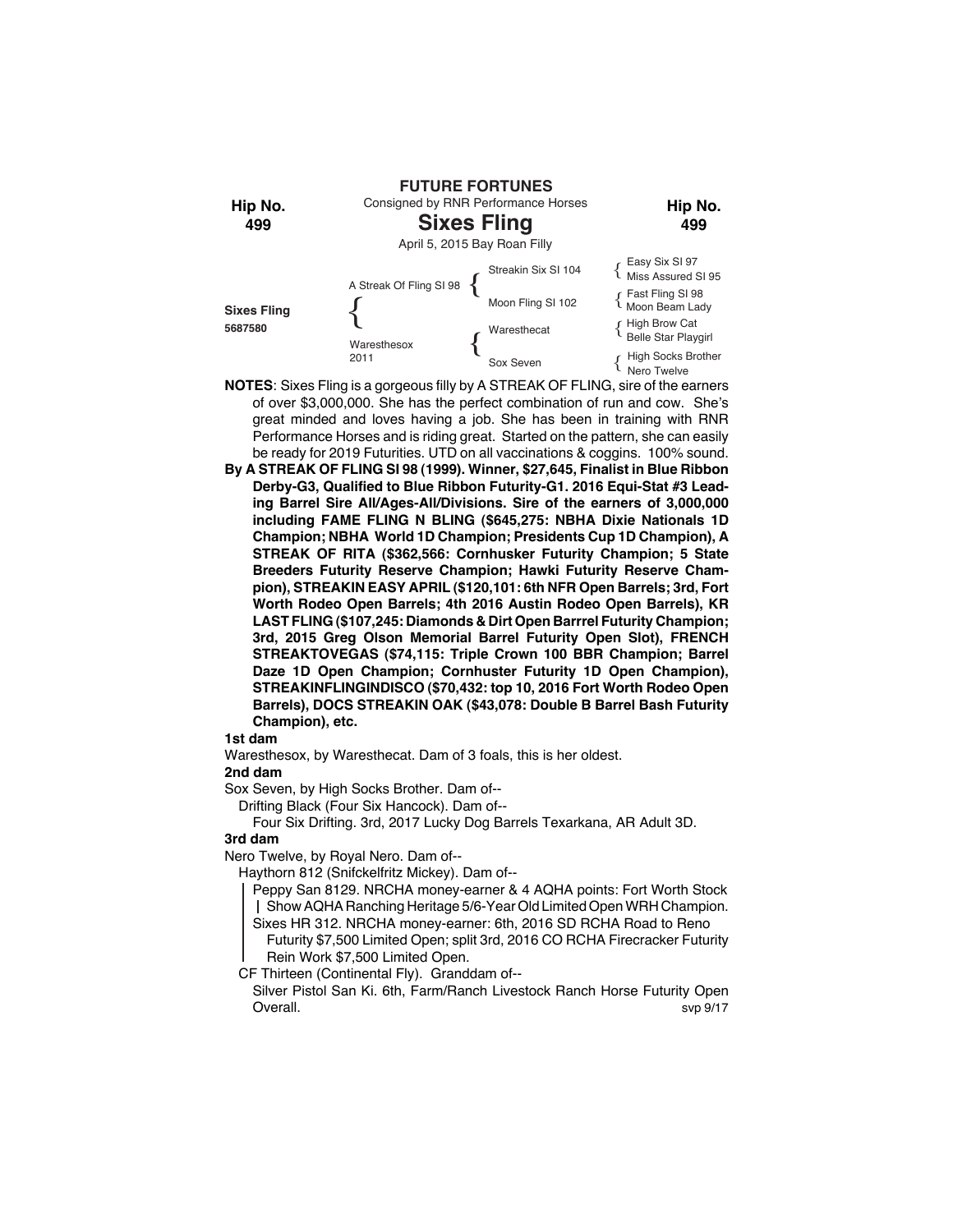**FUTURE FORTUNES**

Consigned by RNR Performance Horses

| Hip No. 499 | | Hip No. 499 |
|---|---|---|

# Sixes Fling

April 5, 2015 Bay Roan Filly

| | | | |
|---|---|---|---|
| **Sixes Fling** 5687580 | A Streak Of Fling SI 98 | Streakin Six SI 104 | Easy Six SI 97 / Miss Assured SI 95 |
| | | Moon Fling SI 102 | Fast Fling SI 98 / Moon Beam Lady |
| | Waresthesox 2011 | Waresthecat | High Brow Cat / Belle Star Playgirl |
| | | Sox Seven | High Socks Brother / Nero Twelve |

**NOTES**: Sixes Fling is a gorgeous filly by A STREAK OF FLING, sire of the earners of over $3,000,000. She has the perfect combination of run and cow. She's great minded and loves having a job. She has been in training with RNR Performance Horses and is riding great. Started on the pattern, she can easily be ready for 2019 Futurities. UTD on all vaccinations & coggins. 100% sound.

**By A STREAK OF FLING SI 98 (1999). Winner, $27,645, Finalist in Blue Ribbon Derby-G3, Qualified to Blue Ribbon Futurity-G1. 2016 Equi-Stat #3 Leading Barrel Sire All/Ages-All/Divisions. Sire of the earners of 3,000,000 including FAME FLING N BLING ($645,275: NBHA Dixie Nationals 1D Champion; NBHA World 1D Champion; Presidents Cup 1D Champion), A STREAK OF RITA ($362,566: Cornhusker Futurity Champion; 5 State Breeders Futurity Reserve Champion; Hawki Futurity Reserve Champion), STREAKIN EASY APRIL ($120,101: 6th NFR Open Barrels; 3rd, Fort Worth Rodeo Open Barrels; 4th 2016 Austin Rodeo Open Barrels), KR LAST FLING ($107,245: Diamonds & Dirt Open Barrrel Futurity Champion; 3rd, 2015 Greg Olson Memorial Barrel Futurity Open Slot), FRENCH STREAKTOVEGAS ($74,115: Triple Crown 100 BBR Champion; Barrel Daze 1D Open Champion; Cornhuster Futurity 1D Open Champion), STREAKINFLINGINDISCO ($70,432: top 10, 2016 Fort Worth Rodeo Open Barrels), DOCS STREAKIN OAK ($43,078: Double B Barrel Bash Futurity Champion), etc.**

**1st dam**

Waresthesox, by Waresthecat. Dam of 3 foals, this is her oldest.

**2nd dam**

Sox Seven, by High Socks Brother. Dam of--

Drifting Black (Four Six Hancock). Dam of--

Four Six Drifting. 3rd, 2017 Lucky Dog Barrels Texarkana, AR Adult 3D.

**3rd dam**

Nero Twelve, by Royal Nero. Dam of--

Haythorn 812 (Snifckelfritz Mickey). Dam of--

Peppy San 8129. NRCHA money-earner & 4 AQHA points: Fort Worth Stock Show AQHA Ranching Heritage 5/6-Year Old Limited Open WRH Champion.

Sixes HR 312. NRCHA money-earner: 6th, 2016 SD RCHA Road to Reno Futurity $7,500 Limited Open; split 3rd, 2016 CO RCHA Firecracker Futurity Rein Work $7,500 Limited Open.

CF Thirteen (Continental Fly). Granddam of--

Silver Pistol San Ki. 6th, Farm/Ranch Livestock Ranch Horse Futurity Open Overall.

svp 9/17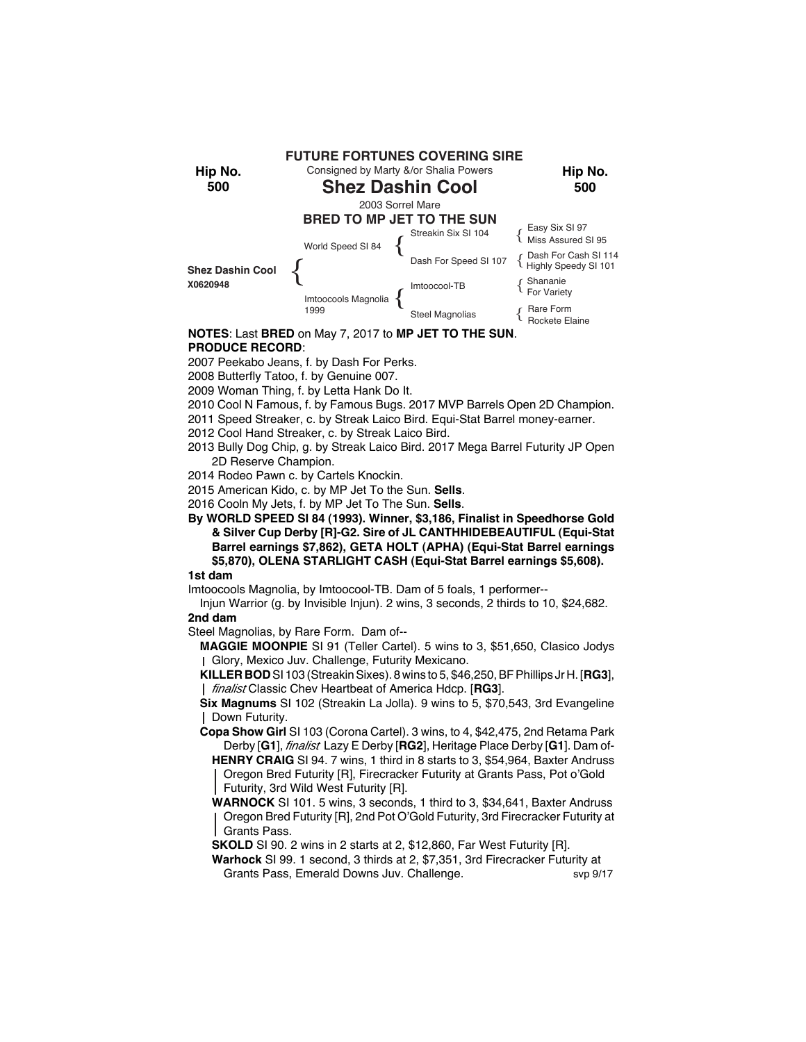**FUTURE FORTUNES COVERING SIRE**

Consigned by Marty &/or Shalia Powers

**Hip No. 500**

# Shez Dashin Cool

2003 Sorrel Mare

**BRED TO MP JET TO THE SUN**

| | | | |
|---|---|---|---|
| **Shez Dashin Cool** X0620948 | World Speed SI 84 | Streakin Six SI 104 | Easy Six SI 97 |
| | | | Miss Assured SI 95 |
| | | Dash For Speed SI 107 | Dash For Cash SI 114 |
| | | | Highly Speedy SI 101 |
| | Imtoocools Magnolia 1999 | Imtoocool-TB | Shananie |
| | | | For Variety |
| | | Steel Magnolias | Rare Form |
| | | | Rockete Elaine |

**NOTES**: Last **BRED** on May 7, 2017 to **MP JET TO THE SUN**.

**PRODUCE RECORD**:

2007 Peekabo Jeans, f. by Dash For Perks.
2008 Butterfly Tatoo, f. by Genuine 007.
2009 Woman Thing, f. by Letta Hank Do It.
2010 Cool N Famous, f. by Famous Bugs. 2017 MVP Barrels Open 2D Champion.
2011 Speed Streaker, c. by Streak Laico Bird. Equi-Stat Barrel money-earner.
2012 Cool Hand Streaker, c. by Streak Laico Bird.
2013 Bully Dog Chip, g. by Streak Laico Bird. 2017 Mega Barrel Futurity JP Open 2D Reserve Champion.
2014 Rodeo Pawn c. by Cartels Knockin.
2015 American Kido, c. by MP Jet To the Sun. **Sells**.
2016 Cooln My Jets, f. by MP Jet To The Sun. **Sells**.

**By WORLD SPEED SI 84 (1993). Winner, $3,186, Finalist in Speedhorse Gold & Silver Cup Derby [R]-G2. Sire of JL CANTHHIDEBEAUTIFUL (Equi-Stat Barrel earnings $7,862), GETA HOLT (APHA) (Equi-Stat Barrel earnings $5,870), OLENA STARLIGHT CASH (Equi-Stat Barrel earnings $5,608).**

**1st dam**

Imtoocools Magnolia, by Imtoocool-TB. Dam of 5 foals, 1 performer--
Injun Warrior (g. by Invisible Injun). 2 wins, 3 seconds, 2 thirds to 10, $24,682.

**2nd dam**

Steel Magnolias, by Rare Form. Dam of--
**MAGGIE MOONPIE** SI 91 (Teller Cartel). 5 wins to 3, $51,650, Clasico Jodys Glory, Mexico Juv. Challenge, Futurity Mexicano.
**KILLER BOD** SI 103 (Streakin Sixes). 8 wins to 5, $46,250, BF Phillips Jr H. [**RG3**], *finalist* Classic Chev Heartbeat of America Hdcp. [**RG3**].
**Six Magnums** SI 102 (Streakin La Jolla). 9 wins to 5, $70,543, 3rd Evangeline Down Futurity.
**Copa Show Girl** SI 103 (Corona Cartel). 3 wins, to 4, $42,475, 2nd Retama Park Derby [**G1**], *finalist* Lazy E Derby [**RG2**], Heritage Place Derby [**G1**]. Dam of-
**HENRY CRAIG** SI 94. 7 wins, 1 third in 8 starts to 3, $54,964, Baxter Andruss Oregon Bred Futurity [R], Firecracker Futurity at Grants Pass, Pot o'Gold Futurity, 3rd Wild West Futurity [R].
**WARNOCK** SI 101. 5 wins, 3 seconds, 1 third to 3, $34,641, Baxter Andruss Oregon Bred Futurity [R], 2nd Pot O'Gold Futurity, 3rd Firecracker Futurity at Grants Pass.
**SKOLD** SI 90. 2 wins in 2 starts at 2, $12,860, Far West Futurity [R].
**Warhock** SI 99. 1 second, 3 thirds at 2, $7,351, 3rd Firecracker Futurity at Grants Pass, Emerald Downs Juv. Challenge.

svp 9/17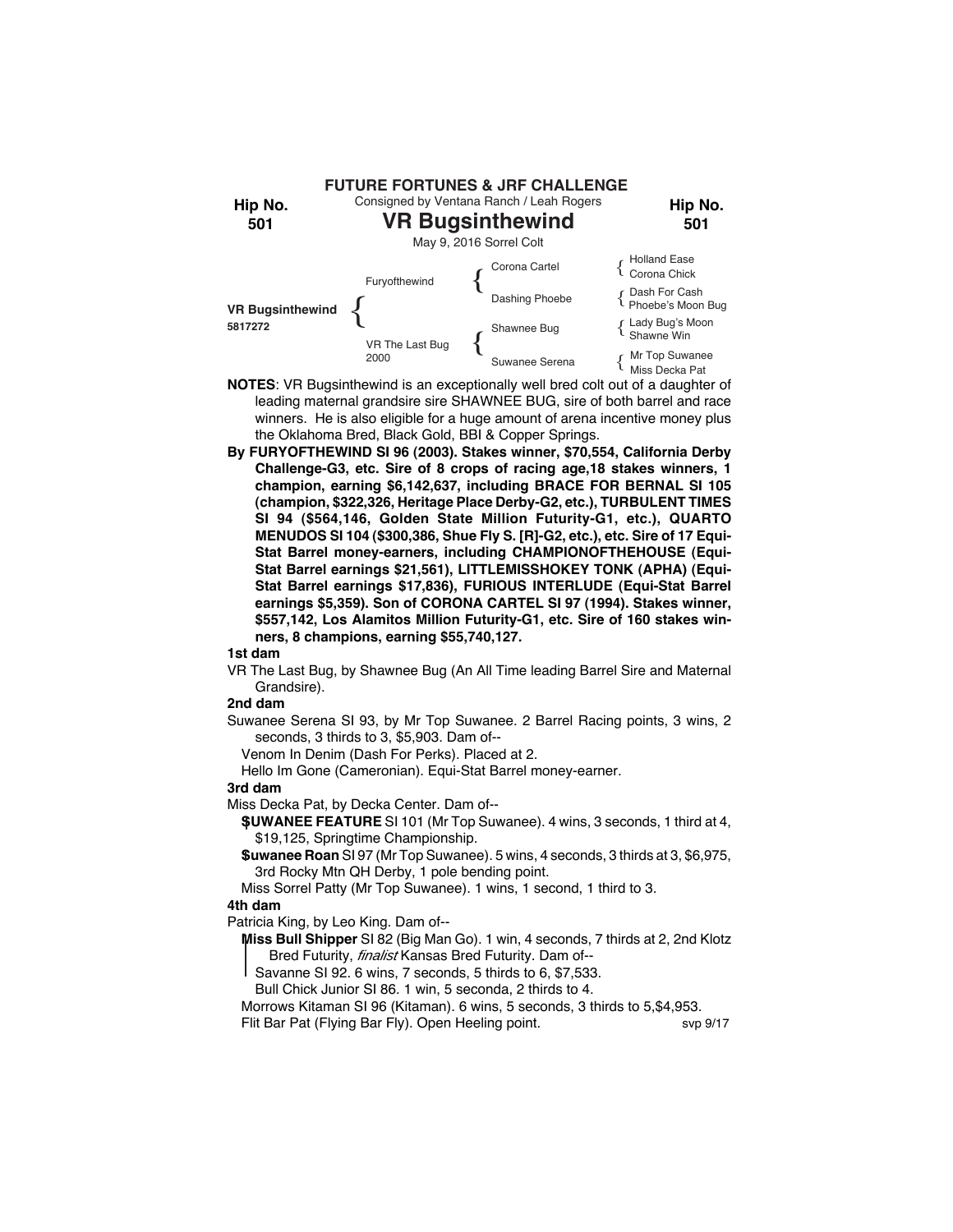**FUTURE FORTUNES & JRF CHALLENGE**

Consigned by Ventana Ranch / Leah Rogers

**Hip No. 501**

# VR Bugsinthewind

May 9, 2016 Sorrel Colt

| | | | |
|---|---|---|---|
| **VR Bugsinthewind** 5817272 | Furyofthewind | Corona Cartel | Holland Ease / Corona Chick |
| | | Dashing Phoebe | Dash For Cash / Phoebe's Moon Bug |
| | VR The Last Bug 2000 | Shawnee Bug | Lady Bug's Moon / Shawne Win |
| | | Suwanee Serena | Mr Top Suwanee / Miss Decka Pat |

**NOTES**: VR Bugsinthewind is an exceptionally well bred colt out of a daughter of leading maternal grandsire sire SHAWNEE BUG, sire of both barrel and race winners. He is also eligible for a huge amount of arena incentive money plus the Oklahoma Bred, Black Gold, BBI & Copper Springs.

**By FURYOFTHEWIND SI 96 (2003). Stakes winner, $70,554, California Derby Challenge-G3, etc. Sire of 8 crops of racing age,18 stakes winners, 1 champion, earning $6,142,637, including BRACE FOR BERNAL SI 105 (champion, $322,326, Heritage Place Derby-G2, etc.), TURBULENT TIMES SI 94 ($564,146, Golden State Million Futurity-G1, etc.), QUARTO MENUDOS SI 104 ($300,386, Shue Fly S. [R]-G2, etc.), etc. Sire of 17 Equi-Stat Barrel money-earners, including CHAMPIONOFTHEHOUSE (Equi-Stat Barrel earnings $21,561), LITTLEMISSHOKEY TONK (APHA) (Equi-Stat Barrel earnings $17,836), FURIOUS INTERLUDE (Equi-Stat Barrel earnings $5,359). Son of CORONA CARTEL SI 97 (1994). Stakes winner, $557,142, Los Alamitos Million Futurity-G1, etc. Sire of 160 stakes winners, 8 champions, earning $55,740,127.**

**1st dam**

VR The Last Bug, by Shawnee Bug (An All Time leading Barrel Sire and Maternal Grandsire).

**2nd dam**

Suwanee Serena SI 93, by Mr Top Suwanee. 2 Barrel Racing points, 3 wins, 2 seconds, 3 thirds to 3, $5,903. Dam of--

Venom In Denim (Dash For Perks). Placed at 2.

Hello Im Gone (Cameronian). Equi-Stat Barrel money-earner.

**3rd dam**

Miss Decka Pat, by Decka Center. Dam of--

**$UWANEE FEATURE** SI 101 (Mr Top Suwanee). 4 wins, 3 seconds, 1 third at 4, $19,125, Springtime Championship.

**$uwanee Roan** SI 97 (Mr Top Suwanee). 5 wins, 4 seconds, 3 thirds at 3, $6,975, 3rd Rocky Mtn QH Derby, 1 pole bending point.

Miss Sorrel Patty (Mr Top Suwanee). 1 wins, 1 second, 1 third to 3.

**4th dam**

Patricia King, by Leo King. Dam of--

**Miss Bull Shipper** SI 82 (Big Man Go). 1 win, 4 seconds, 7 thirds at 2, 2nd Klotz Bred Futurity, *finalist* Kansas Bred Futurity. Dam of--

Savanne SI 92. 6 wins, 7 seconds, 5 thirds to 6, $7,533.

Bull Chick Junior SI 86. 1 win, 5 seconda, 2 thirds to 4.

Morrows Kitaman SI 96 (Kitaman). 6 wins, 5 seconds, 3 thirds to 5,$4,953.

Flit Bar Pat (Flying Bar Fly). Open Heeling point.

svp 9/17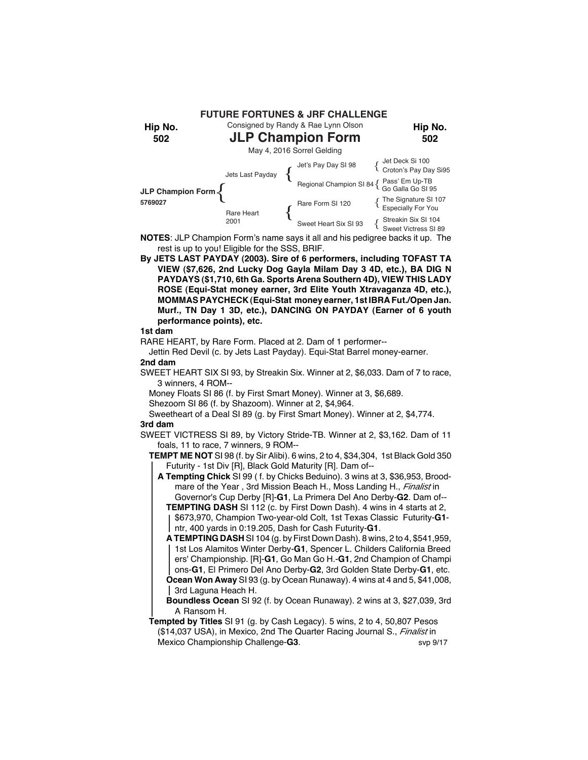**FUTURE FORTUNES & JRF CHALLENGE**

**Hip No. 502**

Consigned by Randy & Rae Lynn Olson

# JLP Champion Form

May 4, 2016 Sorrel Gelding

| | | | |
|---|---|---|---|
| **JLP Champion Form** 5769027 | Jets Last Payday | Jet's Pay Day SI 98 | Jet Deck Si 100 |
| | | | Croton's Pay Day Si95 |
| | | Regional Champion SI 84 | Pass' Em Up-TB |
| | | | Go Galla Go SI 95 |
| | Rare Heart 2001 | Rare Form SI 120 | The Signature SI 107 |
| | | | Especially For You |
| | | Sweet Heart Six SI 93 | Streakin Six SI 104 |
| | | | Sweet Victress SI 89 |

**NOTES**: JLP Champion Form's name says it all and his pedigree backs it up. The rest is up to you! Eligible for the SSS, BRIF.

**By JETS LAST PAYDAY (2003). Sire of 6 performers, including TOFAST TA VIEW ($7,626, 2nd Lucky Dog Gayla Milam Day 3 4D, etc.), BA DIG N PAYDAYS ($1,710, 6th Ga. Sports Arena Southern 4D), VIEW THIS LADY ROSE (Equi-Stat money earner, 3rd Elite Youth Xtravaganza 4D, etc.), MOMMAS PAYCHECK (Equi-Stat money earner, 1st IBRA Fut./Open Jan. Murf., TN Day 1 3D, etc.), DANCING ON PAYDAY (Earner of 6 youth performance points), etc.**

**1st dam**

RARE HEART, by Rare Form. Placed at 2. Dam of 1 performer--

Jettin Red Devil (c. by Jets Last Payday). Equi-Stat Barrel money-earner.

**2nd dam**

SWEET HEART SIX SI 93, by Streakin Six. Winner at 2, $6,033. Dam of 7 to race, 3 winners, 4 ROM--

Money Floats SI 86 (f. by First Smart Money). Winner at 3, $6,689.

Shezoom SI 86 (f. by Shazoom). Winner at 2, $4,964.

Sweetheart of a Deal SI 89 (g. by First Smart Money). Winner at 2, $4,774.

**3rd dam**

SWEET VICTRESS SI 89, by Victory Stride-TB. Winner at 2, $3,162. Dam of 11 foals, 11 to race, 7 winners, 9 ROM--

**TEMPT ME NOT** SI 98 (f. by Sir Alibi). 6 wins, 2 to 4, $34,304, 1st Black Gold 350 Futurity - 1st Div [R], Black Gold Maturity [R]. Dam of--

**A Tempting Chick** SI 99 ( f. by Chicks Beduino). 3 wins at 3, $36,953, Broodmare of the Year , 3rd Mission Beach H., Moss Landing H., *Finalist* in Governor's Cup Derby [R]-**G1**, La Primera Del Ano Derby-**G2**. Dam of--

**TEMPTING DASH** SI 112 (c. by First Down Dash). 4 wins in 4 starts at 2, $673,970, Champion Two-year-old Colt, 1st Texas Classic Futurity-**G1**-ntr, 400 yards in 0:19.205, Dash for Cash Futurity-**G1**.

**A TEMPTING DASH** SI 104 (g. by First Down Dash). 8 wins, 2 to 4, $541,959, 1st Los Alamitos Winter Derby-**G1**, Spencer L. Childers California Breeders' Championship. [R]-**G1**, Go Man Go H.-**G1**, 2nd Champion of Champions-**G1**, El Primero Del Ano Derby-**G2**, 3rd Golden State Derby-**G1**, etc.

**Ocean Won Away** SI 93 (g. by Ocean Runaway). 4 wins at 4 and 5, $41,008, 3rd Laguna Heach H.

**Boundless Ocean** SI 92 (f. by Ocean Runaway). 2 wins at 3, $27,039, 3rd A Ransom H.

**Tempted by Titles** SI 91 (g. by Cash Legacy). 5 wins, 2 to 4, 50,807 Pesos ($14,037 USA), in Mexico, 2nd The Quarter Racing Journal S., *Finalist* in Mexico Championship Challenge-**G3**.

svp 9/17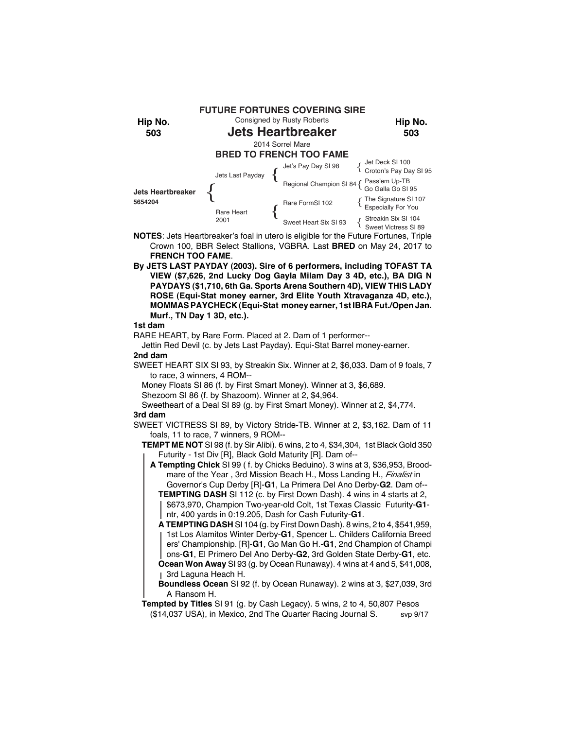**FUTURE FORTUNES COVERING SIRE**

Consigned by Rusty Roberts

**Hip No. 503**

# Jets Heartbreaker

2014 Sorrel Mare

**BRED TO FRENCH TOO FAME**

| | | | |
|---|---|---|---|
| **Jets Heartbreaker** 5654204 | Jets Last Payday | Jet's Pay Day SI 98 | Jet Deck SI 100 |
| | | | Croton's Pay Day SI 95 |
| | | Regional Champion SI 84 | Pass'em Up-TB |
| | | | Go Galla Go SI 95 |
| | Rare Heart 2001 | Rare FormSI 102 | The Signature SI 107 |
| | | | Especially For You |
| | | Sweet Heart Six SI 93 | Streakin Six SI 104 |
| | | | Sweet Victress SI 89 |

**NOTES**: Jets Heartbreaker's foal in utero is eligible for the Future Fortunes, Triple Crown 100, BBR Select Stallions, VGBRA. Last **BRED** on May 24, 2017 to **FRENCH TOO FAME**.

**By JETS LAST PAYDAY (2003). Sire of 6 performers, including TOFAST TA VIEW ($7,626, 2nd Lucky Dog Gayla Milam Day 3 4D, etc.), BA DIG N PAYDAYS ($1,710, 6th Ga. Sports Arena Southern 4D), VIEW THIS LADY ROSE (Equi-Stat money earner, 3rd Elite Youth Xtravaganza 4D, etc.), MOMMAS PAYCHECK (Equi-Stat money earner, 1st IBRA Fut./Open Jan. Murf., TN Day 1 3D, etc.).**

**1st dam**

RARE HEART, by Rare Form. Placed at 2. Dam of 1 performer--

Jettin Red Devil (c. by Jets Last Payday). Equi-Stat Barrel money-earner.

**2nd dam**

SWEET HEART SIX SI 93, by Streakin Six. Winner at 2, $6,033. Dam of 9 foals, 7 to race, 3 winners, 4 ROM--

Money Floats SI 86 (f. by First Smart Money). Winner at 3, $6,689.

Shezoom SI 86 (f. by Shazoom). Winner at 2, $4,964.

Sweetheart of a Deal SI 89 (g. by First Smart Money). Winner at 2, $4,774.

**3rd dam**

SWEET VICTRESS SI 89, by Victory Stride-TB. Winner at 2, $3,162. Dam of 11 foals, 11 to race, 7 winners, 9 ROM--

**TEMPT ME NOT** SI 98 (f. by Sir Alibi). 6 wins, 2 to 4, $34,304, 1st Black Gold 350 Futurity - 1st Div [R], Black Gold Maturity [R]. Dam of--

**A Tempting Chick** SI 99 ( f. by Chicks Beduino). 3 wins at 3, $36,953, Broodmare of the Year , 3rd Mission Beach H., Moss Landing H., *Finalist* in Governor's Cup Derby [R]-**G1**, La Primera Del Ano Derby-**G2**. Dam of--

**TEMPTING DASH** SI 112 (c. by First Down Dash). 4 wins in 4 starts at 2, $673,970, Champion Two-year-old Colt, 1st Texas Classic Futurity-**G1**-ntr, 400 yards in 0:19.205, Dash for Cash Futurity-**G1**.

**A TEMPTING DASH** SI 104 (g. by First Down Dash). 8 wins, 2 to 4, $541,959, 1st Los Alamitos Winter Derby-**G1**, Spencer L. Childers California Breeders' Championship. [R]-**G1**, Go Man Go H.-**G1**, 2nd Champion of Champions-**G1**, El Primero Del Ano Derby-**G2**, 3rd Golden State Derby-**G1**, etc.

**Ocean Won Away** SI 93 (g. by Ocean Runaway). 4 wins at 4 and 5, $41,008, 3rd Laguna Heach H.

**Boundless Ocean** SI 92 (f. by Ocean Runaway). 2 wins at 3, $27,039, 3rd A Ransom H.

**Tempted by Titles** SI 91 (g. by Cash Legacy). 5 wins, 2 to 4, 50,807 Pesos ($14,037 USA), in Mexico, 2nd The Quarter Racing Journal S.

svp 9/17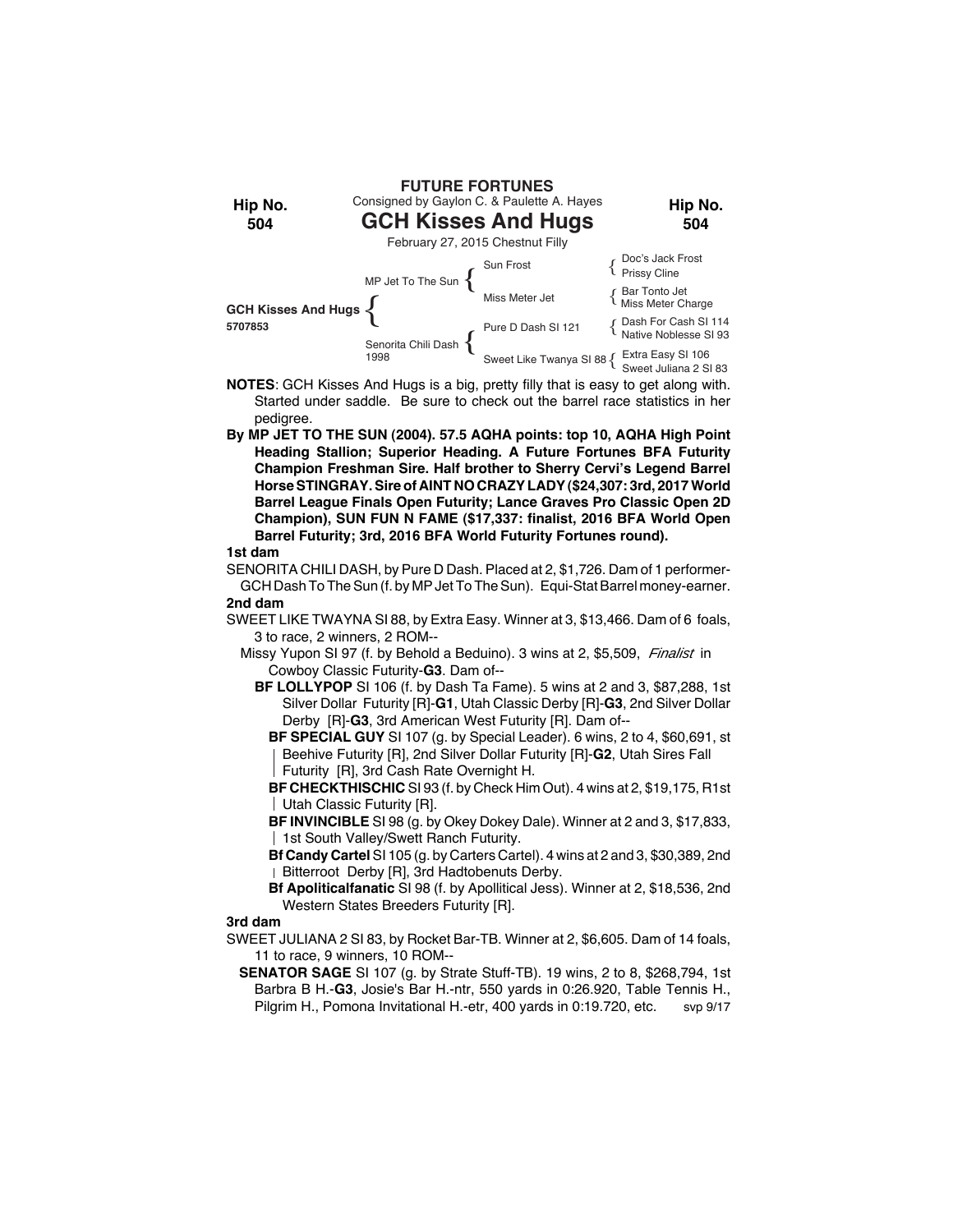**FUTURE FORTUNES**

Consigned by Gaylon C. & Paulette A. Hayes

**Hip No. 504**

# GCH Kisses And Hugs

February 27, 2015 Chestnut Filly

| | | | |
|---|---|---|---|
| **GCH Kisses And Hugs** 5707853 | MP Jet To The Sun | Sun Frost | Doc's Jack Frost |
| | | | Prissy Cline |
| | | Miss Meter Jet | Bar Tonto Jet |
| | | | Miss Meter Charge |
| | Senorita Chili Dash 1998 | Pure D Dash SI 121 | Dash For Cash SI 114 |
| | | | Native Noblesse SI 93 |
| | | Sweet Like Twanya SI 88 | Extra Easy SI 106 |
| | | | Sweet Juliana 2 SI 83 |

**NOTES**: GCH Kisses And Hugs is a big, pretty filly that is easy to get along with. Started under saddle. Be sure to check out the barrel race statistics in her pedigree.

**By MP JET TO THE SUN (2004). 57.5 AQHA points: top 10, AQHA High Point Heading Stallion; Superior Heading. A Future Fortunes BFA Futurity Champion Freshman Sire. Half brother to Sherry Cervi's Legend Barrel Horse STINGRAY. Sire of AINT NO CRAZY LADY ($24,307: 3rd, 2017 World Barrel League Finals Open Futurity; Lance Graves Pro Classic Open 2D Champion), SUN FUN N FAME ($17,337: finalist, 2016 BFA World Open Barrel Futurity; 3rd, 2016 BFA World Futurity Fortunes round).**

**1st dam**

SENORITA CHILI DASH, by Pure D Dash. Placed at 2, $1,726. Dam of 1 performer-
GCH Dash To The Sun (f. by MP Jet To The Sun). Equi-Stat Barrel money-earner.

**2nd dam**

SWEET LIKE TWAYNA SI 88, by Extra Easy. Winner at 3, $13,466. Dam of 6 foals, 3 to race, 2 winners, 2 ROM--

Missy Yupon SI 97 (f. by Behold a Beduino). 3 wins at 2, $5,509, *Finalist* in Cowboy Classic Futurity-**G3**. Dam of--

**BF LOLLYPOP** SI 106 (f. by Dash Ta Fame). 5 wins at 2 and 3, $87,288, 1st Silver Dollar Futurity [R]-**G1**, Utah Classic Derby [R]-**G3**, 2nd Silver Dollar Derby [R]-**G3**, 3rd American West Futurity [R]. Dam of--

**BF SPECIAL GUY** SI 107 (g. by Special Leader). 6 wins, 2 to 4, $60,691, st Beehive Futurity [R], 2nd Silver Dollar Futurity [R]-**G2**, Utah Sires Fall Futurity [R], 3rd Cash Rate Overnight H.

**BF CHECKTHISCHIC** SI 93 (f. by Check Him Out). 4 wins at 2, $19,175, R1st Utah Classic Futurity [R].

**BF INVINCIBLE** SI 98 (g. by Okey Dokey Dale). Winner at 2 and 3, $17,833, 1st South Valley/Swett Ranch Futurity.

**Bf Candy Cartel** SI 105 (g. by Carters Cartel). 4 wins at 2 and 3, $30,389, 2nd Bitterroot Derby [R], 3rd Hadtobenuts Derby.

**Bf Apoliticalfanatic** SI 98 (f. by Apollitical Jess). Winner at 2, $18,536, 2nd Western States Breeders Futurity [R].

**3rd dam**

SWEET JULIANA 2 SI 83, by Rocket Bar-TB. Winner at 2, $6,605. Dam of 14 foals, 11 to race, 9 winners, 10 ROM--

**SENATOR SAGE** SI 107 (g. by Strate Stuff-TB). 19 wins, 2 to 8, $268,794, 1st Barbra B H.-**G3**, Josie's Bar H.-ntr, 550 yards in 0:26.920, Table Tennis H., Pilgrim H., Pomona Invitational H.-etr, 400 yards in 0:19.720, etc. svp 9/17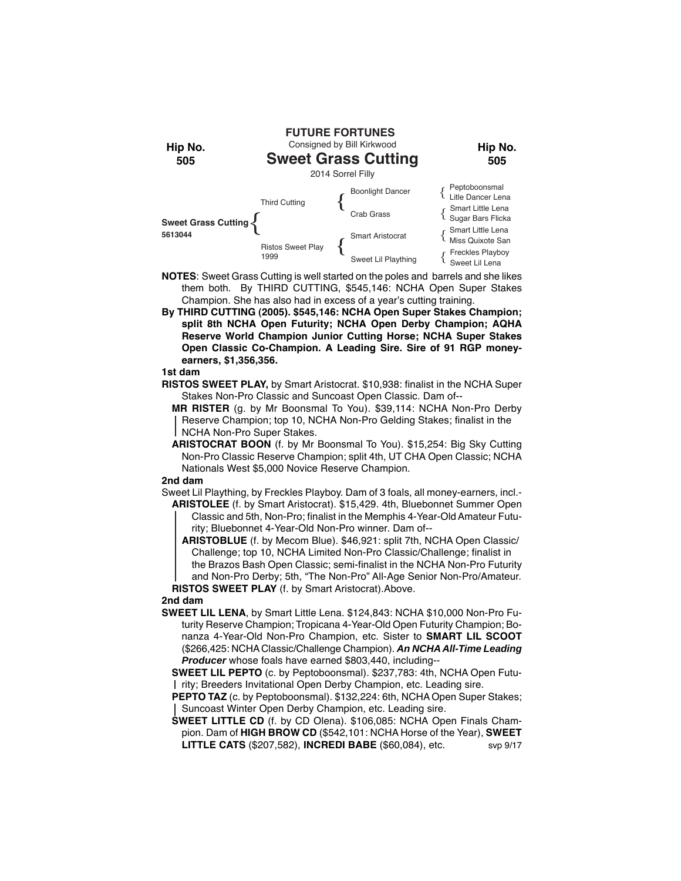**FUTURE FORTUNES**

Consigned by Bill Kirkwood

Hip No. 505

# Sweet Grass Cutting

2014 Sorrel Filly

| | | | |
|---|---|---|---|
| Sweet Grass Cutting 5613044 | Third Cutting | Boonlight Dancer | Peptoboonsmal |
| | | | Litle Dancer Lena |
| | | Crab Grass | Smart Little Lena |
| | | | Sugar Bars Flicka |
| | Ristos Sweet Play 1999 | Smart Aristocrat | Smart Little Lena |
| | | | Miss Quixote San |
| | | Sweet Lil Plaything | Freckles Playboy |
| | | | Sweet Lil Lena |

**NOTES**: Sweet Grass Cutting is well started on the poles and barrels and she likes them both. By THIRD CUTTING, $545,146: NCHA Open Super Stakes Champion. She has also had in excess of a year's cutting training.

**By THIRD CUTTING (2005). $545,146: NCHA Open Super Stakes Champion; split 8th NCHA Open Futurity; NCHA Open Derby Champion; AQHA Reserve World Champion Junior Cutting Horse; NCHA Super Stakes Open Classic Co-Champion. A Leading Sire. Sire of 91 RGP money-earners, $1,356,356.**

**1st dam**

**RISTOS SWEET PLAY,** by Smart Aristocrat. $10,938: finalist in the NCHA Super Stakes Non-Pro Classic and Suncoast Open Classic. Dam of--

- **MR RISTER** (g. by Mr Boonsmal To You). $39,114: NCHA Non-Pro Derby Reserve Champion; top 10, NCHA Non-Pro Gelding Stakes; finalist in the NCHA Non-Pro Super Stakes.
- **ARISTOCRAT BOON** (f. by Mr Boonsmal To You). $15,254: Big Sky Cutting Non-Pro Classic Reserve Champion; split 4th, UT CHA Open Classic; NCHA Nationals West $5,000 Novice Reserve Champion.

**2nd dam**

Sweet Lil Plaything, by Freckles Playboy. Dam of 3 foals, all money-earners, incl.-

- **ARISTOLEE** (f. by Smart Aristocrat). $15,429. 4th, Bluebonnet Summer Open Classic and 5th, Non-Pro; finalist in the Memphis 4-Year-Old Amateur Futurity; Bluebonnet 4-Year-Old Non-Pro winner. Dam of--
  - **ARISTOBLUE** (f. by Mecom Blue). $46,921: split 7th, NCHA Open Classic/Challenge; top 10, NCHA Limited Non-Pro Classic/Challenge; finalist in the Brazos Bash Open Classic; semi-finalist in the NCHA Non-Pro Futurity and Non-Pro Derby; 5th, "The Non-Pro" All-Age Senior Non-Pro/Amateur.
- **RISTOS SWEET PLAY** (f. by Smart Aristocrat).Above.

**2nd dam**

**SWEET LIL LENA**, by Smart Little Lena. $124,843: NCHA $10,000 Non-Pro Futurity Reserve Champion; Tropicana 4-Year-Old Open Futurity Champion; Bonanza 4-Year-Old Non-Pro Champion, etc. Sister to **SMART LIL SCOOT** ($266,425: NCHA Classic/Challenge Champion). ***An NCHA All-Time Leading Producer*** whose foals have earned $803,440, including--

- **SWEET LIL PEPTO** (c. by Peptoboonsmal). $237,783: 4th, NCHA Open Futurity; Breeders Invitational Open Derby Champion, etc. Leading sire.
- **PEPTO TAZ** (c. by Peptoboonsmal). $132,224: 6th, NCHA Open Super Stakes; Suncoast Winter Open Derby Champion, etc. Leading sire.
- **SWEET LITTLE CD** (f. by CD Olena). $106,085: NCHA Open Finals Champion. Dam of **HIGH BROW CD** ($542,101: NCHA Horse of the Year), **SWEET LITTLE CATS** ($207,582), **INCREDI BABE** ($60,084), etc.

svp 9/17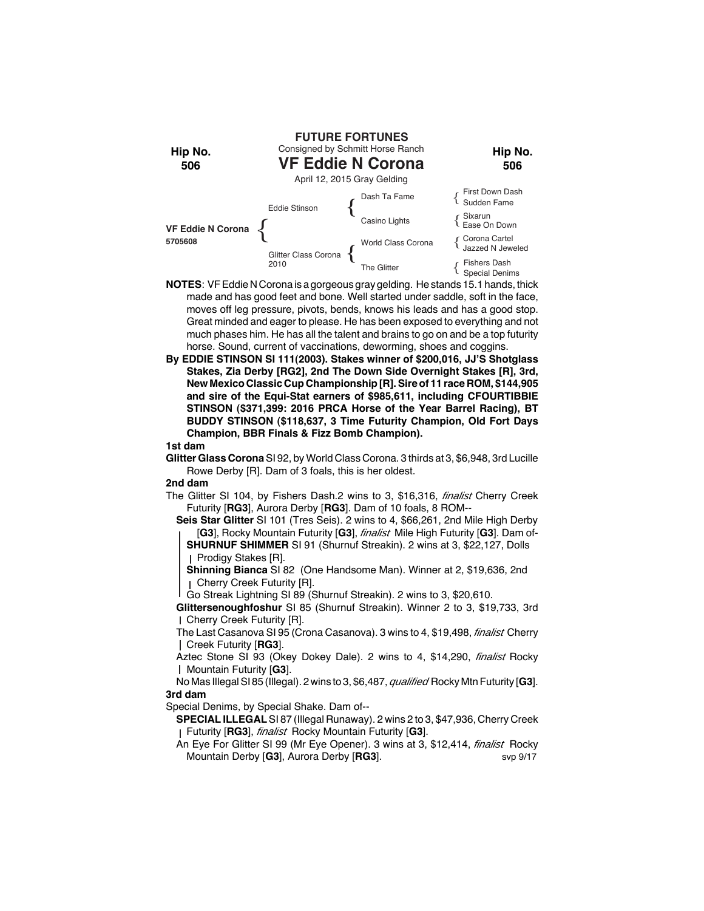**FUTURE FORTUNES**

Hip No. 506

Consigned by Schmitt Horse Ranch

# VF Eddie N Corona

April 12, 2015 Gray Gelding

| | | | |
|---|---|---|---|
| | | Dash Ta Fame | First Down Dash |
| | Eddie Stinson | | Sudden Fame |
| | | Casino Lights | Sixarun |
| **VF Eddie N Corona** | | | Ease On Down |
| **5705608** | | World Class Corona | Corona Cartel |
| | Glitter Class Corona 2010 | | Jazzed N Jeweled |
| | | The Glitter | Fishers Dash |
| | | | Special Denims |

**NOTES**: VF Eddie N Corona is a gorgeous gray gelding. He stands 15.1 hands, thick made and has good feet and bone. Well started under saddle, soft in the face, moves off leg pressure, pivots, bends, knows his leads and has a good stop. Great minded and eager to please. He has been exposed to everything and not much phases him. He has all the talent and brains to go on and be a top futurity horse. Sound, current of vaccinations, deworming, shoes and coggins.

**By EDDIE STINSON SI 111(2003). Stakes winner of $200,016, JJ'S Shotglass Stakes, Zia Derby [RG2], 2nd The Down Side Overnight Stakes [R], 3rd, New Mexico Classic Cup Championship [R]. Sire of 11 race ROM, $144,905 and sire of the Equi-Stat earners of $985,611, including CFOURTIBBIE STINSON ($371,399: 2016 PRCA Horse of the Year Barrel Racing), BT BUDDY STINSON ($118,637, 3 Time Futurity Champion, Old Fort Days Champion, BBR Finals & Fizz Bomb Champion).**

**1st dam**

**Glitter Glass Corona** SI 92, by World Class Corona. 3 thirds at 3, $6,948, 3rd Lucille Rowe Derby [R]. Dam of 3 foals, this is her oldest.

**2nd dam**

The Glitter SI 104, by Fishers Dash.2 wins to 3, $16,316, *finalist* Cherry Creek Futurity [**RG3**], Aurora Derby [**RG3**]. Dam of 10 foals, 8 ROM--

- **Seis Star Glitter** SI 101 (Tres Seis). 2 wins to 4, $66,261, 2nd Mile High Derby [**G3**], Rocky Mountain Futurity [**G3**], *finalist* Mile High Futurity [**G3**]. Dam of-
  - **SHURNUF SHIMMER** SI 91 (Shurnuf Streakin). 2 wins at 3, $22,127, Dolls Prodigy Stakes [R].
  - **Shinning Bianca** SI 82 (One Handsome Man). Winner at 2, $19,636, 2nd Cherry Creek Futurity [R].
  - Go Streak Lightning SI 89 (Shurnuf Streakin). 2 wins to 3, $20,610.
- **Glittersenoughfoshur** SI 85 (Shurnuf Streakin). Winner 2 to 3, $19,733, 3rd Cherry Creek Futurity [R].
- The Last Casanova SI 95 (Crona Casanova). 3 wins to 4, $19,498, *finalist* Cherry Creek Futurity [**RG3**].
- Aztec Stone SI 93 (Okey Dokey Dale). 2 wins to 4, $14,290, *finalist* Rocky Mountain Futurity [**G3**].
- No Mas Illegal SI 85 (Illegal). 2 wins to 3, $6,487, *qualified* Rocky Mtn Futurity [**G3**].

**3rd dam**

Special Denims, by Special Shake. Dam of--

- **SPECIAL ILLEGAL** SI 87 (Illegal Runaway). 2 wins 2 to 3, $47,936, Cherry Creek Futurity [**RG3**], *finalist* Rocky Mountain Futurity [**G3**].
- An Eye For Glitter SI 99 (Mr Eye Opener). 3 wins at 3, $12,414, *finalist* Rocky Mountain Derby [**G3**], Aurora Derby [**RG3**].

svp 9/17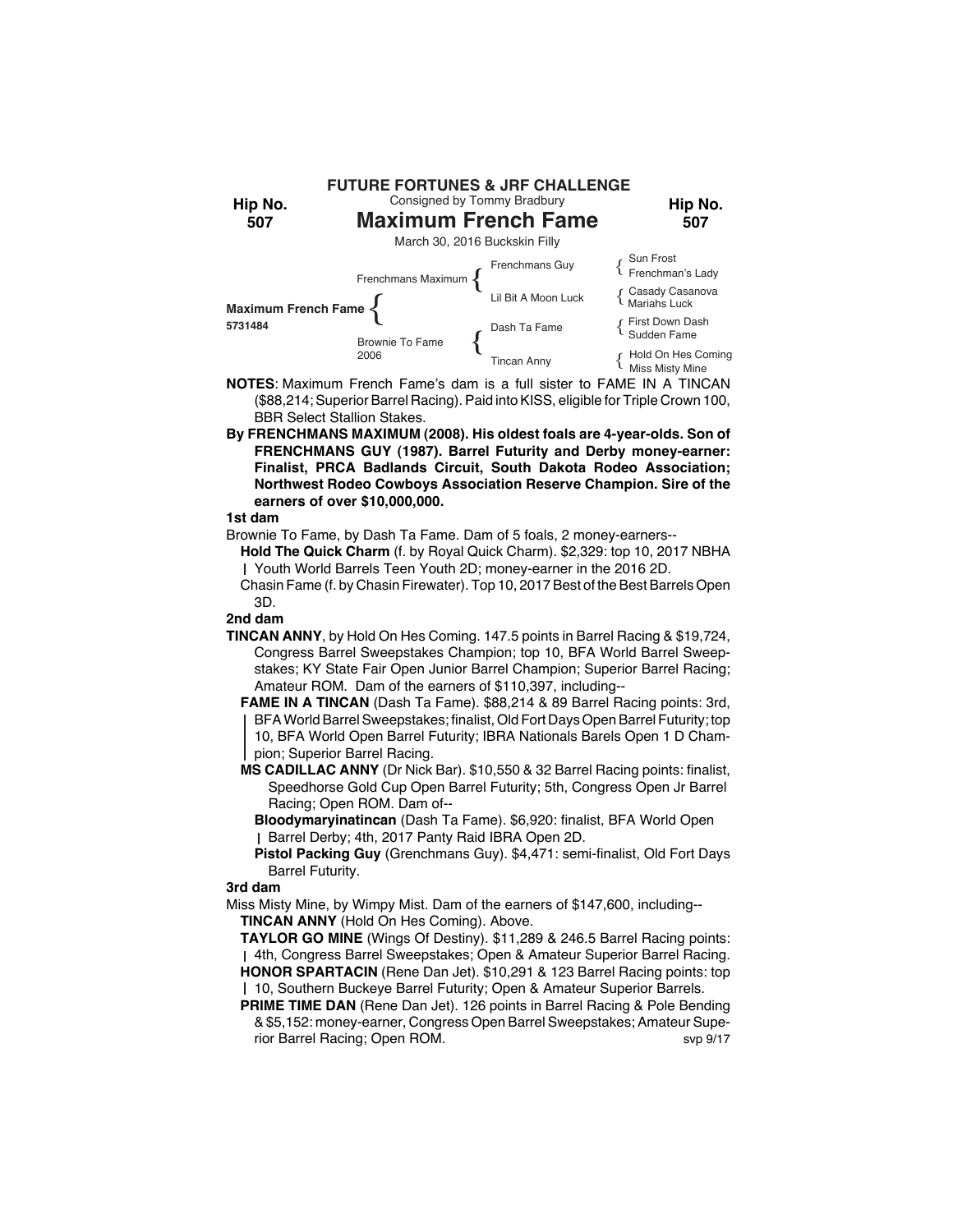**FUTURE FORTUNES & JRF CHALLENGE**

Consigned by Tommy Bradbury

Hip No. 507

# Maximum French Fame

March 30, 2016 Buckskin Filly

| | | | |
|---|---|---|---|
| | Frenchmans Maximum | Frenchmans Guy | Sun Frost / Frenchman's Lady |
| **Maximum French Fame** 5731484 | | Lil Bit A Moon Luck | Casady Casanova / Mariahs Luck |
| | Brownie To Fame 2006 | Dash Ta Fame | First Down Dash / Sudden Fame |
| | | Tincan Anny | Hold On Hes Coming / Miss Misty Mine |

**NOTES**: Maximum French Fame's dam is a full sister to FAME IN A TINCAN ($88,214; Superior Barrel Racing). Paid into KISS, eligible for Triple Crown 100, BBR Select Stallion Stakes.

**By FRENCHMANS MAXIMUM (2008). His oldest foals are 4-year-olds. Son of FRENCHMANS GUY (1987). Barrel Futurity and Derby money-earner: Finalist, PRCA Badlands Circuit, South Dakota Rodeo Association; Northwest Rodeo Cowboys Association Reserve Champion. Sire of the earners of over $10,000,000.**

**1st dam**

Brownie To Fame, by Dash Ta Fame. Dam of 5 foals, 2 money-earners--

**Hold The Quick Charm** (f. by Royal Quick Charm). $2,329: top 10, 2017 NBHA Youth World Barrels Teen Youth 2D; money-earner in the 2016 2D.

Chasin Fame (f. by Chasin Firewater). Top 10, 2017 Best of the Best Barrels Open 3D.

**2nd dam**

**TINCAN ANNY**, by Hold On Hes Coming. 147.5 points in Barrel Racing & $19,724, Congress Barrel Sweepstakes Champion; top 10, BFA World Barrel Sweepstakes; KY State Fair Open Junior Barrel Champion; Superior Barrel Racing; Amateur ROM. Dam of the earners of $110,397, including--

**FAME IN A TINCAN** (Dash Ta Fame). $88,214 & 89 Barrel Racing points: 3rd, BFA World Barrel Sweepstakes; finalist, Old Fort Days Open Barrel Futurity; top 10, BFA World Open Barrel Futurity; IBRA Nationals Barels Open 1 D Champion; Superior Barrel Racing.

**MS CADILLAC ANNY** (Dr Nick Bar). $10,550 & 32 Barrel Racing points: finalist, Speedhorse Gold Cup Open Barrel Futurity; 5th, Congress Open Jr Barrel Racing; Open ROM. Dam of--

**Bloodymaryinatincan** (Dash Ta Fame). $6,920: finalist, BFA World Open Barrel Derby; 4th, 2017 Panty Raid IBRA Open 2D.

**Pistol Packing Guy** (Grenchmans Guy). $4,471: semi-finalist, Old Fort Days Barrel Futurity.

**3rd dam**

Miss Misty Mine, by Wimpy Mist. Dam of the earners of $147,600, including--

**TINCAN ANNY** (Hold On Hes Coming). Above.

**TAYLOR GO MINE** (Wings Of Destiny). $11,289 & 246.5 Barrel Racing points: 4th, Congress Barrel Sweepstakes; Open & Amateur Superior Barrel Racing.

**HONOR SPARTACIN** (Rene Dan Jet). $10,291 & 123 Barrel Racing points: top 10, Southern Buckeye Barrel Futurity; Open & Amateur Superior Barrels.

**PRIME TIME DAN** (Rene Dan Jet). 126 points in Barrel Racing & Pole Bending & $5,152: money-earner, Congress Open Barrel Sweepstakes; Amateur Superior Barrel Racing; Open ROM.

svp 9/17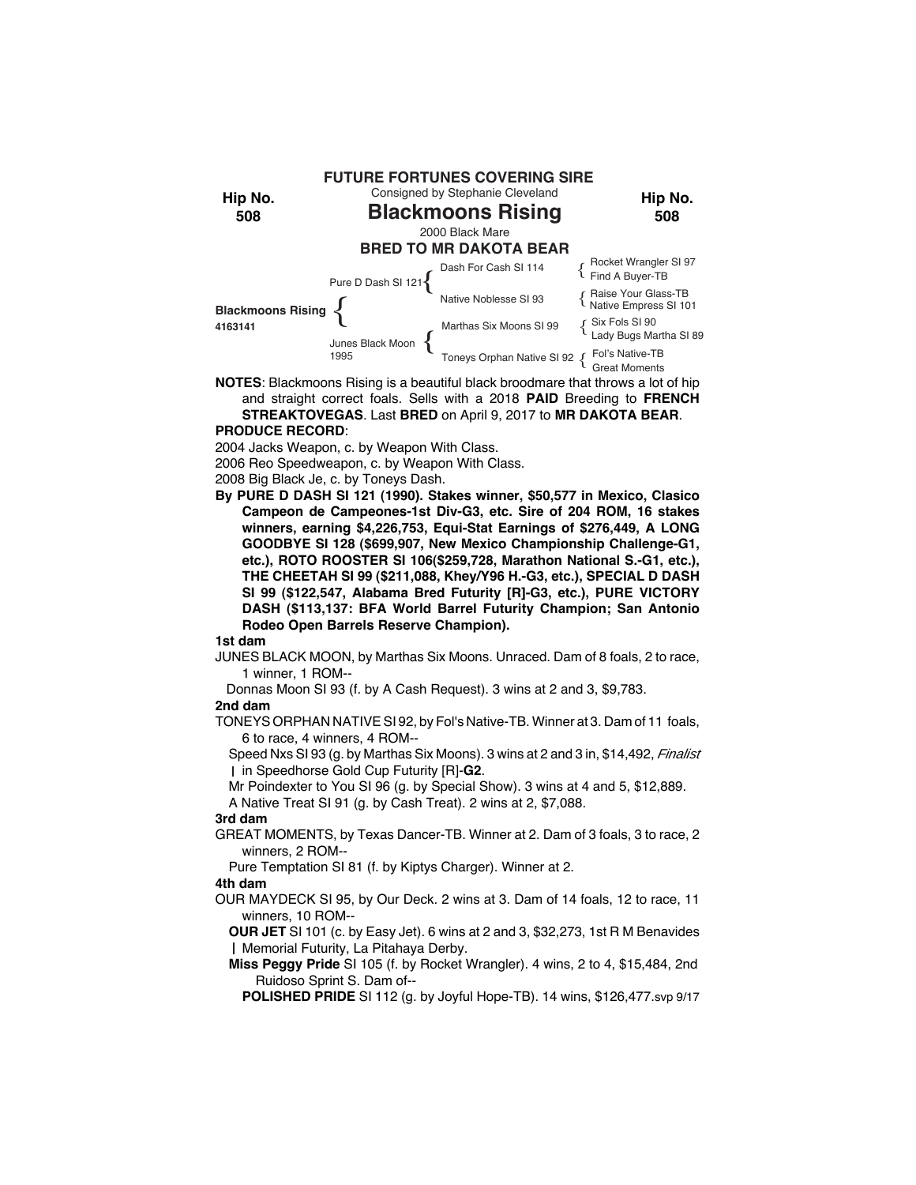**FUTURE FORTUNES COVERING SIRE**

Consigned by Stephanie Cleveland

**Hip No. 508**

# Blackmoons Rising

2000 Black Mare

**BRED TO MR DAKOTA BEAR**

| | | | |
|---|---|---|---|
| **Blackmoons Rising** 4163141 | Pure D Dash SI 121 | Dash For Cash SI 114 | Rocket Wrangler SI 97 |
| | | | Find A Buyer-TB |
| | | Native Noblesse SI 93 | Raise Your Glass-TB |
| | | | Native Empress SI 101 |
| | Junes Black Moon 1995 | Marthas Six Moons SI 99 | Six Fols SI 90 |
| | | | Lady Bugs Martha SI 89 |
| | | Toneys Orphan Native SI 92 | Fol's Native-TB |
| | | | Great Moments |

**NOTES**: Blackmoons Rising is a beautiful black broodmare that throws a lot of hip and straight correct foals. Sells with a 2018 **PAID** Breeding to **FRENCH STREAKTOVEGAS**. Last **BRED** on April 9, 2017 to **MR DAKOTA BEAR**.

**PRODUCE RECORD**:

2004 Jacks Weapon, c. by Weapon With Class.

2006 Reo Speedweapon, c. by Weapon With Class.

2008 Big Black Je, c. by Toneys Dash.

**By PURE D DASH SI 121 (1990). Stakes winner, $50,577 in Mexico, Clasico Campeon de Campeones-1st Div-G3, etc. Sire of 204 ROM, 16 stakes winners, earning $4,226,753, Equi-Stat Earnings of $276,449, A LONG GOODBYE SI 128 ($699,907, New Mexico Championship Challenge-G1, etc.), ROTO ROOSTER SI 106($259,728, Marathon National S.-G1, etc.), THE CHEETAH SI 99 ($211,088, Khey/Y96 H.-G3, etc.), SPECIAL D DASH SI 99 ($122,547, Alabama Bred Futurity [R]-G3, etc.), PURE VICTORY DASH ($113,137: BFA World Barrel Futurity Champion; San Antonio Rodeo Open Barrels Reserve Champion).**

**1st dam**

JUNES BLACK MOON, by Marthas Six Moons. Unraced. Dam of 8 foals, 2 to race, 1 winner, 1 ROM--

Donnas Moon SI 93 (f. by A Cash Request). 3 wins at 2 and 3, $9,783.

**2nd dam**

TONEYS ORPHAN NATIVE SI 92, by Fol's Native-TB. Winner at 3. Dam of 11 foals, 6 to race, 4 winners, 4 ROM--

Speed Nxs SI 93 (g. by Marthas Six Moons). 3 wins at 2 and 3 in, $14,492, *Finalist* in Speedhorse Gold Cup Futurity [R]-**G2**.

Mr Poindexter to You SI 96 (g. by Special Show). 3 wins at 4 and 5, $12,889.

A Native Treat SI 91 (g. by Cash Treat). 2 wins at 2, $7,088.

**3rd dam**

GREAT MOMENTS, by Texas Dancer-TB. Winner at 2. Dam of 3 foals, 3 to race, 2 winners, 2 ROM--

Pure Temptation SI 81 (f. by Kiptys Charger). Winner at 2.

**4th dam**

OUR MAYDECK SI 95, by Our Deck. 2 wins at 3. Dam of 14 foals, 12 to race, 11 winners, 10 ROM--

**OUR JET** SI 101 (c. by Easy Jet). 6 wins at 2 and 3, $32,273, 1st R M Benavides Memorial Futurity, La Pitahaya Derby.

**Miss Peggy Pride** SI 105 (f. by Rocket Wrangler). 4 wins, 2 to 4, $15,484, 2nd Ruidoso Sprint S. Dam of--

**POLISHED PRIDE** SI 112 (g. by Joyful Hope-TB). 14 wins, $126,477.svp 9/17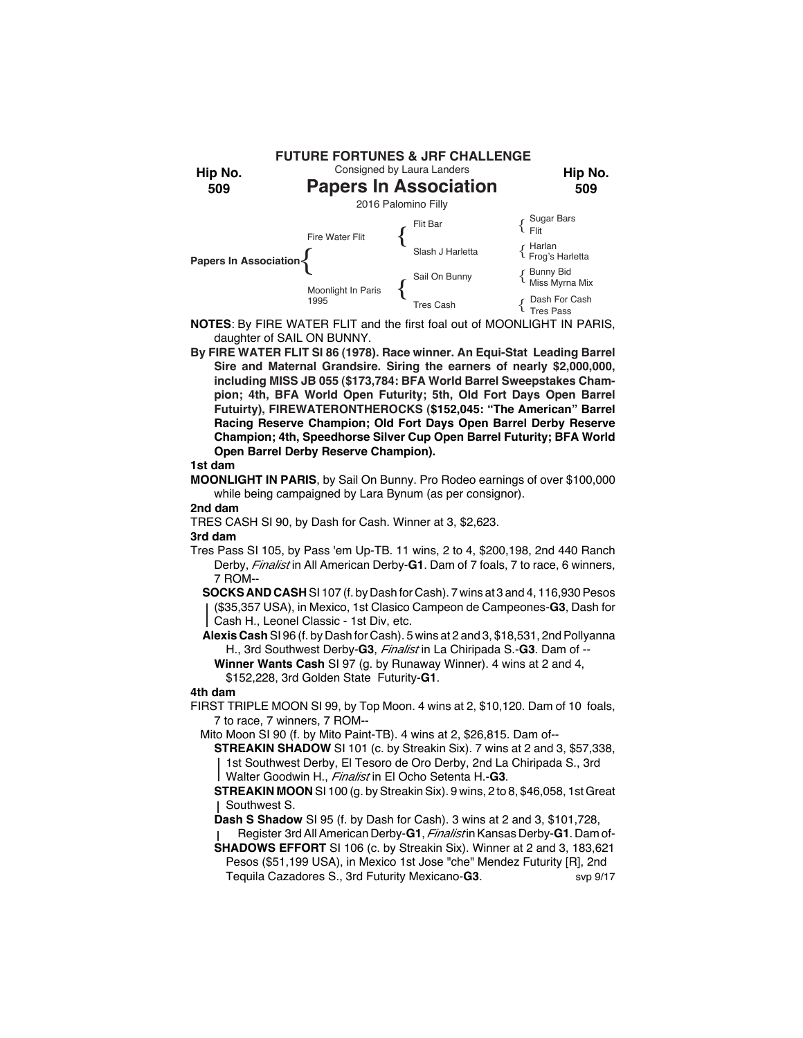**FUTURE FORTUNES & JRF CHALLENGE**

Consigned by Laura Landers

**Hip No. 509**

# Papers In Association

2016 Palomino Filly

| | | | |
|---|---|---|---|
| Papers In Association | Fire Water Flit | Flit Bar | Sugar Bars / Flit |
| | | Slash J Harletta | Harlan / Frog's Harletta |
| | Moonlight In Paris 1995 | Sail On Bunny | Bunny Bid / Miss Myrna Mix |
| | | Tres Cash | Dash For Cash / Tres Pass |

**NOTES**: By FIRE WATER FLIT and the first foal out of MOONLIGHT IN PARIS, daughter of SAIL ON BUNNY.

**By FIRE WATER FLIT SI 86 (1978). Race winner. An Equi-Stat Leading Barrel Sire and Maternal Grandsire. Siring the earners of nearly $2,000,000, including MISS JB 055 ($173,784: BFA World Barrel Sweepstakes Champion; 4th, BFA World Open Futurity; 5th, Old Fort Days Open Barrel Futuirty), FIREWATERONTHEROCKS ($152,045: "The American" Barrel Racing Reserve Champion; Old Fort Days Open Barrel Derby Reserve Champion; 4th, Speedhorse Silver Cup Open Barrel Futurity; BFA World Open Barrel Derby Reserve Champion).**

**1st dam**

**MOONLIGHT IN PARIS**, by Sail On Bunny. Pro Rodeo earnings of over $100,000 while being campaigned by Lara Bynum (as per consignor).

**2nd dam**

TRES CASH SI 90, by Dash for Cash. Winner at 3, $2,623.

**3rd dam**

Tres Pass SI 105, by Pass 'em Up-TB. 11 wins, 2 to 4, $200,198, 2nd 440 Ranch Derby, *Finalist* in All American Derby-**G1**. Dam of 7 foals, 7 to race, 6 winners, 7 ROM--

**SOCKS AND CASH** SI 107 (f. by Dash for Cash). 7 wins at 3 and 4, 116,930 Pesos ($35,357 USA), in Mexico, 1st Clasico Campeon de Campeones-**G3**, Dash for Cash H., Leonel Classic - 1st Div, etc.

**Alexis Cash** SI 96 (f. by Dash for Cash). 5 wins at 2 and 3, $18,531, 2nd Pollyanna H., 3rd Southwest Derby-**G3**, *Finalist* in La Chiripada S.-**G3**. Dam of --

**Winner Wants Cash** SI 97 (g. by Runaway Winner). 4 wins at 2 and 4, $152,228, 3rd Golden State Futurity-**G1**.

**4th dam**

FIRST TRIPLE MOON SI 99, by Top Moon. 4 wins at 2, $10,120. Dam of 10 foals, 7 to race, 7 winners, 7 ROM--

Mito Moon SI 90 (f. by Mito Paint-TB). 4 wins at 2, $26,815. Dam of--

**STREAKIN SHADOW** SI 101 (c. by Streakin Six). 7 wins at 2 and 3, $57,338, 1st Southwest Derby, El Tesoro de Oro Derby, 2nd La Chiripada S., 3rd Walter Goodwin H., *Finalist* in El Ocho Setenta H.-**G3**.

**STREAKIN MOON** SI 100 (g. by Streakin Six). 9 wins, 2 to 8, $46,058, 1st Great Southwest S.

**Dash S Shadow** SI 95 (f. by Dash for Cash). 3 wins at 2 and 3, $101,728, Register 3rd All American Derby-**G1**, *Finalist* in Kansas Derby-**G1**. Dam of-

**SHADOWS EFFORT** SI 106 (c. by Streakin Six). Winner at 2 and 3, 183,621 Pesos ($51,199 USA), in Mexico 1st Jose "che" Mendez Futurity [R], 2nd Tequila Cazadores S., 3rd Futurity Mexicano-**G3**.

svp 9/17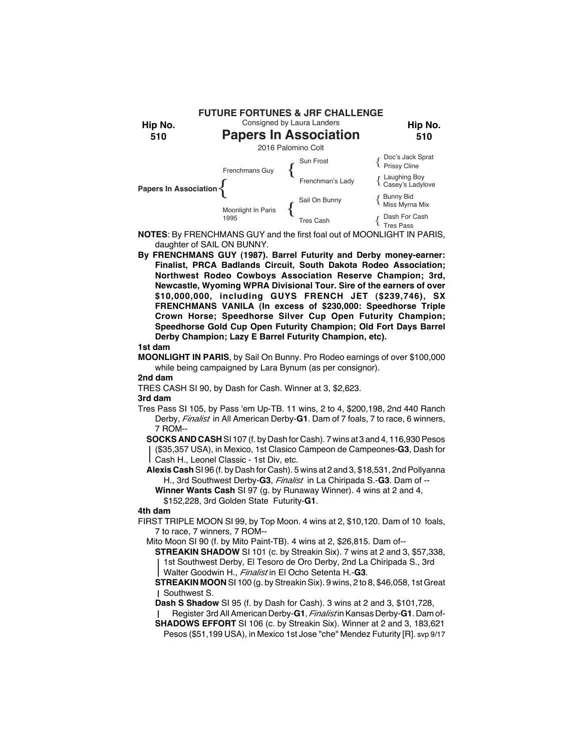**FUTURE FORTUNES & JRF CHALLENGE**

Consigned by Laura Landers

**Hip No. 510**

# Papers In Association

2016 Palomino Colt

| | | | |
|---|---|---|---|
| Papers In Association | Frenchmans Guy | Sun Frost | Doc's Jack Sprat |
| | | | Prissy Cline |
| | | Frenchman's Lady | Laughing Boy |
| | | | Casey's Ladylove |
| | Moonlight In Paris 1995 | Sail On Bunny | Bunny Bid |
| | | | Miss Myrna Mix |
| | | Tres Cash | Dash For Cash |
| | | | Tres Pass |

**NOTES**: By FRENCHMANS GUY and the first foal out of MOONLIGHT IN PARIS, daughter of SAIL ON BUNNY.

**By FRENCHMANS GUY (1987). Barrel Futurity and Derby money-earner: Finalist, PRCA Badlands Circuit, South Dakota Rodeo Association; Northwest Rodeo Cowboys Association Reserve Champion; 3rd, Newcastle, Wyoming WPRA Divisional Tour. Sire of the earners of over $10,000,000, including GUYS FRENCH JET ($239,746), SX FRENCHMANS VANILA (In excess of $230,000: Speedhorse Triple Crown Horse; Speedhorse Silver Cup Open Futurity Champion; Speedhorse Gold Cup Open Futurity Champion; Old Fort Days Barrel Derby Champion; Lazy E Barrel Futurity Champion, etc).**

**1st dam**

**MOONLIGHT IN PARIS**, by Sail On Bunny. Pro Rodeo earnings of over $100,000 while being campaigned by Lara Bynum (as per consignor).

**2nd dam**

TRES CASH SI 90, by Dash for Cash. Winner at 3, $2,623.

**3rd dam**

Tres Pass SI 105, by Pass 'em Up-TB. 11 wins, 2 to 4, $200,198, 2nd 440 Ranch Derby, *Finalist* in All American Derby-**G1**. Dam of 7 foals, 7 to race, 6 winners, 7 ROM--

**SOCKS AND CASH** SI 107 (f. by Dash for Cash). 7 wins at 3 and 4, 116,930 Pesos ($35,357 USA), in Mexico, 1st Clasico Campeon de Campeones-**G3**, Dash for Cash H., Leonel Classic - 1st Div, etc.

**Alexis Cash** SI 96 (f. by Dash for Cash). 5 wins at 2 and 3, $18,531, 2nd Pollyanna H., 3rd Southwest Derby-**G3**, *Finalist* in La Chiripada S.-**G3**. Dam of --

**Winner Wants Cash** SI 97 (g. by Runaway Winner). 4 wins at 2 and 4, $152,228, 3rd Golden State Futurity-**G1**.

**4th dam**

FIRST TRIPLE MOON SI 99, by Top Moon. 4 wins at 2, $10,120. Dam of 10 foals, 7 to race, 7 winners, 7 ROM--

Mito Moon SI 90 (f. by Mito Paint-TB). 4 wins at 2, $26,815. Dam of--

**STREAKIN SHADOW** SI 101 (c. by Streakin Six). 7 wins at 2 and 3, $57,338, 1st Southwest Derby, El Tesoro de Oro Derby, 2nd La Chiripada S., 3rd Walter Goodwin H., *Finalist* in El Ocho Setenta H.-**G3**.

**STREAKIN MOON** SI 100 (g. by Streakin Six). 9 wins, 2 to 8, $46,058, 1st Great Southwest S.

**Dash S Shadow** SI 95 (f. by Dash for Cash). 3 wins at 2 and 3, $101,728, Register 3rd All American Derby-**G1**, *Finalist* in Kansas Derby-**G1**. Dam of-

**SHADOWS EFFORT** SI 106 (c. by Streakin Six). Winner at 2 and 3, 183,621 Pesos ($51,199 USA), in Mexico 1st Jose "che" Mendez Futurity [R]. svp 9/17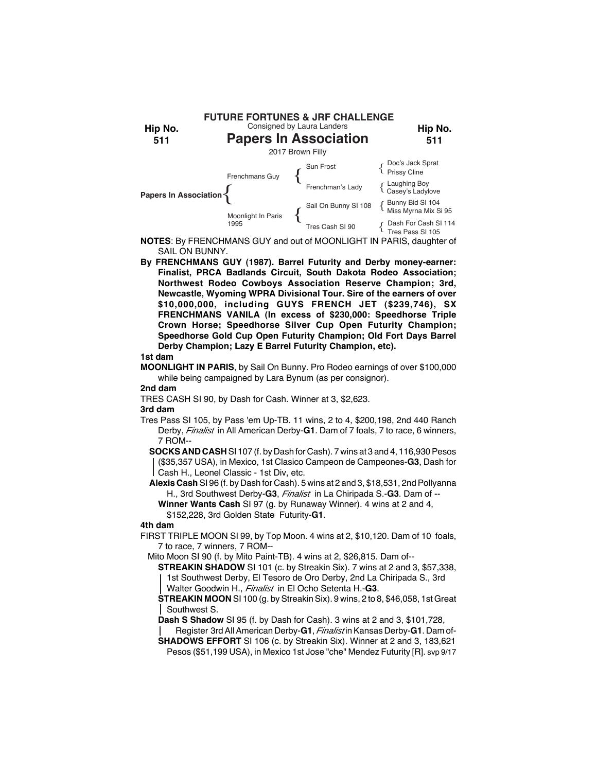**FUTURE FORTUNES & JRF CHALLENGE**

Consigned by Laura Landers

**Hip No. 511**

# Papers In Association

2017 Brown Filly

| | | | |
|---|---|---|---|
| Papers In Association | Frenchmans Guy | Sun Frost | Doc's Jack Sprat |
| | | | Prissy Cline |
| | | Frenchman's Lady | Laughing Boy |
| | | | Casey's Ladylove |
| | Moonlight In Paris 1995 | Sail On Bunny SI 108 | Bunny Bid SI 104 |
| | | | Miss Myrna Mix Si 95 |
| | | Tres Cash SI 90 | Dash For Cash SI 114 |
| | | | Tres Pass SI 105 |

**NOTES**: By FRENCHMANS GUY and out of MOONLIGHT IN PARIS, daughter of SAIL ON BUNNY.

**By FRENCHMANS GUY (1987). Barrel Futurity and Derby money-earner: Finalist, PRCA Badlands Circuit, South Dakota Rodeo Association; Northwest Rodeo Cowboys Association Reserve Champion; 3rd, Newcastle, Wyoming WPRA Divisional Tour. Sire of the earners of over $10,000,000, including GUYS FRENCH JET ($239,746), SX FRENCHMANS VANILA (In excess of $230,000: Speedhorse Triple Crown Horse; Speedhorse Silver Cup Open Futurity Champion; Speedhorse Gold Cup Open Futurity Champion; Old Fort Days Barrel Derby Champion; Lazy E Barrel Futurity Champion, etc).**

**1st dam**

**MOONLIGHT IN PARIS**, by Sail On Bunny. Pro Rodeo earnings of over $100,000 while being campaigned by Lara Bynum (as per consignor).

**2nd dam**

TRES CASH SI 90, by Dash for Cash. Winner at 3, $2,623.

**3rd dam**

Tres Pass SI 105, by Pass 'em Up-TB. 11 wins, 2 to 4, $200,198, 2nd 440 Ranch Derby, *Finalist* in All American Derby-**G1**. Dam of 7 foals, 7 to race, 6 winners, 7 ROM--

**SOCKS AND CASH** SI 107 (f. by Dash for Cash). 7 wins at 3 and 4, 116,930 Pesos ($35,357 USA), in Mexico, 1st Clasico Campeon de Campeones-**G3**, Dash for Cash H., Leonel Classic - 1st Div, etc.

**Alexis Cash** SI 96 (f. by Dash for Cash). 5 wins at 2 and 3, $18,531, 2nd Pollyanna H., 3rd Southwest Derby-**G3**, *Finalist* in La Chiripada S.-**G3**. Dam of --

**Winner Wants Cash** SI 97 (g. by Runaway Winner). 4 wins at 2 and 4, $152,228, 3rd Golden State Futurity-**G1**.

**4th dam**

FIRST TRIPLE MOON SI 99, by Top Moon. 4 wins at 2, $10,120. Dam of 10 foals, 7 to race, 7 winners, 7 ROM--

Mito Moon SI 90 (f. by Mito Paint-TB). 4 wins at 2, $26,815. Dam of--

**STREAKIN SHADOW** SI 101 (c. by Streakin Six). 7 wins at 2 and 3, $57,338, 1st Southwest Derby, El Tesoro de Oro Derby, 2nd La Chiripada S., 3rd Walter Goodwin H., *Finalist* in El Ocho Setenta H.-**G3**.

**STREAKIN MOON** SI 100 (g. by Streakin Six). 9 wins, 2 to 8, $46,058, 1st Great Southwest S.

**Dash S Shadow** SI 95 (f. by Dash for Cash). 3 wins at 2 and 3, $101,728, Register 3rd All American Derby-**G1**, *Finalist* in Kansas Derby-**G1**. Dam of-

**SHADOWS EFFORT** SI 106 (c. by Streakin Six). Winner at 2 and 3, 183,621 Pesos ($51,199 USA), in Mexico 1st Jose "che" Mendez Futurity [R]. svp 9/17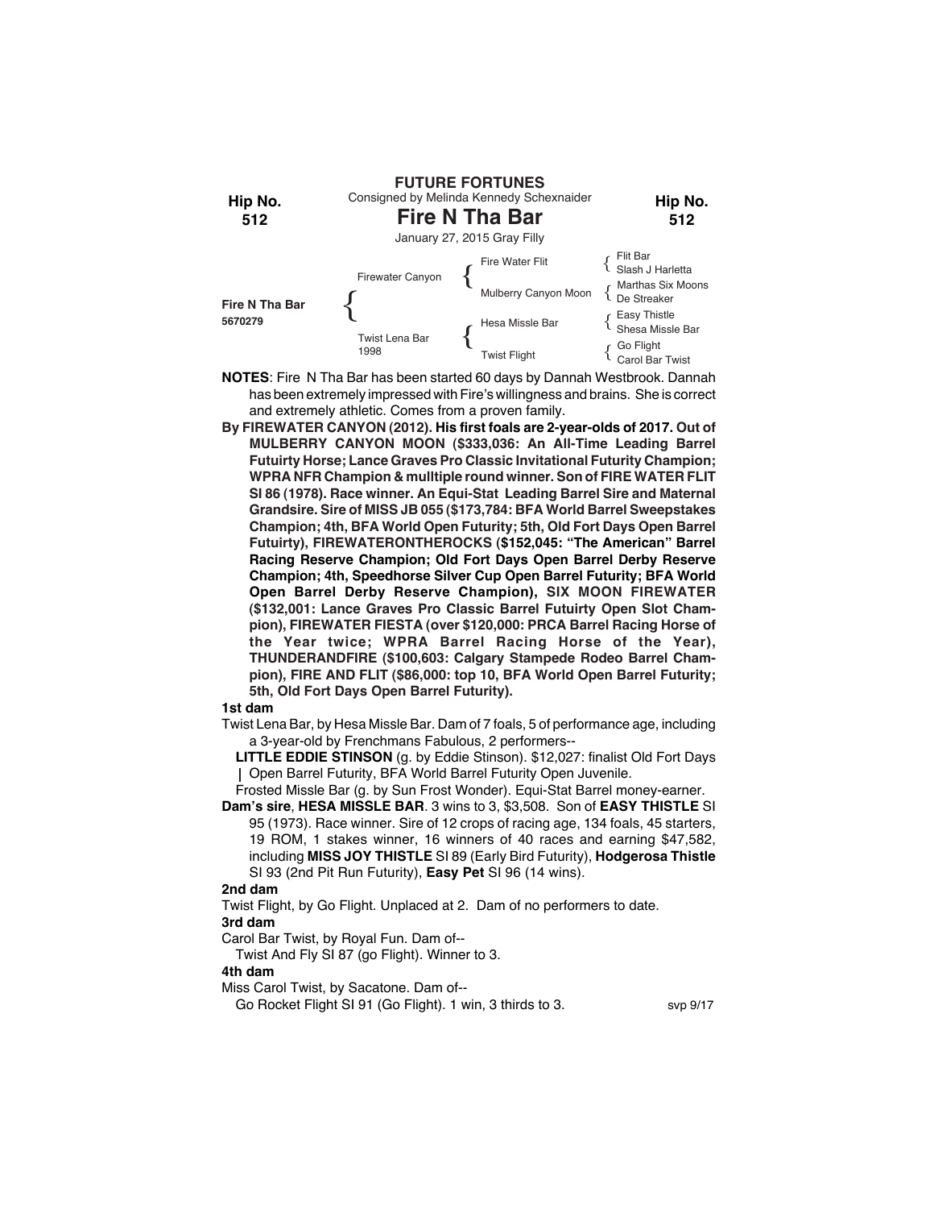**FUTURE FORTUNES**

Consigned by Melinda Kennedy Schexnaider

Hip No. **512**

# Fire N Tha Bar

January 27, 2015 Gray Filly

| | | | |
|---|---|---|---|
| **Fire N Tha Bar** 5670279 | Firewater Canyon | Fire Water Flit | Flit Bar / Slash J Harletta |
| | | Mulberry Canyon Moon | Marthas Six Moons / De Streaker |
| | Twist Lena Bar 1998 | Hesa Missle Bar | Easy Thistle / Shesa Missle Bar |
| | | Twist Flight | Go Flight / Carol Bar Twist |

**NOTES**: Fire N Tha Bar has been started 60 days by Dannah Westbrook. Dannah has been extremely impressed with Fire's willingness and brains. She is correct and extremely athletic. Comes from a proven family.

**By FIREWATER CANYON (2012). His first foals are 2-year-olds of 2017. Out of MULBERRY CANYON MOON ($333,036: An All-Time Leading Barrel Futuirty Horse; Lance Graves Pro Classic Invitational Futurity Champion; WPRA NFR Champion & mulltiple round winner. Son of FIRE WATER FLIT SI 86 (1978). Race winner. An Equi-Stat Leading Barrel Sire and Maternal Grandsire. Sire of MISS JB 055 ($173,784: BFA World Barrel Sweepstakes Champion; 4th, BFA World Open Futurity; 5th, Old Fort Days Open Barrel Futuirty), FIREWATERONTHEROCKS ($152,045: "The American" Barrel Racing Reserve Champion; Old Fort Days Open Barrel Derby Reserve Champion; 4th, Speedhorse Silver Cup Open Barrel Futurity; BFA World Open Barrel Derby Reserve Champion), SIX MOON FIREWATER ($132,001: Lance Graves Pro Classic Barrel Futuirty Open Slot Champion), FIREWATER FIESTA (over $120,000: PRCA Barrel Racing Horse of the Year twice; WPRA Barrel Racing Horse of the Year), THUNDERANDFIRE ($100,603: Calgary Stampede Rodeo Barrel Champion), FIRE AND FLIT ($86,000: top 10, BFA World Open Barrel Futurity; 5th, Old Fort Days Open Barrel Futurity).**

**1st dam**

Twist Lena Bar, by Hesa Missle Bar. Dam of 7 foals, 5 of performance age, including a 3-year-old by Frenchmans Fabulous, 2 performers--

**LITTLE EDDIE STINSON** (g. by Eddie Stinson). $12,027: finalist Old Fort Days Open Barrel Futurity, BFA World Barrel Futurity Open Juvenile.

Frosted Missle Bar (g. by Sun Frost Wonder). Equi-Stat Barrel money-earner.

**Dam's sire**, **HESA MISSLE BAR**. 3 wins to 3, $3,508. Son of **EASY THISTLE** SI 95 (1973). Race winner. Sire of 12 crops of racing age, 134 foals, 45 starters, 19 ROM, 1 stakes winner, 16 winners of 40 races and earning $47,582, including **MISS JOY THISTLE** SI 89 (Early Bird Futurity), **Hodgerosa Thistle** SI 93 (2nd Pit Run Futurity), **Easy Pet** SI 96 (14 wins).

**2nd dam**

Twist Flight, by Go Flight. Unplaced at 2. Dam of no performers to date.

**3rd dam**

Carol Bar Twist, by Royal Fun. Dam of--

Twist And Fly SI 87 (go Flight). Winner to 3.

**4th dam**

Miss Carol Twist, by Sacatone. Dam of--

Go Rocket Flight SI 91 (Go Flight). 1 win, 3 thirds to 3.

svp 9/17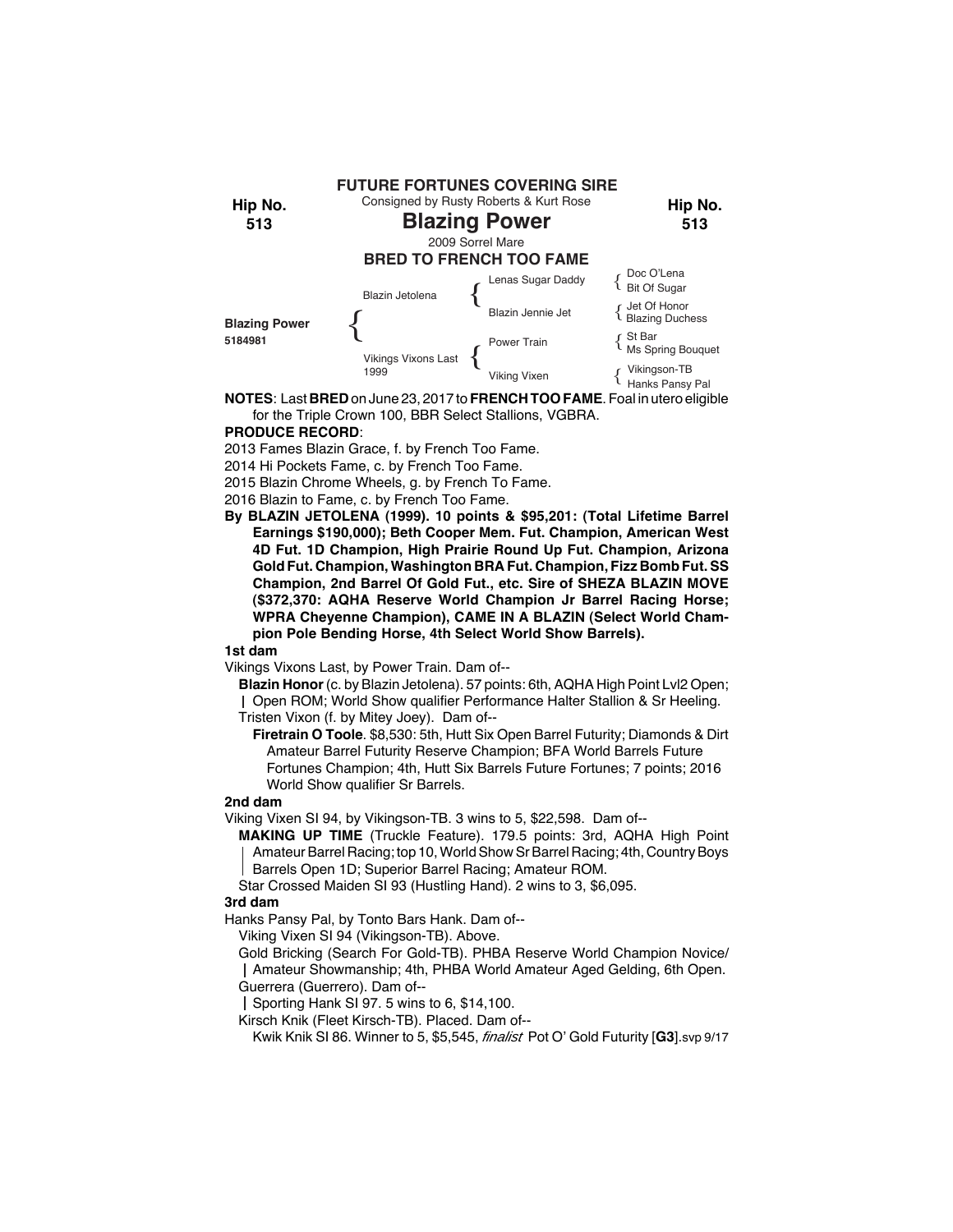**FUTURE FORTUNES COVERING SIRE**

Consigned by Rusty Roberts & Kurt Rose

Hip No. 513

# Blazing Power

2009 Sorrel Mare

**BRED TO FRENCH TOO FAME**

| | | | |
|---|---|---|---|
| **Blazing Power** 5184981 | Blazin Jetolena | Lenas Sugar Daddy | Doc O'Lena / Bit Of Sugar |
| | | Blazin Jennie Jet | Jet Of Honor / Blazing Duchess |
| | Vikings Vixons Last 1999 | Power Train | St Bar / Ms Spring Bouquet |
| | | Viking Vixen | Vikingson-TB / Hanks Pansy Pal |

**NOTES**: Last **BRED** on June 23, 2017 to **FRENCH TOO FAME**. Foal in utero eligible for the Triple Crown 100, BBR Select Stallions, VGBRA.

**PRODUCE RECORD**:

2013 Fames Blazin Grace, f. by French Too Fame.

2014 Hi Pockets Fame, c. by French Too Fame.

2015 Blazin Chrome Wheels, g. by French To Fame.

2016 Blazin to Fame, c. by French Too Fame.

**By BLAZIN JETOLENA (1999). 10 points & $95,201: (Total Lifetime Barrel Earnings $190,000); Beth Cooper Mem. Fut. Champion, American West 4D Fut. 1D Champion, High Prairie Round Up Fut. Champion, Arizona Gold Fut. Champion, Washington BRA Fut. Champion, Fizz Bomb Fut. SS Champion, 2nd Barrel Of Gold Fut., etc. Sire of SHEZA BLAZIN MOVE ($372,370: AQHA Reserve World Champion Jr Barrel Racing Horse; WPRA Cheyenne Champion), CAME IN A BLAZIN (Select World Champion Pole Bending Horse, 4th Select World Show Barrels).**

**1st dam**

Vikings Vixons Last, by Power Train. Dam of--

**Blazin Honor** (c. by Blazin Jetolena). 57 points: 6th, AQHA High Point Lvl2 Open; Open ROM; World Show qualifier Performance Halter Stallion & Sr Heeling.

Tristen Vixon (f. by Mitey Joey). Dam of--

**Firetrain O Toole**. $8,530: 5th, Hutt Six Open Barrel Futurity; Diamonds & Dirt Amateur Barrel Futurity Reserve Champion; BFA World Barrels Future Fortunes Champion; 4th, Hutt Six Barrels Future Fortunes; 7 points; 2016 World Show qualifier Sr Barrels.

**2nd dam**

Viking Vixen SI 94, by Vikingson-TB. 3 wins to 5, $22,598. Dam of--

**MAKING UP TIME** (Truckle Feature). 179.5 points: 3rd, AQHA High Point Amateur Barrel Racing; top 10, World Show Sr Barrel Racing; 4th, Country Boys Barrels Open 1D; Superior Barrel Racing; Amateur ROM.

Star Crossed Maiden SI 93 (Hustling Hand). 2 wins to 3, $6,095.

**3rd dam**

Hanks Pansy Pal, by Tonto Bars Hank. Dam of--

Viking Vixen SI 94 (Vikingson-TB). Above.

Gold Bricking (Search For Gold-TB). PHBA Reserve World Champion Novice/Amateur Showmanship; 4th, PHBA World Amateur Aged Gelding, 6th Open.

Guerrera (Guerrero). Dam of--

Sporting Hank SI 97. 5 wins to 6, $14,100.

Kirsch Knik (Fleet Kirsch-TB). Placed. Dam of--

Kwik Knik SI 86. Winner to 5, $5,545, *finalist* Pot O' Gold Futurity [**G3**].svp 9/17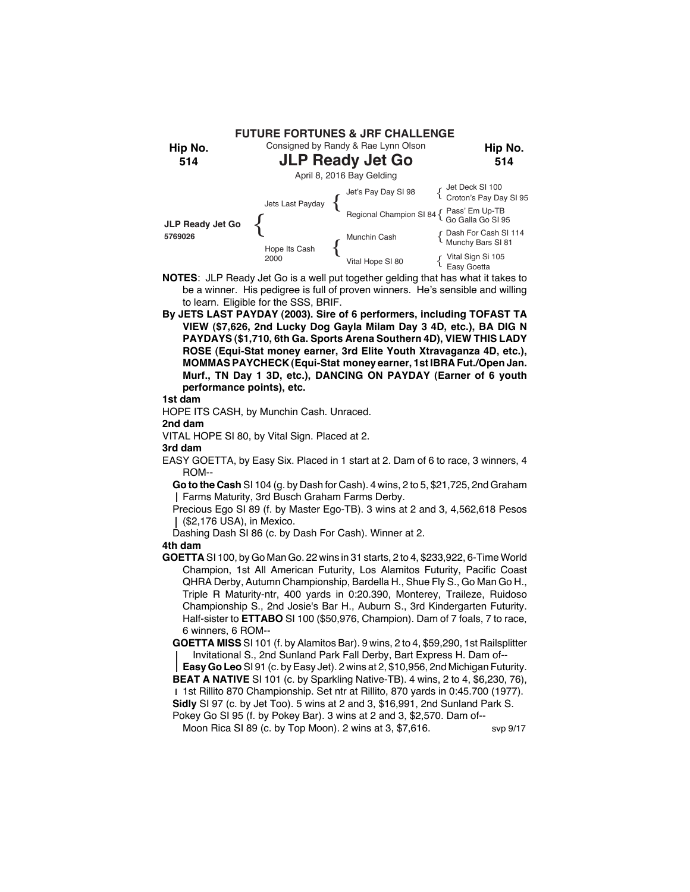**FUTURE FORTUNES & JRF CHALLENGE**

Consigned by Randy & Rae Lynn Olson

**Hip No. 514**

# JLP Ready Jet Go

April 8, 2016 Bay Gelding

| | | | |
|---|---|---|---|
| **JLP Ready Jet Go** 5769026 | Jets Last Payday | Jet's Pay Day SI 98 | Jet Deck SI 100 |
| | | | Croton's Pay Day SI 95 |
| | | Regional Champion SI 84 | Pass' Em Up-TB |
| | | | Go Galla Go SI 95 |
| | Hope Its Cash 2000 | Munchin Cash | Dash For Cash SI 114 |
| | | | Munchy Bars SI 81 |
| | | Vital Hope SI 80 | Vital Sign Si 105 |
| | | | Easy Goetta |

**NOTES**: JLP Ready Jet Go is a well put together gelding that has what it takes to be a winner. His pedigree is full of proven winners. He's sensible and willing to learn. Eligible for the SSS, BRIF.

**By JETS LAST PAYDAY (2003). Sire of 6 performers, including TOFAST TA VIEW ($7,626, 2nd Lucky Dog Gayla Milam Day 3 4D, etc.), BA DIG N PAYDAYS ($1,710, 6th Ga. Sports Arena Southern 4D), VIEW THIS LADY ROSE (Equi-Stat money earner, 3rd Elite Youth Xtravaganza 4D, etc.), MOMMAS PAYCHECK (Equi-Stat money earner, 1st IBRA Fut./Open Jan. Murf., TN Day 1 3D, etc.), DANCING ON PAYDAY (Earner of 6 youth performance points), etc.**

**1st dam**

HOPE ITS CASH, by Munchin Cash. Unraced.

**2nd dam**

VITAL HOPE SI 80, by Vital Sign. Placed at 2.

**3rd dam**

EASY GOETTA, by Easy Six. Placed in 1 start at 2. Dam of 6 to race, 3 winners, 4 ROM--

**Go to the Cash** SI 104 (g. by Dash for Cash). 4 wins, 2 to 5, $21,725, 2nd Graham Farms Maturity, 3rd Busch Graham Farms Derby.

Precious Ego SI 89 (f. by Master Ego-TB). 3 wins at 2 and 3, 4,562,618 Pesos ($2,176 USA), in Mexico.

Dashing Dash SI 86 (c. by Dash For Cash). Winner at 2.

**4th dam**

**GOETTA** SI 100, by Go Man Go. 22 wins in 31 starts, 2 to 4, $233,922, 6-Time World Champion, 1st All American Futurity, Los Alamitos Futurity, Pacific Coast QHRA Derby, Autumn Championship, Bardella H., Shue Fly S., Go Man Go H., Triple R Maturity-ntr, 400 yards in 0:20.390, Monterey, Traileze, Ruidoso Championship S., 2nd Josie's Bar H., Auburn S., 3rd Kindergarten Futurity. Half-sister to **ETTABO** SI 100 ($50,976, Champion). Dam of 7 foals, 7 to race, 6 winners, 6 ROM--

**GOETTA MISS** SI 101 (f. by Alamitos Bar). 9 wins, 2 to 4, $59,290, 1st Railsplitter Invitational S., 2nd Sunland Park Fall Derby, Bart Express H. Dam of--

**Easy Go Leo** SI 91 (c. by Easy Jet). 2 wins at 2, $10,956, 2nd Michigan Futurity.

**BEAT A NATIVE** SI 101 (c. by Sparkling Native-TB). 4 wins, 2 to 4, $6,230, 76), 1st Rillito 870 Championship. Set ntr at Rillito, 870 yards in 0:45.700 (1977).

**Sidly** SI 97 (c. by Jet Too). 5 wins at 2 and 3, $16,991, 2nd Sunland Park S.

Pokey Go SI 95 (f. by Pokey Bar). 3 wins at 2 and 3, $2,570. Dam of--

Moon Rica SI 89 (c. by Top Moon). 2 wins at 3, $7,616.

svp 9/17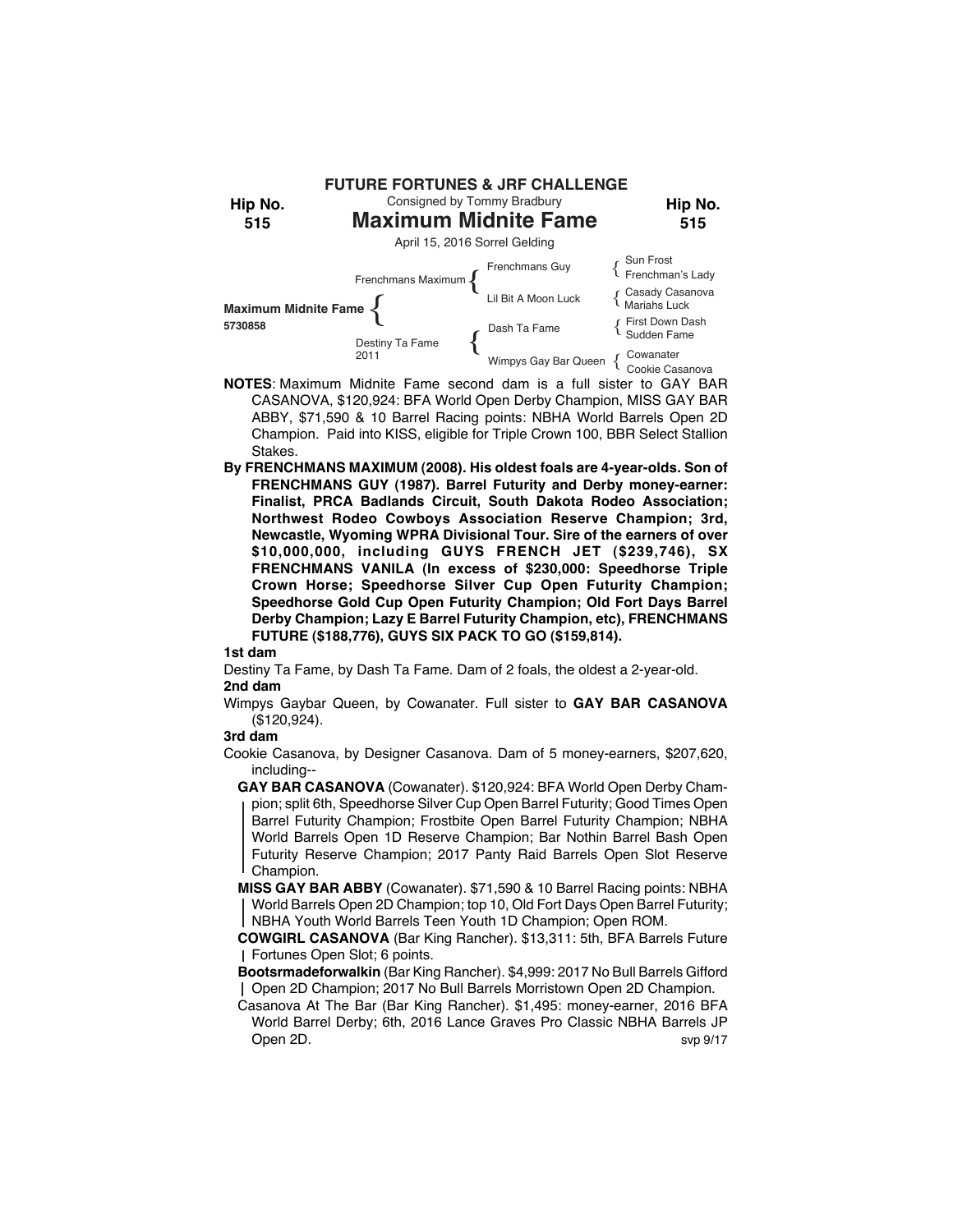**FUTURE FORTUNES & JRF CHALLENGE**

Consigned by Tommy Bradbury

**Hip No. 515**

# Maximum Midnite Fame

April 15, 2016 Sorrel Gelding

| | | | |
|---|---|---|---|
| Maximum Midnite Fame 5730858 | Frenchmans Maximum | Frenchmans Guy | Sun Frost |
| | | | Frenchman's Lady |
| | | Lil Bit A Moon Luck | Casady Casanova |
| | | | Mariahs Luck |
| | Destiny Ta Fame 2011 | Dash Ta Fame | First Down Dash |
| | | | Sudden Fame |
| | | Wimpys Gay Bar Queen | Cowanater |
| | | | Cookie Casanova |

**NOTES**: Maximum Midnite Fame second dam is a full sister to GAY BAR CASANOVA, $120,924: BFA World Open Derby Champion, MISS GAY BAR ABBY, $71,590 & 10 Barrel Racing points: NBHA World Barrels Open 2D Champion. Paid into KISS, eligible for Triple Crown 100, BBR Select Stallion Stakes.

**By FRENCHMANS MAXIMUM (2008). His oldest foals are 4-year-olds. Son of FRENCHMANS GUY (1987). Barrel Futurity and Derby money-earner: Finalist, PRCA Badlands Circuit, South Dakota Rodeo Association; Northwest Rodeo Cowboys Association Reserve Champion; 3rd, Newcastle, Wyoming WPRA Divisional Tour. Sire of the earners of over $10,000,000, including GUYS FRENCH JET ($239,746), SX FRENCHMANS VANILA (In excess of $230,000: Speedhorse Triple Crown Horse; Speedhorse Silver Cup Open Futurity Champion; Speedhorse Gold Cup Open Futurity Champion; Old Fort Days Barrel Derby Champion; Lazy E Barrel Futurity Champion, etc), FRENCHMANS FUTURE ($188,776), GUYS SIX PACK TO GO ($159,814).**

**1st dam**

Destiny Ta Fame, by Dash Ta Fame. Dam of 2 foals, the oldest a 2-year-old.

**2nd dam**

Wimpys Gaybar Queen, by Cowanater. Full sister to **GAY BAR CASANOVA** ($120,924).

**3rd dam**

Cookie Casanova, by Designer Casanova. Dam of 5 money-earners, $207,620, including--

**GAY BAR CASANOVA** (Cowanater). $120,924: BFA World Open Derby Champion; split 6th, Speedhorse Silver Cup Open Barrel Futurity; Good Times Open Barrel Futurity Champion; Frostbite Open Barrel Futurity Champion; NBHA World Barrels Open 1D Reserve Champion; Bar Nothin Barrel Bash Open Futurity Reserve Champion; 2017 Panty Raid Barrels Open Slot Reserve Champion.

**MISS GAY BAR ABBY** (Cowanater). $71,590 & 10 Barrel Racing points: NBHA World Barrels Open 2D Champion; top 10, Old Fort Days Open Barrel Futurity; NBHA Youth World Barrels Teen Youth 1D Champion; Open ROM.

**COWGIRL CASANOVA** (Bar King Rancher). $13,311: 5th, BFA Barrels Future Fortunes Open Slot; 6 points.

**Bootsrmadeforwalkin** (Bar King Rancher). $4,999: 2017 No Bull Barrels Gifford Open 2D Champion; 2017 No Bull Barrels Morristown Open 2D Champion.

Casanova At The Bar (Bar King Rancher). $1,495: money-earner, 2016 BFA World Barrel Derby; 6th, 2016 Lance Graves Pro Classic NBHA Barrels JP Open 2D.

svp 9/17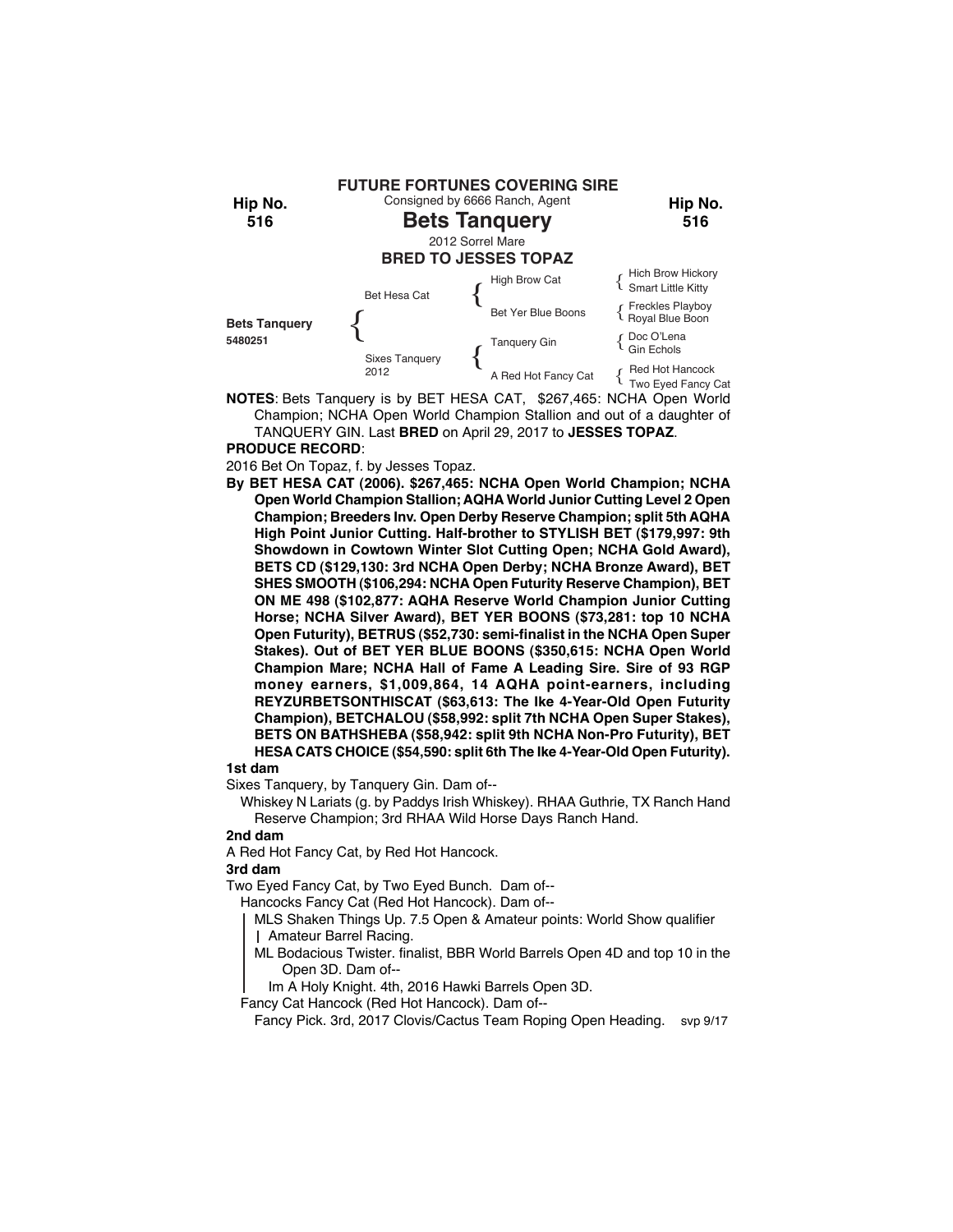**FUTURE FORTUNES COVERING SIRE**

Consigned by 6666 Ranch, Agent

**Hip No. 516**

# Bets Tanquery

2012 Sorrel Mare

**BRED TO JESSES TOPAZ**

| | | | |
|---|---|---|---|
| **Bets Tanquery** 5480251 | Bet Hesa Cat | High Brow Cat | Hich Brow Hickory / Smart Little Kitty |
| | | Bet Yer Blue Boons | Freckles Playboy / Royal Blue Boon |
| | Sixes Tanquery 2012 | Tanquery Gin | Doc O'Lena / Gin Echols |
| | | A Red Hot Fancy Cat | Red Hot Hancock / Two Eyed Fancy Cat |

**NOTES**: Bets Tanquery is by BET HESA CAT, $267,465: NCHA Open World Champion; NCHA Open World Champion Stallion and out of a daughter of TANQUERY GIN. Last **BRED** on April 29, 2017 to **JESSES TOPAZ**.

**PRODUCE RECORD**:

2016 Bet On Topaz, f. by Jesses Topaz.

**By BET HESA CAT (2006). $267,465: NCHA Open World Champion; NCHA Open World Champion Stallion; AQHA World Junior Cutting Level 2 Open Champion; Breeders Inv. Open Derby Reserve Champion; split 5th AQHA High Point Junior Cutting. Half-brother to STYLISH BET ($179,997: 9th Showdown in Cowtown Winter Slot Cutting Open; NCHA Gold Award), BETS CD ($129,130: 3rd NCHA Open Derby; NCHA Bronze Award), BET SHES SMOOTH ($106,294: NCHA Open Futurity Reserve Champion), BET ON ME 498 ($102,877: AQHA Reserve World Champion Junior Cutting Horse; NCHA Silver Award), BET YER BOONS ($73,281: top 10 NCHA Open Futurity), BETRUS ($52,730: semi-finalist in the NCHA Open Super Stakes). Out of BET YER BLUE BOONS ($350,615: NCHA Open World Champion Mare; NCHA Hall of Fame A Leading Sire. Sire of 93 RGP money earners, $1,009,864, 14 AQHA point-earners, including REYZURBETSONTHISCAT ($63,613: The Ike 4-Year-Old Open Futurity Champion), BETCHALOU ($58,992: split 7th NCHA Open Super Stakes), BETS ON BATHSHEBA ($58,942: split 9th NCHA Non-Pro Futurity), BET HESA CATS CHOICE ($54,590: split 6th The Ike 4-Year-Old Open Futurity).**

**1st dam**

Sixes Tanquery, by Tanquery Gin. Dam of--

Whiskey N Lariats (g. by Paddys Irish Whiskey). RHAA Guthrie, TX Ranch Hand Reserve Champion; 3rd RHAA Wild Horse Days Ranch Hand.

**2nd dam**

A Red Hot Fancy Cat, by Red Hot Hancock.

**3rd dam**

Two Eyed Fancy Cat, by Two Eyed Bunch. Dam of--

Hancocks Fancy Cat (Red Hot Hancock). Dam of--

MLS Shaken Things Up. 7.5 Open & Amateur points: World Show qualifier Amateur Barrel Racing.

ML Bodacious Twister. finalist, BBR World Barrels Open 4D and top 10 in the Open 3D. Dam of--

Im A Holy Knight. 4th, 2016 Hawki Barrels Open 3D.

Fancy Cat Hancock (Red Hot Hancock). Dam of--

Fancy Pick. 3rd, 2017 Clovis/Cactus Team Roping Open Heading. svp 9/17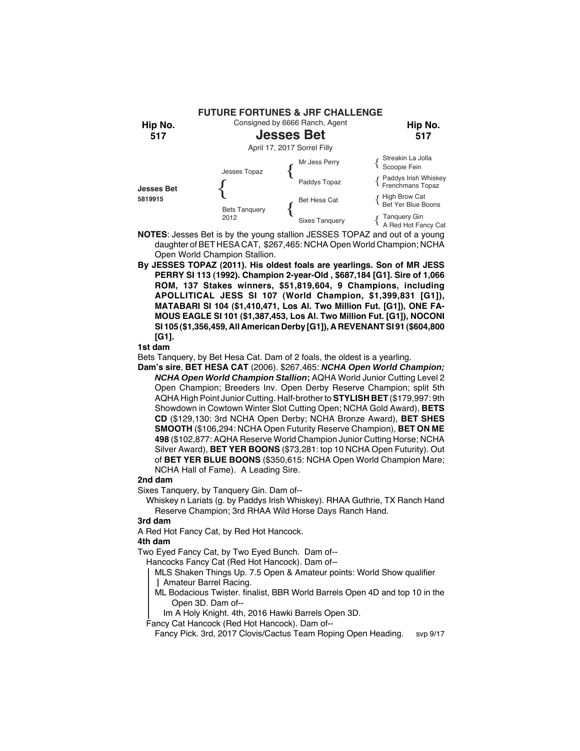**FUTURE FORTUNES & JRF CHALLENGE**

Consigned by 6666 Ranch, Agent

**Hip No. 517**

# Jesses Bet

April 17, 2017 Sorrel Filly

| | | | |
|---|---|---|---|
| **Jesses Bet** 5819915 | Jesses Topaz | Mr Jess Perry | Streakin La Jolla |
| | | | Scoopie Fein |
| | | Paddys Topaz | Paddys Irish Whiskey |
| | | | Frenchmans Topaz |
| | Bets Tanquery 2012 | Bet Hesa Cat | High Brow Cat |
| | | | Bet Yer Blue Boons |
| | | Sixes Tanquery | Tanquery Gin |
| | | | A Red Hot Fancy Cat |

**NOTES**: Jesses Bet is by the young stallion JESSES TOPAZ and out of a young daughter of BET HESA CAT, $267,465: NCHA Open World Champion; NCHA Open World Champion Stallion.

**By JESSES TOPAZ (2011). His oldest foals are yearlings. Son of MR JESS PERRY SI 113 (1992). Champion 2-year-Old , $687,184 [G1]. Sire of 1,066 ROM, 137 Stakes winners, $51,819,604, 9 Champions, including APOLLITICAL JESS SI 107 (World Champion, $1,399,831 [G1]), MATABARI SI 104 ($1,410,471, Los Al. Two Million Fut. [G1]), ONE FAMOUS EAGLE SI 101 ($1,387,453, Los Al. Two Million Fut. [G1]), NOCONI SI 105 ($1,356,459, All American Derby [G1]), A REVENANT SI 91 ($604,800 [G1].**

**1st dam**

Bets Tanquery, by Bet Hesa Cat. Dam of 2 foals, the oldest is a yearling.

**Dam's sire**, **BET HESA CAT** (2006). $267,465: ***NCHA Open World Champion; NCHA Open World Champion Stallion*****;** AQHA World Junior Cutting Level 2 Open Champion; Breeders Inv. Open Derby Reserve Champion; split 5th AQHA High Point Junior Cutting. Half-brother to **STYLISH BET** ($179,997: 9th Showdown in Cowtown Winter Slot Cutting Open; NCHA Gold Award), **BETS CD** ($129,130: 3rd NCHA Open Derby; NCHA Bronze Award), **BET SHES SMOOTH** ($106,294: NCHA Open Futurity Reserve Champion), **BET ON ME 498** ($102,877: AQHA Reserve World Champion Junior Cutting Horse; NCHA Silver Award), **BET YER BOONS** ($73,281: top 10 NCHA Open Futurity). Out of **BET YER BLUE BOONS** ($350,615: NCHA Open World Champion Mare; NCHA Hall of Fame). A Leading Sire.

**2nd dam**

Sixes Tanquery, by Tanquery Gin. Dam of--

Whiskey n Lariats (g. by Paddys Irish Whiskey). RHAA Guthrie, TX Ranch Hand Reserve Champion; 3rd RHAA Wild Horse Days Ranch Hand.

**3rd dam**

A Red Hot Fancy Cat, by Red Hot Hancock.

**4th dam**

Two Eyed Fancy Cat, by Two Eyed Bunch. Dam of--

Hancocks Fancy Cat (Red Hot Hancock). Dam of--

MLS Shaken Things Up. 7.5 Open & Amateur points: World Show qualifier | Amateur Barrel Racing.

ML Bodacious Twister. finalist, BBR World Barrels Open 4D and top 10 in the Open 3D. Dam of--

Im A Holy Knight. 4th, 2016 Hawki Barrels Open 3D.

Fancy Cat Hancock (Red Hot Hancock). Dam of--

Fancy Pick. 3rd, 2017 Clovis/Cactus Team Roping Open Heading. svp 9/17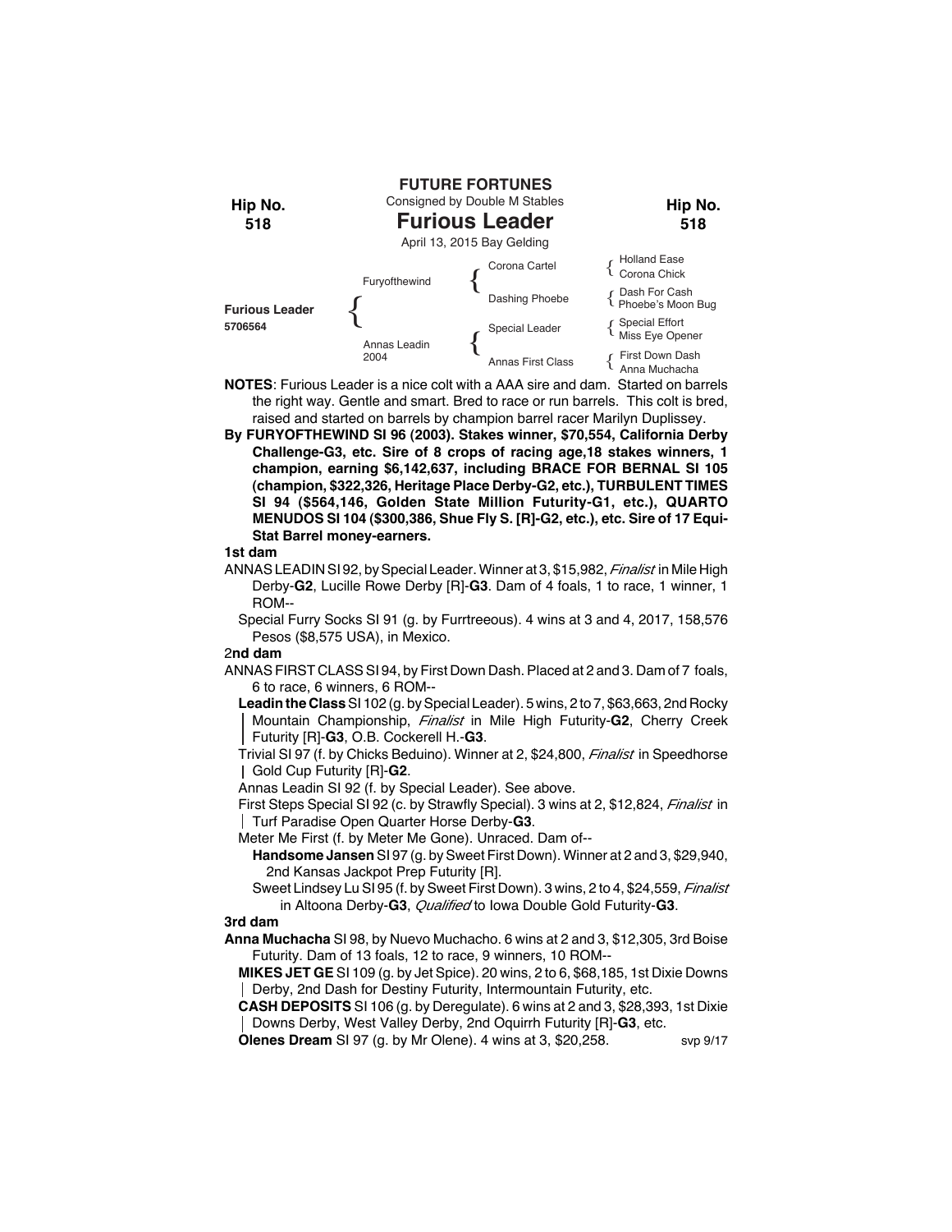**FUTURE FORTUNES**
Consigned by Double M Stables

**Hip No. 518**

# Furious Leader

April 13, 2015 Bay Gelding

| | | | |
|---|---|---|---|
| Furious Leader 5706564 | Furyofthewind | Corona Cartel | Holland Ease / Corona Chick |
| | | Dashing Phoebe | Dash For Cash / Phoebe's Moon Bug |
| | Annas Leadin 2004 | Special Leader | Special Effort / Miss Eye Opener |
| | | Annas First Class | First Down Dash / Anna Muchacha |

**NOTES**: Furious Leader is a nice colt with a AAA sire and dam. Started on barrels the right way. Gentle and smart. Bred to race or run barrels. This colt is bred, raised and started on barrels by champion barrel racer Marilyn Duplissey.

**By FURYOFTHEWIND SI 96 (2003). Stakes winner, $70,554, California Derby Challenge-G3, etc. Sire of 8 crops of racing age,18 stakes winners, 1 champion, earning $6,142,637, including BRACE FOR BERNAL SI 105 (champion, $322,326, Heritage Place Derby-G2, etc.), TURBULENT TIMES SI 94 ($564,146, Golden State Million Futurity-G1, etc.), QUARTO MENUDOS SI 104 ($300,386, Shue Fly S. [R]-G2, etc.), etc. Sire of 17 Equi-Stat Barrel money-earners.**

**1st dam**

ANNAS LEADIN SI 92, by Special Leader. Winner at 3, $15,982, *Finalist* in Mile High Derby-**G2**, Lucille Rowe Derby [R]-**G3**. Dam of 4 foals, 1 to race, 1 winner, 1 ROM--

Special Furry Socks SI 91 (g. by Furrtreeous). 4 wins at 3 and 4, 2017, 158,576 Pesos ($8,575 USA), in Mexico.

**2nd dam**

ANNAS FIRST CLASS SI 94, by First Down Dash. Placed at 2 and 3. Dam of 7 foals, 6 to race, 6 winners, 6 ROM--

**Leadin the Class** SI 102 (g. by Special Leader). 5 wins, 2 to 7, $63,663, 2nd Rocky Mountain Championship, *Finalist* in Mile High Futurity-**G2**, Cherry Creek Futurity [R]-**G3**, O.B. Cockerell H.-**G3**.

Trivial SI 97 (f. by Chicks Beduino). Winner at 2, $24,800, *Finalist* in Speedhorse Gold Cup Futurity [R]-**G2**.

Annas Leadin SI 92 (f. by Special Leader). See above.

First Steps Special SI 92 (c. by Strawfly Special). 3 wins at 2, $12,824, *Finalist* in Turf Paradise Open Quarter Horse Derby-**G3**.

Meter Me First (f. by Meter Me Gone). Unraced. Dam of--

**Handsome Jansen** SI 97 (g. by Sweet First Down). Winner at 2 and 3, $29,940, 2nd Kansas Jackpot Prep Futurity [R].

Sweet Lindsey Lu SI 95 (f. by Sweet First Down). 3 wins, 2 to 4, $24,559, *Finalist* in Altoona Derby-**G3**, *Qualified* to Iowa Double Gold Futurity-**G3**.

**3rd dam**

**Anna Muchacha** SI 98, by Nuevo Muchacho. 6 wins at 2 and 3, $12,305, 3rd Boise Futurity. Dam of 13 foals, 12 to race, 9 winners, 10 ROM--

**MIKES JET GE** SI 109 (g. by Jet Spice). 20 wins, 2 to 6, $68,185, 1st Dixie Downs Derby, 2nd Dash for Destiny Futurity, Intermountain Futurity, etc.

**CASH DEPOSITS** SI 106 (g. by Deregulate). 6 wins at 2 and 3, $28,393, 1st Dixie Downs Derby, West Valley Derby, 2nd Oquirrh Futurity [R]-**G3**, etc.

**Olenes Dream** SI 97 (g. by Mr Olene). 4 wins at 3, $20,258.

svp 9/17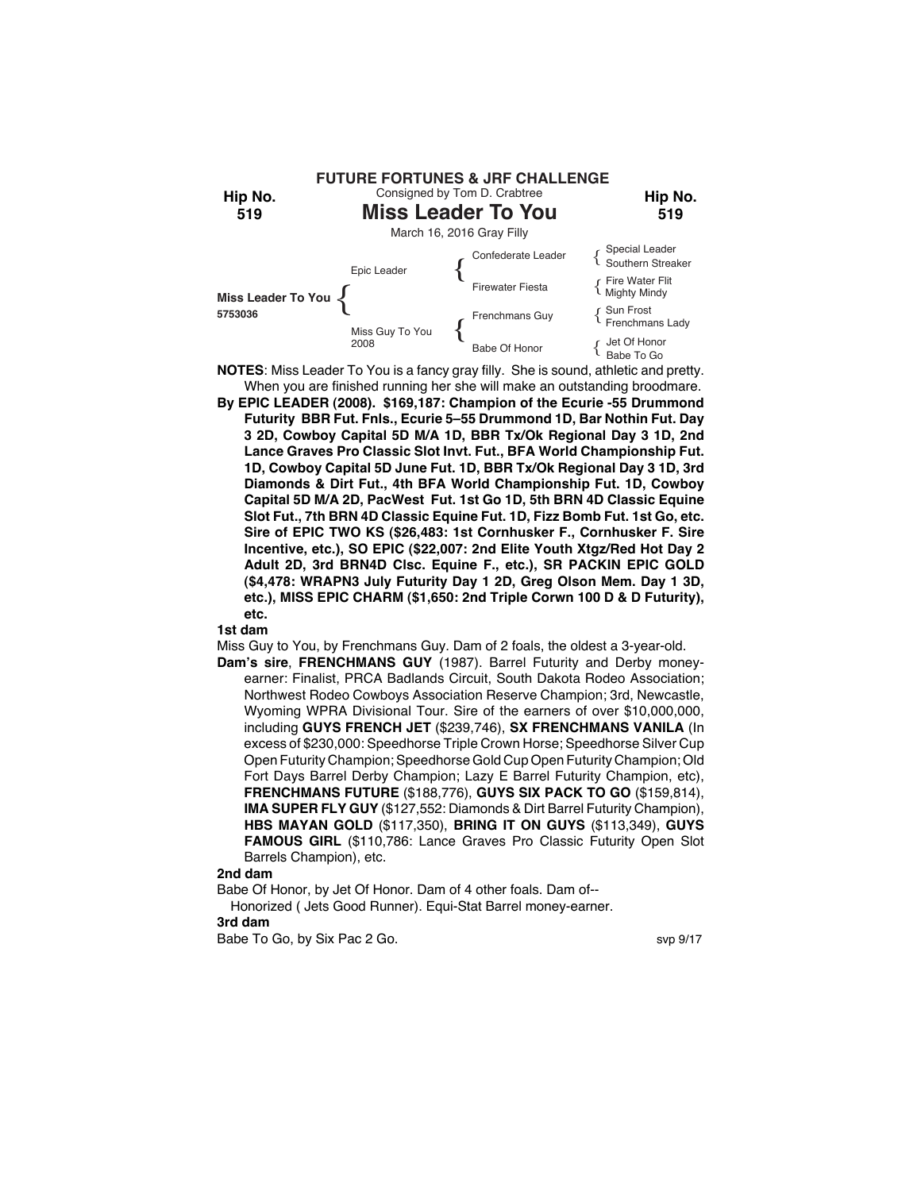**FUTURE FORTUNES & JRF CHALLENGE**

Consigned by Tom D. Crabtree

**Hip No. 519**

# Miss Leader To You

March 16, 2016 Gray Filly

| | | | |
|---|---|---|---|
| **Miss Leader To You** 5753036 | Epic Leader | Confederate Leader | Special Leader / Southern Streaker |
| | | Firewater Fiesta | Fire Water Flit / Mighty Mindy |
| | Miss Guy To You 2008 | Frenchmans Guy | Sun Frost / Frenchmans Lady |
| | | Babe Of Honor | Jet Of Honor / Babe To Go |

**NOTES**: Miss Leader To You is a fancy gray filly. She is sound, athletic and pretty. When you are finished running her she will make an outstanding broodmare.

**By EPIC LEADER (2008). $169,187: Champion of the Ecurie -55 Drummond Futurity BBR Fut. Fnls., Ecurie 5–55 Drummond 1D, Bar Nothin Fut. Day 3 2D, Cowboy Capital 5D M/A 1D, BBR Tx/Ok Regional Day 3 1D, 2nd Lance Graves Pro Classic Slot Invt. Fut., BFA World Championship Fut. 1D, Cowboy Capital 5D June Fut. 1D, BBR Tx/Ok Regional Day 3 1D, 3rd Diamonds & Dirt Fut., 4th BFA World Championship Fut. 1D, Cowboy Capital 5D M/A 2D, PacWest Fut. 1st Go 1D, 5th BRN 4D Classic Equine Slot Fut., 7th BRN 4D Classic Equine Fut. 1D, Fizz Bomb Fut. 1st Go, etc. Sire of EPIC TWO KS ($26,483: 1st Cornhusker F., Cornhusker F. Sire Incentive, etc.), SO EPIC ($22,007: 2nd Elite Youth Xtgz/Red Hot Day 2 Adult 2D, 3rd BRN4D Clsc. Equine F., etc.), SR PACKIN EPIC GOLD ($4,478: WRAPN3 July Futurity Day 1 2D, Greg Olson Mem. Day 1 3D, etc.), MISS EPIC CHARM ($1,650: 2nd Triple Corwn 100 D & D Futurity), etc.**

**1st dam**

Miss Guy to You, by Frenchmans Guy. Dam of 2 foals, the oldest a 3-year-old.

**Dam's sire**, **FRENCHMANS GUY** (1987). Barrel Futurity and Derby money-earner: Finalist, PRCA Badlands Circuit, South Dakota Rodeo Association; Northwest Rodeo Cowboys Association Reserve Champion; 3rd, Newcastle, Wyoming WPRA Divisional Tour. Sire of the earners of over $10,000,000, including **GUYS FRENCH JET** ($239,746), **SX FRENCHMANS VANILA** (In excess of $230,000: Speedhorse Triple Crown Horse; Speedhorse Silver Cup Open Futurity Champion; Speedhorse Gold Cup Open Futurity Champion; Old Fort Days Barrel Derby Champion; Lazy E Barrel Futurity Champion, etc), **FRENCHMANS FUTURE** ($188,776), **GUYS SIX PACK TO GO** ($159,814), **IMA SUPER FLY GUY** ($127,552: Diamonds & Dirt Barrel Futurity Champion), **HBS MAYAN GOLD** ($117,350), **BRING IT ON GUYS** ($113,349), **GUYS FAMOUS GIRL** ($110,786: Lance Graves Pro Classic Futurity Open Slot Barrels Champion), etc.

**2nd dam**

Babe Of Honor, by Jet Of Honor. Dam of 4 other foals. Dam of--

Honorized ( Jets Good Runner). Equi-Stat Barrel money-earner.

**3rd dam**

Babe To Go, by Six Pac 2 Go.

svp 9/17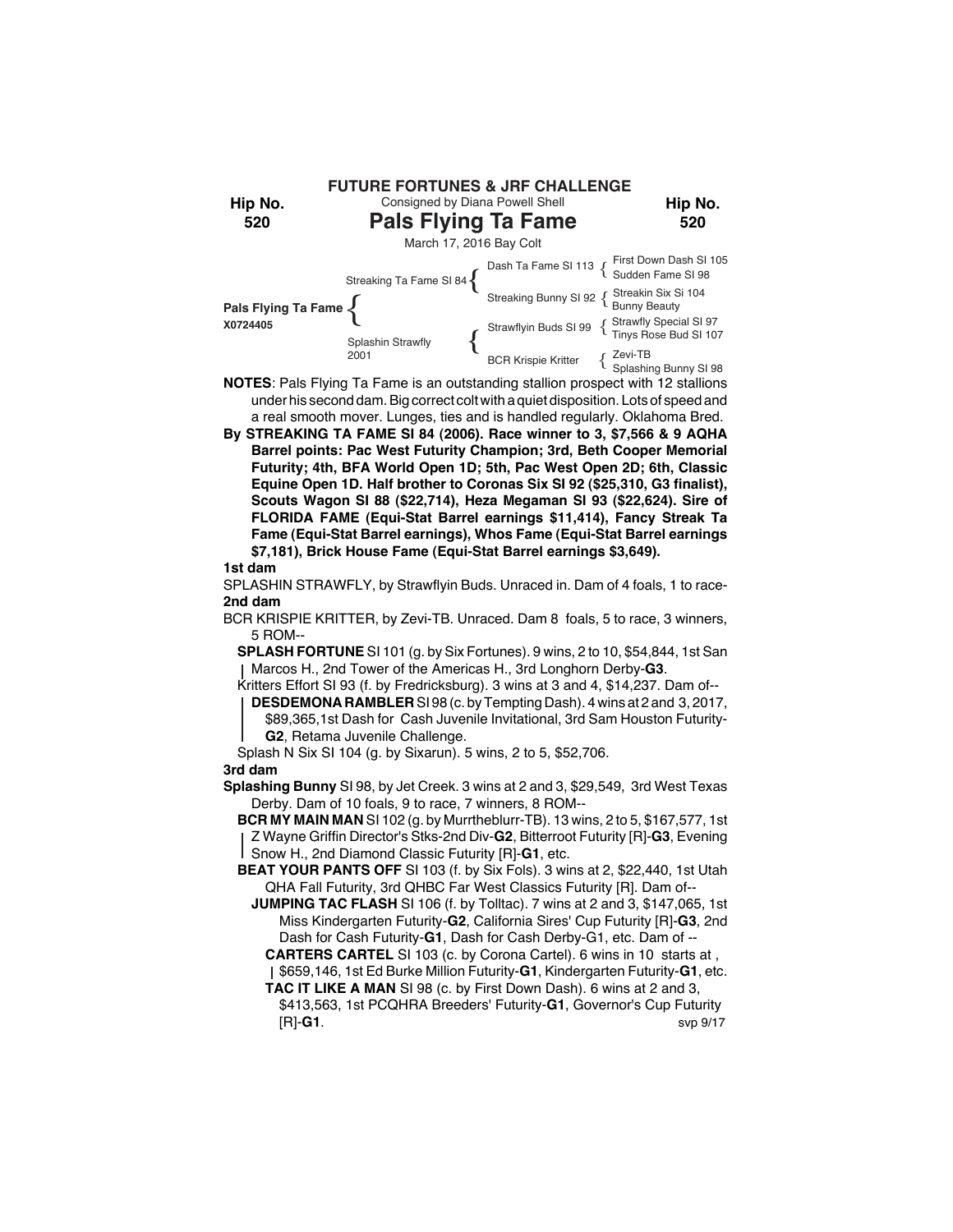**FUTURE FORTUNES & JRF CHALLENGE**

Hip No. **520**

Consigned by Diana Powell Shell

# Pals Flying Ta Fame

March 17, 2016 Bay Colt

| | | | |
|---|---|---|---|
| **Pals Flying Ta Fame** X0724405 | Streaking Ta Fame SI 84 | Dash Ta Fame SI 113 | First Down Dash SI 105 |
| | | | Sudden Fame SI 98 |
| | | Streaking Bunny SI 92 | Streakin Six Si 104 |
| | | | Bunny Beauty |
| | Splashin Strawfly 2001 | Strawflyin Buds SI 99 | Strawfly Special SI 97 |
| | | | Tinys Rose Bud SI 107 |
| | | BCR Krispie Kritter | Zevi-TB |
| | | | Splashing Bunny SI 98 |

**NOTES**: Pals Flying Ta Fame is an outstanding stallion prospect with 12 stallions under his second dam. Big correct colt with a quiet disposition. Lots of speed and a real smooth mover. Lunges, ties and is handled regularly. Oklahoma Bred.

**By STREAKING TA FAME SI 84 (2006). Race winner to 3, $7,566 & 9 AQHA Barrel points: Pac West Futurity Champion; 3rd, Beth Cooper Memorial Futurity; 4th, BFA World Open 1D; 5th, Pac West Open 2D; 6th, Classic Equine Open 1D. Half brother to Coronas Six SI 92 ($25,310, G3 finalist), Scouts Wagon SI 88 ($22,714), Heza Megaman SI 93 ($22,624). Sire of FLORIDA FAME (Equi-Stat Barrel earnings $11,414), Fancy Streak Ta Fame (Equi-Stat Barrel earnings), Whos Fame (Equi-Stat Barrel earnings $7,181), Brick House Fame (Equi-Stat Barrel earnings $3,649).**

**1st dam**

SPLASHIN STRAWFLY, by Strawflyin Buds. Unraced in. Dam of 4 foals, 1 to race-

**2nd dam**

BCR KRISPIE KRITTER, by Zevi-TB. Unraced. Dam 8 foals, 5 to race, 3 winners, 5 ROM--

**SPLASH FORTUNE** SI 101 (g. by Six Fortunes). 9 wins, 2 to 10, $54,844, 1st San Marcos H., 2nd Tower of the Americas H., 3rd Longhorn Derby-**G3**.

Kritters Effort SI 93 (f. by Fredricksburg). 3 wins at 3 and 4, $14,237. Dam of--

**DESDEMONA RAMBLER** SI 98 (c. by Tempting Dash). 4 wins at 2 and 3, 2017, $89,365,1st Dash for Cash Juvenile Invitational, 3rd Sam Houston Futurity-**G2**, Retama Juvenile Challenge.

Splash N Six SI 104 (g. by Sixarun). 5 wins, 2 to 5, $52,706.

**3rd dam**

**Splashing Bunny** SI 98, by Jet Creek. 3 wins at 2 and 3, $29,549, 3rd West Texas Derby. Dam of 10 foals, 9 to race, 7 winners, 8 ROM--

**BCR MY MAIN MAN** SI 102 (g. by Murrtheblurr-TB). 13 wins, 2 to 5, $167,577, 1st Z Wayne Griffin Director's Stks-2nd Div-**G2**, Bitterroot Futurity [R]-**G3**, Evening Snow H., 2nd Diamond Classic Futurity [R]-**G1**, etc.

**BEAT YOUR PANTS OFF** SI 103 (f. by Six Fols). 3 wins at 2, $22,440, 1st Utah QHA Fall Futurity, 3rd QHBC Far West Classics Futurity [R]. Dam of--

**JUMPING TAC FLASH** SI 106 (f. by Tolltac). 7 wins at 2 and 3, $147,065, 1st Miss Kindergarten Futurity-**G2**, California Sires' Cup Futurity [R]-**G3**, 2nd Dash for Cash Futurity-**G1**, Dash for Cash Derby-G1, etc. Dam of --

**CARTERS CARTEL** SI 103 (c. by Corona Cartel). 6 wins in 10 starts at , $659,146, 1st Ed Burke Million Futurity-**G1**, Kindergarten Futurity-**G1**, etc.

**TAC IT LIKE A MAN** SI 98 (c. by First Down Dash). 6 wins at 2 and 3, $413,563, 1st PCQHRA Breeders' Futurity-**G1**, Governor's Cup Futurity [R]-**G1**.

svp 9/17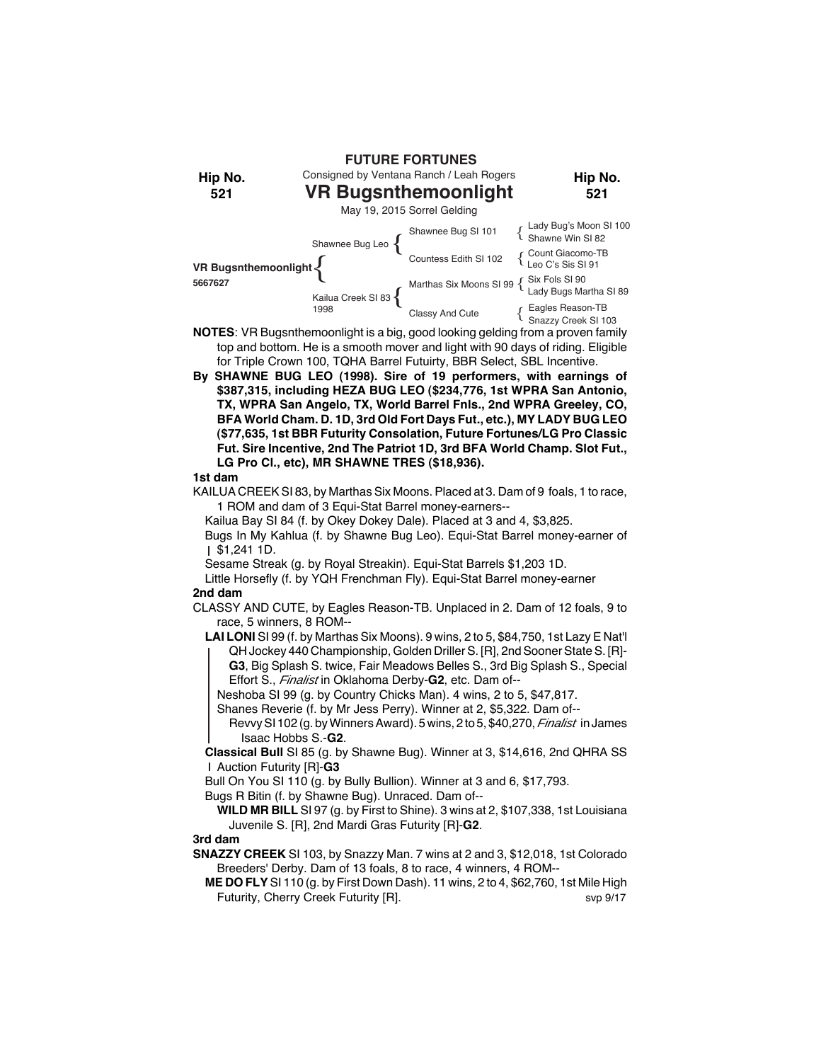**FUTURE FORTUNES**

Consigned by Ventana Ranch / Leah Rogers

**Hip No. 521**

# VR Bugsnthemoonlight

May 19, 2015 Sorrel Gelding

| | | | |
|---|---|---|---|
| **VR Bugsnthemoonlight** 5667627 | Shawnee Bug Leo | Shawnee Bug SI 101 | Lady Bug's Moon SI 100 |
| | | | Shawne Win SI 82 |
| | | Countess Edith SI 102 | Count Giacomo-TB |
| | | | Leo C's Sis SI 91 |
| | Kailua Creek SI 83 1998 | Marthas Six Moons SI 99 | Six Fols SI 90 |
| | | | Lady Bugs Martha SI 89 |
| | | Classy And Cute | Eagles Reason-TB |
| | | | Snazzy Creek SI 103 |

**NOTES**: VR Bugsnthemoonlight is a big, good looking gelding from a proven family top and bottom. He is a smooth mover and light with 90 days of riding. Eligible for Triple Crown 100, TQHA Barrel Futuirty, BBR Select, SBL Incentive.

**By SHAWNE BUG LEO (1998). Sire of 19 performers, with earnings of $387,315, including HEZA BUG LEO ($234,776, 1st WPRA San Antonio, TX, WPRA San Angelo, TX, World Barrel Fnls., 2nd WPRA Greeley, CO, BFA World Cham. D. 1D, 3rd Old Fort Days Fut., etc.), MY LADY BUG LEO ($77,635, 1st BBR Futurity Consolation, Future Fortunes/LG Pro Classic Fut. Sire Incentive, 2nd The Patriot 1D, 3rd BFA World Champ. Slot Fut., LG Pro Cl., etc), MR SHAWNE TRES ($18,936).**

**1st dam**

KAILUA CREEK SI 83, by Marthas Six Moons. Placed at 3. Dam of 9 foals, 1 to race, 1 ROM and dam of 3 Equi-Stat Barrel money-earners--

Kailua Bay SI 84 (f. by Okey Dokey Dale). Placed at 3 and 4, $3,825.

Bugs In My Kahlua (f. by Shawne Bug Leo). Equi-Stat Barrel money-earner of $1,241 1D.

Sesame Streak (g. by Royal Streakin). Equi-Stat Barrels $1,203 1D.

Little Horsefly (f. by YQH Frenchman Fly). Equi-Stat Barrel money-earner

**2nd dam**

CLASSY AND CUTE, by Eagles Reason-TB. Unplaced in 2. Dam of 12 foals, 9 to race, 5 winners, 8 ROM--

**LAI LONI** SI 99 (f. by Marthas Six Moons). 9 wins, 2 to 5, $84,750, 1st Lazy E Nat'l QH Jockey 440 Championship, Golden Driller S. [R], 2nd Sooner State S. [R]-**G3**, Big Splash S. twice, Fair Meadows Belles S., 3rd Big Splash S., Special Effort S., *Finalist* in Oklahoma Derby-**G2**, etc. Dam of--

Neshoba SI 99 (g. by Country Chicks Man). 4 wins, 2 to 5, $47,817.

Shanes Reverie (f. by Mr Jess Perry). Winner at 2, $5,322. Dam of--

Revvy SI 102 (g. by Winners Award). 5 wins, 2 to 5, $40,270, *Finalist* in James Isaac Hobbs S.-**G2**.

**Classical Bull** SI 85 (g. by Shawne Bug). Winner at 3, $14,616, 2nd QHRA SS Auction Futurity [R]-**G3**

Bull On You SI 110 (g. by Bully Bullion). Winner at 3 and 6, $17,793.

Bugs R Bitin (f. by Shawne Bug). Unraced. Dam of--

**WILD MR BILL** SI 97 (g. by First to Shine). 3 wins at 2, $107,338, 1st Louisiana Juvenile S. [R], 2nd Mardi Gras Futurity [R]-**G2**.

**3rd dam**

**SNAZZY CREEK** SI 103, by Snazzy Man. 7 wins at 2 and 3, $12,018, 1st Colorado Breeders' Derby. Dam of 13 foals, 8 to race, 4 winners, 4 ROM--

**ME DO FLY** SI 110 (g. by First Down Dash). 11 wins, 2 to 4, $62,760, 1st Mile High Futurity, Cherry Creek Futurity [R].

svp 9/17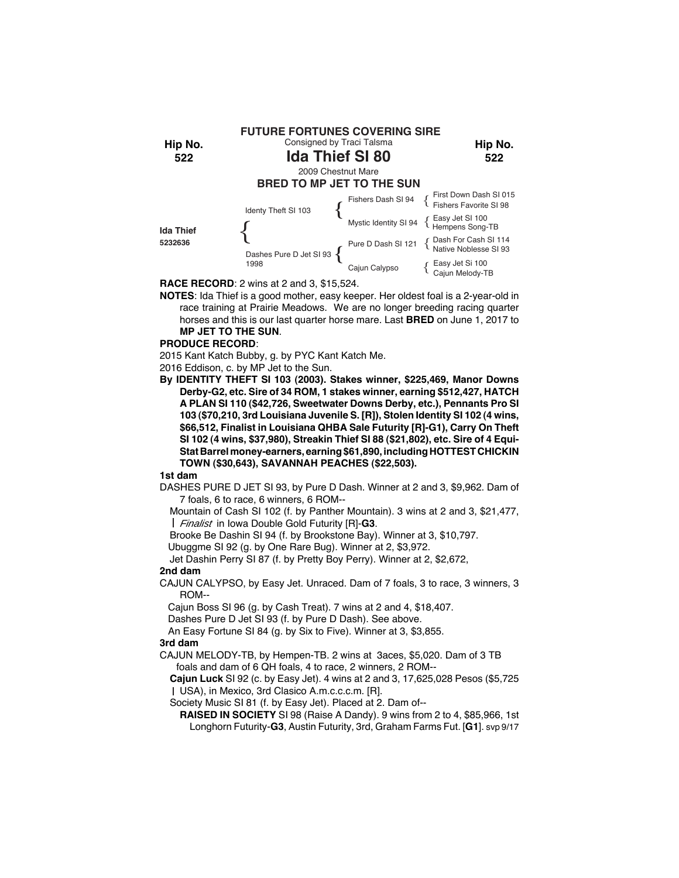**FUTURE FORTUNES COVERING SIRE**

Consigned by Traci Talsma

Hip No. **522**

# Ida Thief SI 80

2009 Chestnut Mare

**BRED TO MP JET TO THE SUN**

| | | | |
|---|---|---|---|
| **Ida Thief** 5232636 | Identy Theft SI 103 | Fishers Dash SI 94 | First Down Dash SI 015 |
| | | | Fishers Favorite SI 98 |
| | | Mystic Identity SI 94 | Easy Jet SI 100 |
| | | | Hempens Song-TB |
| | Dashes Pure D Jet SI 93 1998 | Pure D Dash SI 121 | Dash For Cash SI 114 |
| | | | Native Noblesse SI 93 |
| | | Cajun Calypso | Easy Jet Si 100 |
| | | | Cajun Melody-TB |

**RACE RECORD**: 2 wins at 2 and 3, $15,524.

**NOTES**: Ida Thief is a good mother, easy keeper. Her oldest foal is a 2-year-old in race training at Prairie Meadows. We are no longer breeding racing quarter horses and this is our last quarter horse mare. Last **BRED** on June 1, 2017 to **MP JET TO THE SUN**.

**PRODUCE RECORD**:

2015 Kant Katch Bubby, g. by PYC Kant Katch Me.

2016 Eddison, c. by MP Jet to the Sun.

**By IDENTITY THEFT SI 103 (2003). Stakes winner, $225,469, Manor Downs Derby-G2, etc. Sire of 34 ROM, 1 stakes winner, earning $512,427, HATCH A PLAN SI 110 ($42,726, Sweetwater Downs Derby, etc.), Pennants Pro SI 103 ($70,210, 3rd Louisiana Juvenile S. [R]), Stolen Identity SI 102 (4 wins, $66,512, Finalist in Louisiana QHBA Sale Futurity [R]-G1), Carry On Theft SI 102 (4 wins, $37,980), Streakin Thief SI 88 ($21,802), etc. Sire of 4 Equi-Stat Barrel money-earners, earning $61,890, including HOTTEST CHICKIN TOWN ($30,643), SAVANNAH PEACHES ($22,503).**

**1st dam**

DASHES PURE D JET SI 93, by Pure D Dash. Winner at 2 and 3, $9,962. Dam of 7 foals, 6 to race, 6 winners, 6 ROM--

Mountain of Cash SI 102 (f. by Panther Mountain). 3 wins at 2 and 3, $21,477, *Finalist* in Iowa Double Gold Futurity [R]-**G3**.

Brooke Be Dashin SI 94 (f. by Brookstone Bay). Winner at 3, $10,797.

Ubuggme SI 92 (g. by One Rare Bug). Winner at 2, $3,972.

Jet Dashin Perry SI 87 (f. by Pretty Boy Perry). Winner at 2, $2,672,

**2nd dam**

CAJUN CALYPSO, by Easy Jet. Unraced. Dam of 7 foals, 3 to race, 3 winners, 3 ROM--

Cajun Boss SI 96 (g. by Cash Treat). 7 wins at 2 and 4, $18,407.

Dashes Pure D Jet SI 93 (f. by Pure D Dash). See above.

An Easy Fortune SI 84 (g. by Six to Five). Winner at 3, $3,855.

**3rd dam**

CAJUN MELODY-TB, by Hempen-TB. 2 wins at 3aces, $5,020. Dam of 3 TB foals and dam of 6 QH foals, 4 to race, 2 winners, 2 ROM--

**Cajun Luck** SI 92 (c. by Easy Jet). 4 wins at 2 and 3, 17,625,028 Pesos ($5,725 USA), in Mexico, 3rd Clasico A.m.c.c.c.m. [R].

Society Music SI 81 (f. by Easy Jet). Placed at 2. Dam of--

**RAISED IN SOCIETY** SI 98 (Raise A Dandy). 9 wins from 2 to 4, $85,966, 1st Longhorn Futurity-**G3**, Austin Futurity, 3rd, Graham Farms Fut. [**G1**]. svp 9/17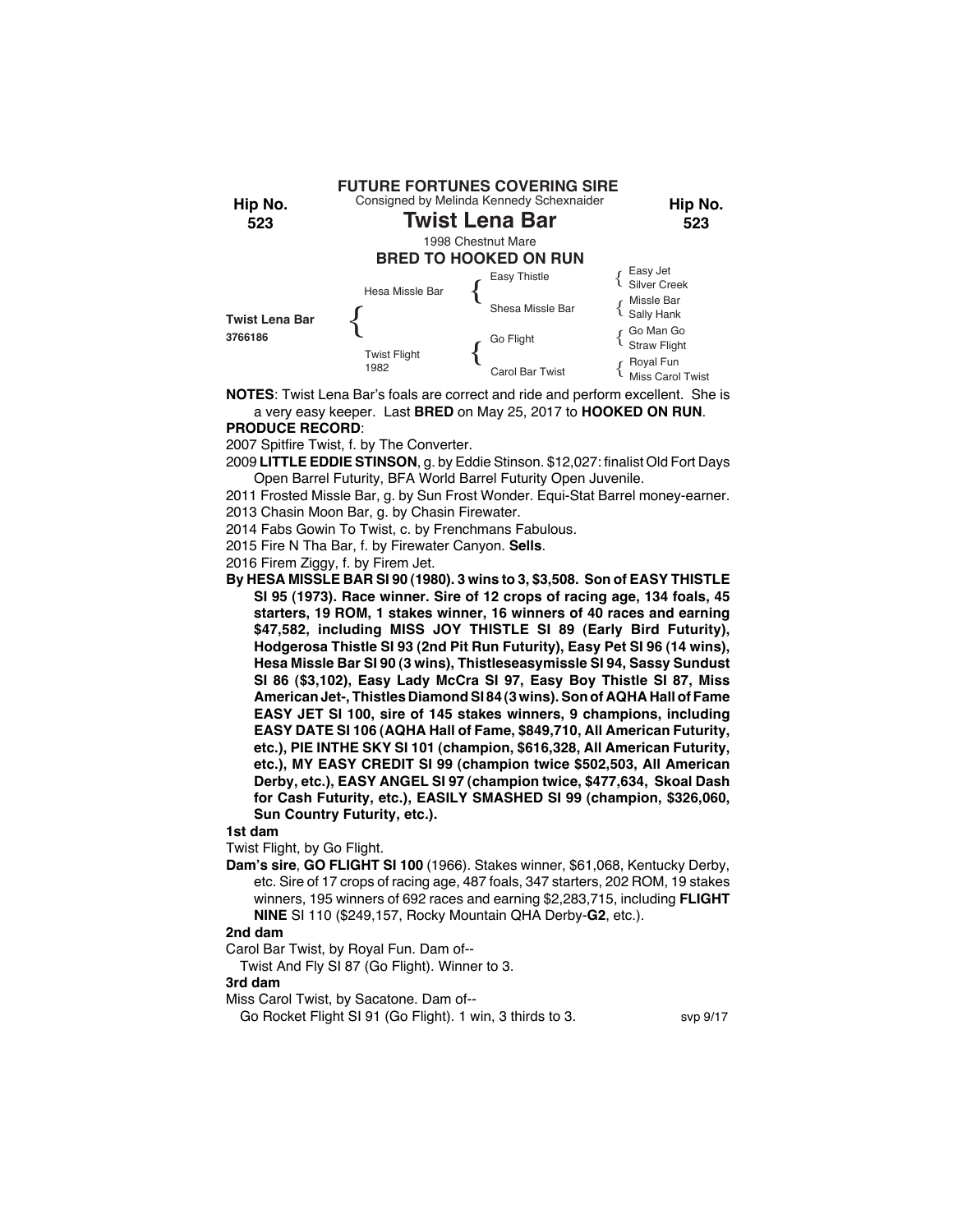**FUTURE FORTUNES COVERING SIRE**

Consigned by Melinda Kennedy Schexnaider

**Hip No. 523**

# Twist Lena Bar

1998 Chestnut Mare

**BRED TO HOOKED ON RUN**

| | | | |
|---|---|---|---|
| **Twist Lena Bar** 3766186 | Hesa Missle Bar | Easy Thistle | Easy Jet |
| | | | Silver Creek |
| | | Shesa Missle Bar | Missle Bar |
| | | | Sally Hank |
| | Twist Flight 1982 | Go Flight | Go Man Go |
| | | | Straw Flight |
| | | Carol Bar Twist | Royal Fun |
| | | | Miss Carol Twist |

**NOTES**: Twist Lena Bar's foals are correct and ride and perform excellent. She is a very easy keeper. Last **BRED** on May 25, 2017 to **HOOKED ON RUN**.

**PRODUCE RECORD**:

2007 Spitfire Twist, f. by The Converter.

2009 **LITTLE EDDIE STINSON**, g. by Eddie Stinson. $12,027: finalist Old Fort Days Open Barrel Futurity, BFA World Barrel Futurity Open Juvenile.

2011 Frosted Missle Bar, g. by Sun Frost Wonder. Equi-Stat Barrel money-earner.

2013 Chasin Moon Bar, g. by Chasin Firewater.

2014 Fabs Gowin To Twist, c. by Frenchmans Fabulous.

2015 Fire N Tha Bar, f. by Firewater Canyon. **Sells**.

2016 Firem Ziggy, f. by Firem Jet.

**By HESA MISSLE BAR SI 90 (1980). 3 wins to 3, $3,508. Son of EASY THISTLE SI 95 (1973). Race winner. Sire of 12 crops of racing age, 134 foals, 45 starters, 19 ROM, 1 stakes winner, 16 winners of 40 races and earning $47,582, including MISS JOY THISTLE SI 89 (Early Bird Futurity), Hodgerosa Thistle SI 93 (2nd Pit Run Futurity), Easy Pet SI 96 (14 wins), Hesa Missle Bar SI 90 (3 wins), Thistleseasymissle SI 94, Sassy Sundust SI 86 ($3,102), Easy Lady McCra SI 97, Easy Boy Thistle SI 87, Miss American Jet-, Thistles Diamond SI 84 (3 wins). Son of AQHA Hall of Fame EASY JET SI 100, sire of 145 stakes winners, 9 champions, including EASY DATE SI 106 (AQHA Hall of Fame, $849,710, All American Futurity, etc.), PIE INTHE SKY SI 101 (champion, $616,328, All American Futurity, etc.), MY EASY CREDIT SI 99 (champion twice $502,503, All American Derby, etc.), EASY ANGEL SI 97 (champion twice, $477,634, Skoal Dash for Cash Futurity, etc.), EASILY SMASHED SI 99 (champion, $326,060, Sun Country Futurity, etc.).**

**1st dam**

Twist Flight, by Go Flight.

**Dam's sire**, **GO FLIGHT SI 100** (1966). Stakes winner, $61,068, Kentucky Derby, etc. Sire of 17 crops of racing age, 487 foals, 347 starters, 202 ROM, 19 stakes winners, 195 winners of 692 races and earning $2,283,715, including **FLIGHT NINE** SI 110 ($249,157, Rocky Mountain QHA Derby-**G2**, etc.).

**2nd dam**

Carol Bar Twist, by Royal Fun. Dam of--

Twist And Fly SI 87 (Go Flight). Winner to 3.

**3rd dam**

Miss Carol Twist, by Sacatone. Dam of--

Go Rocket Flight SI 91 (Go Flight). 1 win, 3 thirds to 3.

svp 9/17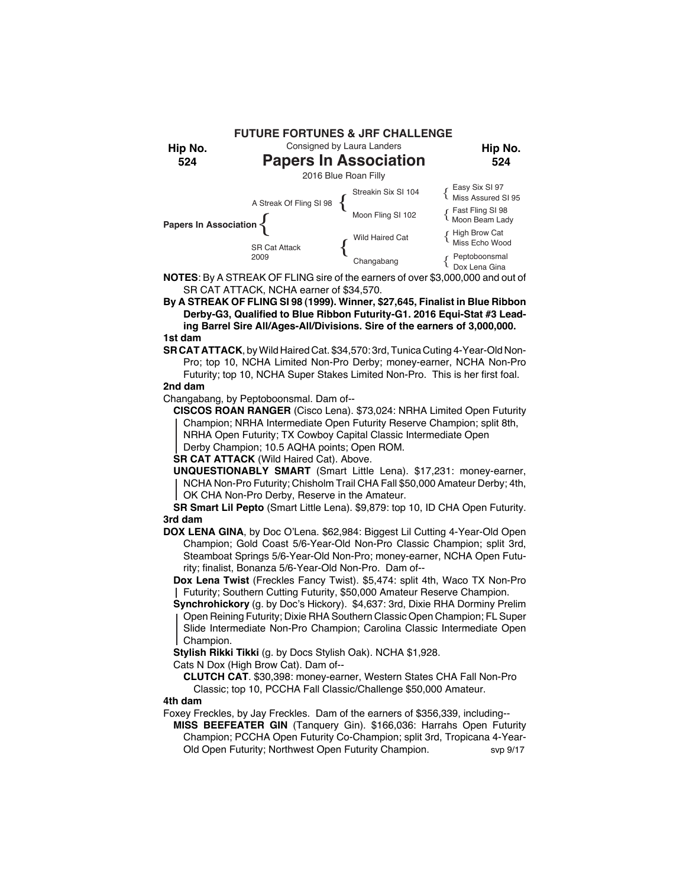**FUTURE FORTUNES & JRF CHALLENGE**

Consigned by Laura Landers

**Hip No. 524**

# Papers In Association

2016 Blue Roan Filly

| | | | |
|---|---|---|---|
| Papers In Association | A Streak Of Fling SI 98 | Streakin Six SI 104 | Easy Six SI 97 |
| | | | Miss Assured SI 95 |
| | | Moon Fling SI 102 | Fast Fling SI 98 |
| | | | Moon Beam Lady |
| | SR Cat Attack 2009 | Wild Haired Cat | High Brow Cat |
| | | | Miss Echo Wood |
| | | Changabang | Peptoboonsmal |
| | | | Dox Lena Gina |

**NOTES**: By A STREAK OF FLING sire of the earners of over $3,000,000 and out of SR CAT ATTACK, NCHA earner of $34,570.

**By A STREAK OF FLING SI 98 (1999). Winner, $27,645, Finalist in Blue Ribbon Derby-G3, Qualified to Blue Ribbon Futurity-G1. 2016 Equi-Stat #3 Leading Barrel Sire All/Ages-All/Divisions. Sire of the earners of 3,000,000.**

**1st dam**

**SR CAT ATTACK**, by Wild Haired Cat. $34,570: 3rd, Tunica Cuting 4-Year-Old Non-Pro; top 10, NCHA Limited Non-Pro Derby; money-earner, NCHA Non-Pro Futurity; top 10, NCHA Super Stakes Limited Non-Pro. This is her first foal.

**2nd dam**

Changabang, by Peptoboonsmal. Dam of--

- **CISCOS ROAN RANGER** (Cisco Lena). $73,024: NRHA Limited Open Futurity Champion; NRHA Intermediate Open Futurity Reserve Champion; split 8th, NRHA Open Futurity; TX Cowboy Capital Classic Intermediate Open Derby Champion; 10.5 AQHA points; Open ROM.
- **SR CAT ATTACK** (Wild Haired Cat). Above.
- **UNQUESTIONABLY SMART** (Smart Little Lena). $17,231: money-earner, NCHA Non-Pro Futurity; Chisholm Trail CHA Fall $50,000 Amateur Derby; 4th, OK CHA Non-Pro Derby, Reserve in the Amateur.
- **SR Smart Lil Pepto** (Smart Little Lena). $9,879: top 10, ID CHA Open Futurity.

**3rd dam**

**DOX LENA GINA**, by Doc O'Lena. $62,984: Biggest Lil Cutting 4-Year-Old Open Champion; Gold Coast 5/6-Year-Old Non-Pro Classic Champion; split 3rd, Steamboat Springs 5/6-Year-Old Non-Pro; money-earner, NCHA Open Futurity; finalist, Bonanza 5/6-Year-Old Non-Pro. Dam of--

- **Dox Lena Twist** (Freckles Fancy Twist). $5,474: split 4th, Waco TX Non-Pro Futurity; Southern Cutting Futurity, $50,000 Amateur Reserve Champion.
- **Synchrohickory** (g. by Doc's Hickory). $4,637: 3rd, Dixie RHA Dorminy Prelim Open Reining Futurity; Dixie RHA Southern Classic Open Champion; FL Super Slide Intermediate Non-Pro Champion; Carolina Classic Intermediate Open Champion.
- **Stylish Rikki Tikki** (g. by Docs Stylish Oak). NCHA $1,928.
- Cats N Dox (High Brow Cat). Dam of--
  - **CLUTCH CAT**. $30,398: money-earner, Western States CHA Fall Non-Pro Classic; top 10, PCCHA Fall Classic/Challenge $50,000 Amateur.

**4th dam**

Foxey Freckles, by Jay Freckles. Dam of the earners of $356,339, including--

- **MISS BEEFEATER GIN** (Tanquery Gin). $166,036: Harrahs Open Futurity Champion; PCCHA Open Futurity Co-Champion; split 3rd, Tropicana 4-Year-Old Open Futurity; Northwest Open Futurity Champion.

svp 9/17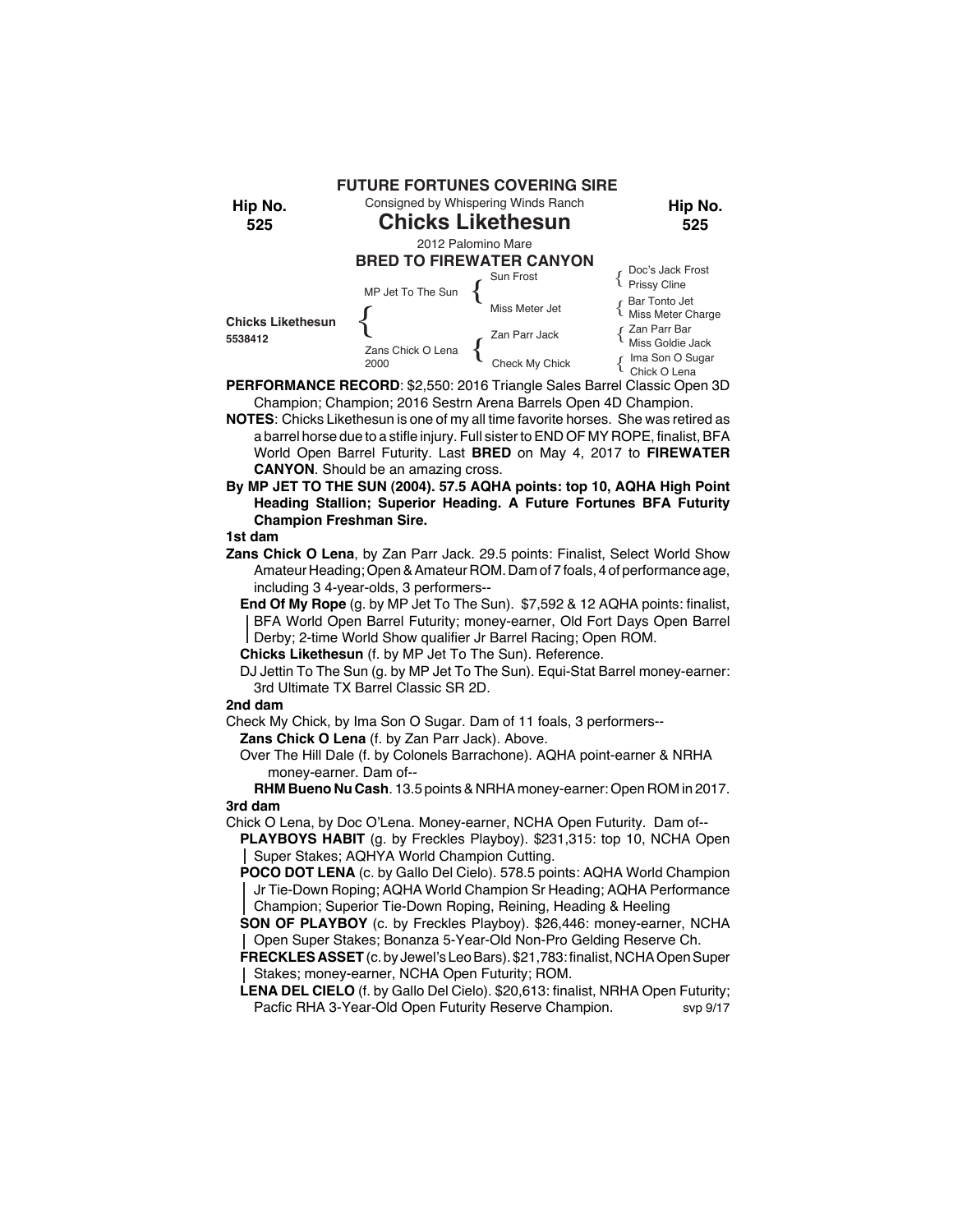**FUTURE FORTUNES COVERING SIRE**

Consigned by Whispering Winds Ranch

**Hip No. 525**

# Chicks Likethesun

2012 Palomino Mare

**BRED TO FIREWATER CANYON**

| | | | |
|---|---|---|---|
| **Chicks Likethesun** 5538412 | MP Jet To The Sun | Sun Frost | Doc's Jack Frost |
| | | | Prissy Cline |
| | | Miss Meter Jet | Bar Tonto Jet |
| | | | Miss Meter Charge |
| | Zans Chick O Lena 2000 | Zan Parr Jack | Zan Parr Bar |
| | | | Miss Goldie Jack |
| | | Check My Chick | Ima Son O Sugar |
| | | | Chick O Lena |

**PERFORMANCE RECORD**: $2,550: 2016 Triangle Sales Barrel Classic Open 3D Champion; Champion; 2016 Sestrn Arena Barrels Open 4D Champion.

**NOTES**: Chicks Likethesun is one of my all time favorite horses. She was retired as a barrel horse due to a stifle injury. Full sister to END OF MY ROPE, finalist, BFA World Open Barrel Futurity. Last **BRED** on May 4, 2017 to **FIREWATER CANYON**. Should be an amazing cross.

**By MP JET TO THE SUN (2004). 57.5 AQHA points: top 10, AQHA High Point Heading Stallion; Superior Heading. A Future Fortunes BFA Futurity Champion Freshman Sire.**

**1st dam**

**Zans Chick O Lena**, by Zan Parr Jack. 29.5 points: Finalist, Select World Show Amateur Heading; Open & Amateur ROM. Dam of 7 foals, 4 of performance age, including 3 4-year-olds, 3 performers--

**End Of My Rope** (g. by MP Jet To The Sun). $7,592 & 12 AQHA points: finalist, BFA World Open Barrel Futurity; money-earner, Old Fort Days Open Barrel Derby; 2-time World Show qualifier Jr Barrel Racing; Open ROM.

**Chicks Likethesun** (f. by MP Jet To The Sun). Reference.

DJ Jettin To The Sun (g. by MP Jet To The Sun). Equi-Stat Barrel money-earner: 3rd Ultimate TX Barrel Classic SR 2D.

**2nd dam**

Check My Chick, by Ima Son O Sugar. Dam of 11 foals, 3 performers--

**Zans Chick O Lena** (f. by Zan Parr Jack). Above.

Over The Hill Dale (f. by Colonels Barrachone). AQHA point-earner & NRHA money-earner. Dam of--

**RHM Bueno Nu Cash**. 13.5 points & NRHA money-earner: Open ROM in 2017.

**3rd dam**

Chick O Lena, by Doc O'Lena. Money-earner, NCHA Open Futurity. Dam of--

**PLAYBOYS HABIT** (g. by Freckles Playboy). $231,315: top 10, NCHA Open Super Stakes; AQHYA World Champion Cutting.

**POCO DOT LENA** (c. by Gallo Del Cielo). 578.5 points: AQHA World Champion Jr Tie-Down Roping; AQHA World Champion Sr Heading; AQHA Performance Champion; Superior Tie-Down Roping, Reining, Heading & Heeling

**SON OF PLAYBOY** (c. by Freckles Playboy). $26,446: money-earner, NCHA Open Super Stakes; Bonanza 5-Year-Old Non-Pro Gelding Reserve Ch.

**FRECKLES ASSET** (c. by Jewel's Leo Bars). $21,783: finalist, NCHA Open Super Stakes; money-earner, NCHA Open Futurity; ROM.

**LENA DEL CIELO** (f. by Gallo Del Cielo). $20,613: finalist, NRHA Open Futurity; Pacfic RHA 3-Year-Old Open Futurity Reserve Champion.

svp 9/17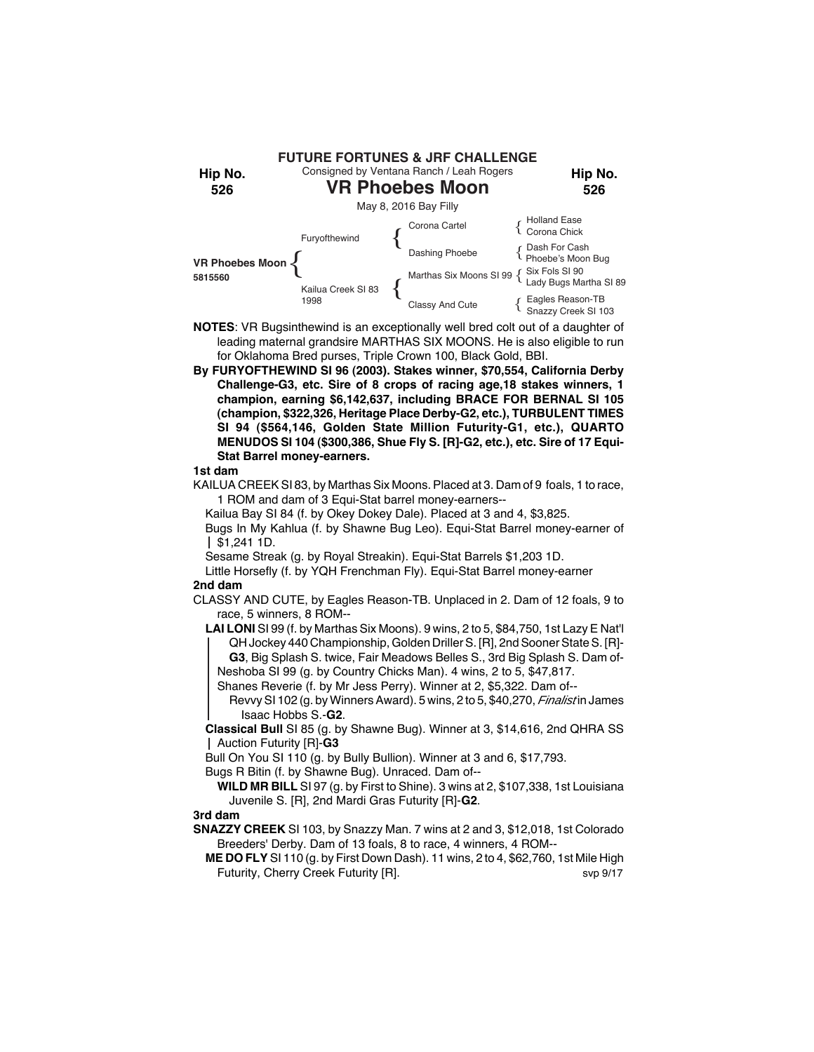**FUTURE FORTUNES & JRF CHALLENGE**

Consigned by Ventana Ranch / Leah Rogers

Hip No. 526

# VR Phoebes Moon

May 8, 2016 Bay Filly

| | | | |
|---|---|---|---|
| VR Phoebes Moon 5815560 | Furyofthewind | Corona Cartel | Holland Ease |
| | | | Corona Chick |
| | | Dashing Phoebe | Dash For Cash |
| | | | Phoebe's Moon Bug |
| | Kailua Creek SI 83 1998 | Marthas Six Moons SI 99 | Six Fols SI 90 |
| | | | Lady Bugs Martha SI 89 |
| | | Classy And Cute | Eagles Reason-TB |
| | | | Snazzy Creek SI 103 |

**NOTES**: VR Bugsinthewind is an exceptionally well bred colt out of a daughter of leading maternal grandsire MARTHAS SIX MOONS. He is also eligible to run for Oklahoma Bred purses, Triple Crown 100, Black Gold, BBI.

**By FURYOFTHEWIND SI 96 (2003). Stakes winner, $70,554, California Derby Challenge-G3, etc. Sire of 8 crops of racing age,18 stakes winners, 1 champion, earning $6,142,637, including BRACE FOR BERNAL SI 105 (champion, $322,326, Heritage Place Derby-G2, etc.), TURBULENT TIMES SI 94 ($564,146, Golden State Million Futurity-G1, etc.), QUARTO MENUDOS SI 104 ($300,386, Shue Fly S. [R]-G2, etc.), etc. Sire of 17 Equi-Stat Barrel money-earners.**

**1st dam**

KAILUA CREEK SI 83, by Marthas Six Moons. Placed at 3. Dam of 9 foals, 1 to race, 1 ROM and dam of 3 Equi-Stat barrel money-earners--

Kailua Bay SI 84 (f. by Okey Dokey Dale). Placed at 3 and 4, $3,825.

Bugs In My Kahlua (f. by Shawne Bug Leo). Equi-Stat Barrel money-earner of $1,241 1D.

Sesame Streak (g. by Royal Streakin). Equi-Stat Barrels $1,203 1D.

Little Horsefly (f. by YQH Frenchman Fly). Equi-Stat Barrel money-earner

**2nd dam**

CLASSY AND CUTE, by Eagles Reason-TB. Unplaced in 2. Dam of 12 foals, 9 to race, 5 winners, 8 ROM--

**LAI LONI** SI 99 (f. by Marthas Six Moons). 9 wins, 2 to 5, $84,750, 1st Lazy E Nat'l QH Jockey 440 Championship, Golden Driller S. [R], 2nd Sooner State S. [R]-**G3**, Big Splash S. twice, Fair Meadows Belles S., 3rd Big Splash S. Dam of-

Neshoba SI 99 (g. by Country Chicks Man). 4 wins, 2 to 5, $47,817.

Shanes Reverie (f. by Mr Jess Perry). Winner at 2, $5,322. Dam of--

Revvy SI 102 (g. by Winners Award). 5 wins, 2 to 5, $40,270, *Finalist* in James Isaac Hobbs S.-**G2**.

**Classical Bull** SI 85 (g. by Shawne Bug). Winner at 3, $14,616, 2nd QHRA SS Auction Futurity [R]-**G3**

Bull On You SI 110 (g. by Bully Bullion). Winner at 3 and 6, $17,793.

Bugs R Bitin (f. by Shawne Bug). Unraced. Dam of--

**WILD MR BILL** SI 97 (g. by First to Shine). 3 wins at 2, $107,338, 1st Louisiana Juvenile S. [R], 2nd Mardi Gras Futurity [R]-**G2**.

**3rd dam**

**SNAZZY CREEK** SI 103, by Snazzy Man. 7 wins at 2 and 3, $12,018, 1st Colorado Breeders' Derby. Dam of 13 foals, 8 to race, 4 winners, 4 ROM--

**ME DO FLY** SI 110 (g. by First Down Dash). 11 wins, 2 to 4, $62,760, 1st Mile High Futurity, Cherry Creek Futurity [R].

svp 9/17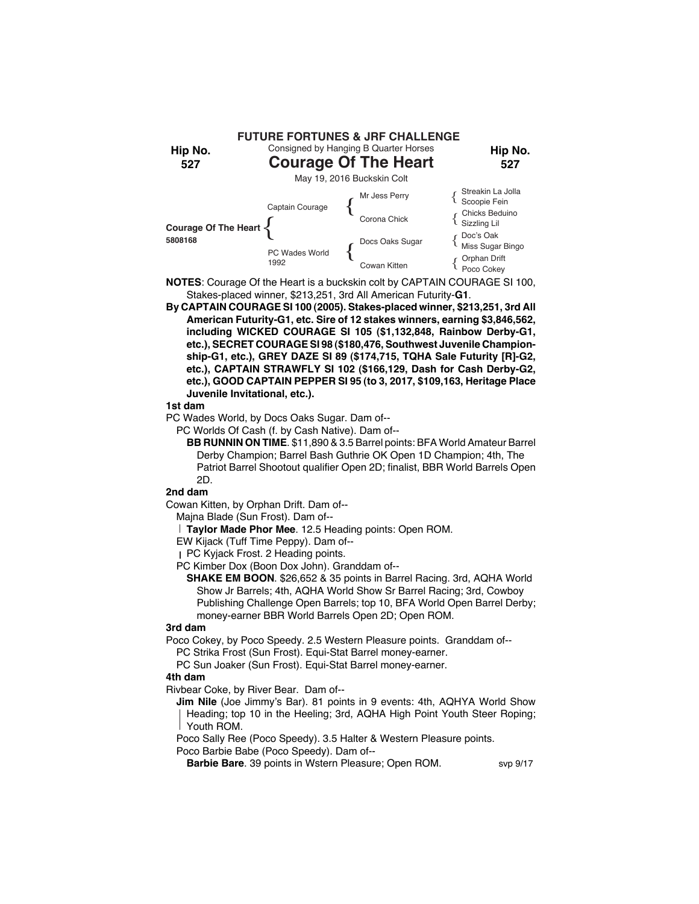**FUTURE FORTUNES & JRF CHALLENGE**

Consigned by Hanging B Quarter Horses

**Hip No. 527**

# Courage Of The Heart

May 19, 2016 Buckskin Colt

| | | | |
|---|---|---|---|
| | | Mr Jess Perry | Streakin La Jolla |
| | Captain Courage | | Scoopie Fein |
| | | Corona Chick | Chicks Beduino |
| **Courage Of The Heart** 5808168 | | | Sizzling Lil |
| | | Docs Oaks Sugar | Doc's Oak |
| | PC Wades World 1992 | | Miss Sugar Bingo |
| | | Cowan Kitten | Orphan Drift |
| | | | Poco Cokey |

**NOTES**: Courage Of the Heart is a buckskin colt by CAPTAIN COURAGE SI 100, Stakes-placed winner, $213,251, 3rd All American Futurity-**G1**.

**By CAPTAIN COURAGE SI 100 (2005). Stakes-placed winner, $213,251, 3rd All American Futurity-G1, etc. Sire of 12 stakes winners, earning $3,846,562, including WICKED COURAGE SI 105 ($1,132,848, Rainbow Derby-G1, etc.), SECRET COURAGE SI 98 ($180,476, Southwest Juvenile Championship-G1, etc.), GREY DAZE SI 89 ($174,715, TQHA Sale Futurity [R]-G2, etc.), CAPTAIN STRAWFLY SI 102 ($166,129, Dash for Cash Derby-G2, etc.), GOOD CAPTAIN PEPPER SI 95 (to 3, 2017, $109,163, Heritage Place Juvenile Invitational, etc.).**

**1st dam**

PC Wades World, by Docs Oaks Sugar. Dam of--

PC Worlds Of Cash (f. by Cash Native). Dam of--

**BB RUNNIN ON TIME**. $11,890 & 3.5 Barrel points: BFA World Amateur Barrel Derby Champion; Barrel Bash Guthrie OK Open 1D Champion; 4th, The Patriot Barrel Shootout qualifier Open 2D; finalist, BBR World Barrels Open 2D.

**2nd dam**

Cowan Kitten, by Orphan Drift. Dam of--

Majna Blade (Sun Frost). Dam of--

| **Taylor Made Phor Mee**. 12.5 Heading points: Open ROM.

EW Kijack (Tuff Time Peppy). Dam of--

| PC Kyjack Frost. 2 Heading points.

PC Kimber Dox (Boon Dox John). Granddam of--

**SHAKE EM BOON**. $26,652 & 35 points in Barrel Racing. 3rd, AQHA World Show Jr Barrels; 4th, AQHA World Show Sr Barrel Racing; 3rd, Cowboy Publishing Challenge Open Barrels; top 10, BFA World Open Barrel Derby; money-earner BBR World Barrels Open 2D; Open ROM.

**3rd dam**

Poco Cokey, by Poco Speedy. 2.5 Western Pleasure points. Granddam of--

PC Strika Frost (Sun Frost). Equi-Stat Barrel money-earner.

PC Sun Joaker (Sun Frost). Equi-Stat Barrel money-earner.

**4th dam**

Rivbear Coke, by River Bear. Dam of--

**Jim Nile** (Joe Jimmy's Bar). 81 points in 9 events: 4th, AQHYA World Show Heading; top 10 in the Heeling; 3rd, AQHA High Point Youth Steer Roping; Youth ROM.

Poco Sally Ree (Poco Speedy). 3.5 Halter & Western Pleasure points.

Poco Barbie Babe (Poco Speedy). Dam of--

**Barbie Bare**. 39 points in Wstern Pleasure; Open ROM.

svp 9/17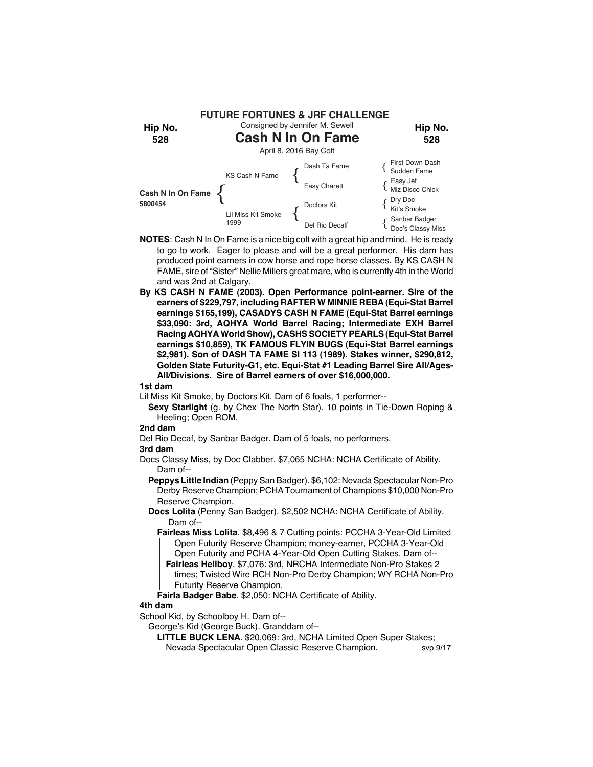**FUTURE FORTUNES & JRF CHALLENGE**

Consigned by Jennifer M. Sewell

**Hip No. 528**

# Cash N In On Fame

April 8, 2016 Bay Colt

| | | | |
|---|---|---|---|
| **Cash N In On Fame** 5800454 | KS Cash N Fame | Dash Ta Fame | First Down Dash / Sudden Fame |
| | | Easy Charett | Easy Jet / Miz Disco Chick |
| | Lil Miss Kit Smoke 1999 | Doctors Kit | Dry Doc / Kit's Smoke |
| | | Del Rio Decalf | Sanbar Badger / Doc's Classy Miss |

**NOTES**: Cash N In On Fame is a nice big colt with a great hip and mind. He is ready to go to work. Eager to please and will be a great performer. His dam has produced point earners in cow horse and rope horse classes. By KS CASH N FAME, sire of "Sister" Nellie Millers great mare, who is currently 4th in the World and was 2nd at Calgary.

**By KS CASH N FAME (2003). Open Performance point-earner. Sire of the earners of $229,797, including RAFTER W MINNIE REBA (Equi-Stat Barrel earnings $165,199), CASADYS CASH N FAME (Equi-Stat Barrel earnings $33,090: 3rd, AQHYA World Barrel Racing; Intermediate EXH Barrel Racing AQHYA World Show), CASHS SOCIETY PEARLS (Equi-Stat Barrel earnings $10,859), TK FAMOUS FLYIN BUGS (Equi-Stat Barrel earnings $2,981). Son of DASH TA FAME SI 113 (1989). Stakes winner, $290,812, Golden State Futurity-G1, etc. Equi-Stat #1 Leading Barrel Sire All/Ages-All/Divisions. Sire of Barrel earners of over $16,000,000.**

**1st dam**

Lil Miss Kit Smoke, by Doctors Kit. Dam of 6 foals, 1 performer--

**Sexy Starlight** (g. by Chex The North Star). 10 points in Tie-Down Roping & Heeling; Open ROM.

**2nd dam**

Del Rio Decaf, by Sanbar Badger. Dam of 5 foals, no performers.

**3rd dam**

Docs Classy Miss, by Doc Clabber. $7,065 NCHA: NCHA Certificate of Ability. Dam of--

**Peppys Little Indian** (Peppy San Badger). $6,102: Nevada Spectacular Non-Pro Derby Reserve Champion; PCHA Tournament of Champions $10,000 Non-Pro Reserve Champion.

**Docs Lolita** (Penny San Badger). $2,502 NCHA: NCHA Certificate of Ability. Dam of--

**Fairleas Miss Lolita**. $8,496 & 7 Cutting points: PCCHA 3-Year-Old Limited Open Futurity Reserve Champion; money-earner, PCCHA 3-Year-Old Open Futurity and PCHA 4-Year-Old Open Cutting Stakes. Dam of--

**Fairleas Hellboy**. $7,076: 3rd, NRCHA Intermediate Non-Pro Stakes 2 times; Twisted Wire RCH Non-Pro Derby Champion; WY RCHA Non-Pro Futurity Reserve Champion.

**Fairla Badger Babe**. $2,050: NCHA Certificate of Ability.

**4th dam**

School Kid, by Schoolboy H. Dam of--

George's Kid (George Buck). Granddam of--

**LITTLE BUCK LENA**. $20,069: 3rd, NCHA Limited Open Super Stakes; Nevada Spectacular Open Classic Reserve Champion.

svp 9/17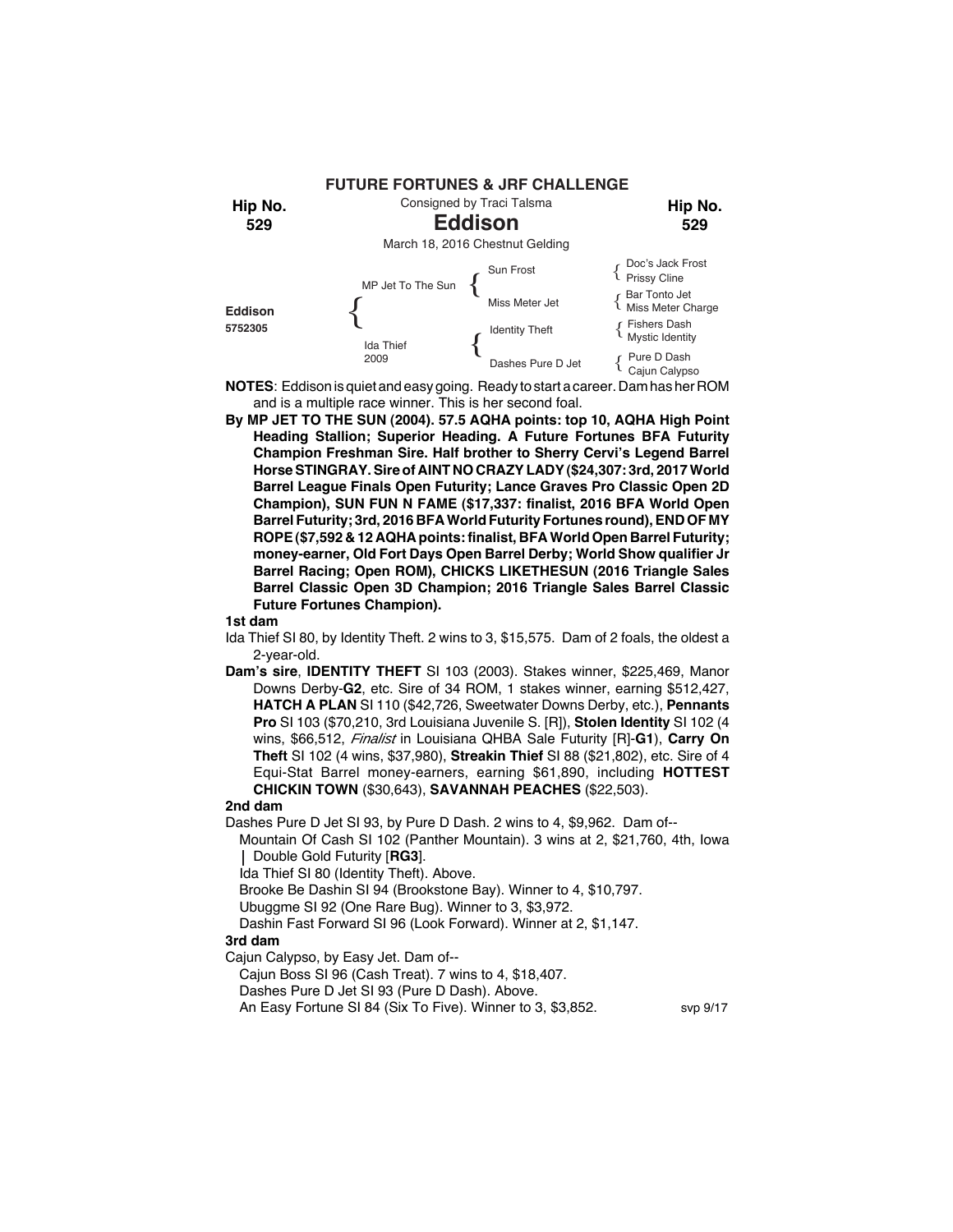**FUTURE FORTUNES & JRF CHALLENGE**

**Hip No. 529**

Consigned by Traci Talsma

# Eddison

March 18, 2016 Chestnut Gelding

| | | | |
|---|---|---|---|
| **Eddison** 5752305 | MP Jet To The Sun | Sun Frost | Doc's Jack Frost / Prissy Cline |
| | | Miss Meter Jet | Bar Tonto Jet / Miss Meter Charge |
| | Ida Thief 2009 | Identity Theft | Fishers Dash / Mystic Identity |
| | | Dashes Pure D Jet | Pure D Dash / Cajun Calypso |

**NOTES**: Eddison is quiet and easy going. Ready to start a career. Dam has her ROM and is a multiple race winner. This is her second foal.

**By MP JET TO THE SUN (2004). 57.5 AQHA points: top 10, AQHA High Point Heading Stallion; Superior Heading. A Future Fortunes BFA Futurity Champion Freshman Sire. Half brother to Sherry Cervi's Legend Barrel Horse STINGRAY. Sire of AINT NO CRAZY LADY ($24,307: 3rd, 2017 World Barrel League Finals Open Futurity; Lance Graves Pro Classic Open 2D Champion), SUN FUN N FAME ($17,337: finalist, 2016 BFA World Open Barrel Futurity; 3rd, 2016 BFA World Futurity Fortunes round), END OF MY ROPE ($7,592 & 12 AQHA points: finalist, BFA World Open Barrel Futurity; money-earner, Old Fort Days Open Barrel Derby; World Show qualifier Jr Barrel Racing; Open ROM), CHICKS LIKETHESUN (2016 Triangle Sales Barrel Classic Open 3D Champion; 2016 Triangle Sales Barrel Classic Future Fortunes Champion).**

**1st dam**

Ida Thief SI 80, by Identity Theft. 2 wins to 3, $15,575. Dam of 2 foals, the oldest a 2-year-old.

**Dam's sire**, **IDENTITY THEFT** SI 103 (2003). Stakes winner, $225,469, Manor Downs Derby-**G2**, etc. Sire of 34 ROM, 1 stakes winner, earning $512,427, **HATCH A PLAN** SI 110 ($42,726, Sweetwater Downs Derby, etc.), **Pennants Pro** SI 103 ($70,210, 3rd Louisiana Juvenile S. [R]), **Stolen Identity** SI 102 (4 wins, $66,512, *Finalist* in Louisiana QHBA Sale Futurity [R]-**G1**), **Carry On Theft** SI 102 (4 wins, $37,980), **Streakin Thief** SI 88 ($21,802), etc. Sire of 4 Equi-Stat Barrel money-earners, earning $61,890, including **HOTTEST CHICKIN TOWN** ($30,643), **SAVANNAH PEACHES** ($22,503).

**2nd dam**

Dashes Pure D Jet SI 93, by Pure D Dash. 2 wins to 4, $9,962. Dam of--

- Mountain Of Cash SI 102 (Panther Mountain). 3 wins at 2, $21,760, 4th, Iowa Double Gold Futurity [**RG3**].
- Ida Thief SI 80 (Identity Theft). Above.
- Brooke Be Dashin SI 94 (Brookstone Bay). Winner to 4, $10,797.
- Ubuggme SI 92 (One Rare Bug). Winner to 3, $3,972.
- Dashin Fast Forward SI 96 (Look Forward). Winner at 2, $1,147.

**3rd dam**

Cajun Calypso, by Easy Jet. Dam of--

- Cajun Boss SI 96 (Cash Treat). 7 wins to 4, $18,407.
- Dashes Pure D Jet SI 93 (Pure D Dash). Above.
- An Easy Fortune SI 84 (Six To Five). Winner to 3, $3,852.

svp 9/17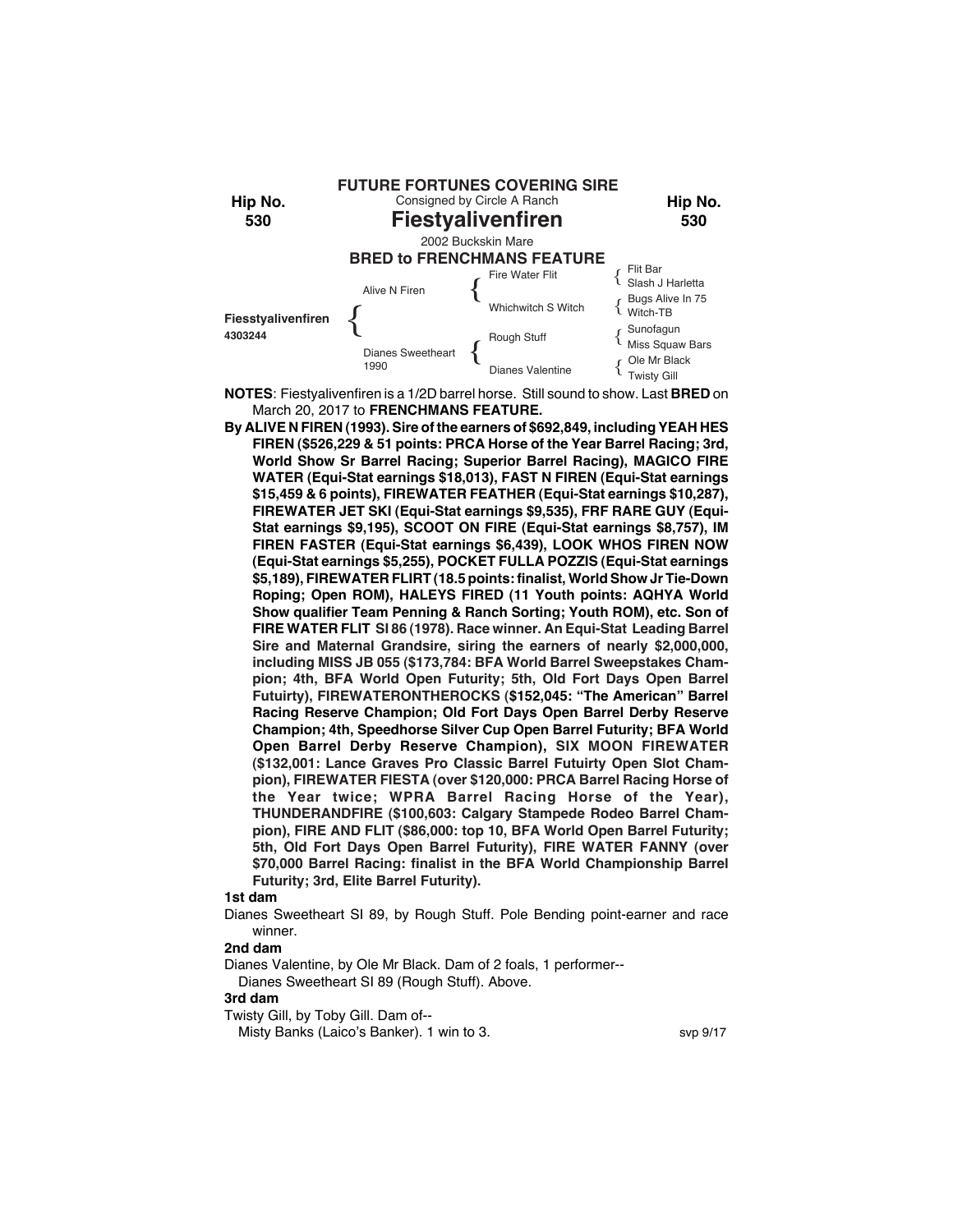**FUTURE FORTUNES COVERING SIRE**

Hip No. 530

Consigned by Circle A Ranch

# Fiestyalivenfiren

Hip No. 530

2002 Buckskin Mare

**BRED to FRENCHMANS FEATURE**

| | | | |
|---|---|---|---|
| **Fiesstyalivenfiren** 4303244 | Alive N Firen | Fire Water Flit | Flit Bar |
| | | | Slash J Harletta |
| | | Whichwitch S Witch | Bugs Alive In 75 |
| | | | Witch-TB |
| | Dianes Sweetheart 1990 | Rough Stuff | Sunofagun |
| | | | Miss Squaw Bars |
| | | Dianes Valentine | Ole Mr Black |
| | | | Twisty Gill |

**NOTES**: Fiestyalivenfiren is a 1/2D barrel horse. Still sound to show. Last **BRED** on March 20, 2017 to **FRENCHMANS FEATURE.**

**By ALIVE N FIREN (1993). Sire of the earners of $692,849, including YEAH HES FIREN ($526,229 & 51 points: PRCA Horse of the Year Barrel Racing; 3rd, World Show Sr Barrel Racing; Superior Barrel Racing), MAGICO FIRE WATER (Equi-Stat earnings $18,013), FAST N FIREN (Equi-Stat earnings $15,459 & 6 points), FIREWATER FEATHER (Equi-Stat earnings $10,287), FIREWATER JET SKI (Equi-Stat earnings $9,535), FRF RARE GUY (Equi-Stat earnings $9,195), SCOOT ON FIRE (Equi-Stat earnings $8,757), IM FIREN FASTER (Equi-Stat earnings $6,439), LOOK WHOS FIREN NOW (Equi-Stat earnings $5,255), POCKET FULLA POZZIS (Equi-Stat earnings $5,189), FIREWATER FLIRT (18.5 points: finalist, World Show Jr Tie-Down Roping; Open ROM), HALEYS FIRED (11 Youth points: AQHYA World Show qualifier Team Penning & Ranch Sorting; Youth ROM), etc. Son of FIRE WATER FLIT SI 86 (1978). Race winner. An Equi-Stat Leading Barrel Sire and Maternal Grandsire, siring the earners of nearly $2,000,000, including MISS JB 055 ($173,784: BFA World Barrel Sweepstakes Champion; 4th, BFA World Open Futurity; 5th, Old Fort Days Open Barrel Futuirty), FIREWATERONTHEROCKS ($152,045: "The American" Barrel Racing Reserve Champion; Old Fort Days Open Barrel Derby Reserve Champion; 4th, Speedhorse Silver Cup Open Barrel Futurity; BFA World Open Barrel Derby Reserve Champion), SIX MOON FIREWATER ($132,001: Lance Graves Pro Classic Barrel Futuirty Open Slot Champion), FIREWATER FIESTA (over $120,000: PRCA Barrel Racing Horse of the Year twice; WPRA Barrel Racing Horse of the Year), THUNDERANDFIRE ($100,603: Calgary Stampede Rodeo Barrel Champion), FIRE AND FLIT ($86,000: top 10, BFA World Open Barrel Futurity; 5th, Old Fort Days Open Barrel Futurity), FIRE WATER FANNY (over $70,000 Barrel Racing: finalist in the BFA World Championship Barrel Futurity; 3rd, Elite Barrel Futurity).**

**1st dam**

Dianes Sweetheart SI 89, by Rough Stuff. Pole Bending point-earner and race winner.

**2nd dam**

Dianes Valentine, by Ole Mr Black. Dam of 2 foals, 1 performer--

Dianes Sweetheart SI 89 (Rough Stuff). Above.

**3rd dam**

Twisty Gill, by Toby Gill. Dam of--

Misty Banks (Laico's Banker). 1 win to 3.

svp 9/17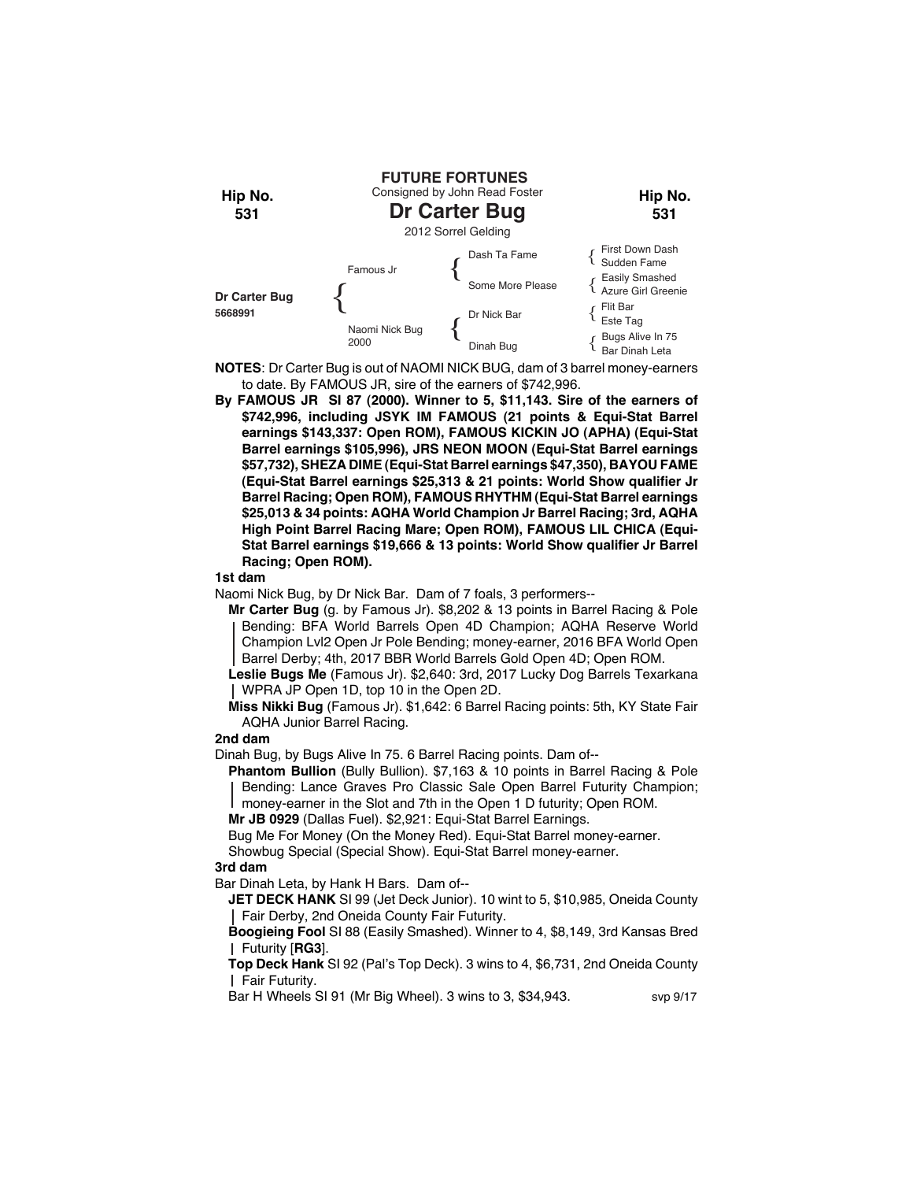**FUTURE FORTUNES**
Consigned by John Read Foster

Hip No. **531**

# Dr Carter Bug

2012 Sorrel Gelding

| | | | |
|---|---|---|---|
| **Dr Carter Bug** 5668991 | Famous Jr | Dash Ta Fame | First Down Dash / Sudden Fame |
| | | Some More Please | Easily Smashed / Azure Girl Greenie |
| | Naomi Nick Bug 2000 | Dr Nick Bar | Flit Bar / Este Tag |
| | | Dinah Bug | Bugs Alive In 75 / Bar Dinah Leta |

**NOTES**: Dr Carter Bug is out of NAOMI NICK BUG, dam of 3 barrel money-earners to date. By FAMOUS JR, sire of the earners of $742,996.

**By FAMOUS JR SI 87 (2000). Winner to 5, $11,143. Sire of the earners of $742,996, including JSYK IM FAMOUS (21 points & Equi-Stat Barrel earnings $143,337: Open ROM), FAMOUS KICKIN JO (APHA) (Equi-Stat Barrel earnings $105,996), JRS NEON MOON (Equi-Stat Barrel earnings $57,732), SHEZA DIME (Equi-Stat Barrel earnings $47,350), BAYOU FAME (Equi-Stat Barrel earnings $25,313 & 21 points: World Show qualifier Jr Barrel Racing; Open ROM), FAMOUS RHYTHM (Equi-Stat Barrel earnings $25,013 & 34 points: AQHA World Champion Jr Barrel Racing; 3rd, AQHA High Point Barrel Racing Mare; Open ROM), FAMOUS LIL CHICA (Equi-Stat Barrel earnings $19,666 & 13 points: World Show qualifier Jr Barrel Racing; Open ROM).**

**1st dam**

Naomi Nick Bug, by Dr Nick Bar. Dam of 7 foals, 3 performers--

**Mr Carter Bug** (g. by Famous Jr). $8,202 & 13 points in Barrel Racing & Pole Bending: BFA World Barrels Open 4D Champion; AQHA Reserve World Champion Lvl2 Open Jr Pole Bending; money-earner, 2016 BFA World Open Barrel Derby; 4th, 2017 BBR World Barrels Gold Open 4D; Open ROM.

**Leslie Bugs Me** (Famous Jr). $2,640: 3rd, 2017 Lucky Dog Barrels Texarkana WPRA JP Open 1D, top 10 in the Open 2D.

**Miss Nikki Bug** (Famous Jr). $1,642: 6 Barrel Racing points: 5th, KY State Fair AQHA Junior Barrel Racing.

**2nd dam**

Dinah Bug, by Bugs Alive In 75. 6 Barrel Racing points. Dam of--

**Phantom Bullion** (Bully Bullion). $7,163 & 10 points in Barrel Racing & Pole Bending: Lance Graves Pro Classic Sale Open Barrel Futurity Champion; money-earner in the Slot and 7th in the Open 1 D futurity; Open ROM.

**Mr JB 0929** (Dallas Fuel). $2,921: Equi-Stat Barrel Earnings.

Bug Me For Money (On the Money Red). Equi-Stat Barrel money-earner.

Showbug Special (Special Show). Equi-Stat Barrel money-earner.

**3rd dam**

Bar Dinah Leta, by Hank H Bars. Dam of--

**JET DECK HANK** SI 99 (Jet Deck Junior). 10 wint to 5, $10,985, Oneida County Fair Derby, 2nd Oneida County Fair Futurity.

**Boogieing Fool** SI 88 (Easily Smashed). Winner to 4, $8,149, 3rd Kansas Bred Futurity [**RG3**].

**Top Deck Hank** SI 92 (Pal's Top Deck). 3 wins to 4, $6,731, 2nd Oneida County Fair Futurity.

Bar H Wheels SI 91 (Mr Big Wheel). 3 wins to 3, $34,943.

svp 9/17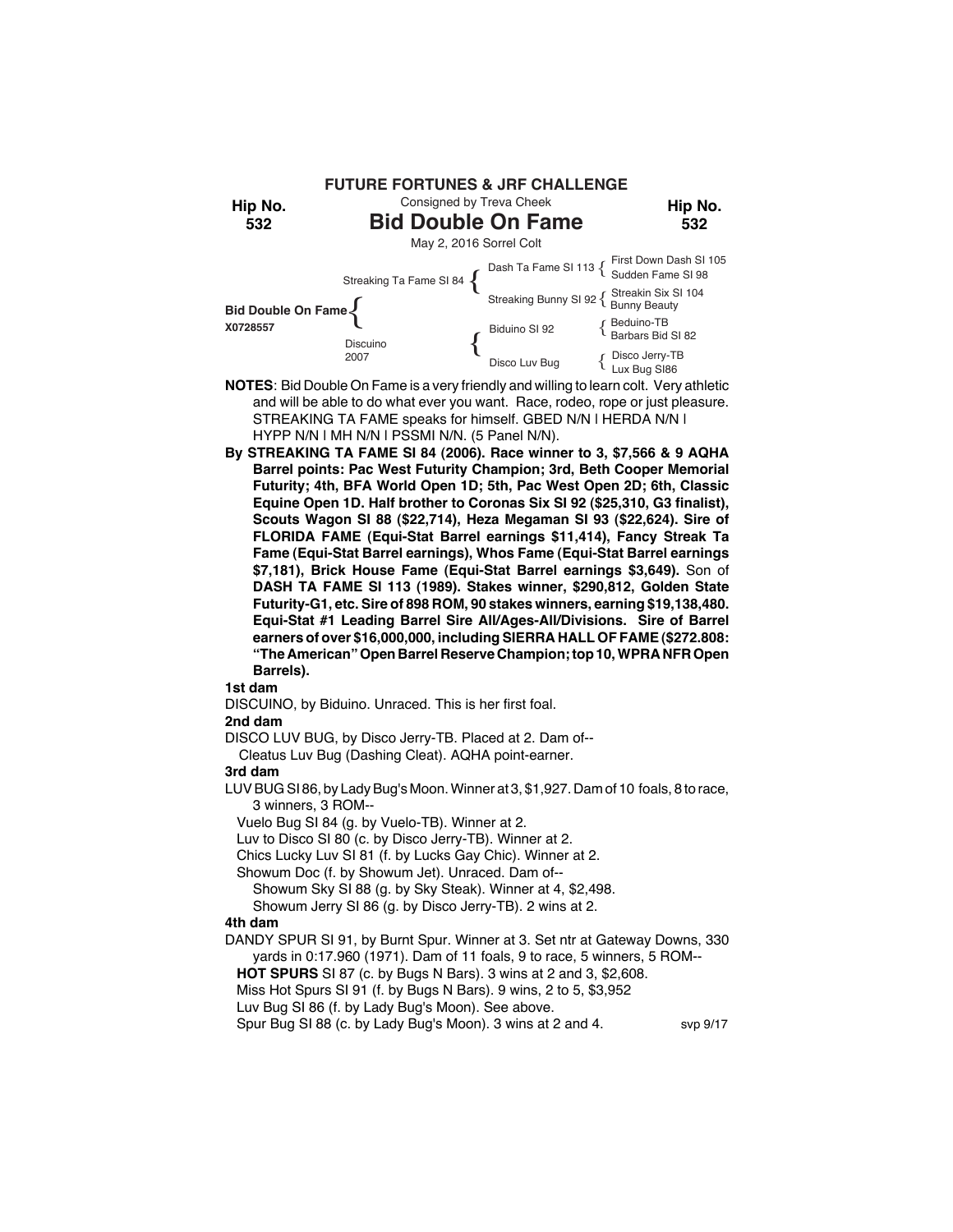**FUTURE FORTUNES & JRF CHALLENGE**

Consigned by Treva Cheek

**Hip No. 532**

# Bid Double On Fame

May 2, 2016 Sorrel Colt

| | | | |
|---|---|---|---|
| **Bid Double On Fame** X0728557 | Streaking Ta Fame SI 84 | Dash Ta Fame SI 113 | First Down Dash SI 105 |
| | | | Sudden Fame SI 98 |
| | | Streaking Bunny SI 92 | Streakin Six SI 104 |
| | | | Bunny Beauty |
| | Discuino 2007 | Biduino SI 92 | Beduino-TB |
| | | | Barbars Bid SI 82 |
| | | Disco Luv Bug | Disco Jerry-TB |
| | | | Lux Bug SI86 |

**NOTES**: Bid Double On Fame is a very friendly and willing to learn colt. Very athletic and will be able to do what ever you want. Race, rodeo, rope or just pleasure. STREAKING TA FAME speaks for himself. GBED N/N | HERDA N/N | HYPP N/N | MH N/N | PSSMI N/N. (5 Panel N/N).

**By STREAKING TA FAME SI 84 (2006). Race winner to 3, $7,566 & 9 AQHA Barrel points: Pac West Futurity Champion; 3rd, Beth Cooper Memorial Futurity; 4th, BFA World Open 1D; 5th, Pac West Open 2D; 6th, Classic Equine Open 1D. Half brother to Coronas Six SI 92 ($25,310, G3 finalist), Scouts Wagon SI 88 ($22,714), Heza Megaman SI 93 ($22,624). Sire of FLORIDA FAME (Equi-Stat Barrel earnings $11,414), Fancy Streak Ta Fame (Equi-Stat Barrel earnings), Whos Fame (Equi-Stat Barrel earnings $7,181), Brick House Fame (Equi-Stat Barrel earnings $3,649).** Son of **DASH TA FAME SI 113 (1989). Stakes winner, $290,812, Golden State Futurity-G1, etc. Sire of 898 ROM, 90 stakes winners, earning $19,138,480. Equi-Stat #1 Leading Barrel Sire All/Ages-All/Divisions. Sire of Barrel earners of over $16,000,000, including SIERRA HALL OF FAME ($272.808: "The American" Open Barrel Reserve Champion; top 10, WPRA NFR Open Barrels).**

**1st dam**

DISCUINO, by Biduino. Unraced. This is her first foal.

**2nd dam**

DISCO LUV BUG, by Disco Jerry-TB. Placed at 2. Dam of--

Cleatus Luv Bug (Dashing Cleat). AQHA point-earner.

**3rd dam**

LUV BUG SI 86, by Lady Bug's Moon. Winner at 3, $1,927. Dam of 10 foals, 8 to race, 3 winners, 3 ROM--

Vuelo Bug SI 84 (g. by Vuelo-TB). Winner at 2.

Luv to Disco SI 80 (c. by Disco Jerry-TB). Winner at 2.

Chics Lucky Luv SI 81 (f. by Lucks Gay Chic). Winner at 2.

Showum Doc (f. by Showum Jet). Unraced. Dam of--

Showum Sky SI 88 (g. by Sky Steak). Winner at 4, $2,498.

Showum Jerry SI 86 (g. by Disco Jerry-TB). 2 wins at 2.

**4th dam**

DANDY SPUR SI 91, by Burnt Spur. Winner at 3. Set ntr at Gateway Downs, 330 yards in 0:17.960 (1971). Dam of 11 foals, 9 to race, 5 winners, 5 ROM--

**HOT SPURS** SI 87 (c. by Bugs N Bars). 3 wins at 2 and 3, $2,608.

Miss Hot Spurs SI 91 (f. by Bugs N Bars). 9 wins, 2 to 5, $3,952

Luv Bug SI 86 (f. by Lady Bug's Moon). See above.

Spur Bug SI 88 (c. by Lady Bug's Moon). 3 wins at 2 and 4.

svp 9/17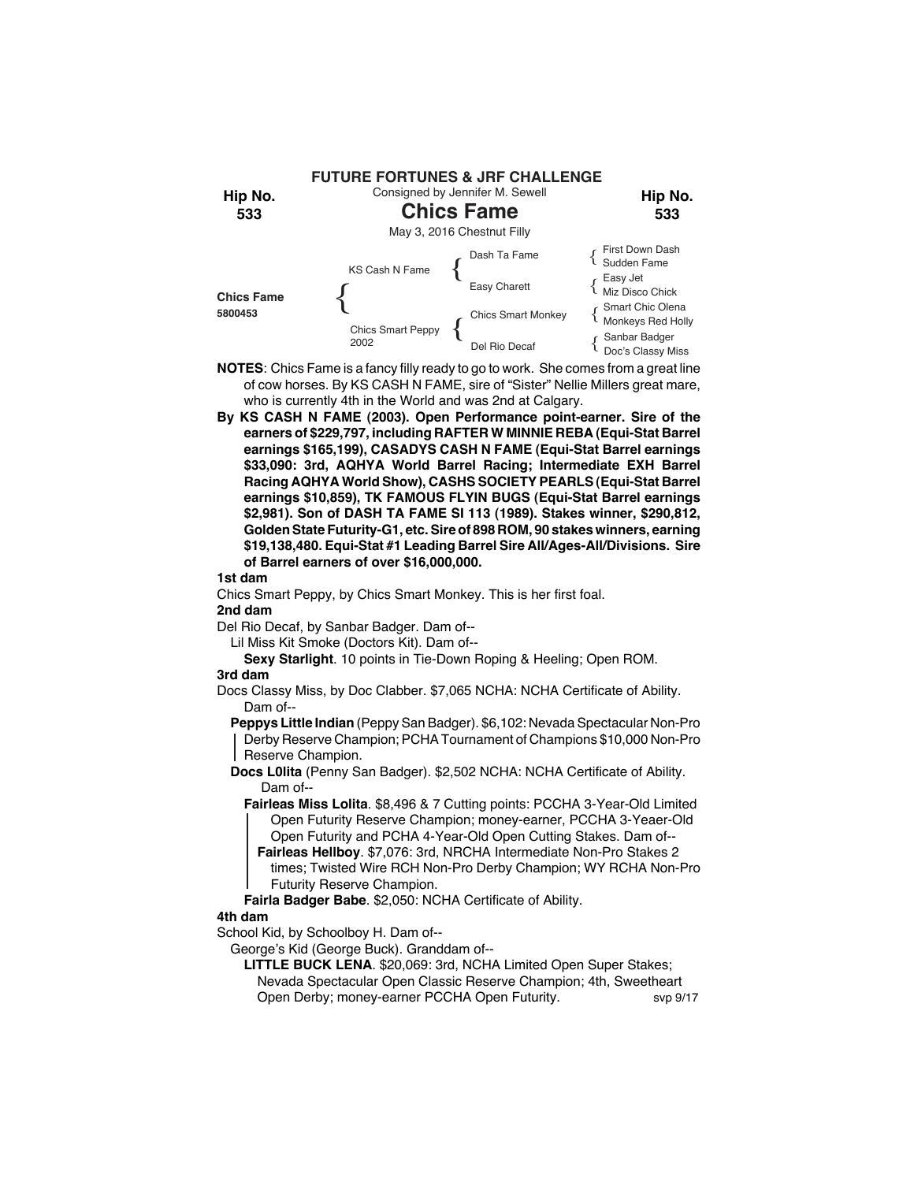**FUTURE FORTUNES & JRF CHALLENGE**

Consigned by Jennifer M. Sewell

**Hip No. 533**

# Chics Fame

May 3, 2016 Chestnut Filly

| | | | |
|---|---|---|---|
| **Chics Fame** 5800453 | KS Cash N Fame | Dash Ta Fame | First Down Dash |
| | | | Sudden Fame |
| | | Easy Charett | Easy Jet |
| | | | Miz Disco Chick |
| | Chics Smart Peppy 2002 | Chics Smart Monkey | Smart Chic Olena |
| | | | Monkeys Red Holly |
| | | Del Rio Decaf | Sanbar Badger |
| | | | Doc's Classy Miss |

**NOTES**: Chics Fame is a fancy filly ready to go to work. She comes from a great line of cow horses. By KS CASH N FAME, sire of "Sister" Nellie Millers great mare, who is currently 4th in the World and was 2nd at Calgary.

**By KS CASH N FAME (2003). Open Performance point-earner. Sire of the earners of $229,797, including RAFTER W MINNIE REBA (Equi-Stat Barrel earnings $165,199), CASADYS CASH N FAME (Equi-Stat Barrel earnings $33,090: 3rd, AQHYA World Barrel Racing; Intermediate EXH Barrel Racing AQHYA World Show), CASHS SOCIETY PEARLS (Equi-Stat Barrel earnings $10,859), TK FAMOUS FLYIN BUGS (Equi-Stat Barrel earnings $2,981). Son of DASH TA FAME SI 113 (1989). Stakes winner, $290,812, Golden State Futurity-G1, etc. Sire of 898 ROM, 90 stakes winners, earning $19,138,480. Equi-Stat #1 Leading Barrel Sire All/Ages-All/Divisions. Sire of Barrel earners of over $16,000,000.**

**1st dam**

Chics Smart Peppy, by Chics Smart Monkey. This is her first foal.

**2nd dam**

Del Rio Decaf, by Sanbar Badger. Dam of--

Lil Miss Kit Smoke (Doctors Kit). Dam of--

**Sexy Starlight**. 10 points in Tie-Down Roping & Heeling; Open ROM.

**3rd dam**

Docs Classy Miss, by Doc Clabber. $7,065 NCHA: NCHA Certificate of Ability. Dam of--

**Peppys Little Indian** (Peppy San Badger). $6,102: Nevada Spectacular Non-Pro Derby Reserve Champion; PCHA Tournament of Champions $10,000 Non-Pro Reserve Champion.

**Docs L0lita** (Penny San Badger). $2,502 NCHA: NCHA Certificate of Ability. Dam of--

**Fairleas Miss Lolita**. $8,496 & 7 Cutting points: PCCHA 3-Year-Old Limited Open Futurity Reserve Champion; money-earner, PCCHA 3-Yeaer-Old Open Futurity and PCHA 4-Year-Old Open Cutting Stakes. Dam of--

**Fairleas Hellboy**. $7,076: 3rd, NRCHA Intermediate Non-Pro Stakes 2 times; Twisted Wire RCH Non-Pro Derby Champion; WY RCHA Non-Pro Futurity Reserve Champion.

**Fairla Badger Babe**. $2,050: NCHA Certificate of Ability.

**4th dam**

School Kid, by Schoolboy H. Dam of--

George's Kid (George Buck). Granddam of--

**LITTLE BUCK LENA**. $20,069: 3rd, NCHA Limited Open Super Stakes; Nevada Spectacular Open Classic Reserve Champion; 4th, Sweetheart Open Derby; money-earner PCCHA Open Futurity.

svp 9/17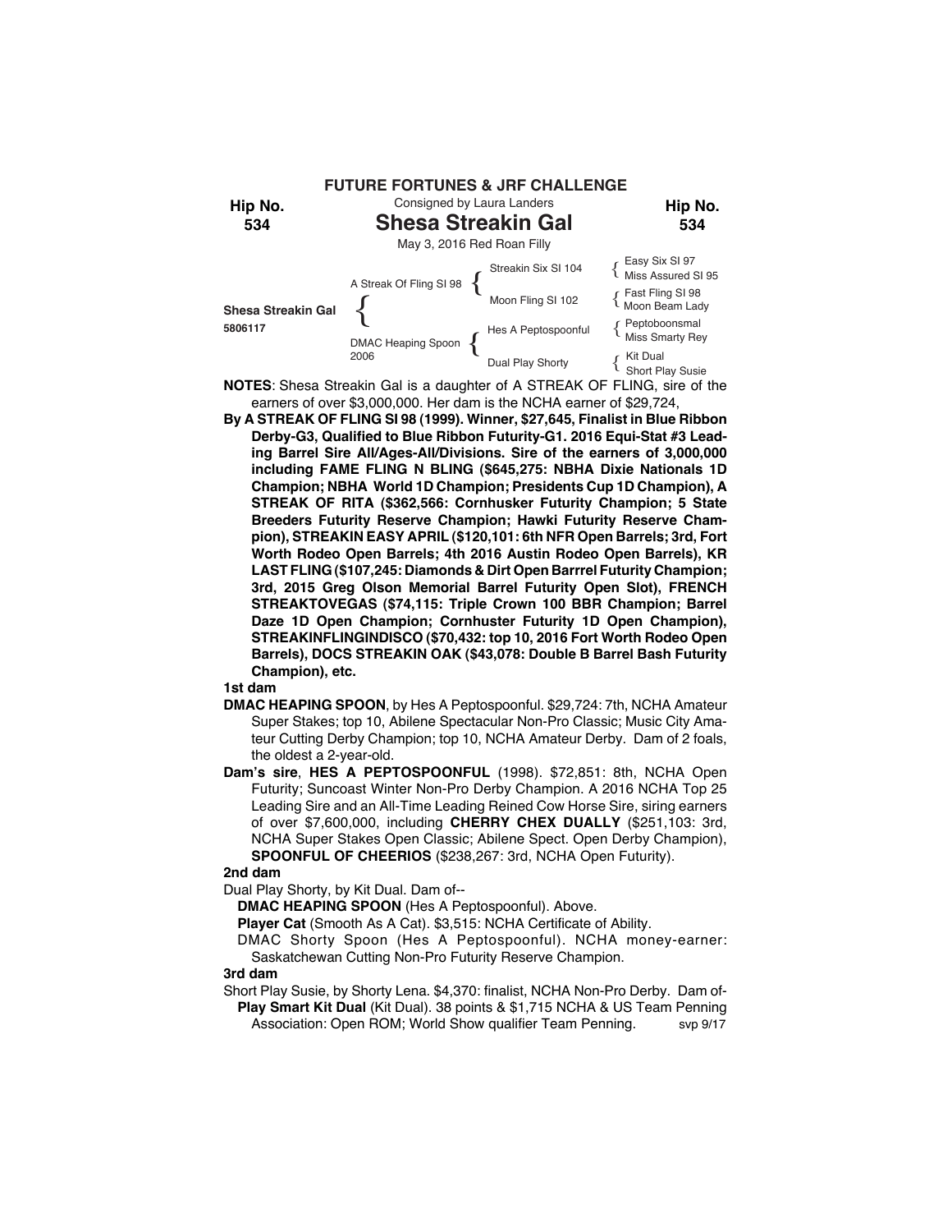**FUTURE FORTUNES & JRF CHALLENGE**

Hip No. 534

Consigned by Laura Landers

# Shesa Streakin Gal

May 3, 2016 Red Roan Filly

| | | | |
|---|---|---|---|
| Shesa Streakin Gal 5806117 | A Streak Of Fling SI 98 | Streakin Six SI 104 | Easy Six SI 97 / Miss Assured SI 95 |
| | | Moon Fling SI 102 | Fast Fling SI 98 / Moon Beam Lady |
| | DMAC Heaping Spoon 2006 | Hes A Peptospoonful | Peptoboonsmal / Miss Smarty Rey |
| | | Dual Play Shorty | Kit Dual / Short Play Susie |

**NOTES**: Shesa Streakin Gal is a daughter of A STREAK OF FLING, sire of the earners of over $3,000,000. Her dam is the NCHA earner of $29,724,

**By A STREAK OF FLING SI 98 (1999). Winner, $27,645, Finalist in Blue Ribbon Derby-G3, Qualified to Blue Ribbon Futurity-G1. 2016 Equi-Stat #3 Leading Barrel Sire All/Ages-All/Divisions. Sire of the earners of 3,000,000 including FAME FLING N BLING ($645,275: NBHA Dixie Nationals 1D Champion; NBHA World 1D Champion; Presidents Cup 1D Champion), A STREAK OF RITA ($362,566: Cornhusker Futurity Champion; 5 State Breeders Futurity Reserve Champion; Hawki Futurity Reserve Champion), STREAKIN EASY APRIL ($120,101: 6th NFR Open Barrels; 3rd, Fort Worth Rodeo Open Barrels; 4th 2016 Austin Rodeo Open Barrels), KR LAST FLING ($107,245: Diamonds & Dirt Open Barrrel Futurity Champion; 3rd, 2015 Greg Olson Memorial Barrel Futurity Open Slot), FRENCH STREAKTOVEGAS ($74,115: Triple Crown 100 BBR Champion; Barrel Daze 1D Open Champion; Cornhuster Futurity 1D Open Champion), STREAKINFLINGINDISCO ($70,432: top 10, 2016 Fort Worth Rodeo Open Barrels), DOCS STREAKIN OAK ($43,078: Double B Barrel Bash Futurity Champion), etc.**

**1st dam**

**DMAC HEAPING SPOON**, by Hes A Peptospoonful. $29,724: 7th, NCHA Amateur Super Stakes; top 10, Abilene Spectacular Non-Pro Classic; Music City Amateur Cutting Derby Champion; top 10, NCHA Amateur Derby. Dam of 2 foals, the oldest a 2-year-old.

**Dam's sire**, **HES A PEPTOSPOONFUL** (1998). $72,851: 8th, NCHA Open Futurity; Suncoast Winter Non-Pro Derby Champion. A 2016 NCHA Top 25 Leading Sire and an All-Time Leading Reined Cow Horse Sire, siring earners of over $7,600,000, including **CHERRY CHEX DUALLY** ($251,103: 3rd, NCHA Super Stakes Open Classic; Abilene Spect. Open Derby Champion), **SPOONFUL OF CHEERIOS** ($238,267: 3rd, NCHA Open Futurity).

**2nd dam**

Dual Play Shorty, by Kit Dual. Dam of--

**DMAC HEAPING SPOON** (Hes A Peptospoonful). Above.

**Player Cat** (Smooth As A Cat). $3,515: NCHA Certificate of Ability.

DMAC Shorty Spoon (Hes A Peptospoonful). NCHA money-earner: Saskatchewan Cutting Non-Pro Futurity Reserve Champion.

**3rd dam**

Short Play Susie, by Shorty Lena. $4,370: finalist, NCHA Non-Pro Derby. Dam of-

**Play Smart Kit Dual** (Kit Dual). 38 points & $1,715 NCHA & US Team Penning Association: Open ROM; World Show qualifier Team Penning. svp 9/17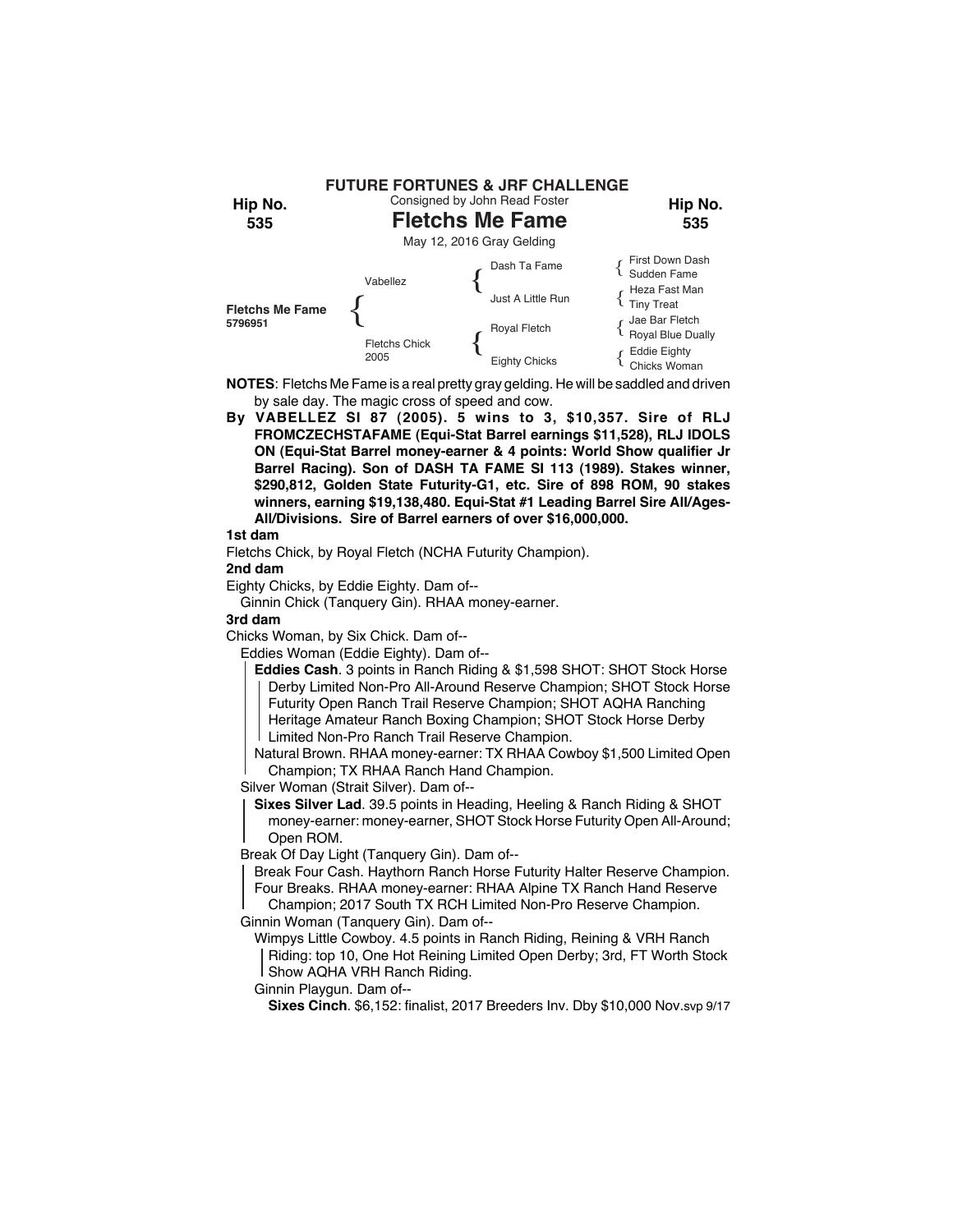**FUTURE FORTUNES & JRF CHALLENGE**

Consigned by John Read Foster

**Hip No. 535**

# Fletchs Me Fame

May 12, 2016 Gray Gelding

| | | | |
|---|---|---|---|
| **Fletchs Me Fame** 5796951 | Vabellez | Dash Ta Fame | First Down Dash |
| | | | Sudden Fame |
| | | Just A Little Run | Heza Fast Man |
| | | | Tiny Treat |
| | Fletchs Chick 2005 | Royal Fletch | Jae Bar Fletch |
| | | | Royal Blue Dually |
| | | Eighty Chicks | Eddie Eighty |
| | | | Chicks Woman |

**NOTES**: Fletchs Me Fame is a real pretty gray gelding. He will be saddled and driven by sale day. The magic cross of speed and cow.

**By VABELLEZ SI 87 (2005). 5 wins to 3, $10,357. Sire of RLJ FROMCZECHSTAFAME (Equi-Stat Barrel earnings $11,528), RLJ IDOLS ON (Equi-Stat Barrel money-earner & 4 points: World Show qualifier Jr Barrel Racing). Son of DASH TA FAME SI 113 (1989). Stakes winner, $290,812, Golden State Futurity-G1, etc. Sire of 898 ROM, 90 stakes winners, earning $19,138,480. Equi-Stat #1 Leading Barrel Sire All/Ages-All/Divisions. Sire of Barrel earners of over $16,000,000.**

**1st dam**

Fletchs Chick, by Royal Fletch (NCHA Futurity Champion).

**2nd dam**

Eighty Chicks, by Eddie Eighty. Dam of--

Ginnin Chick (Tanquery Gin). RHAA money-earner.

**3rd dam**

Chicks Woman, by Six Chick. Dam of--

Eddies Woman (Eddie Eighty). Dam of--

**Eddies Cash**. 3 points in Ranch Riding & $1,598 SHOT: SHOT Stock Horse Derby Limited Non-Pro All-Around Reserve Champion; SHOT Stock Horse Futurity Open Ranch Trail Reserve Champion; SHOT AQHA Ranching Heritage Amateur Ranch Boxing Champion; SHOT Stock Horse Derby Limited Non-Pro Ranch Trail Reserve Champion.

Natural Brown. RHAA money-earner: TX RHAA Cowboy $1,500 Limited Open Champion; TX RHAA Ranch Hand Champion.

Silver Woman (Strait Silver). Dam of--

**Sixes Silver Lad**. 39.5 points in Heading, Heeling & Ranch Riding & SHOT money-earner: money-earner, SHOT Stock Horse Futurity Open All-Around; Open ROM.

Break Of Day Light (Tanquery Gin). Dam of--

Break Four Cash. Haythorn Ranch Horse Futurity Halter Reserve Champion.

Four Breaks. RHAA money-earner: RHAA Alpine TX Ranch Hand Reserve Champion; 2017 South TX RCH Limited Non-Pro Reserve Champion.

Ginnin Woman (Tanquery Gin). Dam of--

Wimpys Little Cowboy. 4.5 points in Ranch Riding, Reining & VRH Ranch Riding: top 10, One Hot Reining Limited Open Derby; 3rd, FT Worth Stock Show AQHA VRH Ranch Riding.

Ginnin Playgun. Dam of--

**Sixes Cinch**. $6,152: finalist, 2017 Breeders Inv. Dby $10,000 Nov.svp 9/17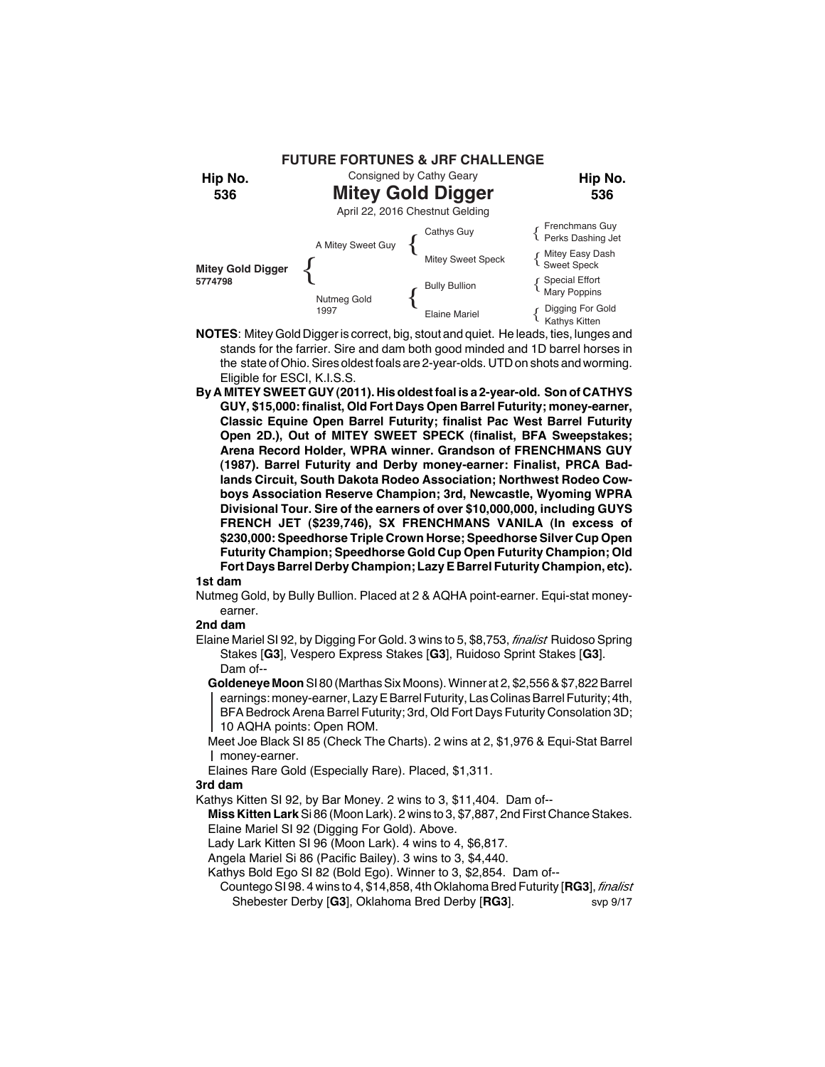**FUTURE FORTUNES & JRF CHALLENGE**

**Hip No. 536**

Consigned by Cathy Geary

# Mitey Gold Digger

April 22, 2016 Chestnut Gelding

| | | | |
|---|---|---|---|
| **Mitey Gold Digger** 5774798 | A Mitey Sweet Guy | Cathys Guy | Frenchmans Guy / Perks Dashing Jet |
| | | Mitey Sweet Speck | Mitey Easy Dash / Sweet Speck |
| | Nutmeg Gold 1997 | Bully Bullion | Special Effort / Mary Poppins |
| | | Elaine Mariel | Digging For Gold / Kathys Kitten |

**NOTES**: Mitey Gold Digger is correct, big, stout and quiet. He leads, ties, lunges and stands for the farrier. Sire and dam both good minded and 1D barrel horses in the state of Ohio. Sires oldest foals are 2-year-olds. UTD on shots and worming. Eligible for ESCI, K.I.S.S.

**By A MITEY SWEET GUY (2011). His oldest foal is a 2-year-old. Son of CATHYS GUY, $15,000: finalist, Old Fort Days Open Barrel Futurity; money-earner, Classic Equine Open Barrel Futurity; finalist Pac West Barrel Futurity Open 2D.), Out of MITEY SWEET SPECK (finalist, BFA Sweepstakes; Arena Record Holder, WPRA winner. Grandson of FRENCHMANS GUY (1987). Barrel Futurity and Derby money-earner: Finalist, PRCA Badlands Circuit, South Dakota Rodeo Association; Northwest Rodeo Cowboys Association Reserve Champion; 3rd, Newcastle, Wyoming WPRA Divisional Tour. Sire of the earners of over $10,000,000, including GUYS FRENCH JET ($239,746), SX FRENCHMANS VANILA (In excess of $230,000: Speedhorse Triple Crown Horse; Speedhorse Silver Cup Open Futurity Champion; Speedhorse Gold Cup Open Futurity Champion; Old Fort Days Barrel Derby Champion; Lazy E Barrel Futurity Champion, etc).**

**1st dam**

Nutmeg Gold, by Bully Bullion. Placed at 2 & AQHA point-earner. Equi-stat money-earner.

**2nd dam**

Elaine Mariel SI 92, by Digging For Gold. 3 wins to 5, $8,753, *finalist* Ruidoso Spring Stakes [**G3**], Vespero Express Stakes [**G3**], Ruidoso Sprint Stakes [**G3**]. Dam of--

**Goldeneye Moon** SI 80 (Marthas Six Moons). Winner at 2, $2,556 & $7,822 Barrel earnings: money-earner, Lazy E Barrel Futurity, Las Colinas Barrel Futurity; 4th, BFA Bedrock Arena Barrel Futurity; 3rd, Old Fort Days Futurity Consolation 3D; 10 AQHA points: Open ROM.

Meet Joe Black SI 85 (Check The Charts). 2 wins at 2, $1,976 & Equi-Stat Barrel money-earner.

Elaines Rare Gold (Especially Rare). Placed, $1,311.

**3rd dam**

Kathys Kitten SI 92, by Bar Money. 2 wins to 3, $11,404. Dam of--

**Miss Kitten Lark** Si 86 (Moon Lark). 2 wins to 3, $7,887, 2nd First Chance Stakes.

Elaine Mariel SI 92 (Digging For Gold). Above.

Lady Lark Kitten SI 96 (Moon Lark). 4 wins to 4, $6,817.

Angela Mariel Si 86 (Pacific Bailey). 3 wins to 3, $4,440.

Kathys Bold Ego SI 82 (Bold Ego). Winner to 3, $2,854. Dam of--

Countego SI 98. 4 wins to 4, $14,858, 4th Oklahoma Bred Futurity [**RG3**], *finalist* Shebester Derby [**G3**], Oklahoma Bred Derby [**RG3**].

svp 9/17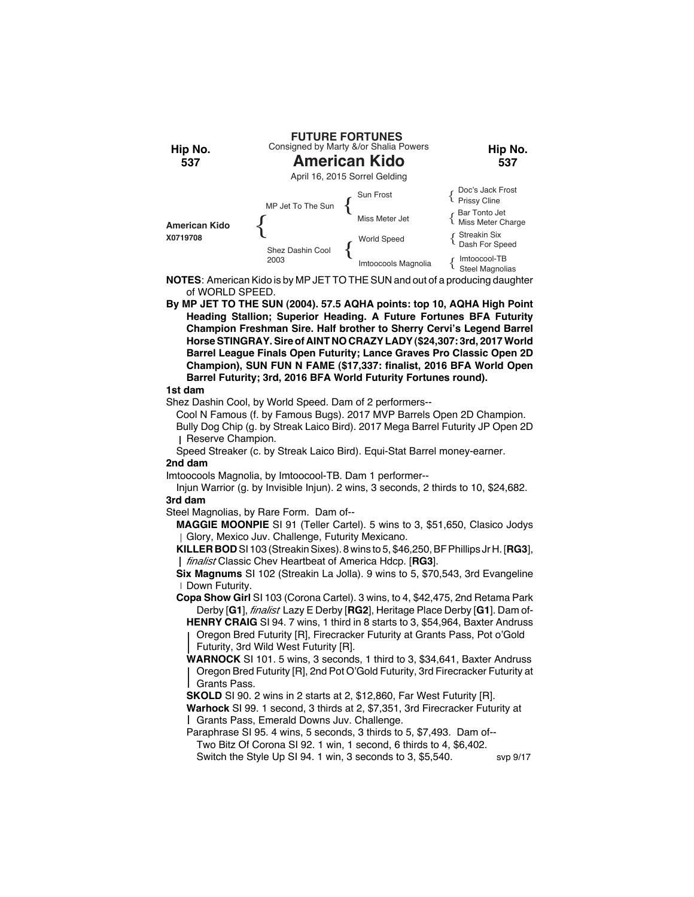**FUTURE FORTUNES**

Consigned by Marty &/or Shalia Powers

Hip No. 537

# American Kido

April 16, 2015 Sorrel Gelding

Hip No. 537

| | | | |
|---|---|---|---|
| American Kido X0719708 | MP Jet To The Sun | Sun Frost | Doc's Jack Frost |
| | | | Prissy Cline |
| | | Miss Meter Jet | Bar Tonto Jet |
| | | | Miss Meter Charge |
| | Shez Dashin Cool 2003 | World Speed | Streakin Six |
| | | | Dash For Speed |
| | | Imtoocools Magnolia | Imtoocool-TB |
| | | | Steel Magnolias |

**NOTES**: American Kido is by MP JET TO THE SUN and out of a producing daughter of WORLD SPEED.

**By MP JET TO THE SUN (2004). 57.5 AQHA points: top 10, AQHA High Point Heading Stallion; Superior Heading. A Future Fortunes BFA Futurity Champion Freshman Sire. Half brother to Sherry Cervi's Legend Barrel Horse STINGRAY. Sire of AINT NO CRAZY LADY ($24,307: 3rd, 2017 World Barrel League Finals Open Futurity; Lance Graves Pro Classic Open 2D Champion), SUN FUN N FAME ($17,337: finalist, 2016 BFA World Open Barrel Futurity; 3rd, 2016 BFA World Futurity Fortunes round).**

**1st dam**

Shez Dashin Cool, by World Speed. Dam of 2 performers--

Cool N Famous (f. by Famous Bugs). 2017 MVP Barrels Open 2D Champion.

Bully Dog Chip (g. by Streak Laico Bird). 2017 Mega Barrel Futurity JP Open 2D Reserve Champion.

Speed Streaker (c. by Streak Laico Bird). Equi-Stat Barrel money-earner.

**2nd dam**

Imtoocools Magnolia, by Imtoocool-TB. Dam 1 performer--

Injun Warrior (g. by Invisible Injun). 2 wins, 3 seconds, 2 thirds to 10, $24,682.

**3rd dam**

Steel Magnolias, by Rare Form. Dam of--

**MAGGIE MOONPIE** SI 91 (Teller Cartel). 5 wins to 3, $51,650, Clasico Jodys Glory, Mexico Juv. Challenge, Futurity Mexicano.

**KILLER BOD** SI 103 (Streakin Sixes). 8 wins to 5, $46,250, BF Phillips Jr H. [**RG3**], *finalist* Classic Chev Heartbeat of America Hdcp. [**RG3**].

**Six Magnums** SI 102 (Streakin La Jolla). 9 wins to 5, $70,543, 3rd Evangeline Down Futurity.

**Copa Show Girl** SI 103 (Corona Cartel). 3 wins, to 4, $42,475, 2nd Retama Park Derby [**G1**], *finalist* Lazy E Derby [**RG2**], Heritage Place Derby [**G1**]. Dam of-

**HENRY CRAIG** SI 94. 7 wins, 1 third in 8 starts to 3, $54,964, Baxter Andruss Oregon Bred Futurity [R], Firecracker Futurity at Grants Pass, Pot o'Gold Futurity, 3rd Wild West Futurity [R].

**WARNOCK** SI 101. 5 wins, 3 seconds, 1 third to 3, $34,641, Baxter Andruss Oregon Bred Futurity [R], 2nd Pot O'Gold Futurity, 3rd Firecracker Futurity at Grants Pass.

**SKOLD** SI 90. 2 wins in 2 starts at 2, $12,860, Far West Futurity [R].

**Warhock** SI 99. 1 second, 3 thirds at 2, $7,351, 3rd Firecracker Futurity at Grants Pass, Emerald Downs Juv. Challenge.

Paraphrase SI 95. 4 wins, 5 seconds, 3 thirds to 5, $7,493. Dam of--

Two Bitz Of Corona SI 92. 1 win, 1 second, 6 thirds to 4, $6,402.

Switch the Style Up SI 94. 1 win, 3 seconds to 3, $5,540.

svp 9/17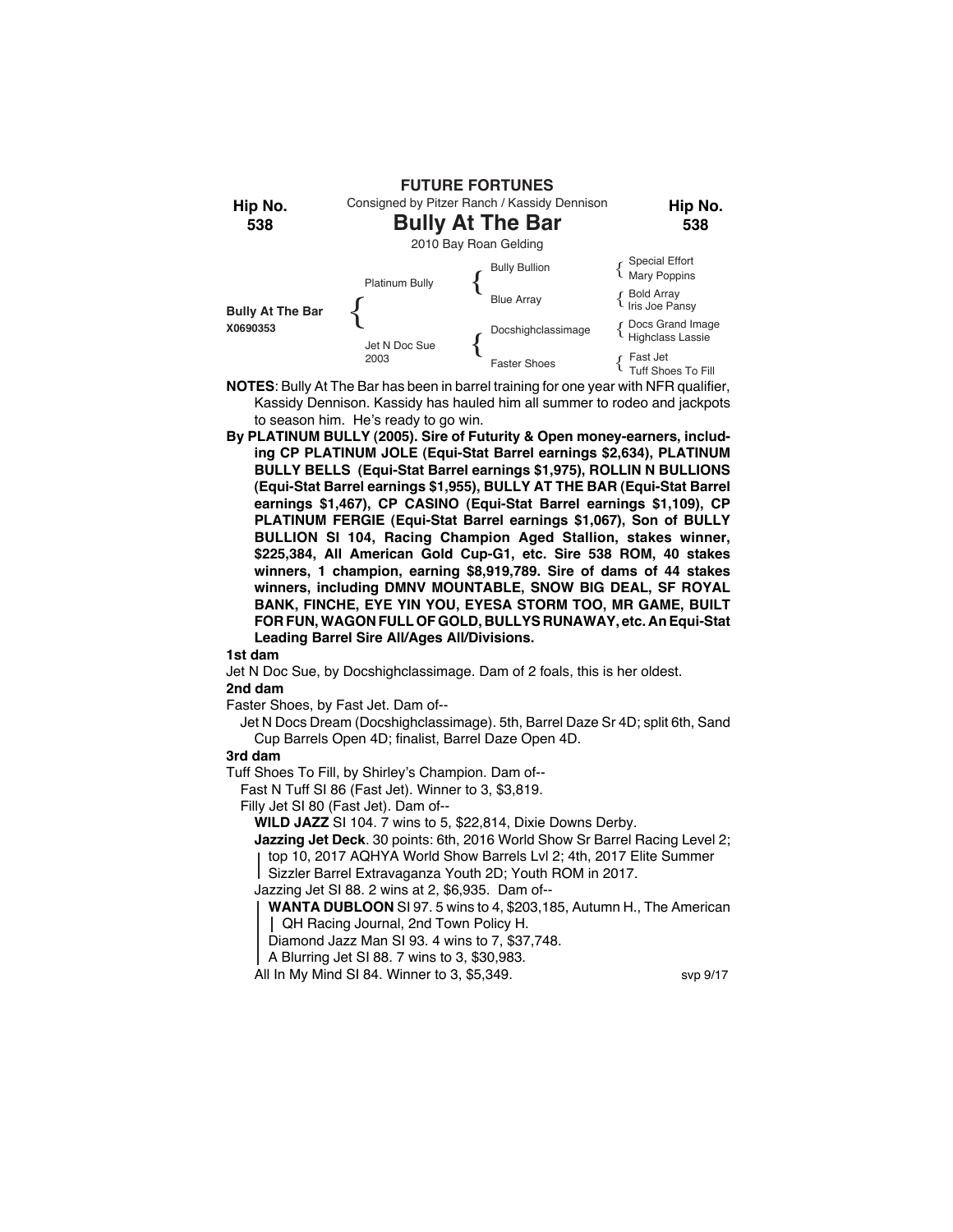**FUTURE FORTUNES**

**Hip No. 538**

Consigned by Pitzer Ranch / Kassidy Dennison

# Bully At The Bar

2010 Bay Roan Gelding

| | | | |
|---|---|---|---|
| **Bully At The Bar** X0690353 | Platinum Bully | Bully Bullion | Special Effort / Mary Poppins |
| | | Blue Array | Bold Array / Iris Joe Pansy |
| | Jet N Doc Sue 2003 | Docshighclassimage | Docs Grand Image / Highclass Lassie |
| | | Faster Shoes | Fast Jet / Tuff Shoes To Fill |

**NOTES**: Bully At The Bar has been in barrel training for one year with NFR qualifier, Kassidy Dennison. Kassidy has hauled him all summer to rodeo and jackpots to season him. He's ready to go win.

**By PLATINUM BULLY (2005). Sire of Futurity & Open money-earners, including CP PLATINUM JOLE (Equi-Stat Barrel earnings $2,634), PLATINUM BULLY BELLS (Equi-Stat Barrel earnings $1,975), ROLLIN N BULLIONS (Equi-Stat Barrel earnings $1,955), BULLY AT THE BAR (Equi-Stat Barrel earnings $1,467), CP CASINO (Equi-Stat Barrel earnings $1,109), CP PLATINUM FERGIE (Equi-Stat Barrel earnings $1,067), Son of BULLY BULLION SI 104, Racing Champion Aged Stallion, stakes winner, $225,384, All American Gold Cup-G1, etc. Sire 538 ROM, 40 stakes winners, 1 champion, earning $8,919,789. Sire of dams of 44 stakes winners, including DMNV MOUNTABLE, SNOW BIG DEAL, SF ROYAL BANK, FINCHE, EYE YIN YOU, EYESA STORM TOO, MR GAME, BUILT FOR FUN, WAGON FULL OF GOLD, BULLYS RUNAWAY, etc. An Equi-Stat Leading Barrel Sire All/Ages All/Divisions.**

**1st dam**

Jet N Doc Sue, by Docshighclassimage. Dam of 2 foals, this is her oldest.

**2nd dam**

Faster Shoes, by Fast Jet. Dam of--

Jet N Docs Dream (Docshighclassimage). 5th, Barrel Daze Sr 4D; split 6th, Sand Cup Barrels Open 4D; finalist, Barrel Daze Open 4D.

**3rd dam**

Tuff Shoes To Fill, by Shirley's Champion. Dam of--

Fast N Tuff SI 86 (Fast Jet). Winner to 3, $3,819.

Filly Jet SI 80 (Fast Jet). Dam of--

**WILD JAZZ** SI 104. 7 wins to 5, $22,814, Dixie Downs Derby.

**Jazzing Jet Deck**. 30 points: 6th, 2016 World Show Sr Barrel Racing Level 2; top 10, 2017 AQHYA World Show Barrels Lvl 2; 4th, 2017 Elite Summer Sizzler Barrel Extravaganza Youth 2D; Youth ROM in 2017.

Jazzing Jet SI 88. 2 wins at 2, $6,935. Dam of--

**WANTA DUBLOON** SI 97. 5 wins to 4, $203,185, Autumn H., The American QH Racing Journal, 2nd Town Policy H.

Diamond Jazz Man SI 93. 4 wins to 7, $37,748.

A Blurring Jet SI 88. 7 wins to 3, $30,983.

All In My Mind SI 84. Winner to 3, $5,349.

svp 9/17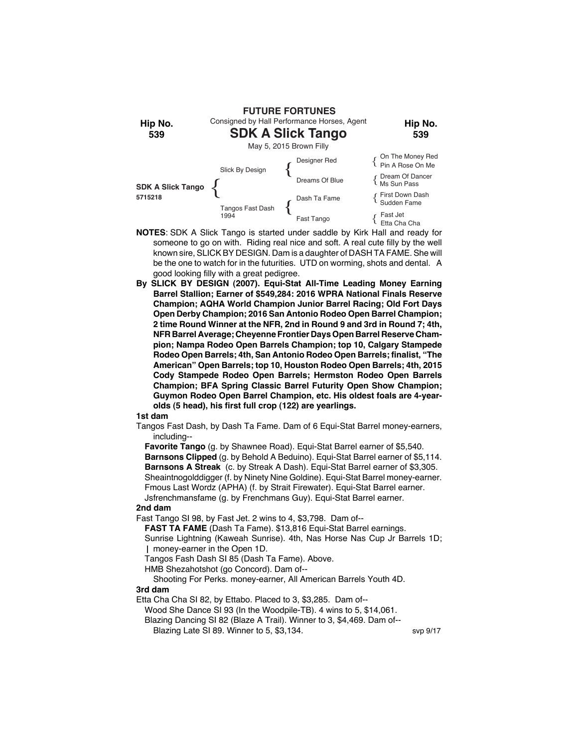**FUTURE FORTUNES**

Consigned by Hall Performance Horses, Agent

**Hip No. 539**

# SDK A Slick Tango

May 5, 2015 Brown Filly

| | | | |
|---|---|---|---|
| **SDK A Slick Tango** 5715218 | Slick By Design | Designer Red | On The Money Red / Pin A Rose On Me |
| | | Dreams Of Blue | Dream Of Dancer / Ms Sun Pass |
| | Tangos Fast Dash 1994 | Dash Ta Fame | First Down Dash / Sudden Fame |
| | | Fast Tango | Fast Jet / Etta Cha Cha |

**NOTES**: SDK A Slick Tango is started under saddle by Kirk Hall and ready for someone to go on with. Riding real nice and soft. A real cute filly by the well known sire, SLICK BY DESIGN. Dam is a daughter of DASH TA FAME. She will be the one to watch for in the futurities. UTD on worming, shots and dental. A good looking filly with a great pedigree.

**By SLICK BY DESIGN (2007). Equi-Stat All-Time Leading Money Earning Barrel Stallion; Earner of $549,284: 2016 WPRA National Finals Reserve Champion; AQHA World Champion Junior Barrel Racing; Old Fort Days Open Derby Champion; 2016 San Antonio Rodeo Open Barrel Champion; 2 time Round Winner at the NFR, 2nd in Round 9 and 3rd in Round 7; 4th, NFR Barrel Average; Cheyenne Frontier Days Open Barrel Reserve Champion; Nampa Rodeo Open Barrels Champion; top 10, Calgary Stampede Rodeo Open Barrels; 4th, San Antonio Rodeo Open Barrels; finalist, "The American" Open Barrels; top 10, Houston Rodeo Open Barrels; 4th, 2015 Cody Stampede Rodeo Open Barrels; Hermston Rodeo Open Barrels Champion; BFA Spring Classic Barrel Futurity Open Show Champion; Guymon Rodeo Open Barrel Champion, etc. His oldest foals are 4-year-olds (5 head), his first full crop (122) are yearlings.**

**1st dam**

Tangos Fast Dash, by Dash Ta Fame. Dam of 6 Equi-Stat Barrel money-earners, including--

**Favorite Tango** (g. by Shawnee Road). Equi-Stat Barrel earner of $5,540.
**Barnsons Clipped** (g. by Behold A Beduino). Equi-Stat Barrel earner of $5,114.
**Barnsons A Streak** (c. by Streak A Dash). Equi-Stat Barrel earner of $3,305.
Sheaintnogolddigger (f. by Ninety Nine Goldine). Equi-Stat Barrel money-earner.
Fmous Last Wordz (APHA) (f. by Strait Firewater). Equi-Stat Barrel earner.
Jsfrenchmansfame (g. by Frenchmans Guy). Equi-Stat Barrel earner.

**2nd dam**

Fast Tango SI 98, by Fast Jet. 2 wins to 4, $3,798. Dam of--

**FAST TA FAME** (Dash Ta Fame). $13,816 Equi-Stat Barrel earnings.
Sunrise Lightning (Kaweah Sunrise). 4th, Nas Horse Nas Cup Jr Barrels 1D; | money-earner in the Open 1D.
Tangos Fash Dash SI 85 (Dash Ta Fame). Above.
HMB Shezahotshot (go Concord). Dam of--
Shooting For Perks. money-earner, All American Barrels Youth 4D.

**3rd dam**

Etta Cha Cha SI 82, by Ettabo. Placed to 3, $3,285. Dam of--

Wood She Dance SI 93 (In the Woodpile-TB). 4 wins to 5, $14,061.
Blazing Dancing SI 82 (Blaze A Trail). Winner to 3, $4,469. Dam of--
Blazing Late SI 89. Winner to 5, $3,134.

svp 9/17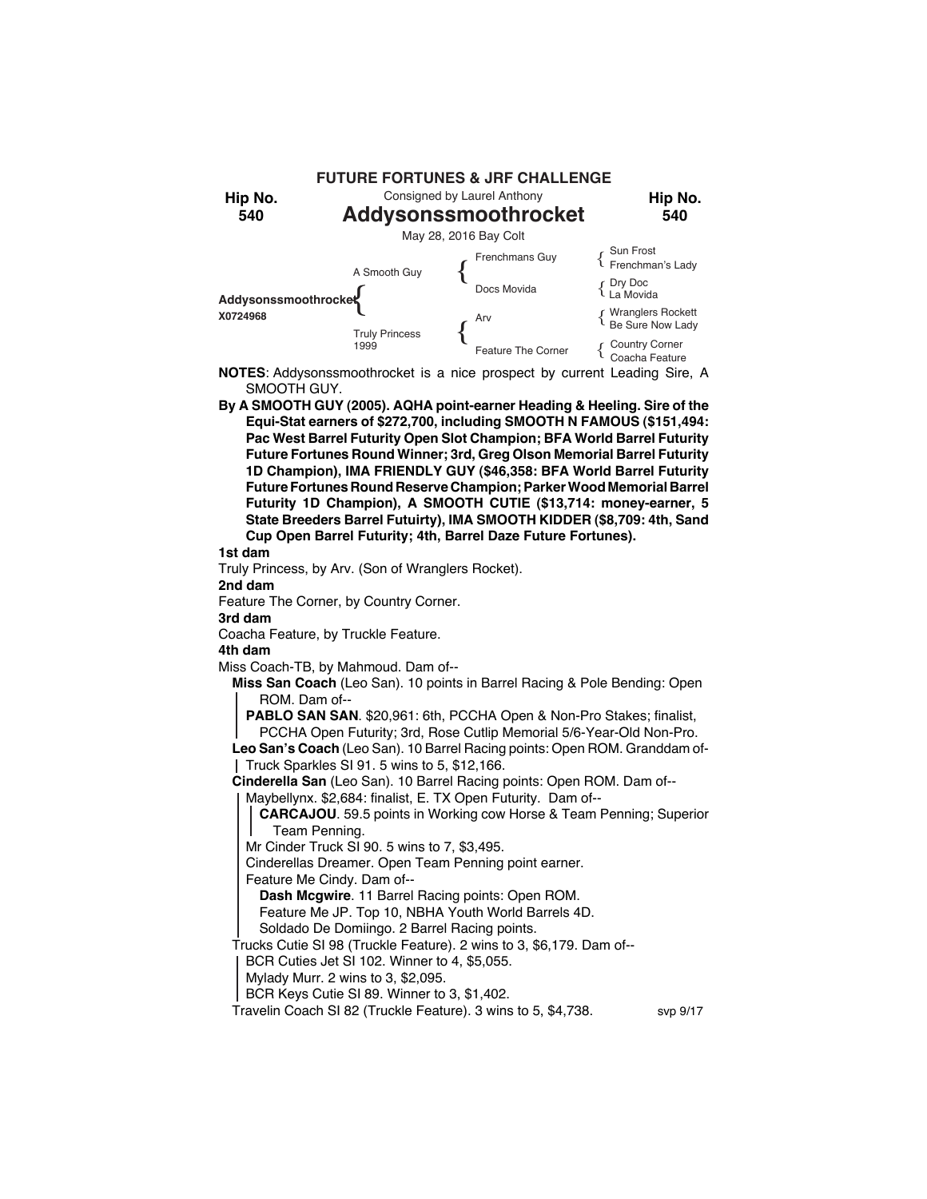# FUTURE FORTUNES & JRF CHALLENGE

**Hip No. 540**

Consigned by Laurel Anthony

## Addysonssmoothrocket

May 28, 2016 Bay Colt

| | | | |
|---|---|---|---|
| **Addysonssmoothrocket** X0724968 | A Smooth Guy | Frenchmans Guy | Sun Frost |
| | | | Frenchman's Lady |
| | | Docs Movida | Dry Doc |
| | | | La Movida |
| | Truly Princess 1999 | Arv | Wranglers Rockett |
| | | | Be Sure Now Lady |
| | | Feature The Corner | Country Corner |
| | | | Coacha Feature |

**NOTES**: Addysonssmoothrocket is a nice prospect by current Leading Sire, A SMOOTH GUY.

**By A SMOOTH GUY (2005). AQHA point-earner Heading & Heeling. Sire of the Equi-Stat earners of $272,700, including SMOOTH N FAMOUS ($151,494: Pac West Barrel Futurity Open Slot Champion; BFA World Barrel Futurity Future Fortunes Round Winner; 3rd, Greg Olson Memorial Barrel Futurity 1D Champion), IMA FRIENDLY GUY ($46,358: BFA World Barrel Futurity Future Fortunes Round Reserve Champion; Parker Wood Memorial Barrel Futurity 1D Champion), A SMOOTH CUTIE ($13,714: money-earner, 5 State Breeders Barrel Futuirty), IMA SMOOTH KIDDER ($8,709: 4th, Sand Cup Open Barrel Futurity; 4th, Barrel Daze Future Fortunes).**

**1st dam**

Truly Princess, by Arv. (Son of Wranglers Rocket).

**2nd dam**

Feature The Corner, by Country Corner.

**3rd dam**

Coacha Feature, by Truckle Feature.

**4th dam**

Miss Coach-TB, by Mahmoud. Dam of--

**Miss San Coach** (Leo San). 10 points in Barrel Racing & Pole Bending: Open ROM. Dam of--

- **PABLO SAN SAN**. $20,961: 6th, PCCHA Open & Non-Pro Stakes; finalist, PCCHA Open Futurity; 3rd, Rose Cutlip Memorial 5/6-Year-Old Non-Pro.

**Leo San's Coach** (Leo San). 10 Barrel Racing points: Open ROM. Granddam of-

- Truck Sparkles SI 91. 5 wins to 5, $12,166.

**Cinderella San** (Leo San). 10 Barrel Racing points: Open ROM. Dam of--

- Maybellynx. $2,684: finalist, E. TX Open Futurity. Dam of--
  - **CARCAJOU**. 59.5 points in Working cow Horse & Team Penning; Superior Team Penning.
- Mr Cinder Truck SI 90. 5 wins to 7, $3,495.
- Cinderellas Dreamer. Open Team Penning point earner.
- Feature Me Cindy. Dam of--
  - **Dash Mcgwire**. 11 Barrel Racing points: Open ROM.
  - Feature Me JP. Top 10, NBHA Youth World Barrels 4D.
  - Soldado De Domiingo. 2 Barrel Racing points.

Trucks Cutie SI 98 (Truckle Feature). 2 wins to 3, $6,179. Dam of--

- BCR Cuties Jet SI 102. Winner to 4, $5,055.
- Mylady Murr. 2 wins to 3, $2,095.
- BCR Keys Cutie SI 89. Winner to 3, $1,402.

Travelin Coach SI 82 (Truckle Feature). 3 wins to 5, $4,738.

svp 9/17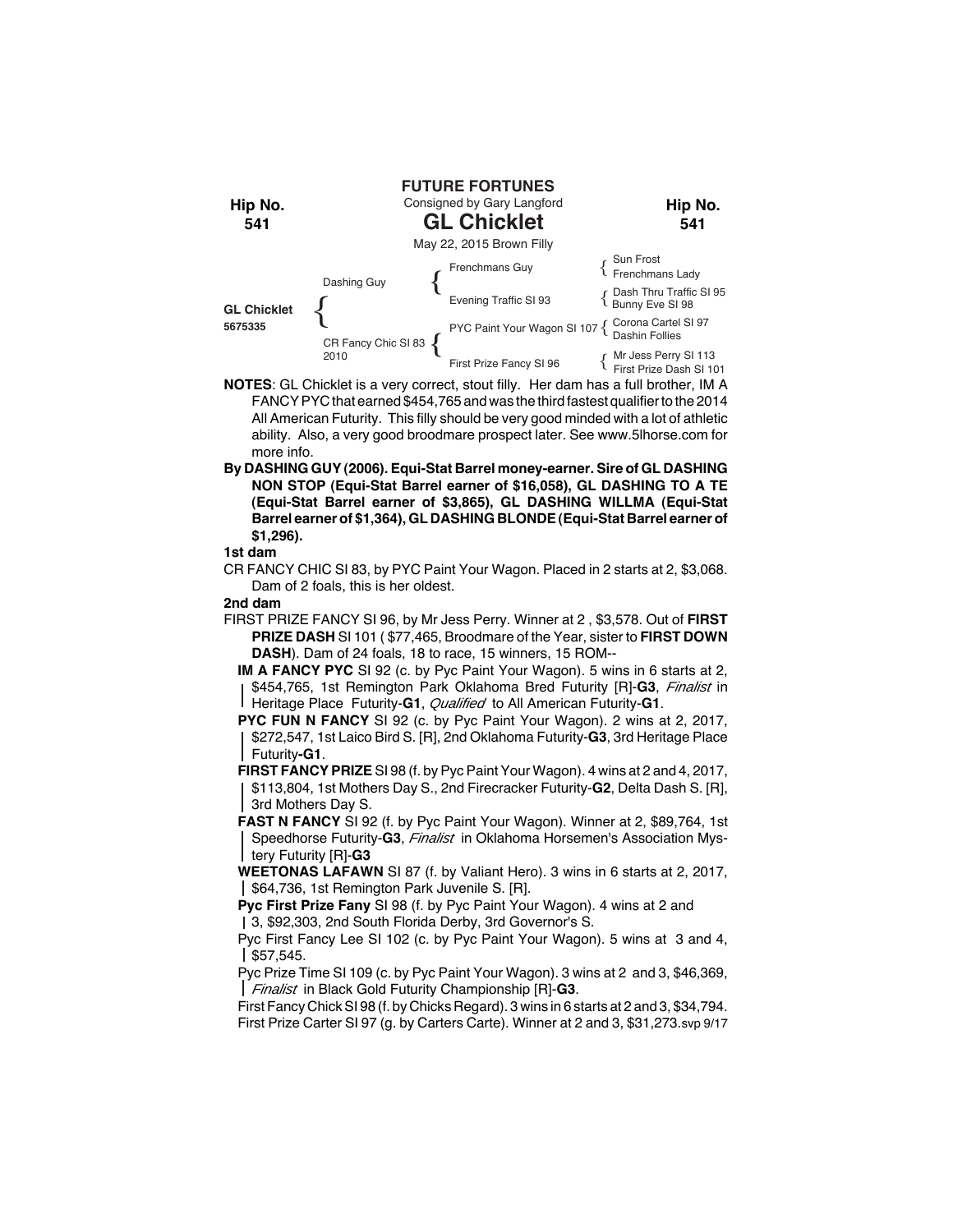**FUTURE FORTUNES**
Consigned by Gary Langford

Hip No. 541

# GL Chicklet

May 22, 2015 Brown Filly

| | | | |
|---|---|---|---|
| **GL Chicklet** 5675335 | Dashing Guy | Frenchmans Guy | Sun Frost / Frenchmans Lady |
| | | Evening Traffic SI 93 | Dash Thru Traffic SI 95 / Bunny Eve SI 98 |
| | CR Fancy Chic SI 83 2010 | PYC Paint Your Wagon SI 107 | Corona Cartel SI 97 / Dashin Follies |
| | | First Prize Fancy SI 96 | Mr Jess Perry SI 113 / First Prize Dash SI 101 |

**NOTES**: GL Chicklet is a very correct, stout filly. Her dam has a full brother, IM A FANCY PYC that earned $454,765 and was the third fastest qualifier to the 2014 All American Futurity. This filly should be very good minded with a lot of athletic ability. Also, a very good broodmare prospect later. See www.5lhorse.com for more info.

**By DASHING GUY (2006). Equi-Stat Barrel money-earner. Sire of GL DASHING NON STOP (Equi-Stat Barrel earner of $16,058), GL DASHING TO A TE (Equi-Stat Barrel earner of $3,865), GL DASHING WILLMA (Equi-Stat Barrel earner of $1,364), GL DASHING BLONDE (Equi-Stat Barrel earner of $1,296).**

**1st dam**

CR FANCY CHIC SI 83, by PYC Paint Your Wagon. Placed in 2 starts at 2, $3,068. Dam of 2 foals, this is her oldest.

**2nd dam**

FIRST PRIZE FANCY SI 96, by Mr Jess Perry. Winner at 2 , $3,578. Out of **FIRST PRIZE DASH** SI 101 ( $77,465, Broodmare of the Year, sister to **FIRST DOWN DASH**). Dam of 24 foals, 18 to race, 15 winners, 15 ROM--

- **IM A FANCY PYC** SI 92 (c. by Pyc Paint Your Wagon). 5 wins in 6 starts at 2, $454,765, 1st Remington Park Oklahoma Bred Futurity [R]-**G3**, *Finalist* in Heritage Place Futurity-**G1**, *Qualified* to All American Futurity-**G1**.
- **PYC FUN N FANCY** SI 92 (c. by Pyc Paint Your Wagon). 2 wins at 2, 2017, $272,547, 1st Laico Bird S. [R], 2nd Oklahoma Futurity-**G3**, 3rd Heritage Place Futurity-**G1**.
- **FIRST FANCY PRIZE** SI 98 (f. by Pyc Paint Your Wagon). 4 wins at 2 and 4, 2017, $113,804, 1st Mothers Day S., 2nd Firecracker Futurity-**G2**, Delta Dash S. [R], 3rd Mothers Day S.
- **FAST N FANCY** SI 92 (f. by Pyc Paint Your Wagon). Winner at 2, $89,764, 1st Speedhorse Futurity-**G3**, *Finalist* in Oklahoma Horsemen's Association Mystery Futurity [R]-**G3**
- **WEETONAS LAFAWN** SI 87 (f. by Valiant Hero). 3 wins in 6 starts at 2, 2017, $64,736, 1st Remington Park Juvenile S. [R].
- **Pyc First Prize Fany** SI 98 (f. by Pyc Paint Your Wagon). 4 wins at 2 and 3, $92,303, 2nd South Florida Derby, 3rd Governor's S.
- Pyc First Fancy Lee SI 102 (c. by Pyc Paint Your Wagon). 5 wins at 3 and 4, $57,545.
- Pyc Prize Time SI 109 (c. by Pyc Paint Your Wagon). 3 wins at 2 and 3, $46,369, *Finalist* in Black Gold Futurity Championship [R]-**G3**.
- First Fancy Chick SI 98 (f. by Chicks Regard). 3 wins in 6 starts at 2 and 3, $34,794.
- First Prize Carter SI 97 (g. by Carters Carte). Winner at 2 and 3, $31,273.

svp 9/17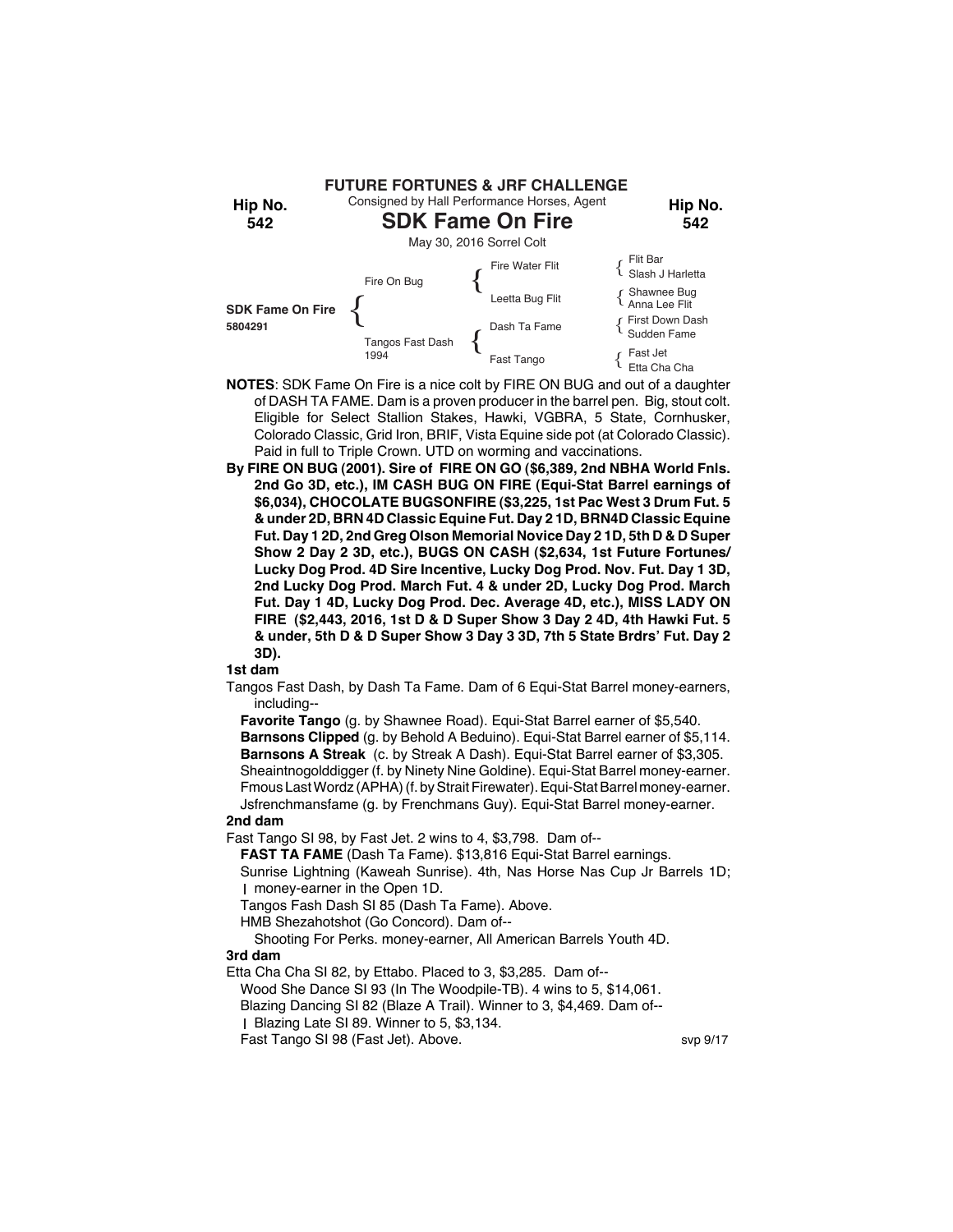**FUTURE FORTUNES & JRF CHALLENGE**

Consigned by Hall Performance Horses, Agent

**Hip No. 542**

# SDK Fame On Fire

May 30, 2016 Sorrel Colt

| | | | |
|---|---|---|---|
| **SDK Fame On Fire** 5804291 | Fire On Bug | Fire Water Flit | Flit Bar / Slash J Harletta |
| | | Leetta Bug Flit | Shawnee Bug / Anna Lee Flit |
| | Tangos Fast Dash 1994 | Dash Ta Fame | First Down Dash / Sudden Fame |
| | | Fast Tango | Fast Jet / Etta Cha Cha |

**NOTES**: SDK Fame On Fire is a nice colt by FIRE ON BUG and out of a daughter of DASH TA FAME. Dam is a proven producer in the barrel pen. Big, stout colt. Eligible for Select Stallion Stakes, Hawki, VGBRA, 5 State, Cornhusker, Colorado Classic, Grid Iron, BRIF, Vista Equine side pot (at Colorado Classic). Paid in full to Triple Crown. UTD on worming and vaccinations.

**By FIRE ON BUG (2001). Sire of FIRE ON GO ($6,389, 2nd NBHA World Fnls. 2nd Go 3D, etc.), IM CASH BUG ON FIRE (Equi-Stat Barrel earnings of $6,034), CHOCOLATE BUGSONFIRE ($3,225, 1st Pac West 3 Drum Fut. 5 & under 2D, BRN 4D Classic Equine Fut. Day 2 1D, BRN4D Classic Equine Fut. Day 1 2D, 2nd Greg Olson Memorial Novice Day 2 1D, 5th D & D Super Show 2 Day 2 3D, etc.), BUGS ON CASH ($2,634, 1st Future Fortunes/ Lucky Dog Prod. 4D Sire Incentive, Lucky Dog Prod. Nov. Fut. Day 1 3D, 2nd Lucky Dog Prod. March Fut. 4 & under 2D, Lucky Dog Prod. March Fut. Day 1 4D, Lucky Dog Prod. Dec. Average 4D, etc.), MISS LADY ON FIRE ($2,443, 2016, 1st D & D Super Show 3 Day 2 4D, 4th Hawki Fut. 5 & under, 5th D & D Super Show 3 Day 3 3D, 7th 5 State Brdrs' Fut. Day 2 3D).**

**1st dam**

Tangos Fast Dash, by Dash Ta Fame. Dam of 6 Equi-Stat Barrel money-earners, including--

**Favorite Tango** (g. by Shawnee Road). Equi-Stat Barrel earner of $5,540.
**Barnsons Clipped** (g. by Behold A Beduino). Equi-Stat Barrel earner of $5,114.
**Barnsons A Streak** (c. by Streak A Dash). Equi-Stat Barrel earner of $3,305.
Sheaintnogolddigger (f. by Ninety Nine Goldine). Equi-Stat Barrel money-earner.
Fmous Last Wordz (APHA) (f. by Strait Firewater). Equi-Stat Barrel money-earner.
Jsfrenchmansfame (g. by Frenchmans Guy). Equi-Stat Barrel money-earner.

**2nd dam**

Fast Tango SI 98, by Fast Jet. 2 wins to 4, $3,798. Dam of--

**FAST TA FAME** (Dash Ta Fame). $13,816 Equi-Stat Barrel earnings.
Sunrise Lightning (Kaweah Sunrise). 4th, Nas Horse Nas Cup Jr Barrels 1D; | money-earner in the Open 1D.
Tangos Fash Dash SI 85 (Dash Ta Fame). Above.
HMB Shezahotshot (Go Concord). Dam of--
Shooting For Perks. money-earner, All American Barrels Youth 4D.

**3rd dam**

Etta Cha Cha SI 82, by Ettabo. Placed to 3, $3,285. Dam of--

Wood She Dance SI 93 (In The Woodpile-TB). 4 wins to 5, $14,061.
Blazing Dancing SI 82 (Blaze A Trail). Winner to 3, $4,469. Dam of--
| Blazing Late SI 89. Winner to 5, $3,134.
Fast Tango SI 98 (Fast Jet). Above.

svp 9/17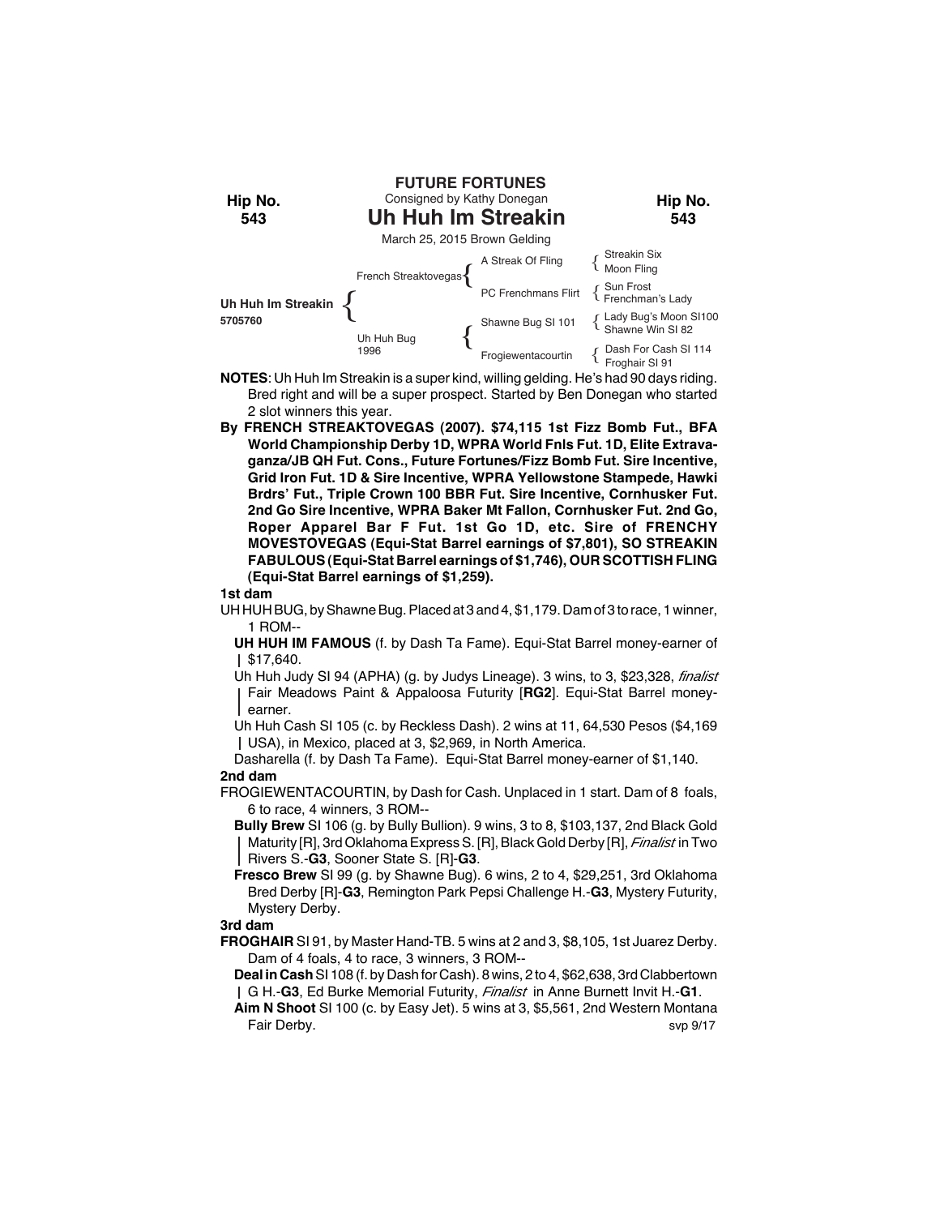**FUTURE FORTUNES**

Consigned by Kathy Donegan

Hip No. **543**

# Uh Huh Im Streakin

March 25, 2015 Brown Gelding

| | | | |
|---|---|---|---|
| **Uh Huh Im Streakin** 5705760 | French Streaktovegas | A Streak Of Fling | Streakin Six |
| | | | Moon Fling |
| | | PC Frenchmans Flirt | Sun Frost |
| | | | Frenchman's Lady |
| | Uh Huh Bug 1996 | Shawne Bug SI 101 | Lady Bug's Moon SI100 |
| | | | Shawne Win SI 82 |
| | | Frogiewentacourtin | Dash For Cash SI 114 |
| | | | Froghair SI 91 |

**NOTES**: Uh Huh Im Streakin is a super kind, willing gelding. He's had 90 days riding. Bred right and will be a super prospect. Started by Ben Donegan who started 2 slot winners this year.

**By FRENCH STREAKTOVEGAS (2007). $74,115 1st Fizz Bomb Fut., BFA World Championship Derby 1D, WPRA World Fnls Fut. 1D, Elite Extravaganza/JB QH Fut. Cons., Future Fortunes/Fizz Bomb Fut. Sire Incentive, Grid Iron Fut. 1D & Sire Incentive, WPRA Yellowstone Stampede, Hawki Brdrs' Fut., Triple Crown 100 BBR Fut. Sire Incentive, Cornhusker Fut. 2nd Go Sire Incentive, WPRA Baker Mt Fallon, Cornhusker Fut. 2nd Go, Roper Apparel Bar F Fut. 1st Go 1D, etc. Sire of FRENCHY MOVESTOVEGAS (Equi-Stat Barrel earnings of $7,801), SO STREAKIN FABULOUS (Equi-Stat Barrel earnings of $1,746), OUR SCOTTISH FLING (Equi-Stat Barrel earnings of $1,259).**

**1st dam**

UH HUH BUG, by Shawne Bug. Placed at 3 and 4, $1,179. Dam of 3 to race, 1 winner, 1 ROM--

**UH HUH IM FAMOUS** (f. by Dash Ta Fame). Equi-Stat Barrel money-earner of $17,640.

Uh Huh Judy SI 94 (APHA) (g. by Judys Lineage). 3 wins, to 3, $23,328, *finalist* Fair Meadows Paint & Appaloosa Futurity [**RG2**]. Equi-Stat Barrel money-earner.

Uh Huh Cash SI 105 (c. by Reckless Dash). 2 wins at 11, 64,530 Pesos ($4,169 USA), in Mexico, placed at 3, $2,969, in North America.

Dasharella (f. by Dash Ta Fame). Equi-Stat Barrel money-earner of $1,140.

**2nd dam**

FROGIEWENTACOURTIN, by Dash for Cash. Unplaced in 1 start. Dam of 8 foals, 6 to race, 4 winners, 3 ROM--

**Bully Brew** SI 106 (g. by Bully Bullion). 9 wins, 3 to 8, $103,137, 2nd Black Gold Maturity [R], 3rd Oklahoma Express S. [R], Black Gold Derby [R], *Finalist* in Two Rivers S.-**G3**, Sooner State S. [R]-**G3**.

**Fresco Brew** SI 99 (g. by Shawne Bug). 6 wins, 2 to 4, $29,251, 3rd Oklahoma Bred Derby [R]-**G3**, Remington Park Pepsi Challenge H.-**G3**, Mystery Futurity, Mystery Derby.

**3rd dam**

**FROGHAIR** SI 91, by Master Hand-TB. 5 wins at 2 and 3, $8,105, 1st Juarez Derby. Dam of 4 foals, 4 to race, 3 winners, 3 ROM--

**Deal in Cash** SI 108 (f. by Dash for Cash). 8 wins, 2 to 4, $62,638, 3rd Clabbertown G H.-**G3**, Ed Burke Memorial Futurity, *Finalist* in Anne Burnett Invit H.-**G1**.

**Aim N Shoot** SI 100 (c. by Easy Jet). 5 wins at 3, $5,561, 2nd Western Montana Fair Derby.

svp 9/17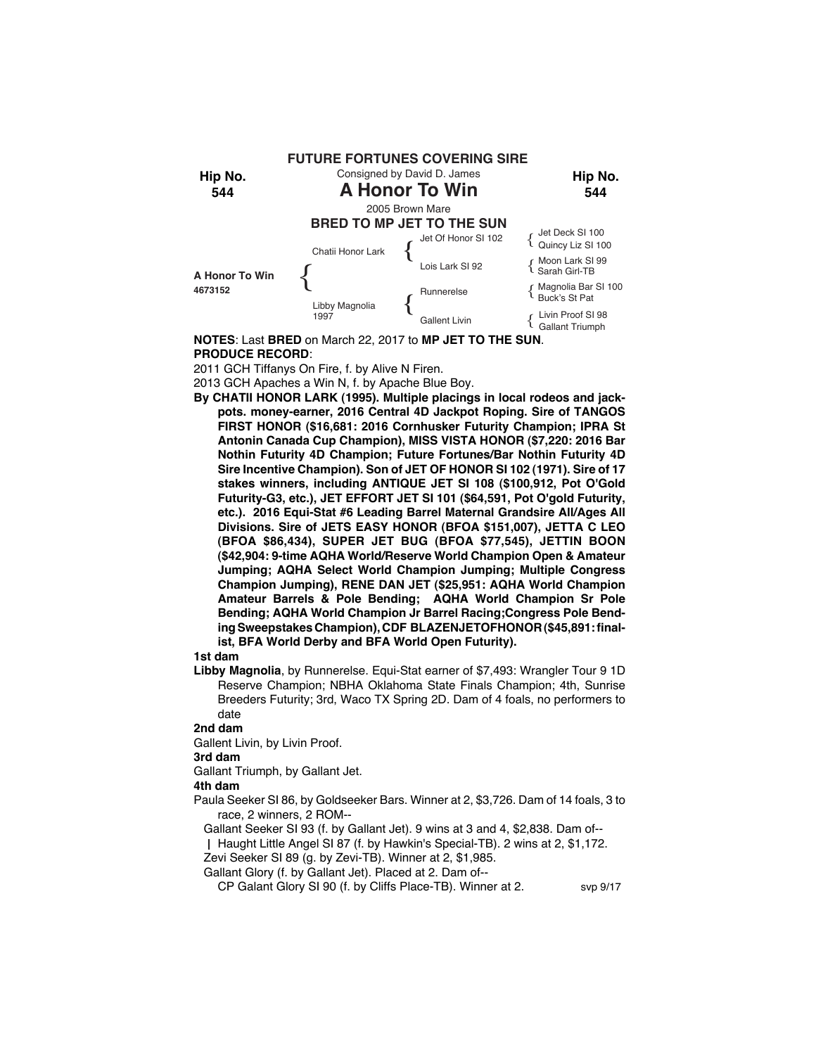**FUTURE FORTUNES COVERING SIRE**

Hip No. 544

Consigned by David D. James

# A Honor To Win

2005 Brown Mare

**BRED TO MP JET TO THE SUN**

| A Honor To Win 4673152 | | | |
|---|---|---|---|
| | Chatii Honor Lark | Jet Of Honor SI 102 | Jet Deck SI 100 |
| | | | Quincy Liz SI 100 |
| | | Lois Lark SI 92 | Moon Lark SI 99 |
| | | | Sarah Girl-TB |
| | Libby Magnolia 1997 | Runnerelse | Magnolia Bar SI 100 |
| | | | Buck's St Pat |
| | | Gallent Livin | Livin Proof SI 98 |
| | | | Gallant Triumph |

**NOTES**: Last **BRED** on March 22, 2017 to **MP JET TO THE SUN**.

**PRODUCE RECORD**:

2011 GCH Tiffanys On Fire, f. by Alive N Firen.

2013 GCH Apaches a Win N, f. by Apache Blue Boy.

**By CHATII HONOR LARK (1995). Multiple placings in local rodeos and jackpots. money-earner, 2016 Central 4D Jackpot Roping. Sire of TANGOS FIRST HONOR ($16,681: 2016 Cornhusker Futurity Champion; IPRA St Antonin Canada Cup Champion), MISS VISTA HONOR ($7,220: 2016 Bar Nothin Futurity 4D Champion; Future Fortunes/Bar Nothin Futurity 4D Sire Incentive Champion). Son of JET OF HONOR SI 102 (1971). Sire of 17 stakes winners, including ANTIQUE JET SI 108 ($100,912, Pot O'Gold Futurity-G3, etc.), JET EFFORT JET SI 101 ($64,591, Pot O'gold Futurity, etc.). 2016 Equi-Stat #6 Leading Barrel Maternal Grandsire All/Ages All Divisions. Sire of JETS EASY HONOR (BFOA $151,007), JETTA C LEO (BFOA $86,434), SUPER JET BUG (BFOA $77,545), JETTIN BOON ($42,904: 9-time AQHA World/Reserve World Champion Open & Amateur Jumping; AQHA Select World Champion Jumping; Multiple Congress Champion Jumping), RENE DAN JET ($25,951: AQHA World Champion Amateur Barrels & Pole Bending; AQHA World Champion Sr Pole Bending; AQHA World Champion Jr Barrel Racing;Congress Pole Bending Sweepstakes Champion), CDF BLAZENJETOFHONOR ($45,891: finalist, BFA World Derby and BFA World Open Futurity).**

**1st dam**

**Libby Magnolia**, by Runnerelse. Equi-Stat earner of $7,493: Wrangler Tour 9 1D Reserve Champion; NBHA Oklahoma State Finals Champion; 4th, Sunrise Breeders Futurity; 3rd, Waco TX Spring 2D. Dam of 4 foals, no performers to date

**2nd dam**

Gallent Livin, by Livin Proof.

**3rd dam**

Gallant Triumph, by Gallant Jet.

**4th dam**

Paula Seeker SI 86, by Goldseeker Bars. Winner at 2, $3,726. Dam of 14 foals, 3 to race, 2 winners, 2 ROM--

Gallant Seeker SI 93 (f. by Gallant Jet). 9 wins at 3 and 4, $2,838. Dam of--

| Haught Little Angel SI 87 (f. by Hawkin's Special-TB). 2 wins at 2, $1,172.

Zevi Seeker SI 89 (g. by Zevi-TB). Winner at 2, $1,985.

Gallant Glory (f. by Gallant Jet). Placed at 2. Dam of--

CP Galant Glory SI 90 (f. by Cliffs Place-TB). Winner at 2.

svp 9/17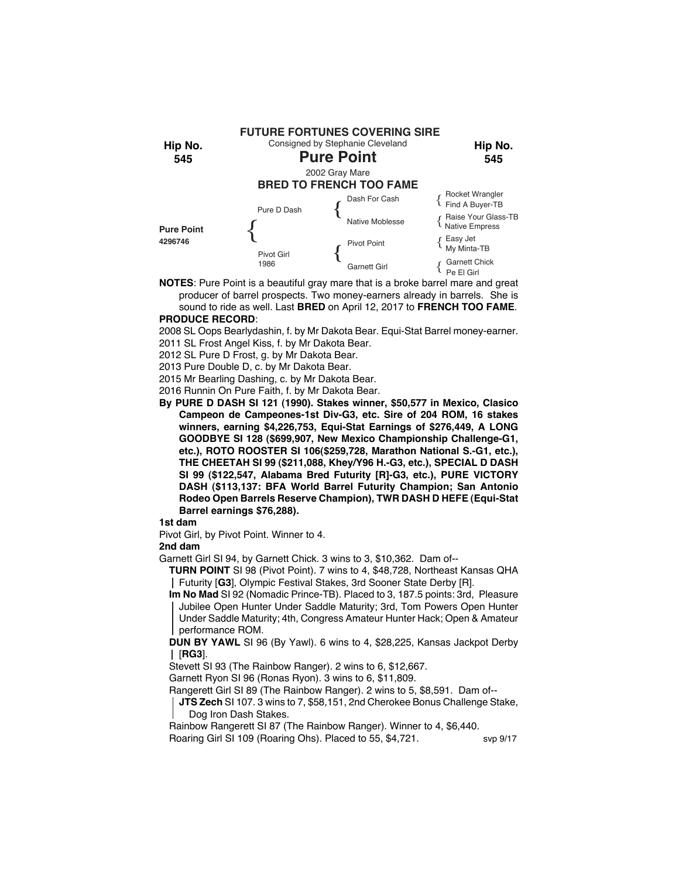**FUTURE FORTUNES COVERING SIRE**

Consigned by Stephanie Cleveland

**Hip No. 545**

# Pure Point

2002 Gray Mare

**BRED TO FRENCH TOO FAME**

| | | | |
|---|---|---|---|
| **Pure Point** 4296746 | Pure D Dash | Dash For Cash | Rocket Wrangler |
| | | | Find A Buyer-TB |
| | | Native Moblesse | Raise Your Glass-TB |
| | | | Native Empress |
| | Pivot Girl 1986 | Pivot Point | Easy Jet |
| | | | My Minta-TB |
| | | Garnett Girl | Garnett Chick |
| | | | Pe El Girl |

**NOTES**: Pure Point is a beautiful gray mare that is a broke barrel mare and great producer of barrel prospects. Two money-earners already in barrels. She is sound to ride as well. Last **BRED** on April 12, 2017 to **FRENCH TOO FAME**.

**PRODUCE RECORD**:

2008 SL Oops Bearlydashin, f. by Mr Dakota Bear. Equi-Stat Barrel money-earner.
2011 SL Frost Angel Kiss, f. by Mr Dakota Bear.
2012 SL Pure D Frost, g. by Mr Dakota Bear.
2013 Pure Double D, c. by Mr Dakota Bear.
2015 Mr Bearling Dashing, c. by Mr Dakota Bear.
2016 Runnin On Pure Faith, f. by Mr Dakota Bear.

**By PURE D DASH SI 121 (1990). Stakes winner, $50,577 in Mexico, Clasico Campeon de Campeones-1st Div-G3, etc. Sire of 204 ROM, 16 stakes winners, earning $4,226,753, Equi-Stat Earnings of $276,449, A LONG GOODBYE SI 128 ($699,907, New Mexico Championship Challenge-G1, etc.), ROTO ROOSTER SI 106($259,728, Marathon National S.-G1, etc.), THE CHEETAH SI 99 ($211,088, Khey/Y96 H.-G3, etc.), SPECIAL D DASH SI 99 ($122,547, Alabama Bred Futurity [R]-G3, etc.), PURE VICTORY DASH ($113,137: BFA World Barrel Futurity Champion; San Antonio Rodeo Open Barrels Reserve Champion), TWR DASH D HEFE (Equi-Stat Barrel earnings $76,288).**

**1st dam**

Pivot Girl, by Pivot Point. Winner to 4.

**2nd dam**

Garnett Girl SI 94, by Garnett Chick. 3 wins to 3, $10,362. Dam of--

**TURN POINT** SI 98 (Pivot Point). 7 wins to 4, $48,728, Northeast Kansas QHA Futurity [**G3**], Olympic Festival Stakes, 3rd Sooner State Derby [R].

**Im No Mad** SI 92 (Nomadic Prince-TB). Placed to 3, 187.5 points: 3rd, Pleasure Jubilee Open Hunter Under Saddle Maturity; 3rd, Tom Powers Open Hunter Under Saddle Maturity; 4th, Congress Amateur Hunter Hack; Open & Amateur performance ROM.

**DUN BY YAWL** SI 96 (By Yawl). 6 wins to 4, $28,225, Kansas Jackpot Derby [**RG3**].

Stevett SI 93 (The Rainbow Ranger). 2 wins to 6, $12,667.

Garnett Ryon SI 96 (Ronas Ryon). 3 wins to 6, $11,809.

Rangerett Girl SI 89 (The Rainbow Ranger). 2 wins to 5, $8,591. Dam of--

**JTS Zech** SI 107. 3 wins to 7, $58,151, 2nd Cherokee Bonus Challenge Stake, Dog Iron Dash Stakes.

Rainbow Rangerett SI 87 (The Rainbow Ranger). Winner to 4, $6,440.

Roaring Girl SI 109 (Roaring Ohs). Placed to 55, $4,721.

svp 9/17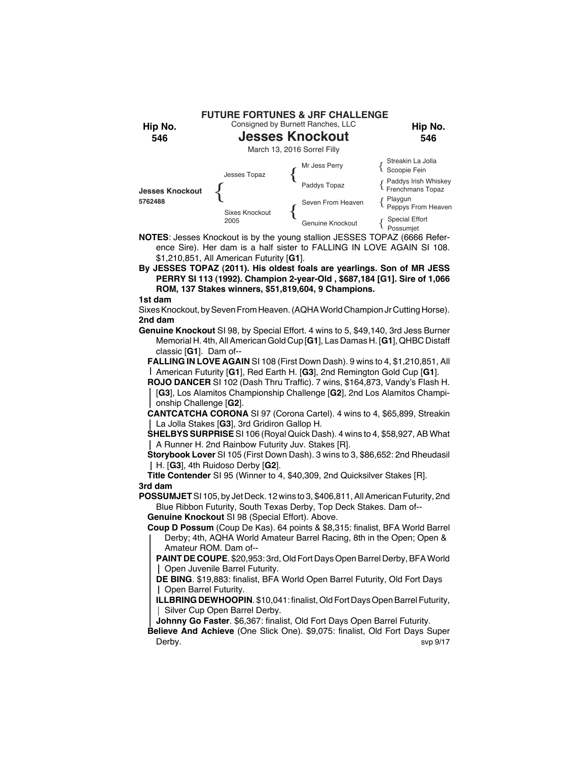**FUTURE FORTUNES & JRF CHALLENGE**

Consigned by Burnett Ranches, LLC

**Hip No. 546**

# Jesses Knockout

March 13, 2016 Sorrel Filly

| | | | |
|---|---|---|---|
| | Jesses Topaz | Mr Jess Perry | Streakin La Jolla / Scoopie Fein |
| **Jesses Knockout** 5762488 | | Paddys Topaz | Paddys Irish Whiskey / Frenchmans Topaz |
| | Sixes Knockout 2005 | Seven From Heaven | Playgun / Peppys From Heaven |
| | | Genuine Knockout | Special Effort / Possumjet |

**NOTES**: Jesses Knockout is by the young stallion JESSES TOPAZ (6666 Reference Sire). Her dam is a half sister to FALLING IN LOVE AGAIN SI 108. $1,210,851, All American Futurity [**G1**].

**By JESSES TOPAZ (2011). His oldest foals are yearlings. Son of MR JESS PERRY SI 113 (1992). Champion 2-year-Old , $687,184 [G1]. Sire of 1,066 ROM, 137 Stakes winners, $51,819,604, 9 Champions.**

**1st dam**

Sixes Knockout, by Seven From Heaven. (AQHA World Champion Jr Cutting Horse).

**2nd dam**

**Genuine Knockout** SI 98, by Special Effort. 4 wins to 5, $49,140, 3rd Jess Burner Memorial H. 4th, All American Gold Cup [**G1**], Las Damas H. [**G1**], QHBC Distaff classic [**G1**]. Dam of--

- **FALLING IN LOVE AGAIN** SI 108 (First Down Dash). 9 wins to 4, $1,210,851, All American Futurity [**G1**], Red Earth H. [**G3**], 2nd Remington Gold Cup [**G1**].
- **ROJO DANCER** SI 102 (Dash Thru Traffic). 7 wins, $164,873, Vandy's Flash H. [**G3**], Los Alamitos Championship Challenge [**G2**], 2nd Los Alamitos Championship Challenge [**G2**].
- **CANTCATCHA CORONA** SI 97 (Corona Cartel). 4 wins to 4, $65,899, Streakin La Jolla Stakes [**G3**], 3rd Gridiron Gallop H.
- **SHELBYS SURPRISE** SI 106 (Royal Quick Dash). 4 wins to 4, $58,927, AB What A Runner H. 2nd Rainbow Futurity Juv. Stakes [R].
- **Storybook Lover** SI 105 (First Down Dash). 3 wins to 3, $86,652: 2nd Rheudasil H. [**G3**], 4th Ruidoso Derby [**G2**].
- **Title Contender** SI 95 (Winner to 4, $40,309, 2nd Quicksilver Stakes [R].

**3rd dam**

**POSSUMJET** SI 105, by Jet Deck. 12 wins to 3, $406,811, All American Futurity, 2nd Blue Ribbon Futurity, South Texas Derby, Top Deck Stakes. Dam of--

- **Genuine Knockout** SI 98 (Special Effort). Above.
- **Coup D Possum** (Coup De Kas). 64 points & $8,315: finalist, BFA World Barrel Derby; 4th, AQHA World Amateur Barrel Racing, 8th in the Open; Open & Amateur ROM. Dam of--
  - **PAINT DE COUPE**. $20,953: 3rd, Old Fort Days Open Barrel Derby, BFA World Open Juvenile Barrel Futurity.
  - **DE BING**. $19,883: finalist, BFA World Open Barrel Futurity, Old Fort Days Open Barrel Futurity.
  - **ILLBRING DEWHOOPIN**. $10,041: finalist, Old Fort Days Open Barrel Futurity, Silver Cup Open Barrel Derby.
  - **Johnny Go Faster**. $6,367: finalist, Old Fort Days Open Barrel Futurity.
- **Believe And Achieve** (One Slick One). $9,075: finalist, Old Fort Days Super Derby.

svp 9/17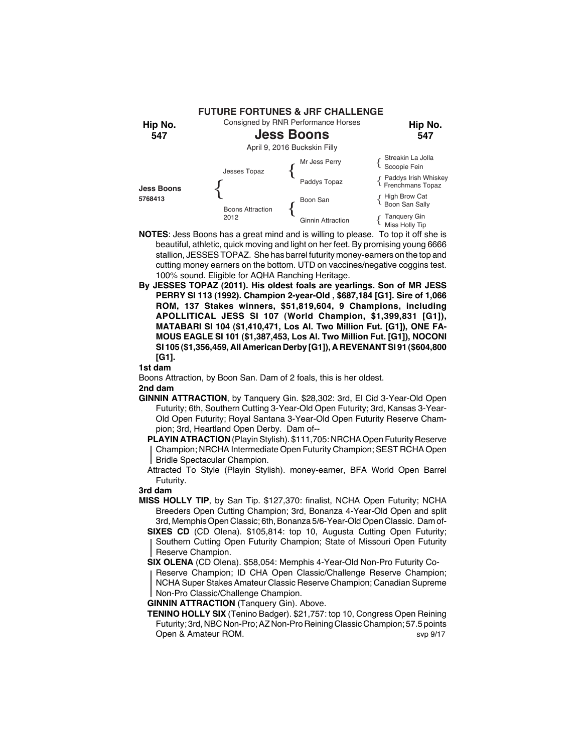## FUTURE FORTUNES & JRF CHALLENGE

**Hip No. 547**

Consigned by RNR Performance Horses

# Jess Boons

April 9, 2016 Buckskin Filly

| | | | |
|---|---|---|---|
| **Jess Boons** 5768413 | Jesses Topaz | Mr Jess Perry | Streakin La Jolla |
| | | | Scoopie Fein |
| | | Paddys Topaz | Paddys Irish Whiskey |
| | | | Frenchmans Topaz |
| | Boons Attraction 2012 | Boon San | High Brow Cat |
| | | | Boon San Sally |
| | | Ginnin Attraction | Tanquery Gin |
| | | | Miss Holly Tip |

**NOTES**: Jess Boons has a great mind and is willing to please. To top it off she is beautiful, athletic, quick moving and light on her feet. By promising young 6666 stallion, JESSES TOPAZ. She has barrel futurity money-earners on the top and cutting money earners on the bottom. UTD on vaccines/negative coggins test. 100% sound. Eligible for AQHA Ranching Heritage.

**By JESSES TOPAZ (2011). His oldest foals are yearlings. Son of MR JESS PERRY SI 113 (1992). Champion 2-year-Old , $687,184 [G1]. Sire of 1,066 ROM, 137 Stakes winners, $51,819,604, 9 Champions, including APOLLITICAL JESS SI 107 (World Champion, $1,399,831 [G1]), MATABARI SI 104 ($1,410,471, Los Al. Two Million Fut. [G1]), ONE FAMOUS EAGLE SI 101 ($1,387,453, Los Al. Two Million Fut. [G1]), NOCONI SI 105 ($1,356,459, All American Derby [G1]), A REVENANT SI 91 ($604,800 [G1].**

**1st dam**

Boons Attraction, by Boon San. Dam of 2 foals, this is her oldest.

**2nd dam**

**GINNIN ATTRACTION**, by Tanquery Gin. $28,302: 3rd, El Cid 3-Year-Old Open Futurity; 6th, Southern Cutting 3-Year-Old Open Futurity; 3rd, Kansas 3-Year-Old Open Futurity; Royal Santana 3-Year-Old Open Futurity Reserve Champion; 3rd, Heartland Open Derby. Dam of--

**PLAYIN ATRACTION** (Playin Stylish). $111,705: NRCHA Open Futurity Reserve Champion; NRCHA Intermediate Open Futurity Champion; SEST RCHA Open Bridle Spectacular Champion.

Attracted To Style (Playin Stylish). money-earner, BFA World Open Barrel Futurity.

**3rd dam**

**MISS HOLLY TIP**, by San Tip. $127,370: finalist, NCHA Open Futurity; NCHA Breeders Open Cutting Champion; 3rd, Bonanza 4-Year-Old Open and split 3rd, Memphis Open Classic; 6th, Bonanza 5/6-Year-Old Open Classic. Dam of-

**SIXES CD** (CD Olena). $105,814: top 10, Augusta Cutting Open Futurity; Southern Cutting Open Futurity Champion; State of Missouri Open Futurity Reserve Champion.

**SIX OLENA** (CD Olena). $58,054: Memphis 4-Year-Old Non-Pro Futurity Co-Reserve Champion; ID CHA Open Classic/Challenge Reserve Champion; NCHA Super Stakes Amateur Classic Reserve Champion; Canadian Supreme Non-Pro Classic/Challenge Champion.

**GINNIN ATTRACTION** (Tanquery Gin). Above.

**TENINO HOLLY SIX** (Tenino Badger). $21,757: top 10, Congress Open Reining Futurity; 3rd, NBC Non-Pro; AZ Non-Pro Reining Classic Champion; 57.5 points Open & Amateur ROM.

svp 9/17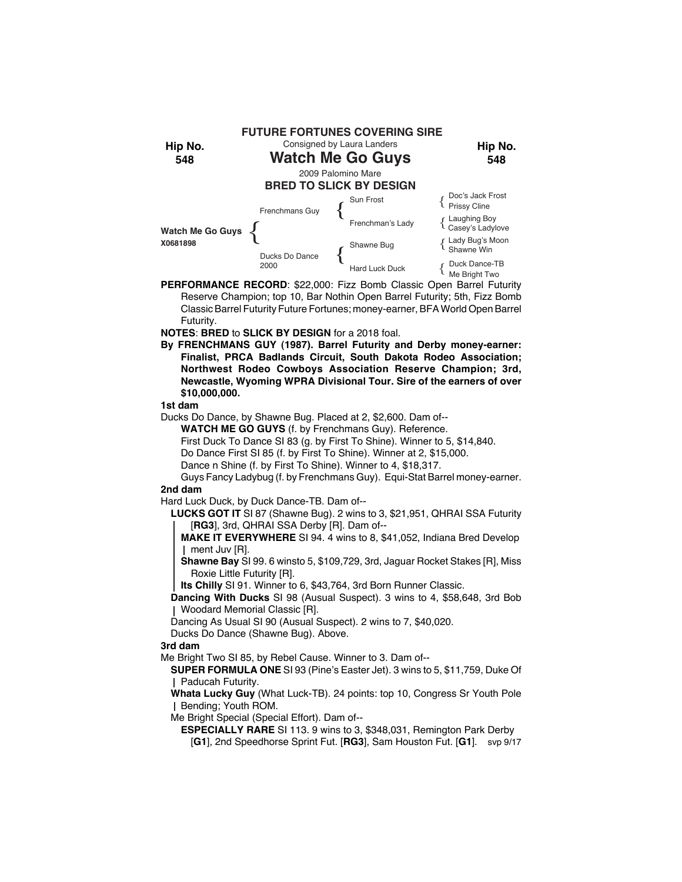**FUTURE FORTUNES COVERING SIRE**

Consigned by Laura Landers

**Hip No. 548**

# Watch Me Go Guys

2009 Palomino Mare

**BRED TO SLICK BY DESIGN**

| | | | |
|---|---|---|---|
| Watch Me Go Guys X0681898 | Frenchmans Guy | Sun Frost | Doc's Jack Frost / Prissy Cline |
| | | Frenchman's Lady | Laughing Boy / Casey's Ladylove |
| | Ducks Do Dance 2000 | Shawne Bug | Lady Bug's Moon / Shawne Win |
| | | Hard Luck Duck | Duck Dance-TB / Me Bright Two |

**PERFORMANCE RECORD**: $22,000: Fizz Bomb Classic Open Barrel Futurity Reserve Champion; top 10, Bar Nothin Open Barrel Futurity; 5th, Fizz Bomb Classic Barrel Futurity Future Fortunes; money-earner, BFA World Open Barrel Futurity.

**NOTES**: **BRED** to **SLICK BY DESIGN** for a 2018 foal.

**By FRENCHMANS GUY (1987). Barrel Futurity and Derby money-earner: Finalist, PRCA Badlands Circuit, South Dakota Rodeo Association; Northwest Rodeo Cowboys Association Reserve Champion; 3rd, Newcastle, Wyoming WPRA Divisional Tour. Sire of the earners of over $10,000,000.**

**1st dam**

Ducks Do Dance, by Shawne Bug. Placed at 2, $2,600. Dam of--

**WATCH ME GO GUYS** (f. by Frenchmans Guy). Reference.
First Duck To Dance SI 83 (g. by First To Shine). Winner to 5, $14,840.
Do Dance First SI 85 (f. by First To Shine). Winner at 2, $15,000.
Dance n Shine (f. by First To Shine). Winner to 4, $18,317.
Guys Fancy Ladybug (f. by Frenchmans Guy). Equi-Stat Barrel money-earner.

**2nd dam**

Hard Luck Duck, by Duck Dance-TB. Dam of--

**LUCKS GOT IT** SI 87 (Shawne Bug). 2 wins to 3, $21,951, QHRAI SSA Futurity [**RG3**], 3rd, QHRAI SSA Derby [R]. Dam of--
**MAKE IT EVERYWHERE** SI 94. 4 wins to 8, $41,052, Indiana Bred Development Juv [R].
**Shawne Bay** SI 99. 6 winsto 5, $109,729, 3rd, Jaguar Rocket Stakes [R], Miss Roxie Little Futurity [R].
**Its Chilly** SI 91. Winner to 6, $43,764, 3rd Born Runner Classic.
**Dancing With Ducks** SI 98 (Ausual Suspect). 3 wins to 4, $58,648, 3rd Bob Woodard Memorial Classic [R].
Dancing As Usual SI 90 (Ausual Suspect). 2 wins to 7, $40,020.
Ducks Do Dance (Shawne Bug). Above.

**3rd dam**

Me Bright Two SI 85, by Rebel Cause. Winner to 3. Dam of--

**SUPER FORMULA ONE** SI 93 (Pine's Easter Jet). 3 wins to 5, $11,759, Duke Of Paducah Futurity.
**Whata Lucky Guy** (What Luck-TB). 24 points: top 10, Congress Sr Youth Pole Bending; Youth ROM.
Me Bright Special (Special Effort). Dam of--
**ESPECIALLY RARE** SI 113. 9 wins to 3, $348,031, Remington Park Derby [**G1**], 2nd Speedhorse Sprint Fut. [**RG3**], Sam Houston Fut. [**G1**]. svp 9/17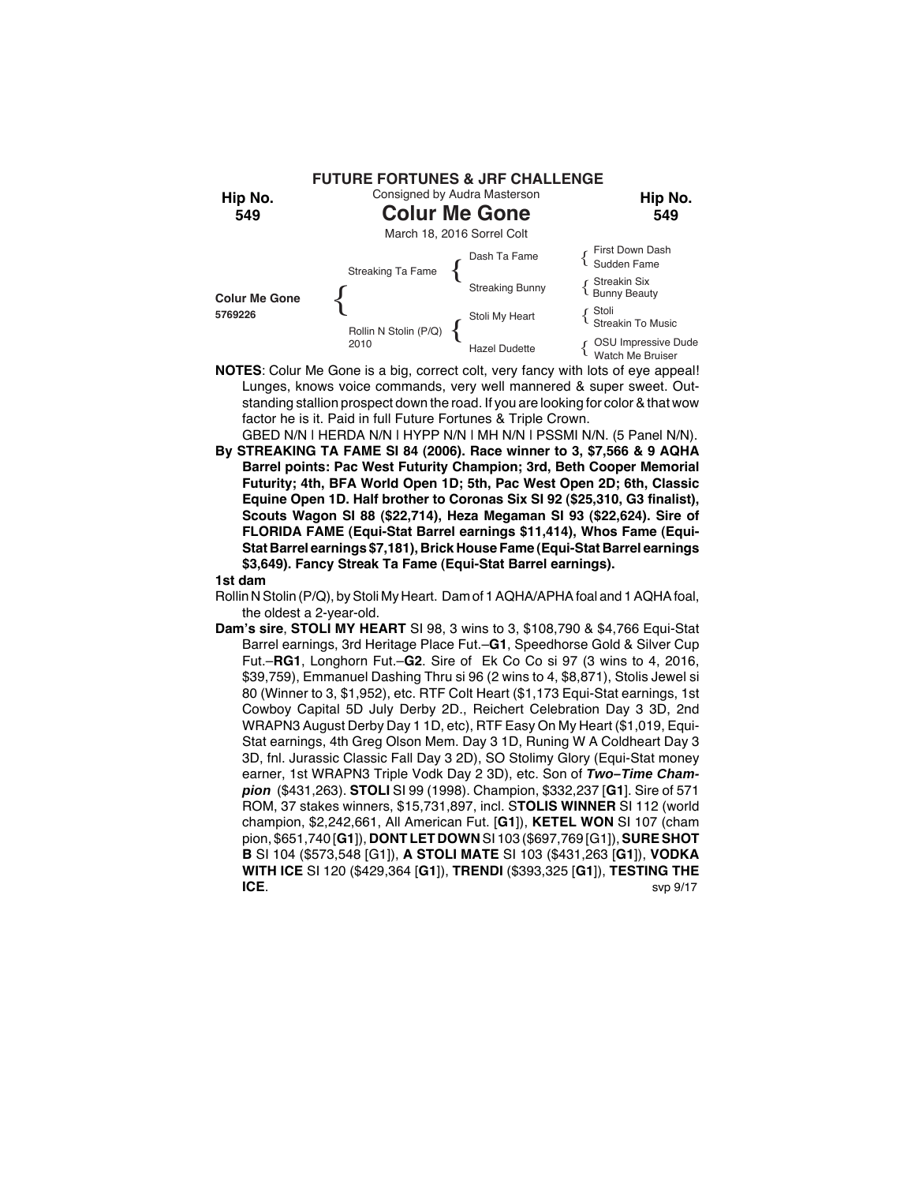## FUTURE FORTUNES & JRF CHALLENGE

**Hip No. 549**

Consigned by Audra Masterson

# Colur Me Gone

March 18, 2016 Sorrel Colt

| | | | |
|---|---|---|---|
| **Colur Me Gone** 5769226 | Streaking Ta Fame | Dash Ta Fame | First Down Dash / Sudden Fame |
| | | Streaking Bunny | Streakin Six / Bunny Beauty |
| | Rollin N Stolin (P/Q) 2010 | Stoli My Heart | Stoli / Streakin To Music |
| | | Hazel Dudette | OSU Impressive Dude / Watch Me Bruiser |

**NOTES**: Colur Me Gone is a big, correct colt, very fancy with lots of eye appeal! Lunges, knows voice commands, very well mannered & super sweet. Outstanding stallion prospect down the road. If you are looking for color & that wow factor he is it. Paid in full Future Fortunes & Triple Crown.

GBED N/N | HERDA N/N | HYPP N/N | MH N/N | PSSMI N/N. (5 Panel N/N).

**By STREAKING TA FAME SI 84 (2006). Race winner to 3, $7,566 & 9 AQHA Barrel points: Pac West Futurity Champion; 3rd, Beth Cooper Memorial Futurity; 4th, BFA World Open 1D; 5th, Pac West Open 2D; 6th, Classic Equine Open 1D. Half brother to Coronas Six SI 92 ($25,310, G3 finalist), Scouts Wagon SI 88 ($22,714), Heza Megaman SI 93 ($22,624). Sire of FLORIDA FAME (Equi-Stat Barrel earnings $11,414), Whos Fame (Equi-Stat Barrel earnings $7,181), Brick House Fame (Equi-Stat Barrel earnings $3,649). Fancy Streak Ta Fame (Equi-Stat Barrel earnings).**

**1st dam**

Rollin N Stolin (P/Q), by Stoli My Heart. Dam of 1 AQHA/APHA foal and 1 AQHA foal, the oldest a 2-year-old.

**Dam's sire**, **STOLI MY HEART** SI 98, 3 wins to 3, $108,790 & $4,766 Equi-Stat Barrel earnings, 3rd Heritage Place Fut.–**G1**, Speedhorse Gold & Silver Cup Fut.–**RG1**, Longhorn Fut.–**G2**. Sire of Ek Co Co si 97 (3 wins to 4, 2016, $39,759), Emmanuel Dashing Thru si 96 (2 wins to 4, $8,871), Stolis Jewel si 80 (Winner to 3, $1,952), etc. RTF Colt Heart ($1,173 Equi-Stat earnings, 1st Cowboy Capital 5D July Derby 2D., Reichert Celebration Day 3 3D, 2nd WRAPN3 August Derby Day 1 1D, etc), RTF Easy On My Heart ($1,019, Equi-Stat earnings, 4th Greg Olson Mem. Day 3 1D, Runing W A Coldheart Day 3 3D, fnl. Jurassic Classic Fall Day 3 2D), SO Stolimy Glory (Equi-Stat money earner, 1st WRAPN3 Triple Vodk Day 2 3D), etc. Son of ***Two–Time Champion*** ($431,263). **STOLI** SI 99 (1998). Champion, $332,237 [**G1**]. Sire of 571 ROM, 37 stakes winners, $15,731,897, incl. **STOLIS WINNER** SI 112 (world champion, $2,242,661, All American Fut. [**G1**]), **KETEL WON** SI 107 (champion, $651,740 [**G1**]), **DONT LET DOWN** SI 103 ($697,769 [G1]), **SURE SHOT B** SI 104 ($573,548 [G1]), **A STOLI MATE** SI 103 ($431,263 [**G1**]), **VODKA WITH ICE** SI 120 ($429,364 [**G1**]), **TRENDI** ($393,325 [**G1**]), **TESTING THE ICE**.

svp 9/17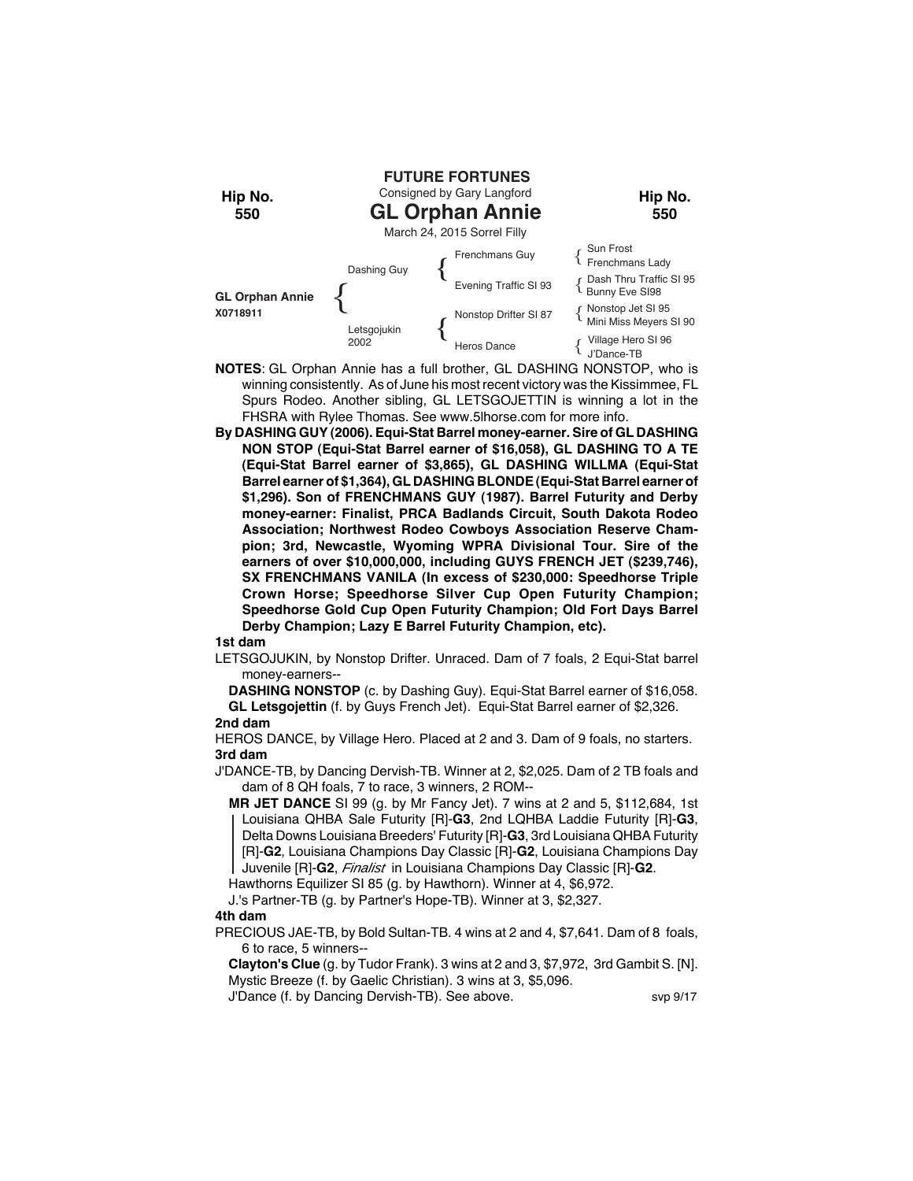**FUTURE FORTUNES**

Consigned by Gary Langford

Hip No. 550

# GL Orphan Annie

March 24, 2015 Sorrel Filly

| | | | |
|---|---|---|---|
| GL Orphan Annie X0718911 | Dashing Guy | Frenchmans Guy | Sun Frost |
| | | | Frenchmans Lady |
| | | Evening Traffic SI 93 | Dash Thru Traffic SI 95 |
| | | | Bunny Eve SI98 |
| | Letsgojukin 2002 | Nonstop Drifter SI 87 | Nonstop Jet SI 95 |
| | | | Mini Miss Meyers SI 90 |
| | | Heros Dance | Village Hero SI 96 |
| | | | J'Dance-TB |

**NOTES**: GL Orphan Annie has a full brother, GL DASHING NONSTOP, who is winning consistently. As of June his most recent victory was the Kissimmee, FL Spurs Rodeo. Another sibling, GL LETSGOJETTIN is winning a lot in the FHSRA with Rylee Thomas. See www.5lhorse.com for more info.

**By DASHING GUY (2006). Equi-Stat Barrel money-earner. Sire of GL DASHING NON STOP (Equi-Stat Barrel earner of $16,058), GL DASHING TO A TE (Equi-Stat Barrel earner of $3,865), GL DASHING WILLMA (Equi-Stat Barrel earner of $1,364), GL DASHING BLONDE (Equi-Stat Barrel earner of $1,296). Son of FRENCHMANS GUY (1987). Barrel Futurity and Derby money-earner: Finalist, PRCA Badlands Circuit, South Dakota Rodeo Association; Northwest Rodeo Cowboys Association Reserve Champion; 3rd, Newcastle, Wyoming WPRA Divisional Tour. Sire of the earners of over $10,000,000, including GUYS FRENCH JET ($239,746), SX FRENCHMANS VANILA (In excess of $230,000: Speedhorse Triple Crown Horse; Speedhorse Silver Cup Open Futurity Champion; Speedhorse Gold Cup Open Futurity Champion; Old Fort Days Barrel Derby Champion; Lazy E Barrel Futurity Champion, etc).**

**1st dam**

LETSGOJUKIN, by Nonstop Drifter. Unraced. Dam of 7 foals, 2 Equi-Stat barrel money-earners--

**DASHING NONSTOP** (c. by Dashing Guy). Equi-Stat Barrel earner of $16,058.
**GL Letsgojettin** (f. by Guys French Jet). Equi-Stat Barrel earner of $2,326.

**2nd dam**

HEROS DANCE, by Village Hero. Placed at 2 and 3. Dam of 9 foals, no starters.

**3rd dam**

J'DANCE-TB, by Dancing Dervish-TB. Winner at 2, $2,025. Dam of 2 TB foals and dam of 8 QH foals, 7 to race, 3 winners, 2 ROM--

**MR JET DANCE** SI 99 (g. by Mr Fancy Jet). 7 wins at 2 and 5, $112,684, 1st Louisiana QHBA Sale Futurity [R]-**G3**, 2nd LQHBA Laddie Futurity [R]-**G3**, Delta Downs Louisiana Breeders' Futurity [R]-**G3**, 3rd Louisiana QHBA Futurity [R]-**G2**, Louisiana Champions Day Classic [R]-**G2**, Louisiana Champions Day Juvenile [R]-**G2**, *Finalist* in Louisiana Champions Day Classic [R]-**G2**.
Hawthorns Equilizer SI 85 (g. by Hawthorn). Winner at 4, $6,972.
J.'s Partner-TB (g. by Partner's Hope-TB). Winner at 3, $2,327.

**4th dam**

PRECIOUS JAE-TB, by Bold Sultan-TB. 4 wins at 2 and 4, $7,641. Dam of 8 foals, 6 to race, 5 winners--

**Clayton's Clue** (g. by Tudor Frank). 3 wins at 2 and 3, $7,972, 3rd Gambit S. [N].
Mystic Breeze (f. by Gaelic Christian). 3 wins at 3, $5,096.
J'Dance (f. by Dancing Dervish-TB). See above.

svp 9/17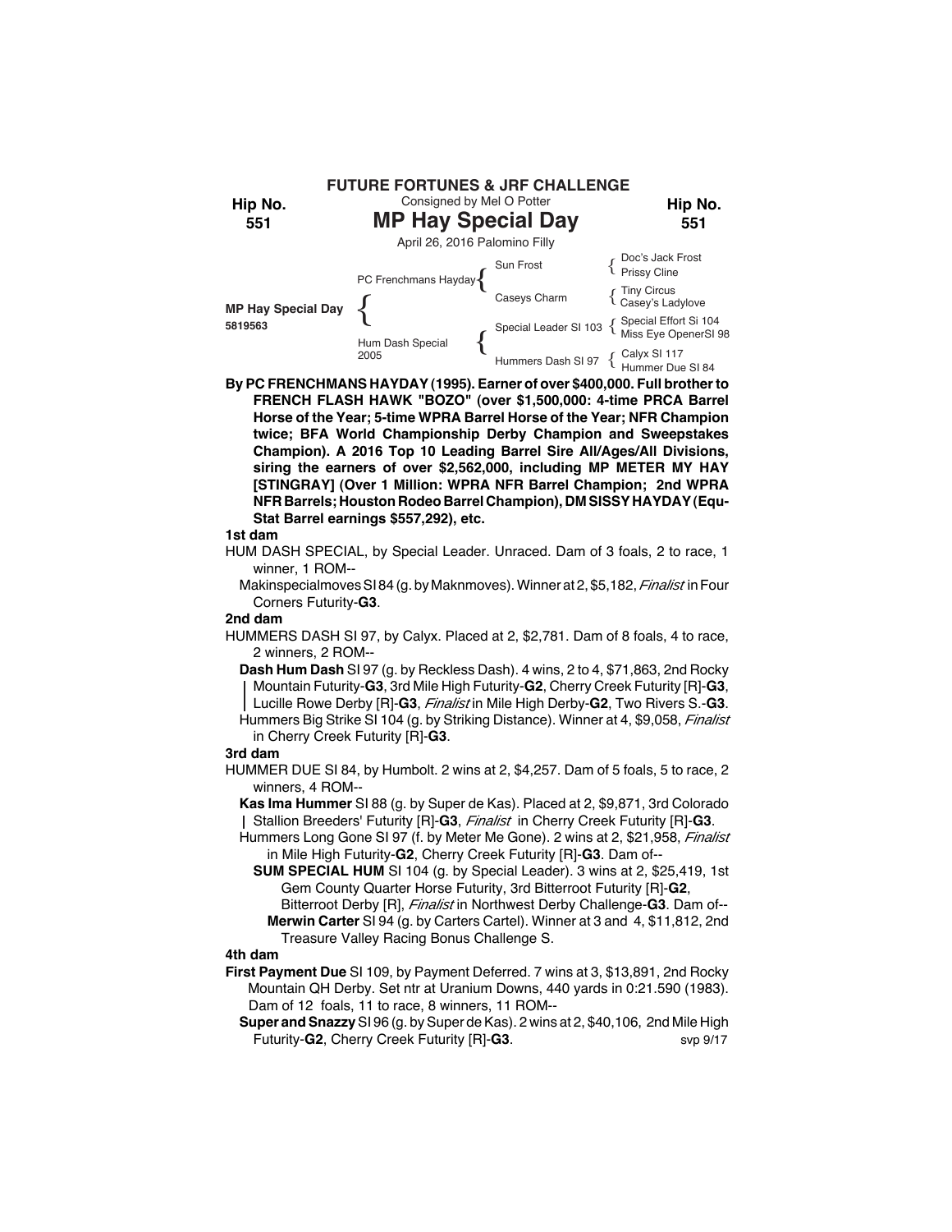**FUTURE FORTUNES & JRF CHALLENGE**

Hip No. **551**

Consigned by Mel O Potter

# MP Hay Special Day

April 26, 2016 Palomino Filly

| | | | |
|---|---|---|---|
| **MP Hay Special Day** 5819563 | PC Frenchmans Hayday | Sun Frost | Doc's Jack Frost |
| | | | Prissy Cline |
| | | Caseys Charm | Tiny Circus |
| | | | Casey's Ladylove |
| | Hum Dash Special 2005 | Special Leader SI 103 | Special Effort Si 104 |
| | | | Miss Eye OpenerSI 98 |
| | | Hummers Dash SI 97 | Calyx SI 117 |
| | | | Hummer Due SI 84 |

**By PC FRENCHMANS HAYDAY (1995). Earner of over $400,000. Full brother to FRENCH FLASH HAWK "BOZO" (over $1,500,000: 4-time PRCA Barrel Horse of the Year; 5-time WPRA Barrel Horse of the Year; NFR Champion twice; BFA World Championship Derby Champion and Sweepstakes Champion). A 2016 Top 10 Leading Barrel Sire All/Ages/All Divisions, siring the earners of over $2,562,000, including MP METER MY HAY [STINGRAY] (Over 1 Million: WPRA NFR Barrel Champion; 2nd WPRA NFR Barrels; Houston Rodeo Barrel Champion), DM SISSY HAYDAY (Equ-Stat Barrel earnings $557,292), etc.**

**1st dam**

HUM DASH SPECIAL, by Special Leader. Unraced. Dam of 3 foals, 2 to race, 1 winner, 1 ROM--

Makinspecialmoves SI 84 (g. by Maknmoves). Winner at 2, $5,182, *Finalist* in Four Corners Futurity-**G3**.

**2nd dam**

HUMMERS DASH SI 97, by Calyx. Placed at 2, $2,781. Dam of 8 foals, 4 to race, 2 winners, 2 ROM--

**Dash Hum Dash** SI 97 (g. by Reckless Dash). 4 wins, 2 to 4, $71,863, 2nd Rocky Mountain Futurity-**G3**, 3rd Mile High Futurity-**G2**, Cherry Creek Futurity [R]-**G3**, Lucille Rowe Derby [R]-**G3**, *Finalist* in Mile High Derby-**G2**, Two Rivers S.-**G3**.

Hummers Big Strike SI 104 (g. by Striking Distance). Winner at 4, $9,058, *Finalist* in Cherry Creek Futurity [R]-**G3**.

**3rd dam**

HUMMER DUE SI 84, by Humbolt. 2 wins at 2, $4,257. Dam of 5 foals, 5 to race, 2 winners, 4 ROM--

**Kas Ima Hummer** SI 88 (g. by Super de Kas). Placed at 2, $9,871, 3rd Colorado Stallion Breeders' Futurity [R]-**G3**, *Finalist* in Cherry Creek Futurity [R]-**G3**.

Hummers Long Gone SI 97 (f. by Meter Me Gone). 2 wins at 2, $21,958, *Finalist* in Mile High Futurity-**G2**, Cherry Creek Futurity [R]-**G3**. Dam of--

**SUM SPECIAL HUM** SI 104 (g. by Special Leader). 3 wins at 2, $25,419, 1st Gem County Quarter Horse Futurity, 3rd Bitterroot Futurity [R]-**G2**, Bitterroot Derby [R], *Finalist* in Northwest Derby Challenge-**G3**. Dam of--

**Merwin Carter** SI 94 (g. by Carters Cartel). Winner at 3 and 4, $11,812, 2nd Treasure Valley Racing Bonus Challenge S.

**4th dam**

**First Payment Due** SI 109, by Payment Deferred. 7 wins at 3, $13,891, 2nd Rocky Mountain QH Derby. Set ntr at Uranium Downs, 440 yards in 0:21.590 (1983). Dam of 12 foals, 11 to race, 8 winners, 11 ROM--

**Super and Snazzy** SI 96 (g. by Super de Kas). 2 wins at 2, $40,106, 2nd Mile High Futurity-**G2**, Cherry Creek Futurity [R]-**G3**.

svp 9/17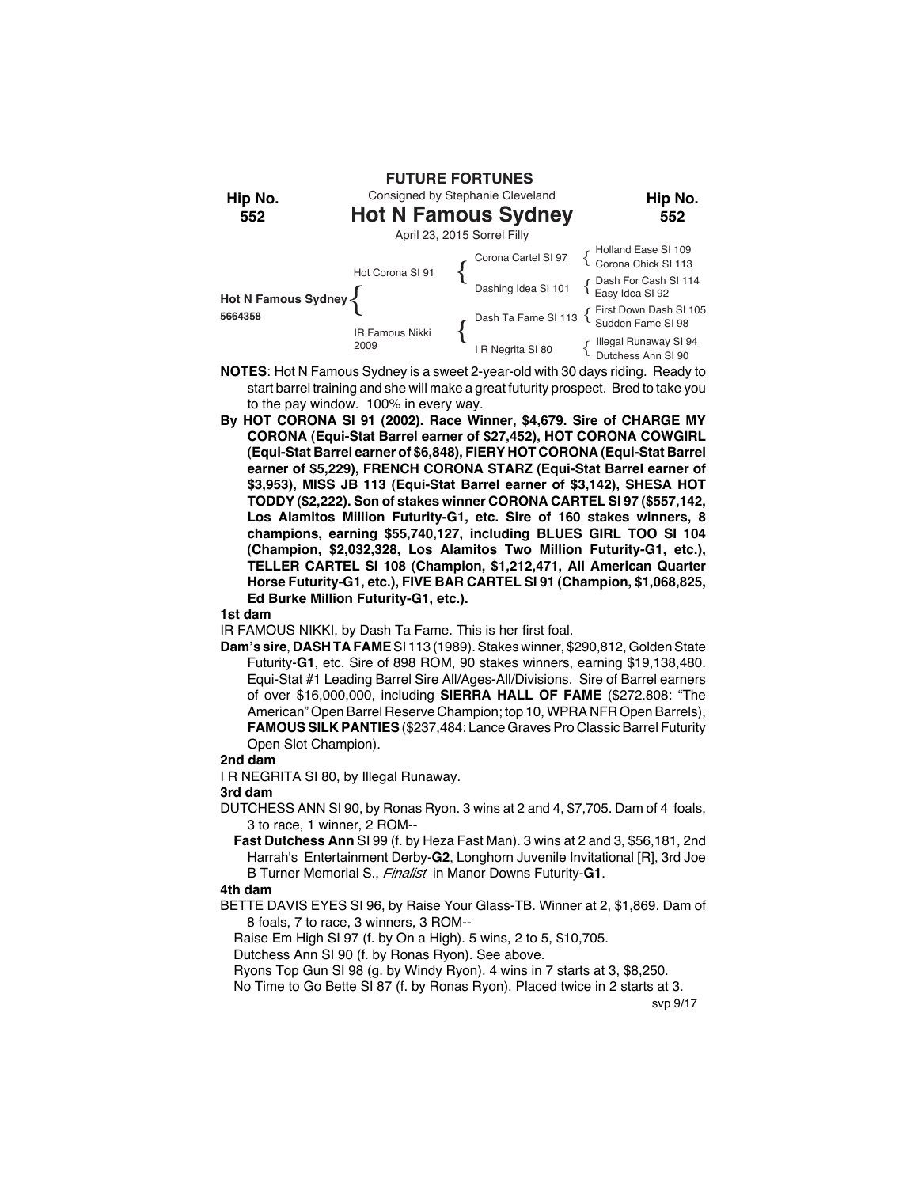**FUTURE FORTUNES**

Consigned by Stephanie Cleveland

**Hip No. 552**

# Hot N Famous Sydney

April 23, 2015 Sorrel Filly

| | | | |
|---|---|---|---|
| **Hot N Famous Sydney** 5664358 | Hot Corona SI 91 | Corona Cartel SI 97 | Holland Ease SI 109 |
| | | | Corona Chick SI 113 |
| | | Dashing Idea SI 101 | Dash For Cash SI 114 |
| | | | Easy Idea SI 92 |
| | IR Famous Nikki 2009 | Dash Ta Fame SI 113 | First Down Dash SI 105 |
| | | | Sudden Fame SI 98 |
| | | I R Negrita SI 80 | Illegal Runaway SI 94 |
| | | | Dutchess Ann SI 90 |

**NOTES**: Hot N Famous Sydney is a sweet 2-year-old with 30 days riding. Ready to start barrel training and she will make a great futurity prospect. Bred to take you to the pay window. 100% in every way.

**By HOT CORONA SI 91 (2002). Race Winner, $4,679. Sire of CHARGE MY CORONA (Equi-Stat Barrel earner of $27,452), HOT CORONA COWGIRL (Equi-Stat Barrel earner of $6,848), FIERY HOT CORONA (Equi-Stat Barrel earner of $5,229), FRENCH CORONA STARZ (Equi-Stat Barrel earner of $3,953), MISS JB 113 (Equi-Stat Barrel earner of $3,142), SHESA HOT TODDY ($2,222). Son of stakes winner CORONA CARTEL SI 97 ($557,142, Los Alamitos Million Futurity-G1, etc. Sire of 160 stakes winners, 8 champions, earning $55,740,127, including BLUES GIRL TOO SI 104 (Champion, $2,032,328, Los Alamitos Two Million Futurity-G1, etc.), TELLER CARTEL SI 108 (Champion, $1,212,471, All American Quarter Horse Futurity-G1, etc.), FIVE BAR CARTEL SI 91 (Champion, $1,068,825, Ed Burke Million Futurity-G1, etc.).**

**1st dam**

IR FAMOUS NIKKI, by Dash Ta Fame. This is her first foal.

**Dam's sire**, **DASH TA FAME** SI 113 (1989). Stakes winner, $290,812, Golden State Futurity-**G1**, etc. Sire of 898 ROM, 90 stakes winners, earning $19,138,480. Equi-Stat #1 Leading Barrel Sire All/Ages-All/Divisions. Sire of Barrel earners of over $16,000,000, including **SIERRA HALL OF FAME** ($272.808: "The American" Open Barrel Reserve Champion; top 10, WPRA NFR Open Barrels), **FAMOUS SILK PANTIES** ($237,484: Lance Graves Pro Classic Barrel Futurity Open Slot Champion).

**2nd dam**

I R NEGRITA SI 80, by Illegal Runaway.

**3rd dam**

DUTCHESS ANN SI 90, by Ronas Ryon. 3 wins at 2 and 4, $7,705. Dam of 4 foals, 3 to race, 1 winner, 2 ROM--

**Fast Dutchess Ann** SI 99 (f. by Heza Fast Man). 3 wins at 2 and 3, $56,181, 2nd Harrah's Entertainment Derby-**G2**, Longhorn Juvenile Invitational [R], 3rd Joe B Turner Memorial S., *Finalist* in Manor Downs Futurity-**G1**.

**4th dam**

BETTE DAVIS EYES SI 96, by Raise Your Glass-TB. Winner at 2, $1,869. Dam of 8 foals, 7 to race, 3 winners, 3 ROM--

Raise Em High SI 97 (f. by On a High). 5 wins, 2 to 5, $10,705.

Dutchess Ann SI 90 (f. by Ronas Ryon). See above.

Ryons Top Gun SI 98 (g. by Windy Ryon). 4 wins in 7 starts at 3, $8,250.

No Time to Go Bette SI 87 (f. by Ronas Ryon). Placed twice in 2 starts at 3.

svp 9/17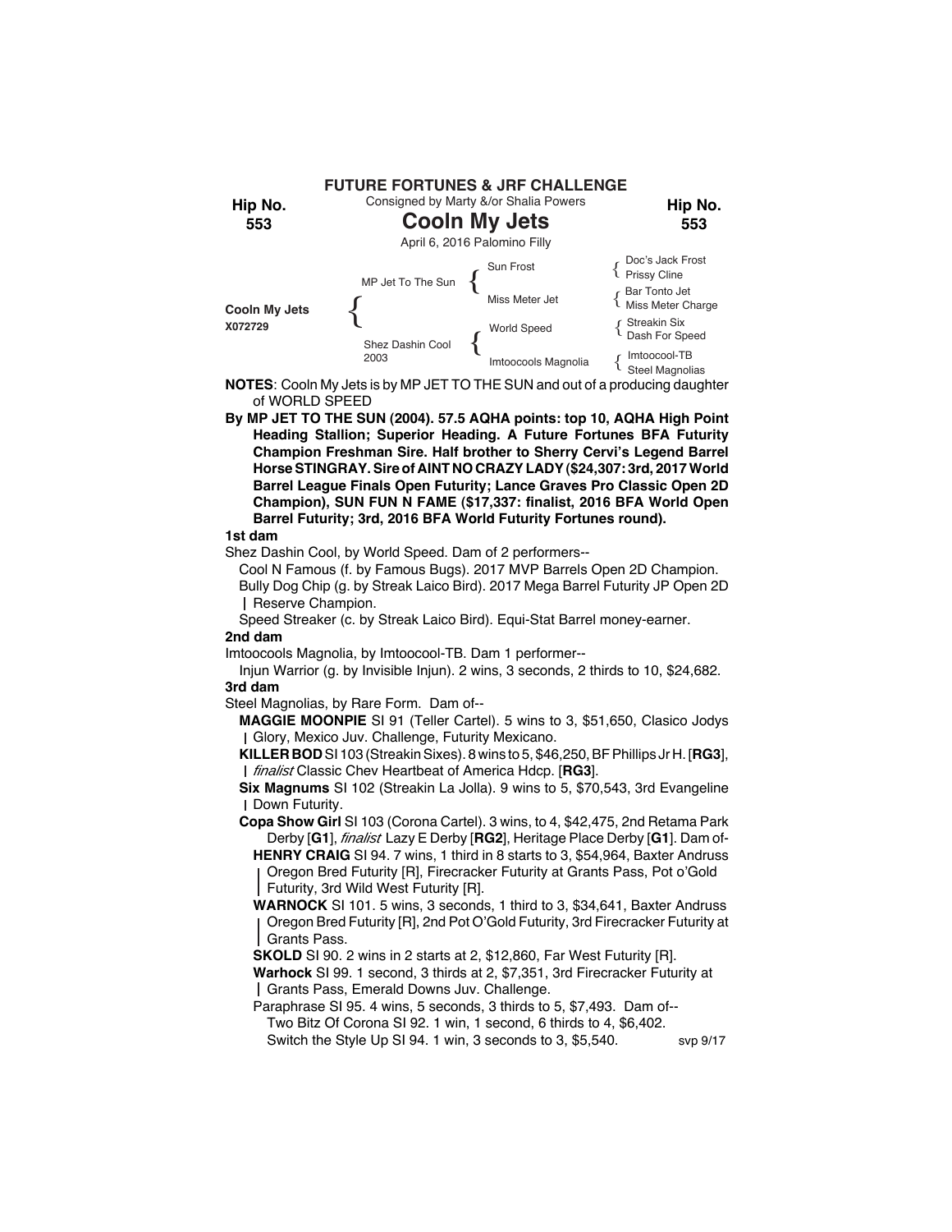## FUTURE FORTUNES & JRF CHALLENGE

Hip No. **553**

Consigned by Marty &/or Shalia Powers

# Cooln My Jets

April 6, 2016 Palomino Filly

| | | | |
|---|---|---|---|
| **Cooln My Jets** X072729 | MP Jet To The Sun | Sun Frost | Doc's Jack Frost / Prissy Cline |
| | | Miss Meter Jet | Bar Tonto Jet / Miss Meter Charge |
| | Shez Dashin Cool 2003 | World Speed | Streakin Six / Dash For Speed |
| | | Imtoocools Magnolia | Imtoocool-TB / Steel Magnolias |

**NOTES**: Cooln My Jets is by MP JET TO THE SUN and out of a producing daughter of WORLD SPEED

**By MP JET TO THE SUN (2004). 57.5 AQHA points: top 10, AQHA High Point Heading Stallion; Superior Heading. A Future Fortunes BFA Futurity Champion Freshman Sire. Half brother to Sherry Cervi's Legend Barrel Horse STINGRAY. Sire of AINT NO CRAZY LADY ($24,307: 3rd, 2017 World Barrel League Finals Open Futurity; Lance Graves Pro Classic Open 2D Champion), SUN FUN N FAME ($17,337: finalist, 2016 BFA World Open Barrel Futurity; 3rd, 2016 BFA World Futurity Fortunes round).**

**1st dam**

Shez Dashin Cool, by World Speed. Dam of 2 performers--

- Cool N Famous (f. by Famous Bugs). 2017 MVP Barrels Open 2D Champion.
- Bully Dog Chip (g. by Streak Laico Bird). 2017 Mega Barrel Futurity JP Open 2D Reserve Champion.
- Speed Streaker (c. by Streak Laico Bird). Equi-Stat Barrel money-earner.

**2nd dam**

Imtoocools Magnolia, by Imtoocool-TB. Dam 1 performer--

- Injun Warrior (g. by Invisible Injun). 2 wins, 3 seconds, 2 thirds to 10, $24,682.

**3rd dam**

Steel Magnolias, by Rare Form. Dam of--

- **MAGGIE MOONPIE** SI 91 (Teller Cartel). 5 wins to 3, $51,650, Clasico Jodys Glory, Mexico Juv. Challenge, Futurity Mexicano.
- **KILLER BOD** SI 103 (Streakin Sixes). 8 wins to 5, $46,250, BF Phillips Jr H. [**RG3**], *finalist* Classic Chev Heartbeat of America Hdcp. [**RG3**].
- **Six Magnums** SI 102 (Streakin La Jolla). 9 wins to 5, $70,543, 3rd Evangeline Down Futurity.
- **Copa Show Girl** SI 103 (Corona Cartel). 3 wins, to 4, $42,475, 2nd Retama Park Derby [**G1**], *finalist* Lazy E Derby [**RG2**], Heritage Place Derby [**G1**]. Dam of-
  - **HENRY CRAIG** SI 94. 7 wins, 1 third in 8 starts to 3, $54,964, Baxter Andruss Oregon Bred Futurity [R], Firecracker Futurity at Grants Pass, Pot o'Gold Futurity, 3rd Wild West Futurity [R].
  - **WARNOCK** SI 101. 5 wins, 3 seconds, 1 third to 3, $34,641, Baxter Andruss Oregon Bred Futurity [R], 2nd Pot O'Gold Futurity, 3rd Firecracker Futurity at Grants Pass.
  - **SKOLD** SI 90. 2 wins in 2 starts at 2, $12,860, Far West Futurity [R].
  - **Warhock** SI 99. 1 second, 3 thirds at 2, $7,351, 3rd Firecracker Futurity at Grants Pass, Emerald Downs Juv. Challenge.
  - Paraphrase SI 95. 4 wins, 5 seconds, 3 thirds to 5, $7,493. Dam of--
    - Two Bitz Of Corona SI 92. 1 win, 1 second, 6 thirds to 4, $6,402.
    - Switch the Style Up SI 94. 1 win, 3 seconds to 3, $5,540.

svp 9/17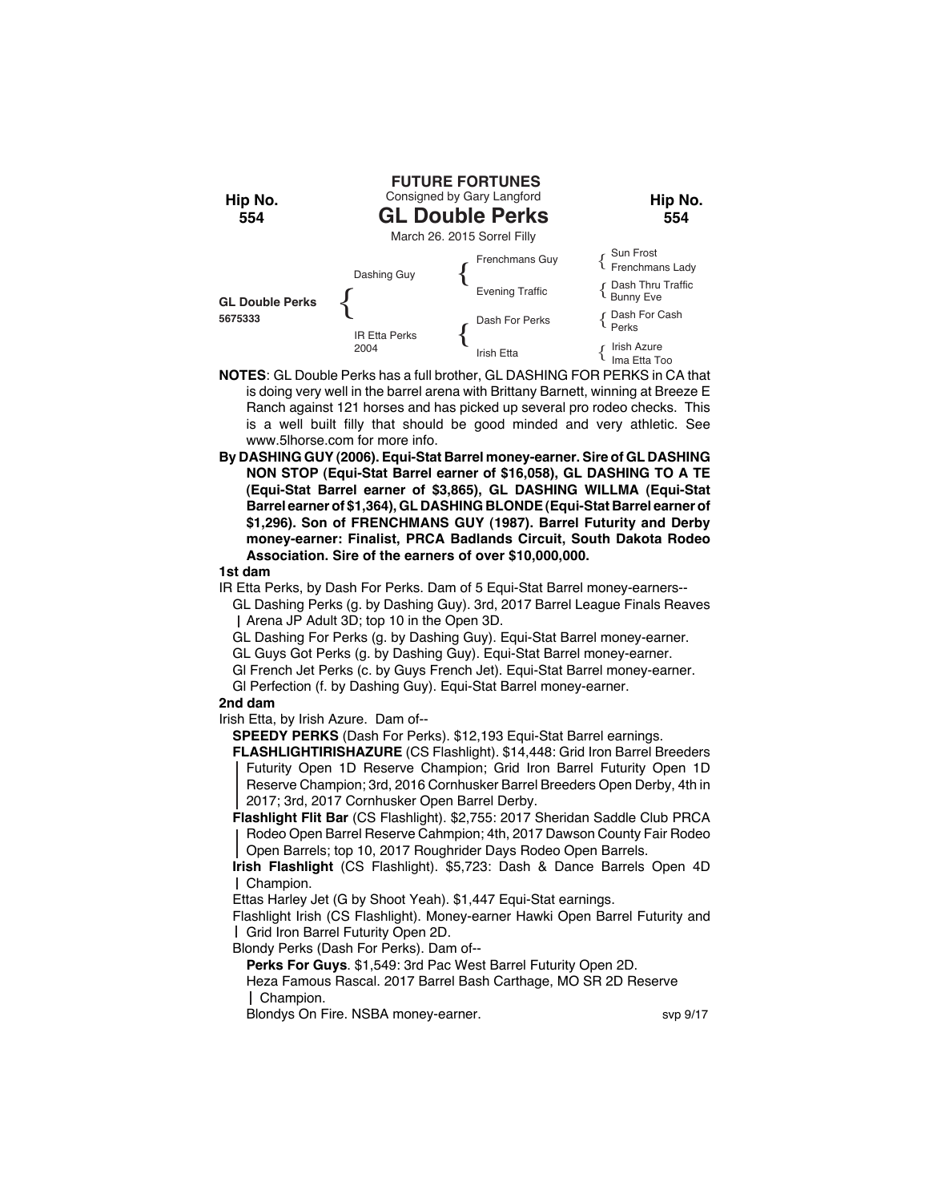**FUTURE FORTUNES**

Consigned by Gary Langford

**Hip No. 554**

# GL Double Perks

March 26. 2015 Sorrel Filly

| | | | |
|---|---|---|---|
| **GL Double Perks** 5675333 | Dashing Guy | Frenchmans Guy | Sun Frost / Frenchmans Lady |
| | | Evening Traffic | Dash Thru Traffic / Bunny Eve |
| | IR Etta Perks 2004 | Dash For Perks | Dash For Cash / Perks |
| | | Irish Etta | Irish Azure / Ima Etta Too |

**NOTES**: GL Double Perks has a full brother, GL DASHING FOR PERKS in CA that is doing very well in the barrel arena with Brittany Barnett, winning at Breeze E Ranch against 121 horses and has picked up several pro rodeo checks. This is a well built filly that should be good minded and very athletic. See www.5lhorse.com for more info.

**By DASHING GUY (2006). Equi-Stat Barrel money-earner. Sire of GL DASHING NON STOP (Equi-Stat Barrel earner of $16,058), GL DASHING TO A TE (Equi-Stat Barrel earner of $3,865), GL DASHING WILLMA (Equi-Stat Barrel earner of $1,364), GL DASHING BLONDE (Equi-Stat Barrel earner of $1,296). Son of FRENCHMANS GUY (1987). Barrel Futurity and Derby money-earner: Finalist, PRCA Badlands Circuit, South Dakota Rodeo Association. Sire of the earners of over $10,000,000.**

**1st dam**

IR Etta Perks, by Dash For Perks. Dam of 5 Equi-Stat Barrel money-earners--

- GL Dashing Perks (g. by Dashing Guy). 3rd, 2017 Barrel League Finals Reaves Arena JP Adult 3D; top 10 in the Open 3D.
- GL Dashing For Perks (g. by Dashing Guy). Equi-Stat Barrel money-earner.
- GL Guys Got Perks (g. by Dashing Guy). Equi-Stat Barrel money-earner.
- Gl French Jet Perks (c. by Guys French Jet). Equi-Stat Barrel money-earner.
- Gl Perfection (f. by Dashing Guy). Equi-Stat Barrel money-earner.

**2nd dam**

Irish Etta, by Irish Azure. Dam of--

- **SPEEDY PERKS** (Dash For Perks). $12,193 Equi-Stat Barrel earnings.
- **FLASHLIGHTIRISHAZURE** (CS Flashlight). $14,448: Grid Iron Barrel Breeders Futurity Open 1D Reserve Champion; Grid Iron Barrel Futurity Open 1D Reserve Champion; 3rd, 2016 Cornhusker Barrel Breeders Open Derby, 4th in 2017; 3rd, 2017 Cornhusker Open Barrel Derby.
- **Flashlight Flit Bar** (CS Flashlight). $2,755: 2017 Sheridan Saddle Club PRCA Rodeo Open Barrel Reserve Cahmpion; 4th, 2017 Dawson County Fair Rodeo Open Barrels; top 10, 2017 Roughrider Days Rodeo Open Barrels.
- **Irish Flashlight** (CS Flashlight). $5,723: Dash & Dance Barrels Open 4D Champion.
- Ettas Harley Jet (G by Shoot Yeah). $1,447 Equi-Stat earnings.
- Flashlight Irish (CS Flashlight). Money-earner Hawki Open Barrel Futurity and Grid Iron Barrel Futurity Open 2D.
- Blondy Perks (Dash For Perks). Dam of--
  - **Perks For Guys**. $1,549: 3rd Pac West Barrel Futurity Open 2D.
  - Heza Famous Rascal. 2017 Barrel Bash Carthage, MO SR 2D Reserve Champion.
  - Blondys On Fire. NSBA money-earner.

svp 9/17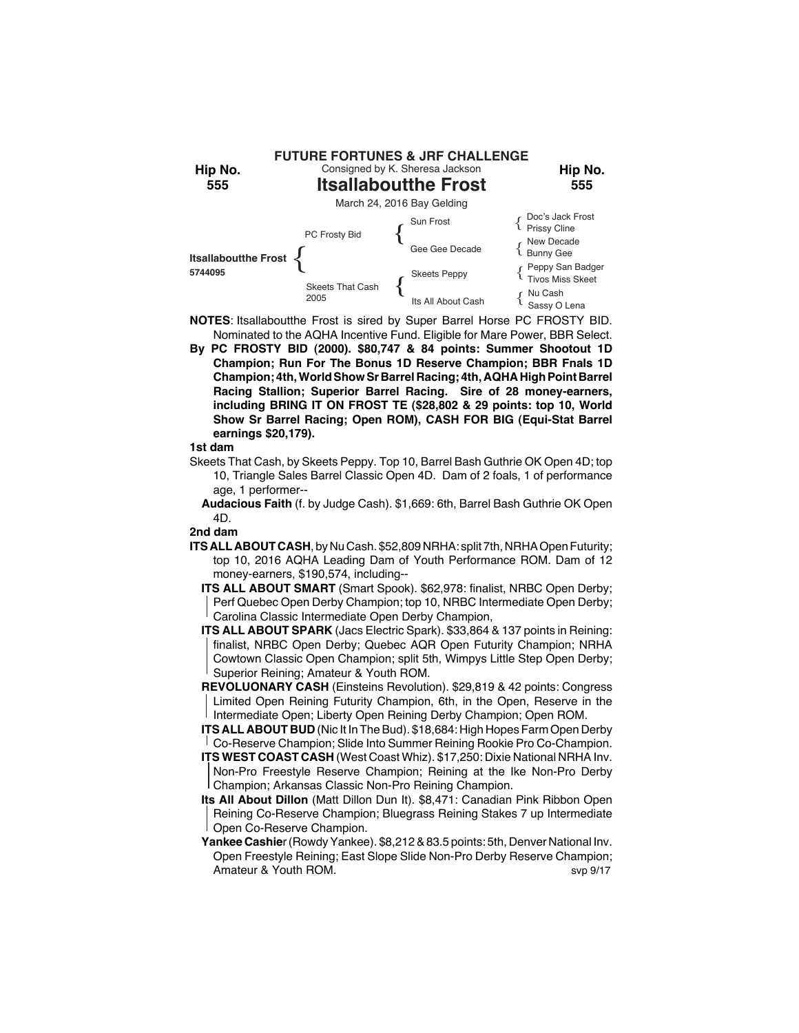## FUTURE FORTUNES & JRF CHALLENGE

Hip No. 555

Consigned by K. Sheresa Jackson

# Itsallaboutthe Frost

Hip No. 555

March 24, 2016 Bay Gelding

| | | | |
|---|---|---|---|
| **Itsallaboutthe Frost** 5744095 | PC Frosty Bid | Sun Frost | Doc's Jack Frost |
| | | | Prissy Cline |
| | | Gee Gee Decade | New Decade |
| | | | Bunny Gee |
| | Skeets That Cash 2005 | Skeets Peppy | Peppy San Badger |
| | | | Tivos Miss Skeet |
| | | Its All About Cash | Nu Cash |
| | | | Sassy O Lena |

**NOTES**: Itsallaboutthe Frost is sired by Super Barrel Horse PC FROSTY BID. Nominated to the AQHA Incentive Fund. Eligible for Mare Power, BBR Select.

**By PC FROSTY BID (2000). $80,747 & 84 points: Summer Shootout 1D Champion; Run For The Bonus 1D Reserve Champion; BBR Fnals 1D Champion; 4th, World Show Sr Barrel Racing; 4th, AQHA High Point Barrel Racing Stallion; Superior Barrel Racing. Sire of 28 money-earners, including BRING IT ON FROST TE ($28,802 & 29 points: top 10, World Show Sr Barrel Racing; Open ROM), CASH FOR BIG (Equi-Stat Barrel earnings $20,179).**

**1st dam**

Skeets That Cash, by Skeets Peppy. Top 10, Barrel Bash Guthrie OK Open 4D; top 10, Triangle Sales Barrel Classic Open 4D. Dam of 2 foals, 1 of performance age, 1 performer--

**Audacious Faith** (f. by Judge Cash). $1,669: 6th, Barrel Bash Guthrie OK Open 4D.

**2nd dam**

**ITS ALL ABOUT CASH**, by Nu Cash. $52,809 NRHA: split 7th, NRHA Open Futurity; top 10, 2016 AQHA Leading Dam of Youth Performance ROM. Dam of 12 money-earners, $190,574, including--

**ITS ALL ABOUT SMART** (Smart Spook). $62,978: finalist, NRBC Open Derby; Perf Quebec Open Derby Champion; top 10, NRBC Intermediate Open Derby; Carolina Classic Intermediate Open Derby Champion,

**ITS ALL ABOUT SPARK** (Jacs Electric Spark). $33,864 & 137 points in Reining: finalist, NRBC Open Derby; Quebec AQR Open Futurity Champion; NRHA Cowtown Classic Open Champion; split 5th, Wimpys Little Step Open Derby; Superior Reining; Amateur & Youth ROM.

**REVOLUONARY CASH** (Einsteins Revolution). $29,819 & 42 points: Congress Limited Open Reining Futurity Champion, 6th, in the Open, Reserve in the Intermediate Open; Liberty Open Reining Derby Champion; Open ROM.

**ITS ALL ABOUT BUD** (Nic It In The Bud). $18,684: High Hopes Farm Open Derby Co-Reserve Champion; Slide Into Summer Reining Rookie Pro Co-Champion.

**ITS WEST COAST CASH** (West Coast Whiz). $17,250: Dixie National NRHA Inv. Non-Pro Freestyle Reserve Champion; Reining at the Ike Non-Pro Derby Champion; Arkansas Classic Non-Pro Reining Champion.

**Its All About Dillon** (Matt Dillon Dun It). $8,471: Canadian Pink Ribbon Open Reining Co-Reserve Champion; Bluegrass Reining Stakes 7 up Intermediate Open Co-Reserve Champion.

**Yankee Cashie**r (Rowdy Yankee). $8,212 & 83.5 points: 5th, Denver National Inv. Open Freestyle Reining; East Slope Slide Non-Pro Derby Reserve Champion; Amateur & Youth ROM.

svp 9/17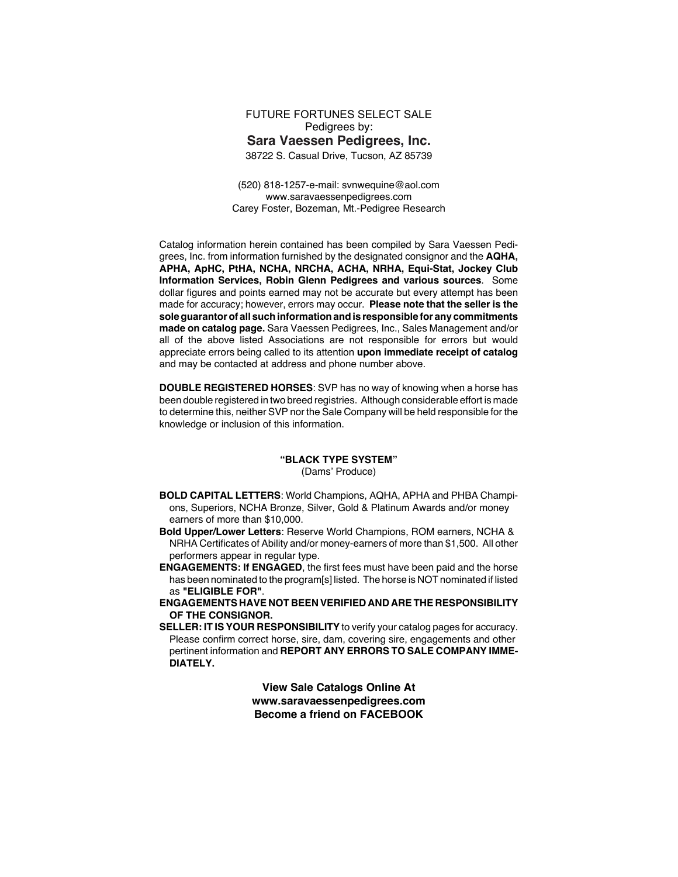FUTURE FORTUNES SELECT SALE
Pedigrees by:

**Sara Vaessen Pedigrees, Inc.**

38722 S. Casual Drive, Tucson, AZ 85739

(520) 818-1257-e-mail: svnwequine@aol.com
www.saravaessenpedigrees.com
Carey Foster, Bozeman, Mt.-Pedigree Research

Catalog information herein contained has been compiled by Sara Vaessen Pedigrees, Inc. from information furnished by the designated consignor and the **AQHA, APHA, ApHC, PtHA, NCHA, NRCHA, ACHA, NRHA, Equi-Stat, Jockey Club Information Services, Robin Glenn Pedigrees and various sources**. Some dollar figures and points earned may not be accurate but every attempt has been made for accuracy; however, errors may occur. **Please note that the seller is the sole guarantor of all such information and is responsible for any commitments made on catalog page.** Sara Vaessen Pedigrees, Inc., Sales Management and/or all of the above listed Associations are not responsible for errors but would appreciate errors being called to its attention **upon immediate receipt of catalog** and may be contacted at address and phone number above.

**DOUBLE REGISTERED HORSES**: SVP has no way of knowing when a horse has been double registered in two breed registries. Although considerable effort is made to determine this, neither SVP nor the Sale Company will be held responsible for the knowledge or inclusion of this information.

**"BLACK TYPE SYSTEM"**
(Dams' Produce)

**BOLD CAPITAL LETTERS**: World Champions, AQHA, APHA and PHBA Champions, Superiors, NCHA Bronze, Silver, Gold & Platinum Awards and/or money earners of more than $10,000.

**Bold Upper/Lower Letters**: Reserve World Champions, ROM earners, NCHA & NRHA Certificates of Ability and/or money-earners of more than $1,500. All other performers appear in regular type.

**ENGAGEMENTS: If ENGAGED**, the first fees must have been paid and the horse has been nominated to the program[s] listed. The horse is NOT nominated if listed as **"ELIGIBLE FOR"**.

**ENGAGEMENTS HAVE NOT BEEN VERIFIED AND ARE THE RESPONSIBILITY OF THE CONSIGNOR.**

**SELLER: IT IS YOUR RESPONSIBILITY** to verify your catalog pages for accuracy. Please confirm correct horse, sire, dam, covering sire, engagements and other pertinent information and **REPORT ANY ERRORS TO SALE COMPANY IMMEDIATELY.**

**View Sale Catalogs Online At**
**www.saravaessenpedigrees.com**
**Become a friend on FACEBOOK**